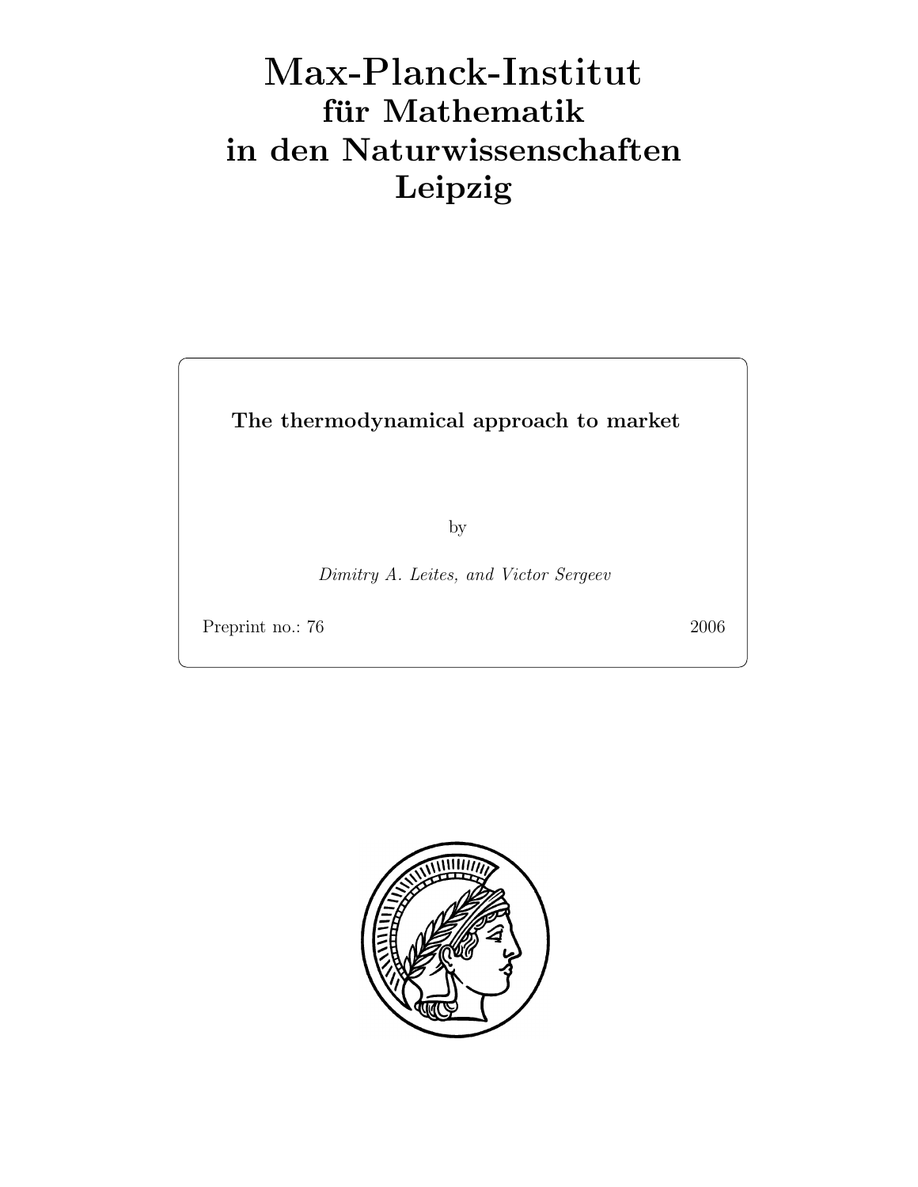# Max-Planck-Institut
# für Mathematik
# in den Naturwissenschaften
# Leipzig

**The thermodynamical approach to market**

by

*Dimitry A. Leites, and Victor Sergeev*

Preprint no.: 76 2006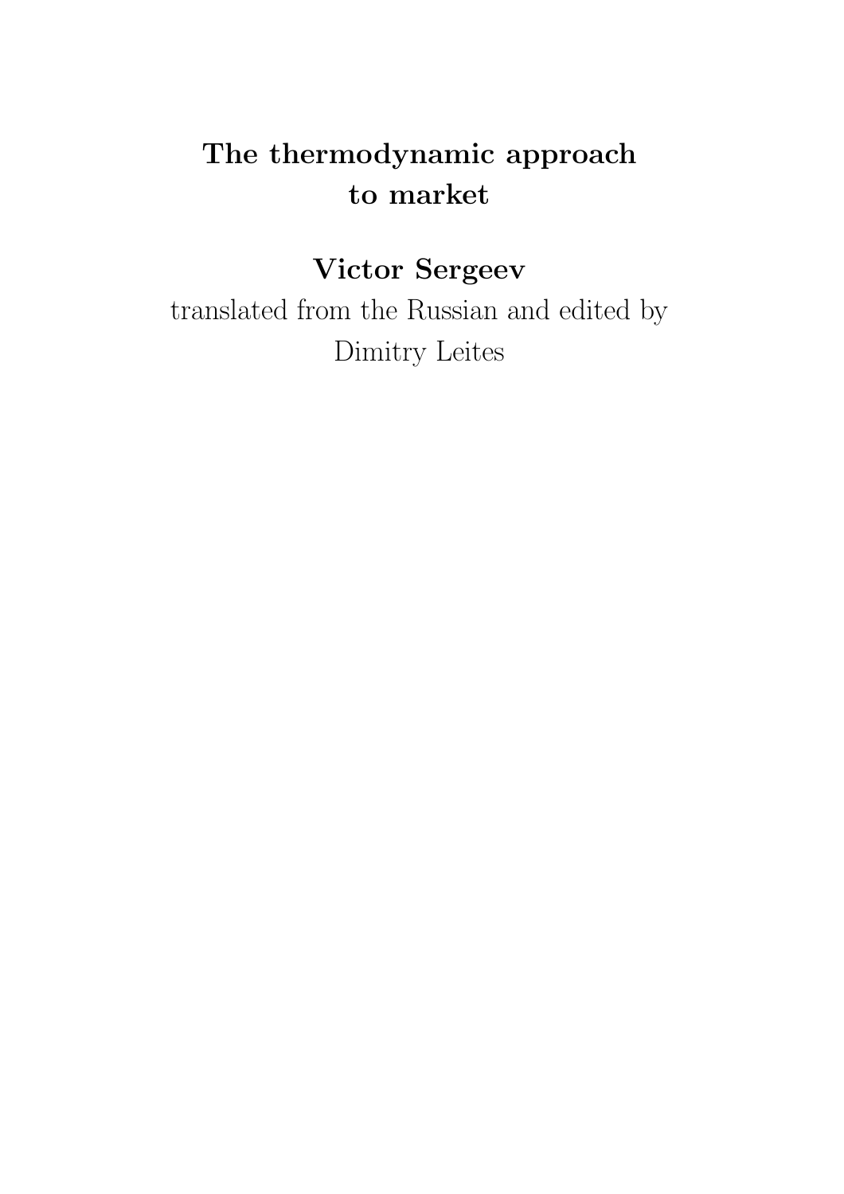# The thermodynamic approach to market

## Victor Sergeev

translated from the Russian and edited by
Dimitry Leites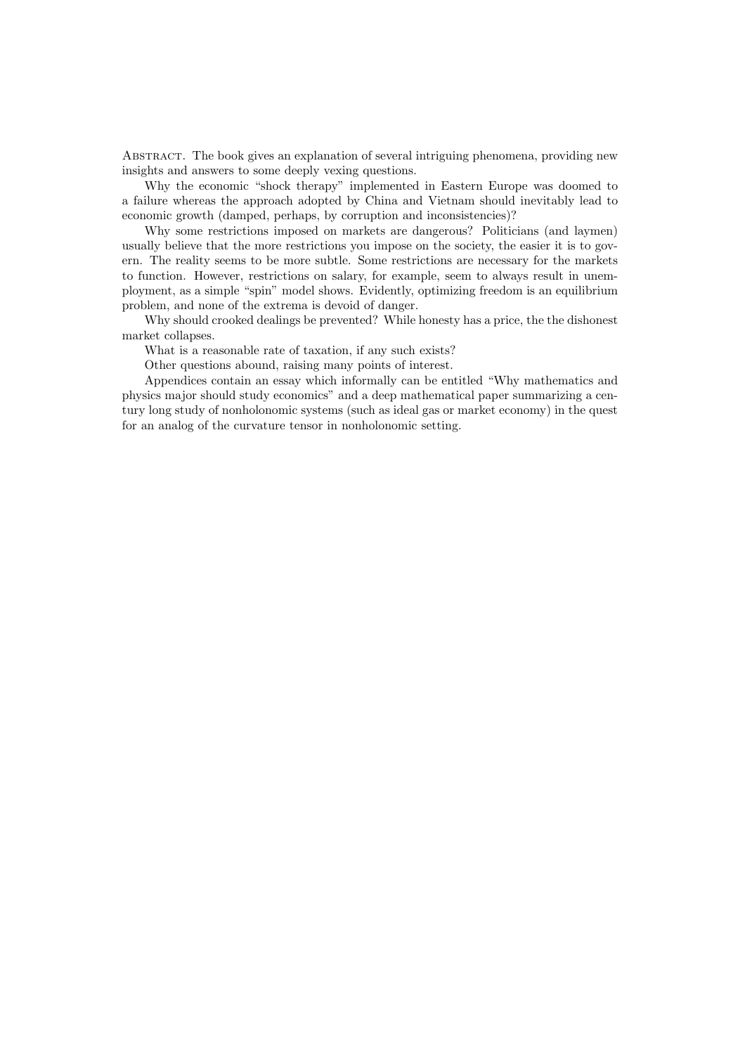Abstract. The book gives an explanation of several intriguing phenomena, providing new insights and answers to some deeply vexing questions.

Why the economic "shock therapy" implemented in Eastern Europe was doomed to a failure whereas the approach adopted by China and Vietnam should inevitably lead to economic growth (damped, perhaps, by corruption and inconsistencies)?

Why some restrictions imposed on markets are dangerous? Politicians (and laymen) usually believe that the more restrictions you impose on the society, the easier it is to govern. The reality seems to be more subtle. Some restrictions are necessary for the markets to function. However, restrictions on salary, for example, seem to always result in unemployment, as a simple "spin" model shows. Evidently, optimizing freedom is an equilibrium problem, and none of the extrema is devoid of danger.

Why should crooked dealings be prevented? While honesty has a price, the the dishonest market collapses.

What is a reasonable rate of taxation, if any such exists?

Other questions abound, raising many points of interest.

Appendices contain an essay which informally can be entitled "Why mathematics and physics major should study economics" and a deep mathematical paper summarizing a century long study of nonholonomic systems (such as ideal gas or market economy) in the quest for an analog of the curvature tensor in nonholonomic setting.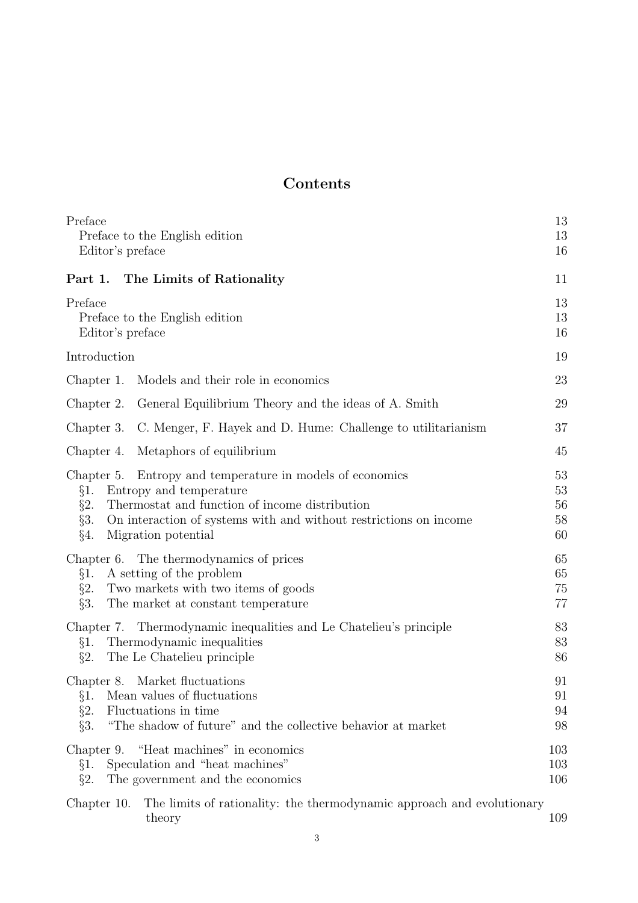# Contents

Preface 13
  Preface to the English edition 13
  Editor's preface 16

**Part 1. The Limits of Rationality** 11

Preface 13
  Preface to the English edition 13
  Editor's preface 16

Introduction 19

Chapter 1. Models and their role in economics 23

Chapter 2. General Equilibrium Theory and the ideas of A. Smith 29

Chapter 3. C. Menger, F. Hayek and D. Hume: Challenge to utilitarianism 37

Chapter 4. Metaphors of equilibrium 45

Chapter 5. Entropy and temperature in models of economics 53
  §1. Entropy and temperature 53
  §2. Thermostat and function of income distribution 56
  §3. On interaction of systems with and without restrictions on income 58
  §4. Migration potential 60

Chapter 6. The thermodynamics of prices 65
  §1. A setting of the problem 65
  §2. Two markets with two items of goods 75
  §3. The market at constant temperature 77

Chapter 7. Thermodynamic inequalities and Le Chatelieu's principle 83
  §1. Thermodynamic inequalities 83
  §2. The Le Chatelieu principle 86

Chapter 8. Market fluctuations 91
  §1. Mean values of fluctuations 91
  §2. Fluctuations in time 94
  §3. "The shadow of future" and the collective behavior at market 98

Chapter 9. "Heat machines" in economics 103
  §1. Speculation and "heat machines" 103
  §2. The government and the economics 106

Chapter 10. The limits of rationality: the thermodynamic approach and evolutionary theory 109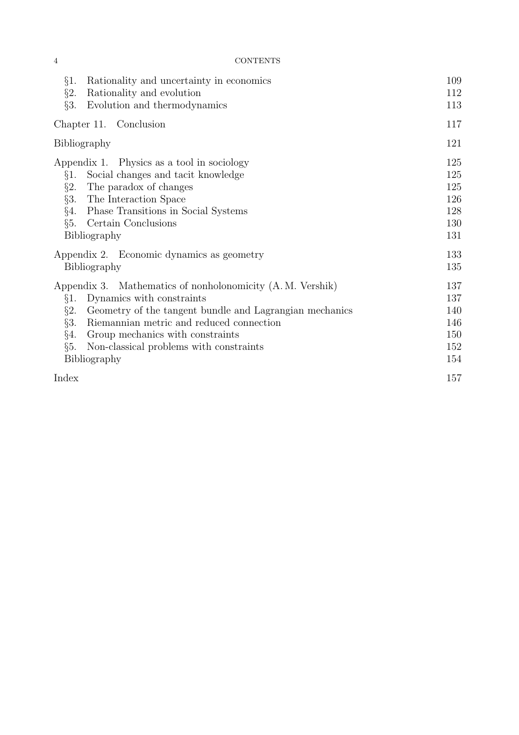| | |
|---|---|
| §1. Rationality and uncertainty in economics | 109 |
| §2. Rationality and evolution | 112 |
| §3. Evolution and thermodynamics | 113 |
| Chapter 11. Conclusion | 117 |
| Bibliography | 121 |
| Appendix 1. Physics as a tool in sociology | 125 |
| §1. Social changes and tacit knowledge | 125 |
| §2. The paradox of changes | 125 |
| §3. The Interaction Space | 126 |
| §4. Phase Transitions in Social Systems | 128 |
| §5. Certain Conclusions | 130 |
| Bibliography | 131 |
| Appendix 2. Economic dynamics as geometry | 133 |
| Bibliography | 135 |
| Appendix 3. Mathematics of nonholonomicity (A. M. Vershik) | 137 |
| §1. Dynamics with constraints | 137 |
| §2. Geometry of the tangent bundle and Lagrangian mechanics | 140 |
| §3. Riemannian metric and reduced connection | 146 |
| §4. Group mechanics with constraints | 150 |
| §5. Non-classical problems with constraints | 152 |
| Bibliography | 154 |
| Index | 157 |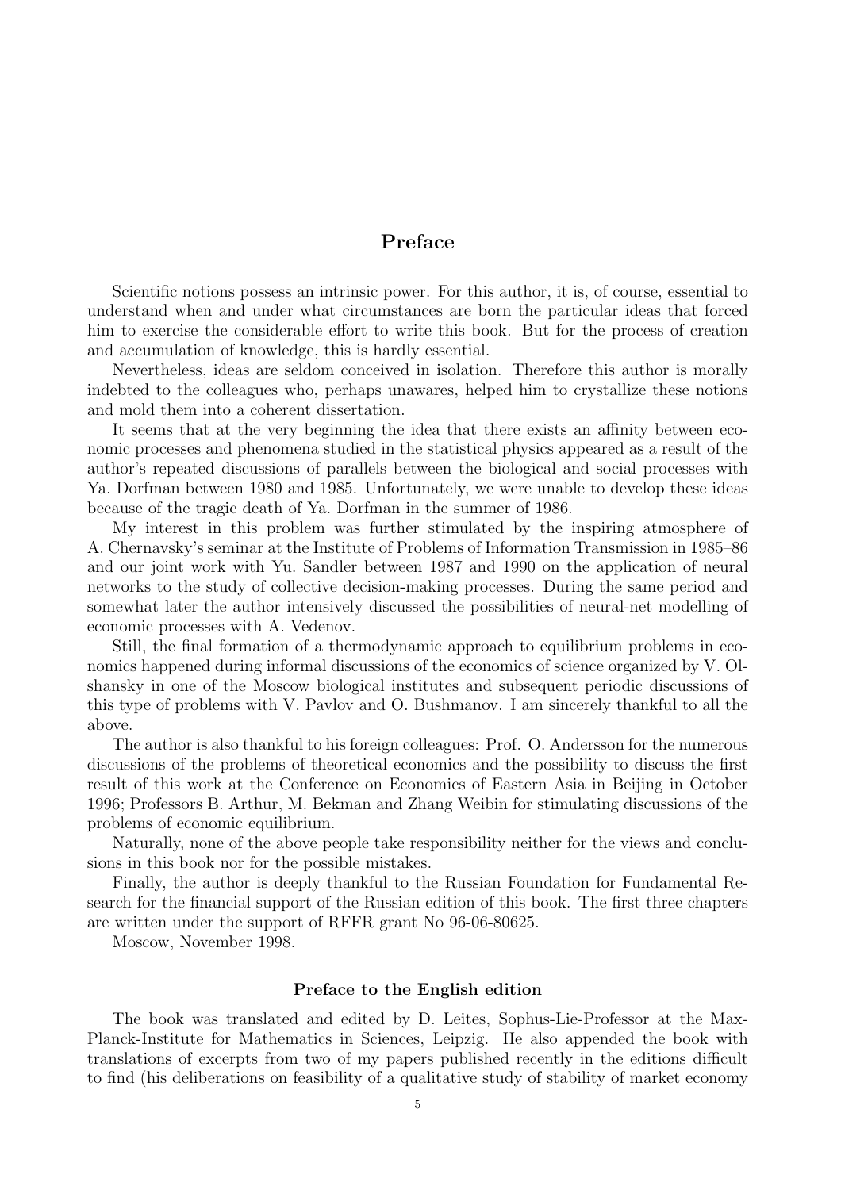# Preface

Scientific notions possess an intrinsic power. For this author, it is, of course, essential to understand when and under what circumstances are born the particular ideas that forced him to exercise the considerable effort to write this book. But for the process of creation and accumulation of knowledge, this is hardly essential.

Nevertheless, ideas are seldom conceived in isolation. Therefore this author is morally indebted to the colleagues who, perhaps unawares, helped him to crystallize these notions and mold them into a coherent dissertation.

It seems that at the very beginning the idea that there exists an affinity between economic processes and phenomena studied in the statistical physics appeared as a result of the author's repeated discussions of parallels between the biological and social processes with Ya. Dorfman between 1980 and 1985. Unfortunately, we were unable to develop these ideas because of the tragic death of Ya. Dorfman in the summer of 1986.

My interest in this problem was further stimulated by the inspiring atmosphere of A. Chernavsky's seminar at the Institute of Problems of Information Transmission in 1985–86 and our joint work with Yu. Sandler between 1987 and 1990 on the application of neural networks to the study of collective decision-making processes. During the same period and somewhat later the author intensively discussed the possibilities of neural-net modelling of economic processes with A. Vedenov.

Still, the final formation of a thermodynamic approach to equilibrium problems in economics happened during informal discussions of the economics of science organized by V. Olshansky in one of the Moscow biological institutes and subsequent periodic discussions of this type of problems with V. Pavlov and O. Bushmanov. I am sincerely thankful to all the above.

The author is also thankful to his foreign colleagues: Prof. O. Andersson for the numerous discussions of the problems of theoretical economics and the possibility to discuss the first result of this work at the Conference on Economics of Eastern Asia in Beijing in October 1996; Professors B. Arthur, M. Bekman and Zhang Weibin for stimulating discussions of the problems of economic equilibrium.

Naturally, none of the above people take responsibility neither for the views and conclusions in this book nor for the possible mistakes.

Finally, the author is deeply thankful to the Russian Foundation for Fundamental Research for the financial support of the Russian edition of this book. The first three chapters are written under the support of RFFR grant No 96-06-80625.

Moscow, November 1998.

### Preface to the English edition

The book was translated and edited by D. Leites, Sophus-Lie-Professor at the Max-Planck-Institute for Mathematics in Sciences, Leipzig. He also appended the book with translations of excerpts from two of my papers published recently in the editions difficult to find (his deliberations on feasibility of a qualitative study of stability of market economy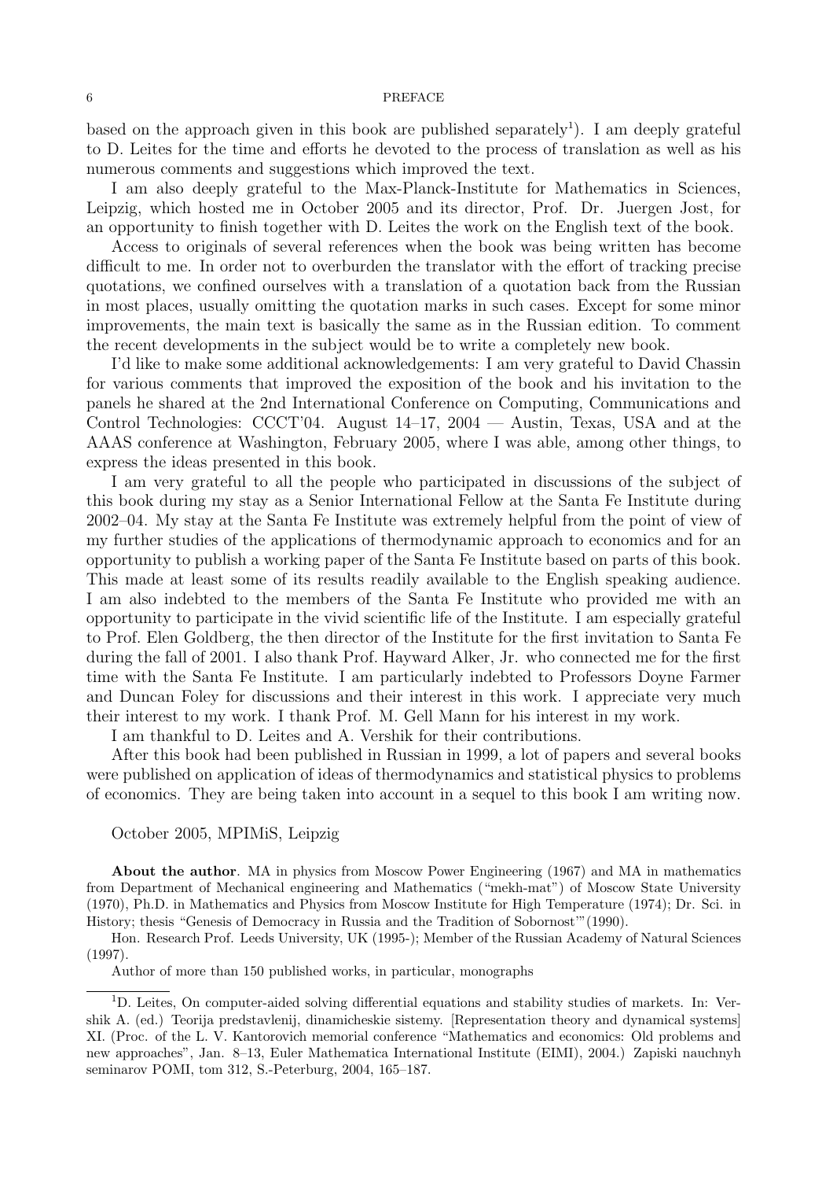based on the approach given in this book are published separately[1]). I am deeply grateful to D. Leites for the time and efforts he devoted to the process of translation as well as his numerous comments and suggestions which improved the text.

I am also deeply grateful to the Max-Planck-Institute for Mathematics in Sciences, Leipzig, which hosted me in October 2005 and its director, Prof. Dr. Juergen Jost, for an opportunity to finish together with D. Leites the work on the English text of the book.

Access to originals of several references when the book was being written has become difficult to me. In order not to overburden the translator with the effort of tracking precise quotations, we confined ourselves with a translation of a quotation back from the Russian in most places, usually omitting the quotation marks in such cases. Except for some minor improvements, the main text is basically the same as in the Russian edition. To comment the recent developments in the subject would be to write a completely new book.

I'd like to make some additional acknowledgements: I am very grateful to David Chassin for various comments that improved the exposition of the book and his invitation to the panels he shared at the 2nd International Conference on Computing, Communications and Control Technologies: CCCT'04. August 14–17, 2004 — Austin, Texas, USA and at the AAAS conference at Washington, February 2005, where I was able, among other things, to express the ideas presented in this book.

I am very grateful to all the people who participated in discussions of the subject of this book during my stay as a Senior International Fellow at the Santa Fe Institute during 2002–04. My stay at the Santa Fe Institute was extremely helpful from the point of view of my further studies of the applications of thermodynamic approach to economics and for an opportunity to publish a working paper of the Santa Fe Institute based on parts of this book. This made at least some of its results readily available to the English speaking audience. I am also indebted to the members of the Santa Fe Institute who provided me with an opportunity to participate in the vivid scientific life of the Institute. I am especially grateful to Prof. Elen Goldberg, the then director of the Institute for the first invitation to Santa Fe during the fall of 2001. I also thank Prof. Hayward Alker, Jr. who connected me for the first time with the Santa Fe Institute. I am particularly indebted to Professors Doyne Farmer and Duncan Foley for discussions and their interest in this work. I appreciate very much their interest to my work. I thank Prof. M. Gell Mann for his interest in my work.

I am thankful to D. Leites and A. Vershik for their contributions.

After this book had been published in Russian in 1999, a lot of papers and several books were published on application of ideas of thermodynamics and statistical physics to problems of economics. They are being taken into account in a sequel to this book I am writing now.

October 2005, MPIMiS, Leipzig

**About the author**. MA in physics from Moscow Power Engineering (1967) and MA in mathematics from Department of Mechanical engineering and Mathematics ("mekh-mat") of Moscow State University (1970), Ph.D. in Mathematics and Physics from Moscow Institute for High Temperature (1974); Dr. Sci. in History; thesis "Genesis of Democracy in Russia and the Tradition of Sobornost'"(1990).

Hon. Research Prof. Leeds University, UK (1995-); Member of the Russian Academy of Natural Sciences (1997).

Author of more than 150 published works, in particular, monographs

[1] D. Leites, On computer-aided solving differential equations and stability studies of markets. In: Vershik A. (ed.) Teorija predstavlenij, dinamicheskie sistemy. [Representation theory and dynamical systems] XI. (Proc. of the L. V. Kantorovich memorial conference "Mathematics and economics: Old problems and new approaches", Jan. 8–13, Euler Mathematica International Institute (EIMI), 2004.) Zapiski nauchnyh seminarov POMI, tom 312, S.-Peterburg, 2004, 165–187.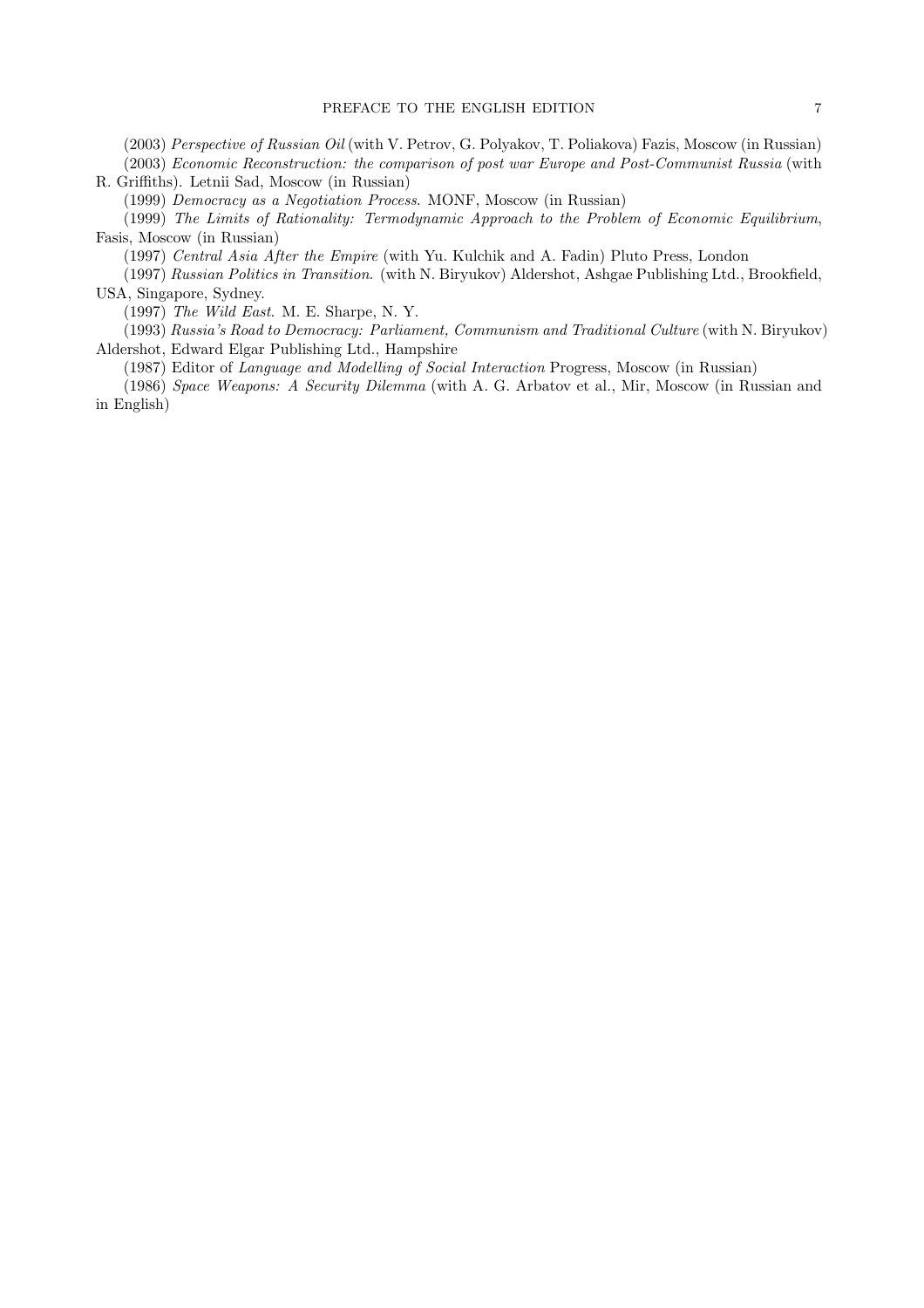(2003) *Perspective of Russian Oil* (with V. Petrov, G. Polyakov, T. Poliakova) Fazis, Moscow (in Russian)

(2003) *Economic Reconstruction: the comparison of post war Europe and Post-Communist Russia* (with R. Griffiths). Letnii Sad, Moscow (in Russian)

(1999) *Democracy as a Negotiation Process*. MONF, Moscow (in Russian)

(1999) *The Limits of Rationality: Termodynamic Approach to the Problem of Economic Equilibrium*, Fasis, Moscow (in Russian)

(1997) *Central Asia After the Empire* (with Yu. Kulchik and A. Fadin) Pluto Press, London

(1997) *Russian Politics in Transition*. (with N. Biryukov) Aldershot, Ashgae Publishing Ltd., Brookfield, USA, Singapore, Sydney.

(1997) *The Wild East*. M. E. Sharpe, N. Y.

(1993) *Russia's Road to Democracy: Parliament, Communism and Traditional Culture* (with N. Biryukov) Aldershot, Edward Elgar Publishing Ltd., Hampshire

(1987) Editor of *Language and Modelling of Social Interaction* Progress, Moscow (in Russian)

(1986) *Space Weapons: A Security Dilemma* (with A. G. Arbatov et al., Mir, Moscow (in Russian and in English)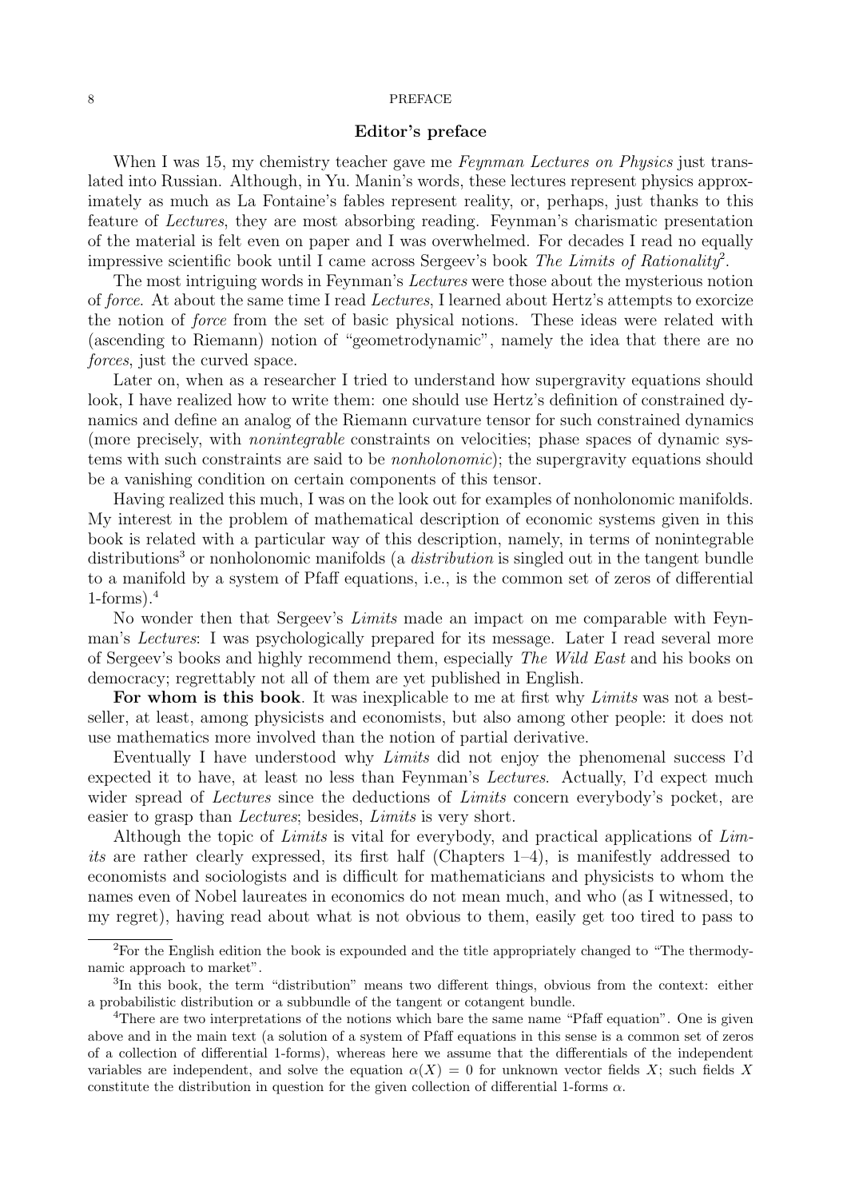## Editor's preface

When I was 15, my chemistry teacher gave me *Feynman Lectures on Physics* just translated into Russian. Although, in Yu. Manin's words, these lectures represent physics approximately as much as La Fontaine's fables represent reality, or, perhaps, just thanks to this feature of *Lectures*, they are most absorbing reading. Feynman's charismatic presentation of the material is felt even on paper and I was overwhelmed. For decades I read no equally impressive scientific book until I came across Sergeev's book *The Limits of Rationality*[2].

The most intriguing words in Feynman's *Lectures* were those about the mysterious notion of *force*. At about the same time I read *Lectures*, I learned about Hertz's attempts to exorcize the notion of *force* from the set of basic physical notions. These ideas were related with (ascending to Riemann) notion of "geometrodynamic", namely the idea that there are no *forces*, just the curved space.

Later on, when as a researcher I tried to understand how supergravity equations should look, I have realized how to write them: one should use Hertz's definition of constrained dynamics and define an analog of the Riemann curvature tensor for such constrained dynamics (more precisely, with *nonintegrable* constraints on velocities; phase spaces of dynamic systems with such constraints are said to be *nonholonomic*); the supergravity equations should be a vanishing condition on certain components of this tensor.

Having realized this much, I was on the look out for examples of nonholonomic manifolds. My interest in the problem of mathematical description of economic systems given in this book is related with a particular way of this description, namely, in terms of nonintegrable distributions[3] or nonholonomic manifolds (a *distribution* is singled out in the tangent bundle to a manifold by a system of Pfaff equations, i.e., is the common set of zeros of differential 1-forms).[4]

No wonder then that Sergeev's *Limits* made an impact on me comparable with Feynman's *Lectures*: I was psychologically prepared for its message. Later I read several more of Sergeev's books and highly recommend them, especially *The Wild East* and his books on democracy; regrettably not all of them are yet published in English.

**For whom is this book**. It was inexplicable to me at first why *Limits* was not a best-seller, at least, among physicists and economists, but also among other people: it does not use mathematics more involved than the notion of partial derivative.

Eventually I have understood why *Limits* did not enjoy the phenomenal success I'd expected it to have, at least no less than Feynman's *Lectures*. Actually, I'd expect much wider spread of *Lectures* since the deductions of *Limits* concern everybody's pocket, are easier to grasp than *Lectures*; besides, *Limits* is very short.

Although the topic of *Limits* is vital for everybody, and practical applications of *Limits* are rather clearly expressed, its first half (Chapters 1–4), is manifestly addressed to economists and sociologists and is difficult for mathematicians and physicists to whom the names even of Nobel laureates in economics do not mean much, and who (as I witnessed, to my regret), having read about what is not obvious to them, easily get too tired to pass to

---

[2] For the English edition the book is expounded and the title appropriately changed to "The thermodynamic approach to market".

[3] In this book, the term "distribution" means two different things, obvious from the context: either a probabilistic distribution or a subbundle of the tangent or cotangent bundle.

[4] There are two interpretations of the notions which bare the same name "Pfaff equation". One is given above and in the main text (a solution of a system of Pfaff equations in this sense is a common set of zeros of a collection of differential 1-forms), whereas here we assume that the differentials of the independent variables are independent, and solve the equation $\alpha(X) = 0$ for unknown vector fields $X$; such fields $X$ constitute the distribution in question for the given collection of differential 1-forms $\alpha$.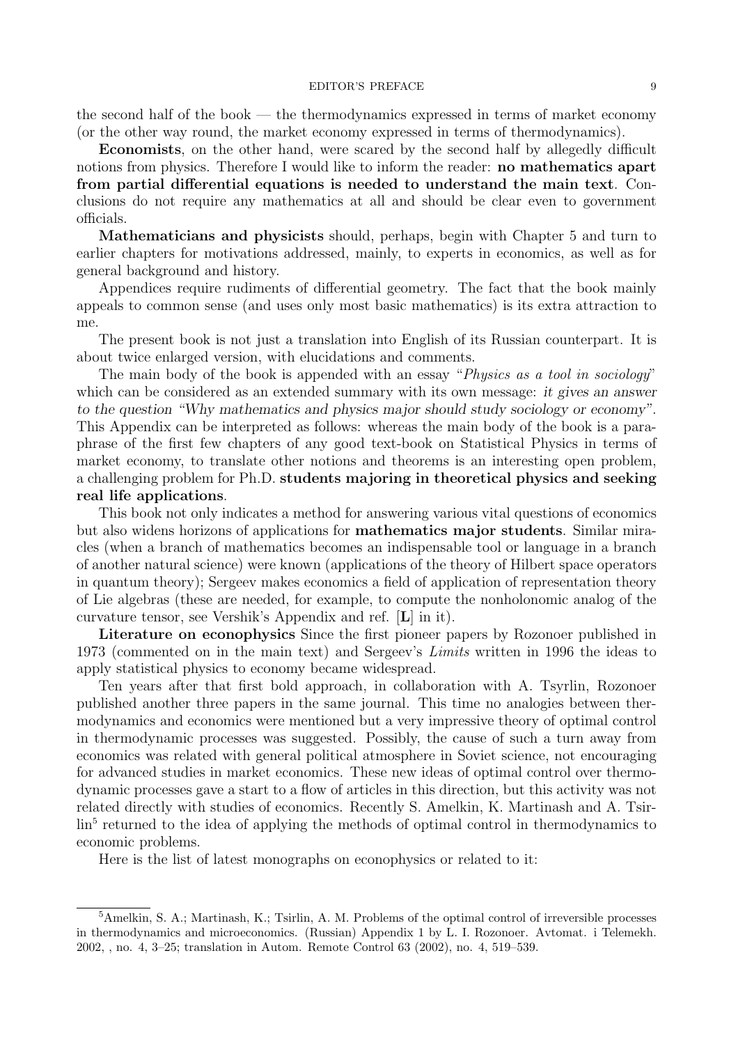the second half of the book — the thermodynamics expressed in terms of market economy (or the other way round, the market economy expressed in terms of thermodynamics).

**Economists**, on the other hand, were scared by the second half by allegedly difficult notions from physics. Therefore I would like to inform the reader: **no mathematics apart from partial differential equations is needed to understand the main text**. Conclusions do not require any mathematics at all and should be clear even to government officials.

**Mathematicians and physicists** should, perhaps, begin with Chapter 5 and turn to earlier chapters for motivations addressed, mainly, to experts in economics, as well as for general background and history.

Appendices require rudiments of differential geometry. The fact that the book mainly appeals to common sense (and uses only most basic mathematics) is its extra attraction to me.

The present book is not just a translation into English of its Russian counterpart. It is about twice enlarged version, with elucidations and comments.

The main body of the book is appended with an essay "*Physics as a tool in sociology*" which can be considered as an extended summary with its own message: *it gives an answer to the question "Why mathematics and physics major should study sociology or economy"*. This Appendix can be interpreted as follows: whereas the main body of the book is a paraphrase of the first few chapters of any good text-book on Statistical Physics in terms of market economy, to translate other notions and theorems is an interesting open problem, a challenging problem for Ph.D. **students majoring in theoretical physics and seeking real life applications**.

This book not only indicates a method for answering various vital questions of economics but also widens horizons of applications for **mathematics major students**. Similar miracles (when a branch of mathematics becomes an indispensable tool or language in a branch of another natural science) were known (applications of the theory of Hilbert space operators in quantum theory); Sergeev makes economics a field of application of representation theory of Lie algebras (these are needed, for example, to compute the nonholonomic analog of the curvature tensor, see Vershik's Appendix and ref. [**L**] in it).

**Literature on econophysics** Since the first pioneer papers by Rozonoer published in 1973 (commented on in the main text) and Sergeev's *Limits* written in 1996 the ideas to apply statistical physics to economy became widespread.

Ten years after that first bold approach, in collaboration with A. Tsyrlin, Rozonoer published another three papers in the same journal. This time no analogies between thermodynamics and economics were mentioned but a very impressive theory of optimal control in thermodynamic processes was suggested. Possibly, the cause of such a turn away from economics was related with general political atmosphere in Soviet science, not encouraging for advanced studies in market economics. These new ideas of optimal control over thermodynamic processes gave a start to a flow of articles in this direction, but this activity was not related directly with studies of economics. Recently S. Amelkin, K. Martinash and A. Tsirlin[5] returned to the idea of applying the methods of optimal control in thermodynamics to economic problems.

Here is the list of latest monographs on econophysics or related to it:

[5] Amelkin, S. A.; Martinash, K.; Tsirlin, A. M. Problems of the optimal control of irreversible processes in thermodynamics and microeconomics. (Russian) Appendix 1 by L. I. Rozonoer. Avtomat. i Telemekh. 2002, , no. 4, 3–25; translation in Autom. Remote Control 63 (2002), no. 4, 519–539.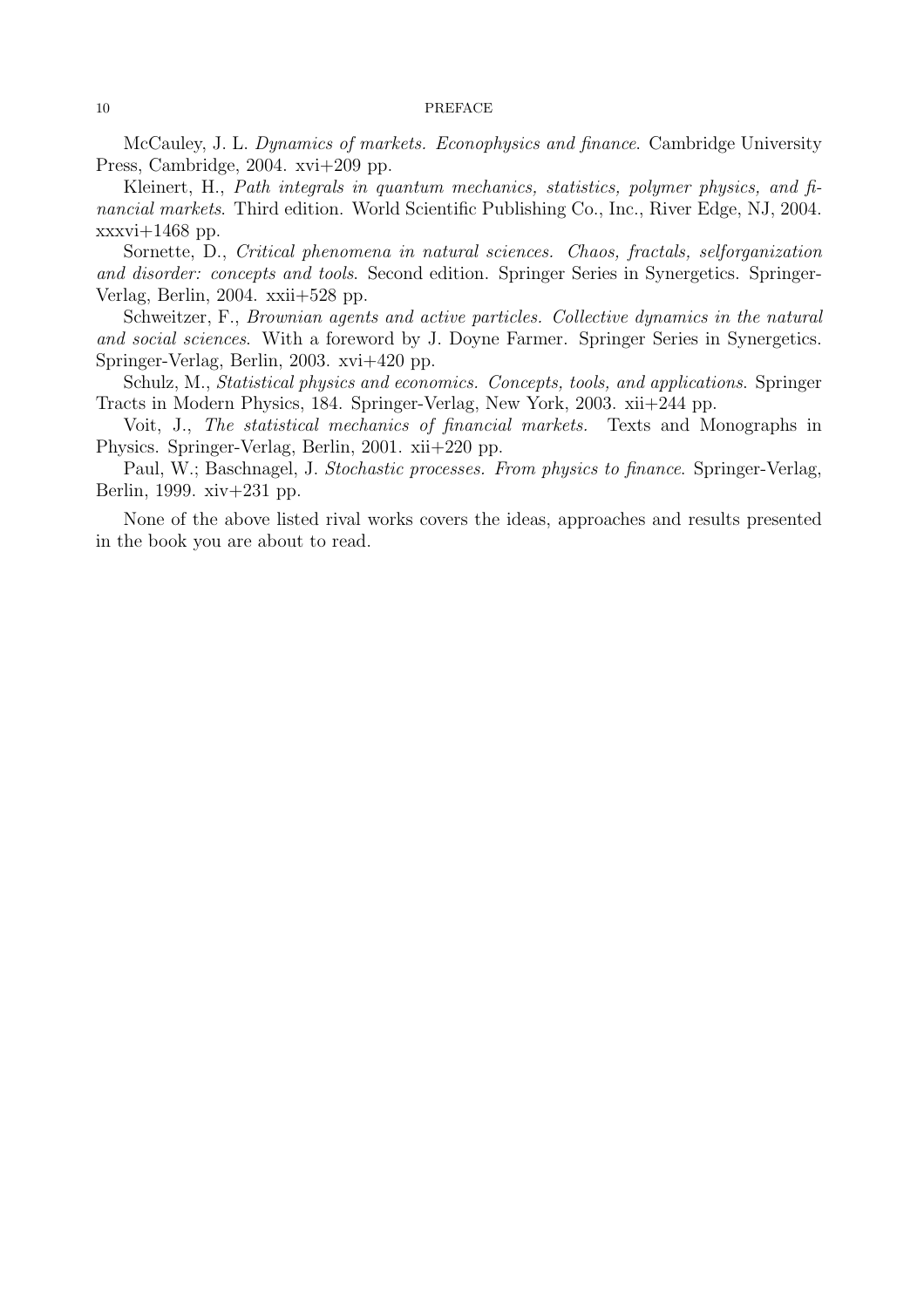McCauley, J. L. *Dynamics of markets. Econophysics and finance*. Cambridge University Press, Cambridge, 2004. xvi+209 pp.

Kleinert, H., *Path integrals in quantum mechanics, statistics, polymer physics, and financial markets*. Third edition. World Scientific Publishing Co., Inc., River Edge, NJ, 2004. xxxvi+1468 pp.

Sornette, D., *Critical phenomena in natural sciences. Chaos, fractals, selforganization and disorder: concepts and tools*. Second edition. Springer Series in Synergetics. Springer-Verlag, Berlin, 2004. xxii+528 pp.

Schweitzer, F., *Brownian agents and active particles. Collective dynamics in the natural and social sciences*. With a foreword by J. Doyne Farmer. Springer Series in Synergetics. Springer-Verlag, Berlin, 2003. xvi+420 pp.

Schulz, M., *Statistical physics and economics. Concepts, tools, and applications*. Springer Tracts in Modern Physics, 184. Springer-Verlag, New York, 2003. xii+244 pp.

Voit, J., *The statistical mechanics of financial markets.* Texts and Monographs in Physics. Springer-Verlag, Berlin, 2001. xii+220 pp.

Paul, W.; Baschnagel, J. *Stochastic processes. From physics to finance*. Springer-Verlag, Berlin, 1999. xiv+231 pp.

None of the above listed rival works covers the ideas, approaches and results presented in the book you are about to read.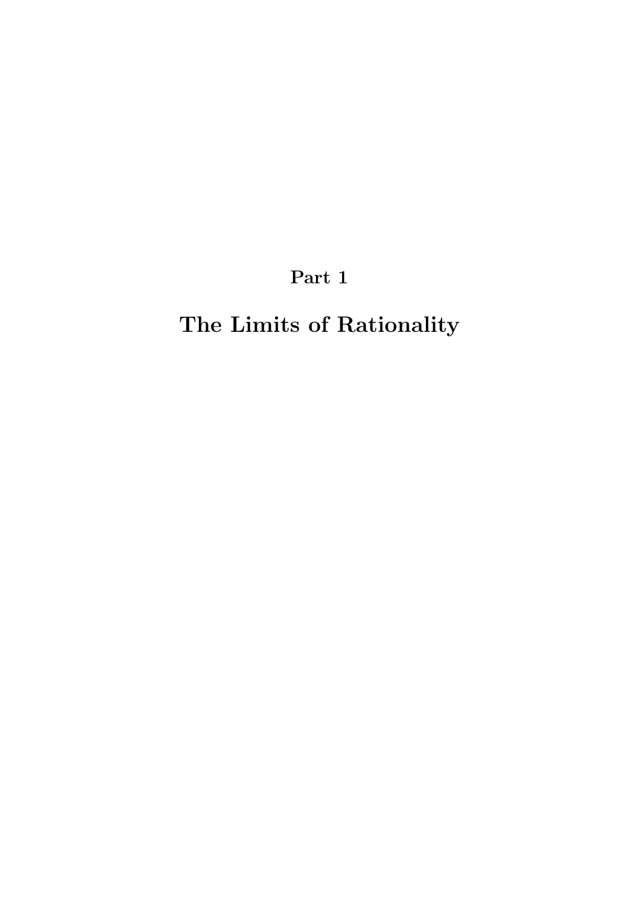# Part 1

# The Limits of Rationality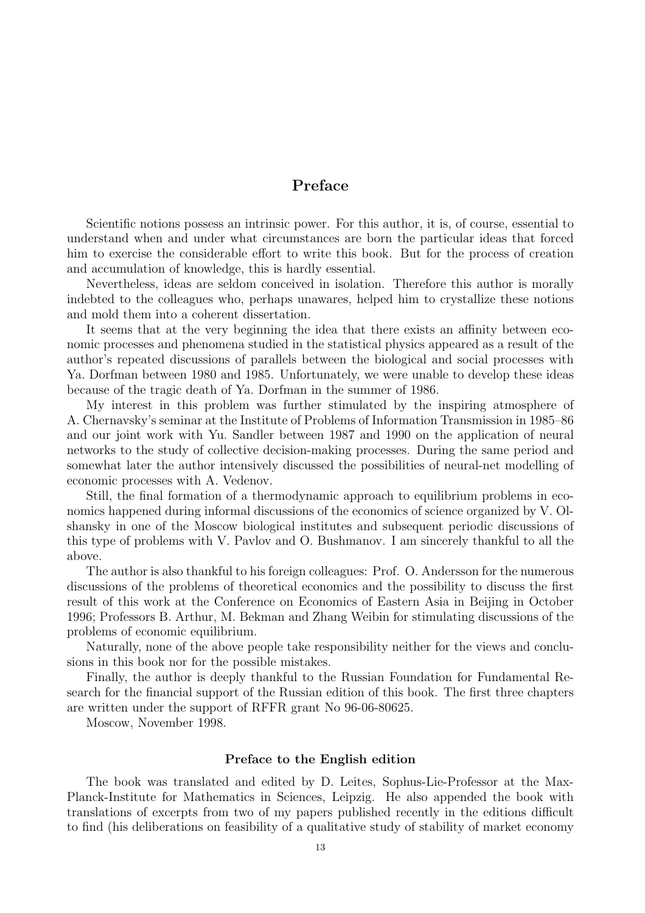# Preface

Scientific notions possess an intrinsic power. For this author, it is, of course, essential to understand when and under what circumstances are born the particular ideas that forced him to exercise the considerable effort to write this book. But for the process of creation and accumulation of knowledge, this is hardly essential.

Nevertheless, ideas are seldom conceived in isolation. Therefore this author is morally indebted to the colleagues who, perhaps unawares, helped him to crystallize these notions and mold them into a coherent dissertation.

It seems that at the very beginning the idea that there exists an affinity between economic processes and phenomena studied in the statistical physics appeared as a result of the author's repeated discussions of parallels between the biological and social processes with Ya. Dorfman between 1980 and 1985. Unfortunately, we were unable to develop these ideas because of the tragic death of Ya. Dorfman in the summer of 1986.

My interest in this problem was further stimulated by the inspiring atmosphere of A. Chernavsky's seminar at the Institute of Problems of Information Transmission in 1985–86 and our joint work with Yu. Sandler between 1987 and 1990 on the application of neural networks to the study of collective decision-making processes. During the same period and somewhat later the author intensively discussed the possibilities of neural-net modelling of economic processes with A. Vedenov.

Still, the final formation of a thermodynamic approach to equilibrium problems in economics happened during informal discussions of the economics of science organized by V. Olshansky in one of the Moscow biological institutes and subsequent periodic discussions of this type of problems with V. Pavlov and O. Bushmanov. I am sincerely thankful to all the above.

The author is also thankful to his foreign colleagues: Prof. O. Andersson for the numerous discussions of the problems of theoretical economics and the possibility to discuss the first result of this work at the Conference on Economics of Eastern Asia in Beijing in October 1996; Professors B. Arthur, M. Bekman and Zhang Weibin for stimulating discussions of the problems of economic equilibrium.

Naturally, none of the above people take responsibility neither for the views and conclusions in this book nor for the possible mistakes.

Finally, the author is deeply thankful to the Russian Foundation for Fundamental Research for the financial support of the Russian edition of this book. The first three chapters are written under the support of RFFR grant No 96-06-80625.

Moscow, November 1998.

### Preface to the English edition

The book was translated and edited by D. Leites, Sophus-Lie-Professor at the Max-Planck-Institute for Mathematics in Sciences, Leipzig. He also appended the book with translations of excerpts from two of my papers published recently in the editions difficult to find (his deliberations on feasibility of a qualitative study of stability of market economy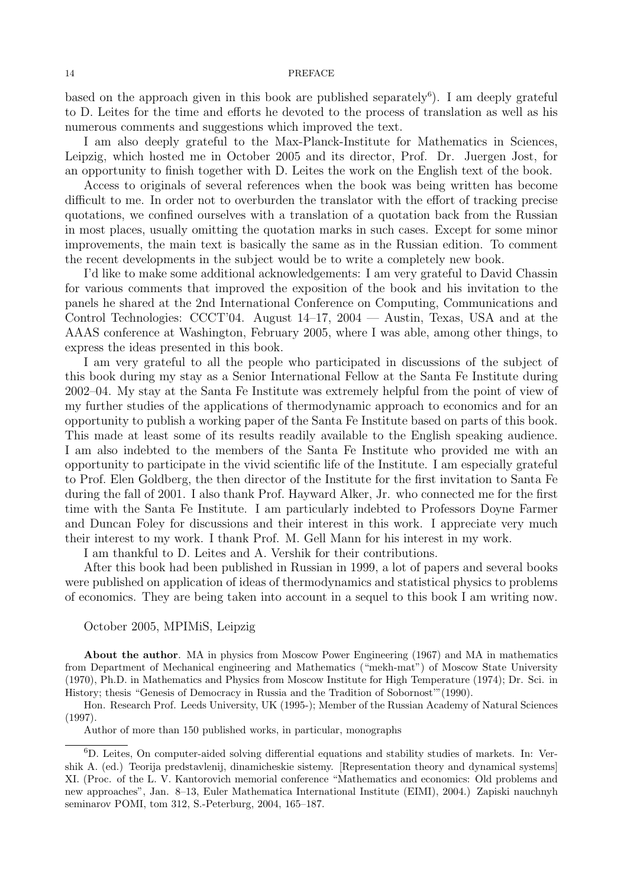based on the approach given in this book are published separately[6]). I am deeply grateful to D. Leites for the time and efforts he devoted to the process of translation as well as his numerous comments and suggestions which improved the text.

I am also deeply grateful to the Max-Planck-Institute for Mathematics in Sciences, Leipzig, which hosted me in October 2005 and its director, Prof. Dr. Juergen Jost, for an opportunity to finish together with D. Leites the work on the English text of the book.

Access to originals of several references when the book was being written has become difficult to me. In order not to overburden the translator with the effort of tracking precise quotations, we confined ourselves with a translation of a quotation back from the Russian in most places, usually omitting the quotation marks in such cases. Except for some minor improvements, the main text is basically the same as in the Russian edition. To comment the recent developments in the subject would be to write a completely new book.

I'd like to make some additional acknowledgements: I am very grateful to David Chassin for various comments that improved the exposition of the book and his invitation to the panels he shared at the 2nd International Conference on Computing, Communications and Control Technologies: CCCT'04. August 14–17, 2004 — Austin, Texas, USA and at the AAAS conference at Washington, February 2005, where I was able, among other things, to express the ideas presented in this book.

I am very grateful to all the people who participated in discussions of the subject of this book during my stay as a Senior International Fellow at the Santa Fe Institute during 2002–04. My stay at the Santa Fe Institute was extremely helpful from the point of view of my further studies of the applications of thermodynamic approach to economics and for an opportunity to publish a working paper of the Santa Fe Institute based on parts of this book. This made at least some of its results readily available to the English speaking audience. I am also indebted to the members of the Santa Fe Institute who provided me with an opportunity to participate in the vivid scientific life of the Institute. I am especially grateful to Prof. Elen Goldberg, the then director of the Institute for the first invitation to Santa Fe during the fall of 2001. I also thank Prof. Hayward Alker, Jr. who connected me for the first time with the Santa Fe Institute. I am particularly indebted to Professors Doyne Farmer and Duncan Foley for discussions and their interest in this work. I appreciate very much their interest to my work. I thank Prof. M. Gell Mann for his interest in my work.

I am thankful to D. Leites and A. Vershik for their contributions.

After this book had been published in Russian in 1999, a lot of papers and several books were published on application of ideas of thermodynamics and statistical physics to problems of economics. They are being taken into account in a sequel to this book I am writing now.

October 2005, MPIMiS, Leipzig

**About the author**. MA in physics from Moscow Power Engineering (1967) and MA in mathematics from Department of Mechanical engineering and Mathematics ("mekh-mat") of Moscow State University (1970), Ph.D. in Mathematics and Physics from Moscow Institute for High Temperature (1974); Dr. Sci. in History; thesis "Genesis of Democracy in Russia and the Tradition of Sobornost'"(1990).

Hon. Research Prof. Leeds University, UK (1995-); Member of the Russian Academy of Natural Sciences (1997).

Author of more than 150 published works, in particular, monographs

---

[6]D. Leites, On computer-aided solving differential equations and stability studies of markets. In: Vershik A. (ed.) Teorija predstavlenij, dinamicheskie sistemy. [Representation theory and dynamical systems] XI. (Proc. of the L. V. Kantorovich memorial conference "Mathematics and economics: Old problems and new approaches", Jan. 8–13, Euler Mathematica International Institute (EIMI), 2004.) Zapiski nauchnyh seminarov POMI, tom 312, S.-Peterburg, 2004, 165–187.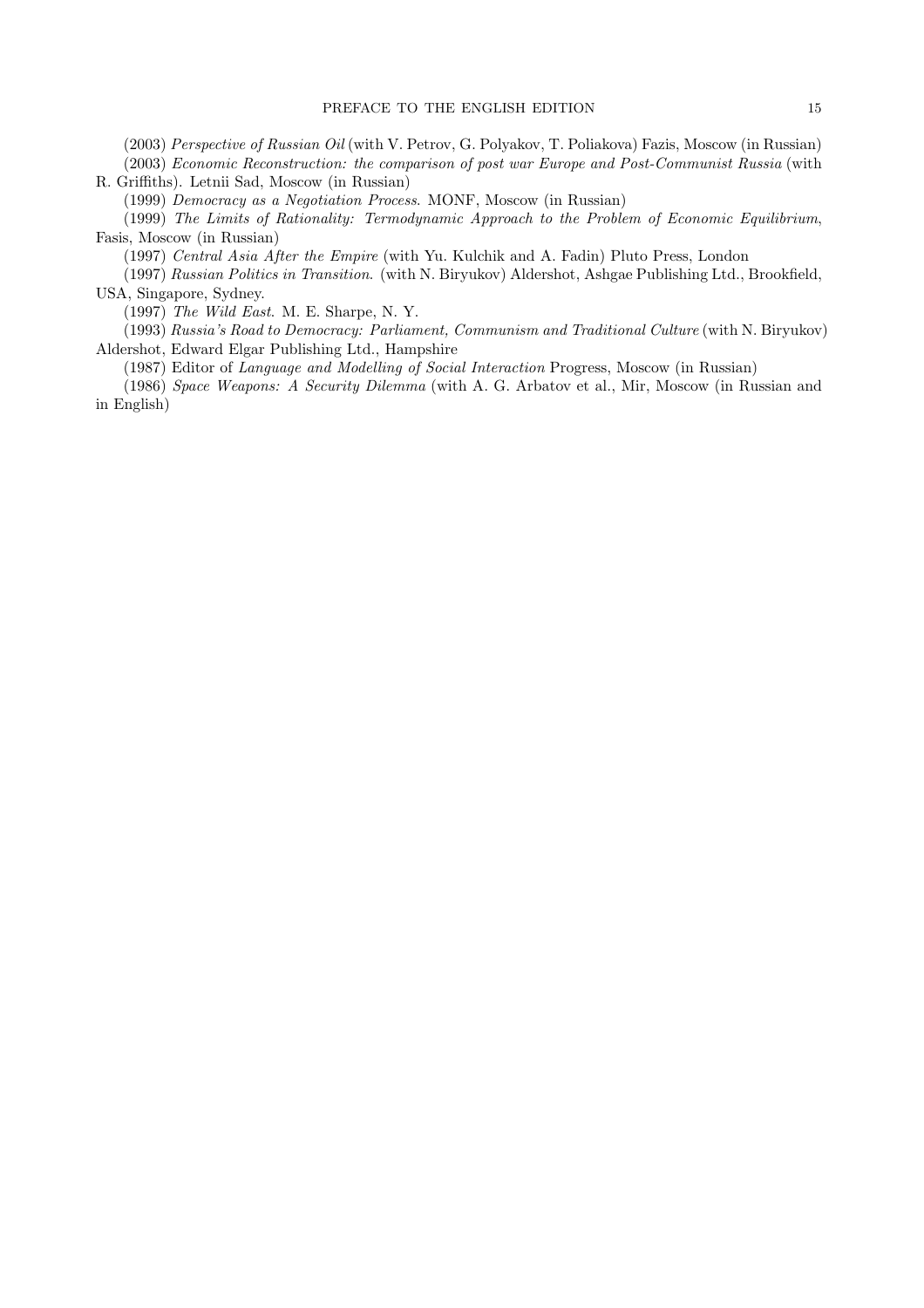(2003) *Perspective of Russian Oil* (with V. Petrov, G. Polyakov, T. Poliakova) Fazis, Moscow (in Russian)

(2003) *Economic Reconstruction: the comparison of post war Europe and Post-Communist Russia* (with R. Griffiths). Letnii Sad, Moscow (in Russian)

(1999) *Democracy as a Negotiation Process*. MONF, Moscow (in Russian)

(1999) *The Limits of Rationality: Termodynamic Approach to the Problem of Economic Equilibrium*, Fasis, Moscow (in Russian)

(1997) *Central Asia After the Empire* (with Yu. Kulchik and A. Fadin) Pluto Press, London

(1997) *Russian Politics in Transition*. (with N. Biryukov) Aldershot, Ashgae Publishing Ltd., Brookfield, USA, Singapore, Sydney.

(1997) *The Wild East*. M. E. Sharpe, N. Y.

(1993) *Russia's Road to Democracy: Parliament, Communism and Traditional Culture* (with N. Biryukov) Aldershot, Edward Elgar Publishing Ltd., Hampshire

(1987) Editor of *Language and Modelling of Social Interaction* Progress, Moscow (in Russian)

(1986) *Space Weapons: A Security Dilemma* (with A. G. Arbatov et al., Mir, Moscow (in Russian and in English)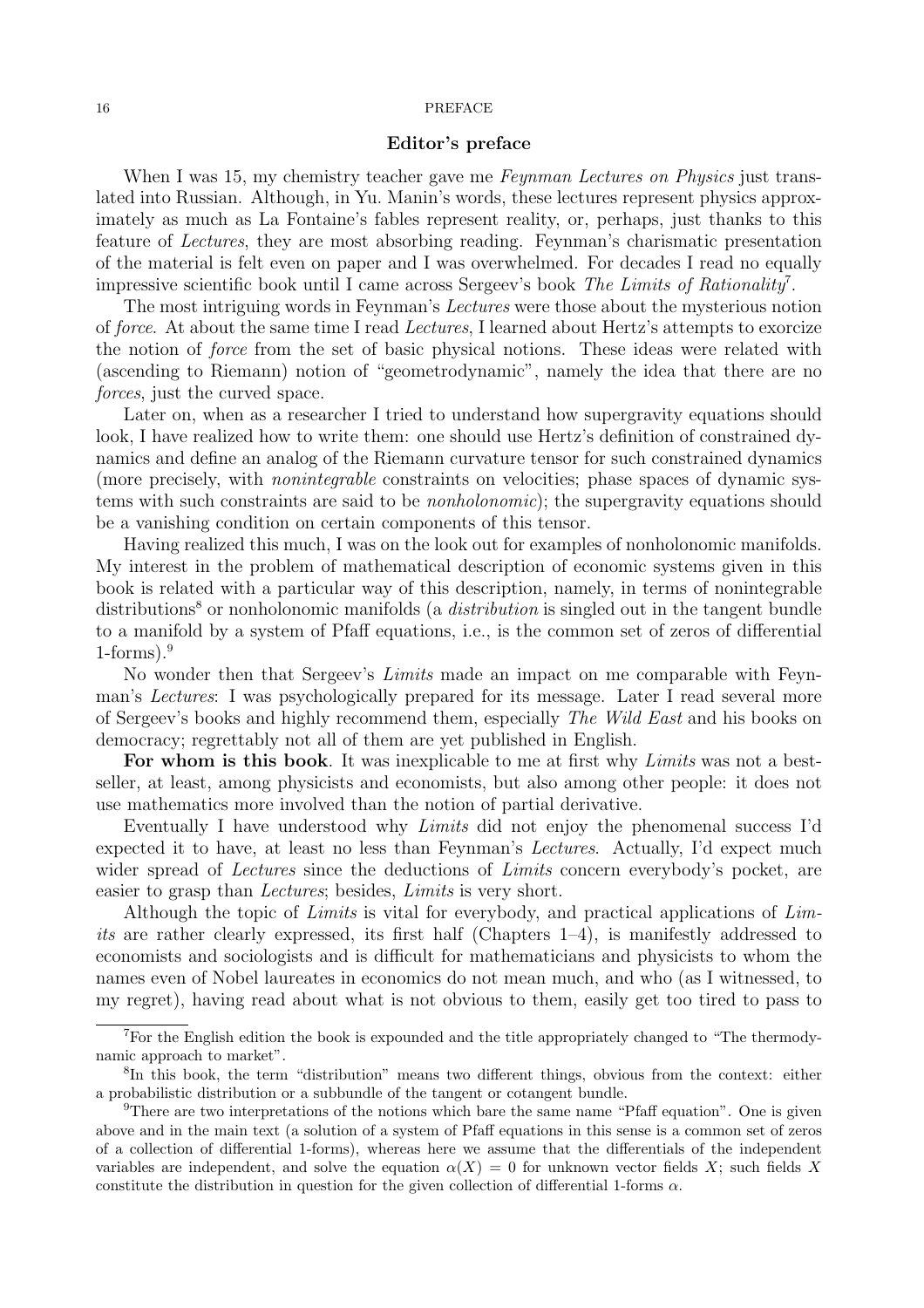## Editor's preface

When I was 15, my chemistry teacher gave me *Feynman Lectures on Physics* just translated into Russian. Although, in Yu. Manin's words, these lectures represent physics approximately as much as La Fontaine's fables represent reality, or, perhaps, just thanks to this feature of *Lectures*, they are most absorbing reading. Feynman's charismatic presentation of the material is felt even on paper and I was overwhelmed. For decades I read no equally impressive scientific book until I came across Sergeev's book *The Limits of Rationality*[7].

The most intriguing words in Feynman's *Lectures* were those about the mysterious notion of *force*. At about the same time I read *Lectures*, I learned about Hertz's attempts to exorcize the notion of *force* from the set of basic physical notions. These ideas were related with (ascending to Riemann) notion of "geometrodynamic", namely the idea that there are no *forces*, just the curved space.

Later on, when as a researcher I tried to understand how supergravity equations should look, I have realized how to write them: one should use Hertz's definition of constrained dynamics and define an analog of the Riemann curvature tensor for such constrained dynamics (more precisely, with *nonintegrable* constraints on velocities; phase spaces of dynamic systems with such constraints are said to be *nonholonomic*); the supergravity equations should be a vanishing condition on certain components of this tensor.

Having realized this much, I was on the look out for examples of nonholonomic manifolds. My interest in the problem of mathematical description of economic systems given in this book is related with a particular way of this description, namely, in terms of nonintegrable distributions[8] or nonholonomic manifolds (a *distribution* is singled out in the tangent bundle to a manifold by a system of Pfaff equations, i.e., is the common set of zeros of differential 1-forms).[9]

No wonder then that Sergeev's *Limits* made an impact on me comparable with Feynman's *Lectures*: I was psychologically prepared for its message. Later I read several more of Sergeev's books and highly recommend them, especially *The Wild East* and his books on democracy; regrettably not all of them are yet published in English.

**For whom is this book**. It was inexplicable to me at first why *Limits* was not a best-seller, at least, among physicists and economists, but also among other people: it does not use mathematics more involved than the notion of partial derivative.

Eventually I have understood why *Limits* did not enjoy the phenomenal success I'd expected it to have, at least no less than Feynman's *Lectures*. Actually, I'd expect much wider spread of *Lectures* since the deductions of *Limits* concern everybody's pocket, are easier to grasp than *Lectures*; besides, *Limits* is very short.

Although the topic of *Limits* is vital for everybody, and practical applications of *Limits* are rather clearly expressed, its first half (Chapters 1–4), is manifestly addressed to economists and sociologists and is difficult for mathematicians and physicists to whom the names even of Nobel laureates in economics do not mean much, and who (as I witnessed, to my regret), having read about what is not obvious to them, easily get too tired to pass to

---

[7] For the English edition the book is expounded and the title appropriately changed to "The thermodynamic approach to market".

[8] In this book, the term "distribution" means two different things, obvious from the context: either a probabilistic distribution or a subbundle of the tangent or cotangent bundle.

[9] There are two interpretations of the notions which bare the same name "Pfaff equation". One is given above and in the main text (a solution of a system of Pfaff equations in this sense is a common set of zeros of a collection of differential 1-forms), whereas here we assume that the differentials of the independent variables are independent, and solve the equation $\alpha(X) = 0$ for unknown vector fields $X$; such fields $X$ constitute the distribution in question for the given collection of differential 1-forms $\alpha$.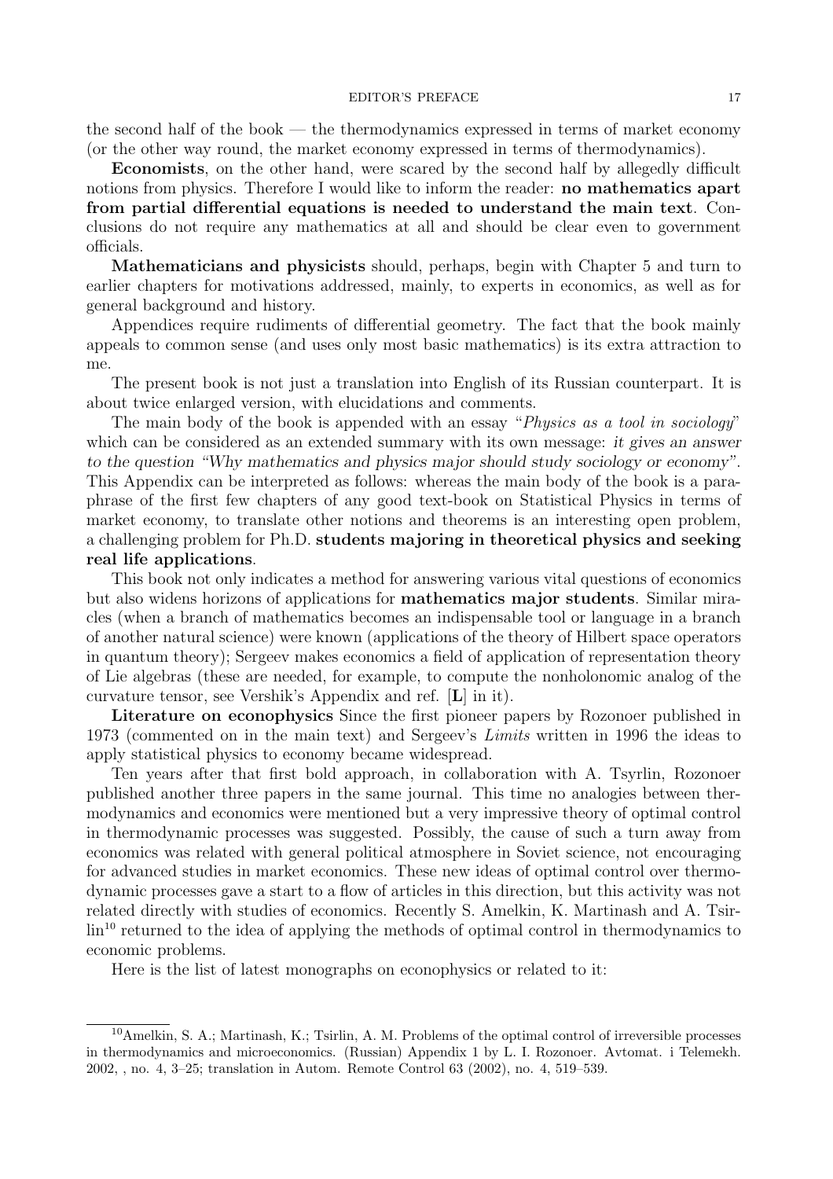the second half of the book — the thermodynamics expressed in terms of market economy (or the other way round, the market economy expressed in terms of thermodynamics).

**Economists**, on the other hand, were scared by the second half by allegedly difficult notions from physics. Therefore I would like to inform the reader: **no mathematics apart from partial differential equations is needed to understand the main text**. Conclusions do not require any mathematics at all and should be clear even to government officials.

**Mathematicians and physicists** should, perhaps, begin with Chapter 5 and turn to earlier chapters for motivations addressed, mainly, to experts in economics, as well as for general background and history.

Appendices require rudiments of differential geometry. The fact that the book mainly appeals to common sense (and uses only most basic mathematics) is its extra attraction to me.

The present book is not just a translation into English of its Russian counterpart. It is about twice enlarged version, with elucidations and comments.

The main body of the book is appended with an essay "*Physics as a tool in sociology*" which can be considered as an extended summary with its own message: *it gives an answer to the question "Why mathematics and physics major should study sociology or economy"*. This Appendix can be interpreted as follows: whereas the main body of the book is a paraphrase of the first few chapters of any good text-book on Statistical Physics in terms of market economy, to translate other notions and theorems is an interesting open problem, a challenging problem for Ph.D. **students majoring in theoretical physics and seeking real life applications**.

This book not only indicates a method for answering various vital questions of economics but also widens horizons of applications for **mathematics major students**. Similar miracles (when a branch of mathematics becomes an indispensable tool or language in a branch of another natural science) were known (applications of the theory of Hilbert space operators in quantum theory); Sergeev makes economics a field of application of representation theory of Lie algebras (these are needed, for example, to compute the nonholonomic analog of the curvature tensor, see Vershik's Appendix and ref. [**L**] in it).

**Literature on econophysics** Since the first pioneer papers by Rozonoer published in 1973 (commented on in the main text) and Sergeev's *Limits* written in 1996 the ideas to apply statistical physics to economy became widespread.

Ten years after that first bold approach, in collaboration with A. Tsyrlin, Rozonoer published another three papers in the same journal. This time no analogies between thermodynamics and economics were mentioned but a very impressive theory of optimal control in thermodynamic processes was suggested. Possibly, the cause of such a turn away from economics was related with general political atmosphere in Soviet science, not encouraging for advanced studies in market economics. These new ideas of optimal control over thermodynamic processes gave a start to a flow of articles in this direction, but this activity was not related directly with studies of economics. Recently S. Amelkin, K. Martinash and A. Tsirlin[10] returned to the idea of applying the methods of optimal control in thermodynamics to economic problems.

Here is the list of latest monographs on econophysics or related to it:

---

[10] Amelkin, S. A.; Martinash, K.; Tsirlin, A. M. Problems of the optimal control of irreversible processes in thermodynamics and microeconomics. (Russian) Appendix 1 by L. I. Rozonoer. Avtomat. i Telemekh. 2002, , no. 4, 3–25; translation in Autom. Remote Control 63 (2002), no. 4, 519–539.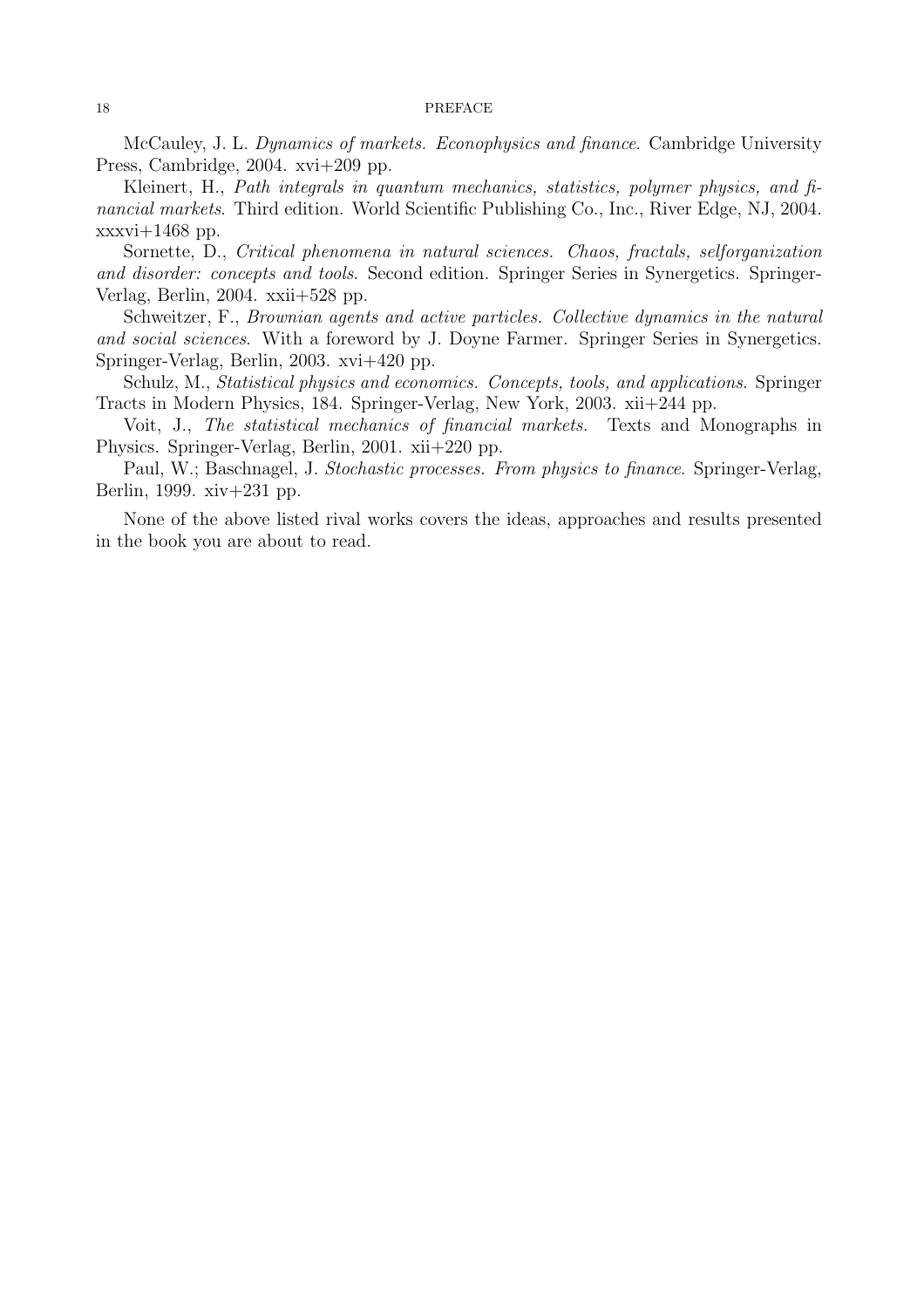McCauley, J. L. *Dynamics of markets. Econophysics and finance*. Cambridge University Press, Cambridge, 2004. xvi+209 pp.

Kleinert, H., *Path integrals in quantum mechanics, statistics, polymer physics, and financial markets*. Third edition. World Scientific Publishing Co., Inc., River Edge, NJ, 2004. xxxvi+1468 pp.

Sornette, D., *Critical phenomena in natural sciences. Chaos, fractals, selforganization and disorder: concepts and tools*. Second edition. Springer Series in Synergetics. Springer-Verlag, Berlin, 2004. xxii+528 pp.

Schweitzer, F., *Brownian agents and active particles. Collective dynamics in the natural and social sciences*. With a foreword by J. Doyne Farmer. Springer Series in Synergetics. Springer-Verlag, Berlin, 2003. xvi+420 pp.

Schulz, M., *Statistical physics and economics. Concepts, tools, and applications*. Springer Tracts in Modern Physics, 184. Springer-Verlag, New York, 2003. xii+244 pp.

Voit, J., *The statistical mechanics of financial markets.* Texts and Monographs in Physics. Springer-Verlag, Berlin, 2001. xii+220 pp.

Paul, W.; Baschnagel, J. *Stochastic processes. From physics to finance*. Springer-Verlag, Berlin, 1999. xiv+231 pp.

None of the above listed rival works covers the ideas, approaches and results presented in the book you are about to read.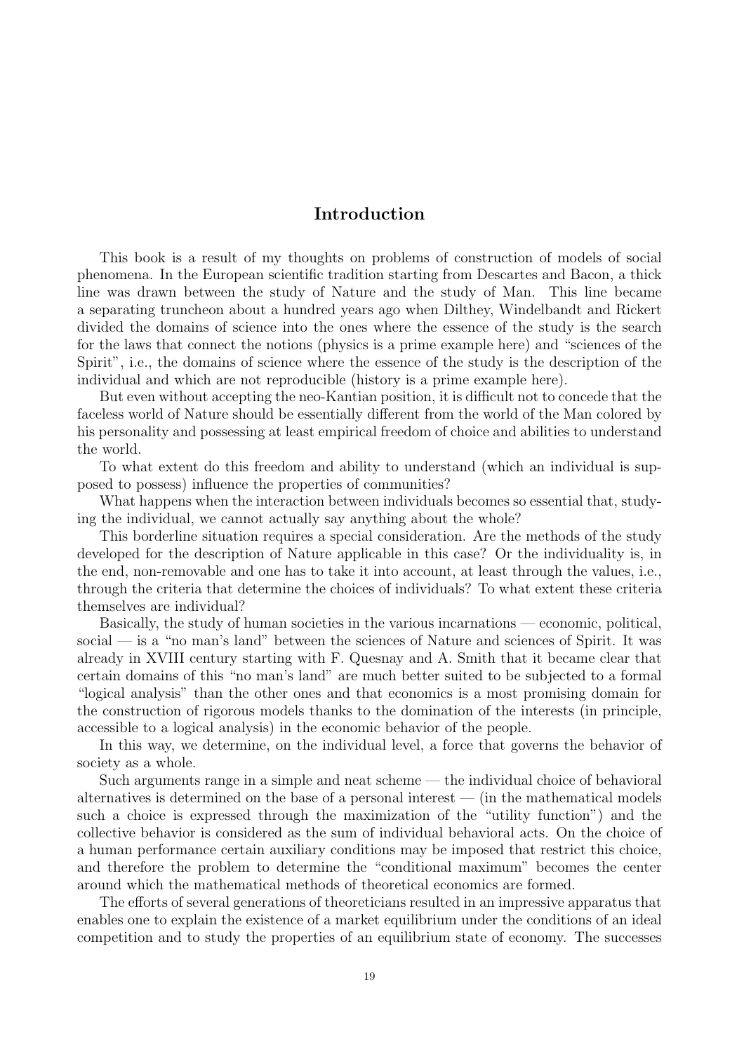# Introduction

This book is a result of my thoughts on problems of construction of models of social phenomena. In the European scientific tradition starting from Descartes and Bacon, a thick line was drawn between the study of Nature and the study of Man. This line became a separating truncheon about a hundred years ago when Dilthey, Windelbandt and Rickert divided the domains of science into the ones where the essence of the study is the search for the laws that connect the notions (physics is a prime example here) and "sciences of the Spirit", i.e., the domains of science where the essence of the study is the description of the individual and which are not reproducible (history is a prime example here).

But even without accepting the neo-Kantian position, it is difficult not to concede that the faceless world of Nature should be essentially different from the world of the Man colored by his personality and possessing at least empirical freedom of choice and abilities to understand the world.

To what extent do this freedom and ability to understand (which an individual is supposed to possess) influence the properties of communities?

What happens when the interaction between individuals becomes so essential that, studying the individual, we cannot actually say anything about the whole?

This borderline situation requires a special consideration. Are the methods of the study developed for the description of Nature applicable in this case? Or the individuality is, in the end, non-removable and one has to take it into account, at least through the values, i.e., through the criteria that determine the choices of individuals? To what extent these criteria themselves are individual?

Basically, the study of human societies in the various incarnations — economic, political, social — is a "no man's land" between the sciences of Nature and sciences of Spirit. It was already in XVIII century starting with F. Quesnay and A. Smith that it became clear that certain domains of this "no man's land" are much better suited to be subjected to a formal "logical analysis" than the other ones and that economics is a most promising domain for the construction of rigorous models thanks to the domination of the interests (in principle, accessible to a logical analysis) in the economic behavior of the people.

In this way, we determine, on the individual level, a force that governs the behavior of society as a whole.

Such arguments range in a simple and neat scheme — the individual choice of behavioral alternatives is determined on the base of a personal interest — (in the mathematical models such a choice is expressed through the maximization of the "utility function") and the collective behavior is considered as the sum of individual behavioral acts. On the choice of a human performance certain auxiliary conditions may be imposed that restrict this choice, and therefore the problem to determine the "conditional maximum" becomes the center around which the mathematical methods of theoretical economics are formed.

The efforts of several generations of theoreticians resulted in an impressive apparatus that enables one to explain the existence of a market equilibrium under the conditions of an ideal competition and to study the properties of an equilibrium state of economy. The successes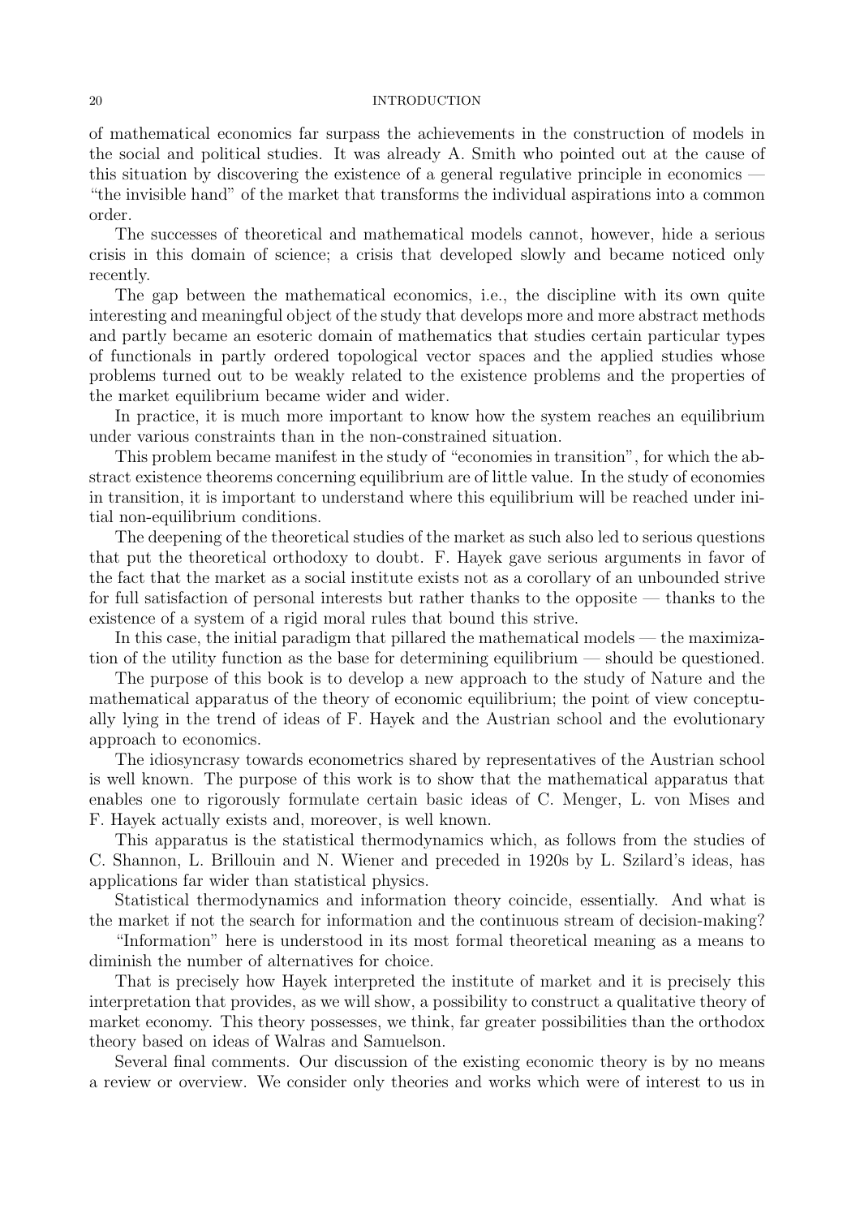of mathematical economics far surpass the achievements in the construction of models in the social and political studies. It was already A. Smith who pointed out at the cause of this situation by discovering the existence of a general regulative principle in economics — "the invisible hand" of the market that transforms the individual aspirations into a common order.

The successes of theoretical and mathematical models cannot, however, hide a serious crisis in this domain of science; a crisis that developed slowly and became noticed only recently.

The gap between the mathematical economics, i.e., the discipline with its own quite interesting and meaningful object of the study that develops more and more abstract methods and partly became an esoteric domain of mathematics that studies certain particular types of functionals in partly ordered topological vector spaces and the applied studies whose problems turned out to be weakly related to the existence problems and the properties of the market equilibrium became wider and wider.

In practice, it is much more important to know how the system reaches an equilibrium under various constraints than in the non-constrained situation.

This problem became manifest in the study of "economies in transition", for which the abstract existence theorems concerning equilibrium are of little value. In the study of economies in transition, it is important to understand where this equilibrium will be reached under initial non-equilibrium conditions.

The deepening of the theoretical studies of the market as such also led to serious questions that put the theoretical orthodoxy to doubt. F. Hayek gave serious arguments in favor of the fact that the market as a social institute exists not as a corollary of an unbounded strive for full satisfaction of personal interests but rather thanks to the opposite — thanks to the existence of a system of a rigid moral rules that bound this strive.

In this case, the initial paradigm that pillared the mathematical models — the maximization of the utility function as the base for determining equilibrium — should be questioned.

The purpose of this book is to develop a new approach to the study of Nature and the mathematical apparatus of the theory of economic equilibrium; the point of view conceptually lying in the trend of ideas of F. Hayek and the Austrian school and the evolutionary approach to economics.

The idiosyncrasy towards econometrics shared by representatives of the Austrian school is well known. The purpose of this work is to show that the mathematical apparatus that enables one to rigorously formulate certain basic ideas of C. Menger, L. von Mises and F. Hayek actually exists and, moreover, is well known.

This apparatus is the statistical thermodynamics which, as follows from the studies of C. Shannon, L. Brillouin and N. Wiener and preceded in 1920s by L. Szilard's ideas, has applications far wider than statistical physics.

Statistical thermodynamics and information theory coincide, essentially. And what is the market if not the search for information and the continuous stream of decision-making?

"Information" here is understood in its most formal theoretical meaning as a means to diminish the number of alternatives for choice.

That is precisely how Hayek interpreted the institute of market and it is precisely this interpretation that provides, as we will show, a possibility to construct a qualitative theory of market economy. This theory possesses, we think, far greater possibilities than the orthodox theory based on ideas of Walras and Samuelson.

Several final comments. Our discussion of the existing economic theory is by no means a review or overview. We consider only theories and works which were of interest to us in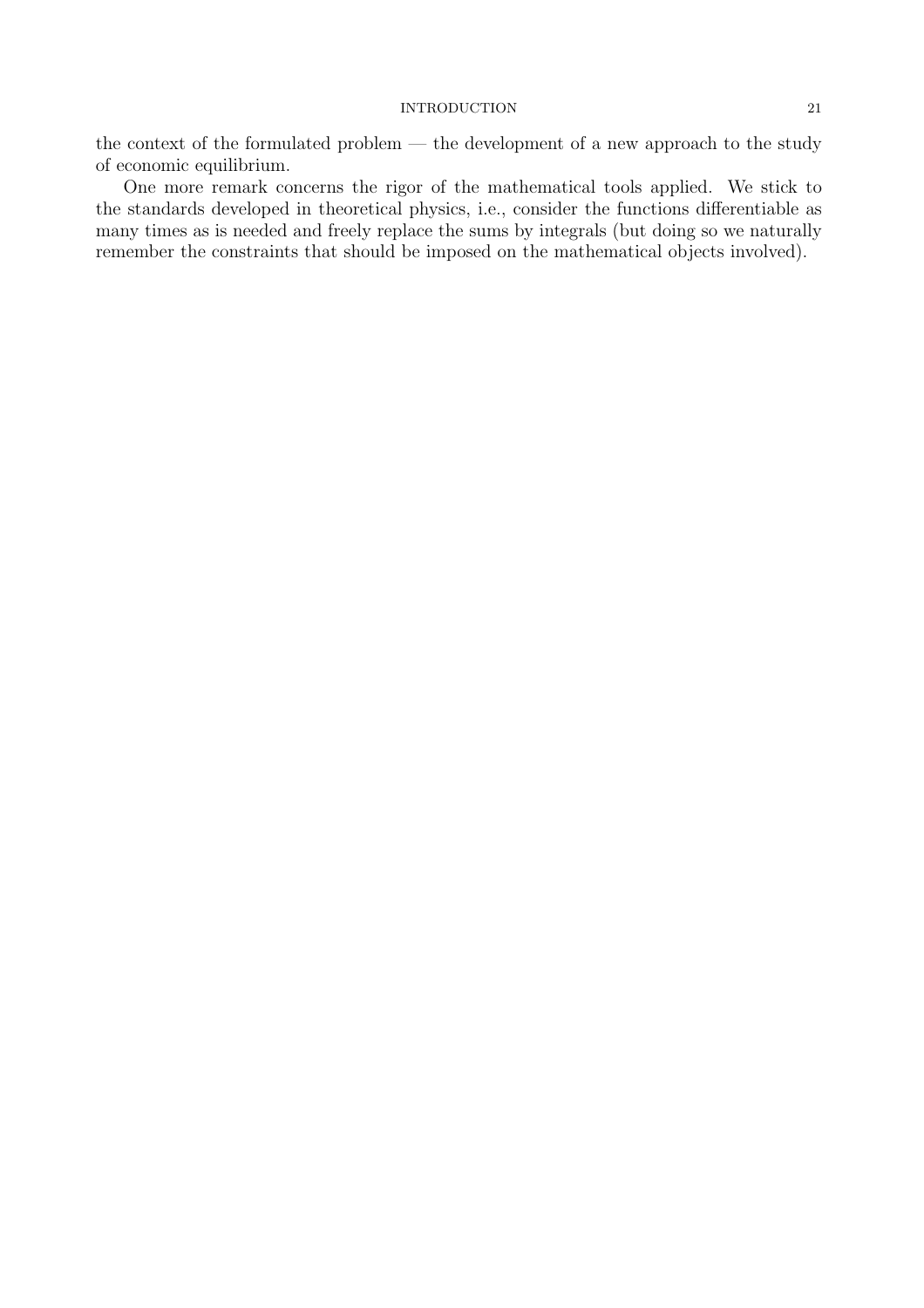the context of the formulated problem — the development of a new approach to the study of economic equilibrium.

One more remark concerns the rigor of the mathematical tools applied. We stick to the standards developed in theoretical physics, i.e., consider the functions differentiable as many times as is needed and freely replace the sums by integrals (but doing so we naturally remember the constraints that should be imposed on the mathematical objects involved).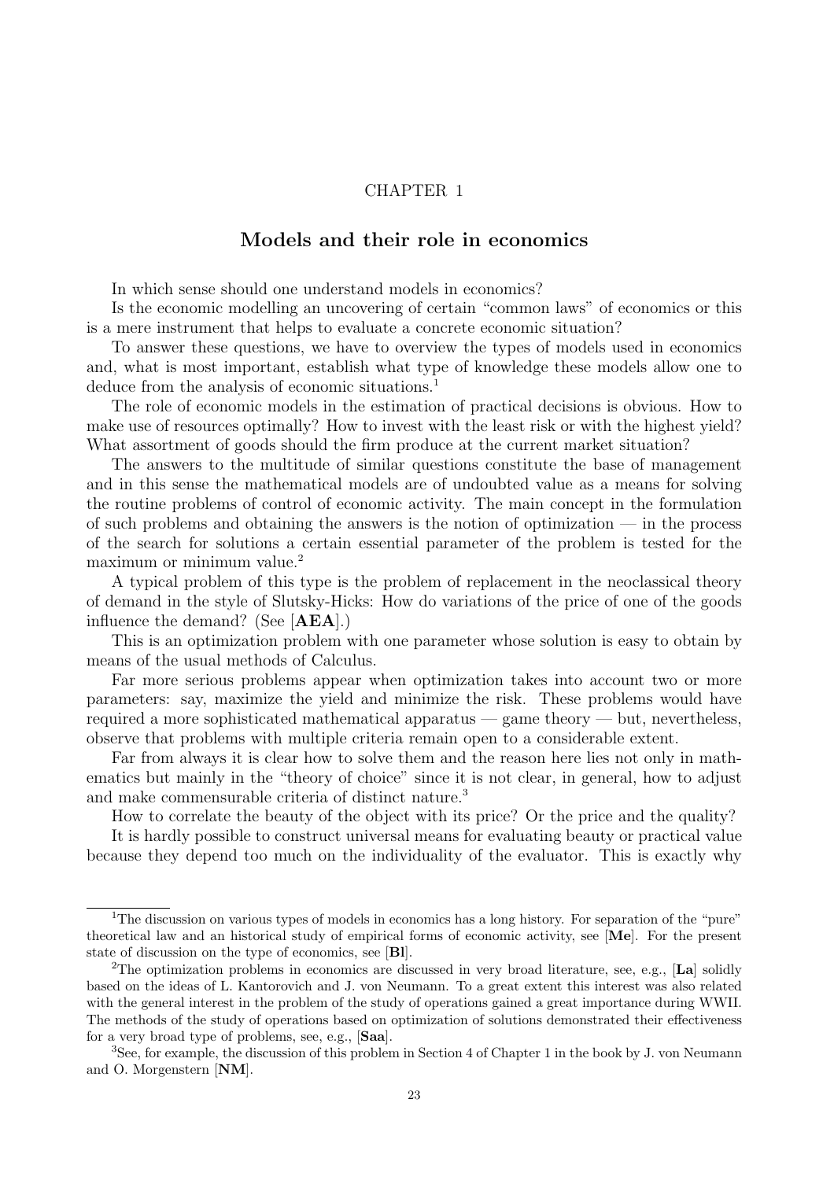CHAPTER 1

# Models and their role in economics

In which sense should one understand models in economics?

Is the economic modelling an uncovering of certain "common laws" of economics or this is a mere instrument that helps to evaluate a concrete economic situation?

To answer these questions, we have to overview the types of models used in economics and, what is most important, establish what type of knowledge these models allow one to deduce from the analysis of economic situations.[1]

The role of economic models in the estimation of practical decisions is obvious. How to make use of resources optimally? How to invest with the least risk or with the highest yield? What assortment of goods should the firm produce at the current market situation?

The answers to the multitude of similar questions constitute the base of management and in this sense the mathematical models are of undoubted value as a means for solving the routine problems of control of economic activity. The main concept in the formulation of such problems and obtaining the answers is the notion of optimization — in the process of the search for solutions a certain essential parameter of the problem is tested for the maximum or minimum value.[2]

A typical problem of this type is the problem of replacement in the neoclassical theory of demand in the style of Slutsky-Hicks: How do variations of the price of one of the goods influence the demand? (See [**AEA**].)

This is an optimization problem with one parameter whose solution is easy to obtain by means of the usual methods of Calculus.

Far more serious problems appear when optimization takes into account two or more parameters: say, maximize the yield and minimize the risk. These problems would have required a more sophisticated mathematical apparatus — game theory — but, nevertheless, observe that problems with multiple criteria remain open to a considerable extent.

Far from always it is clear how to solve them and the reason here lies not only in mathematics but mainly in the "theory of choice" since it is not clear, in general, how to adjust and make commensurable criteria of distinct nature.[3]

How to correlate the beauty of the object with its price? Or the price and the quality?

It is hardly possible to construct universal means for evaluating beauty or practical value because they depend too much on the individuality of the evaluator. This is exactly why

---

[1] The discussion on various types of models in economics has a long history. For separation of the "pure" theoretical law and an historical study of empirical forms of economic activity, see [**Me**]. For the present state of discussion on the type of economics, see [**Bl**].

[2] The optimization problems in economics are discussed in very broad literature, see, e.g., [**La**] solidly based on the ideas of L. Kantorovich and J. von Neumann. To a great extent this interest was also related with the general interest in the problem of the study of operations gained a great importance during WWII. The methods of the study of operations based on optimization of solutions demonstrated their effectiveness for a very broad type of problems, see, e.g., [**Saa**].

[3] See, for example, the discussion of this problem in Section 4 of Chapter 1 in the book by J. von Neumann and O. Morgenstern [**NM**].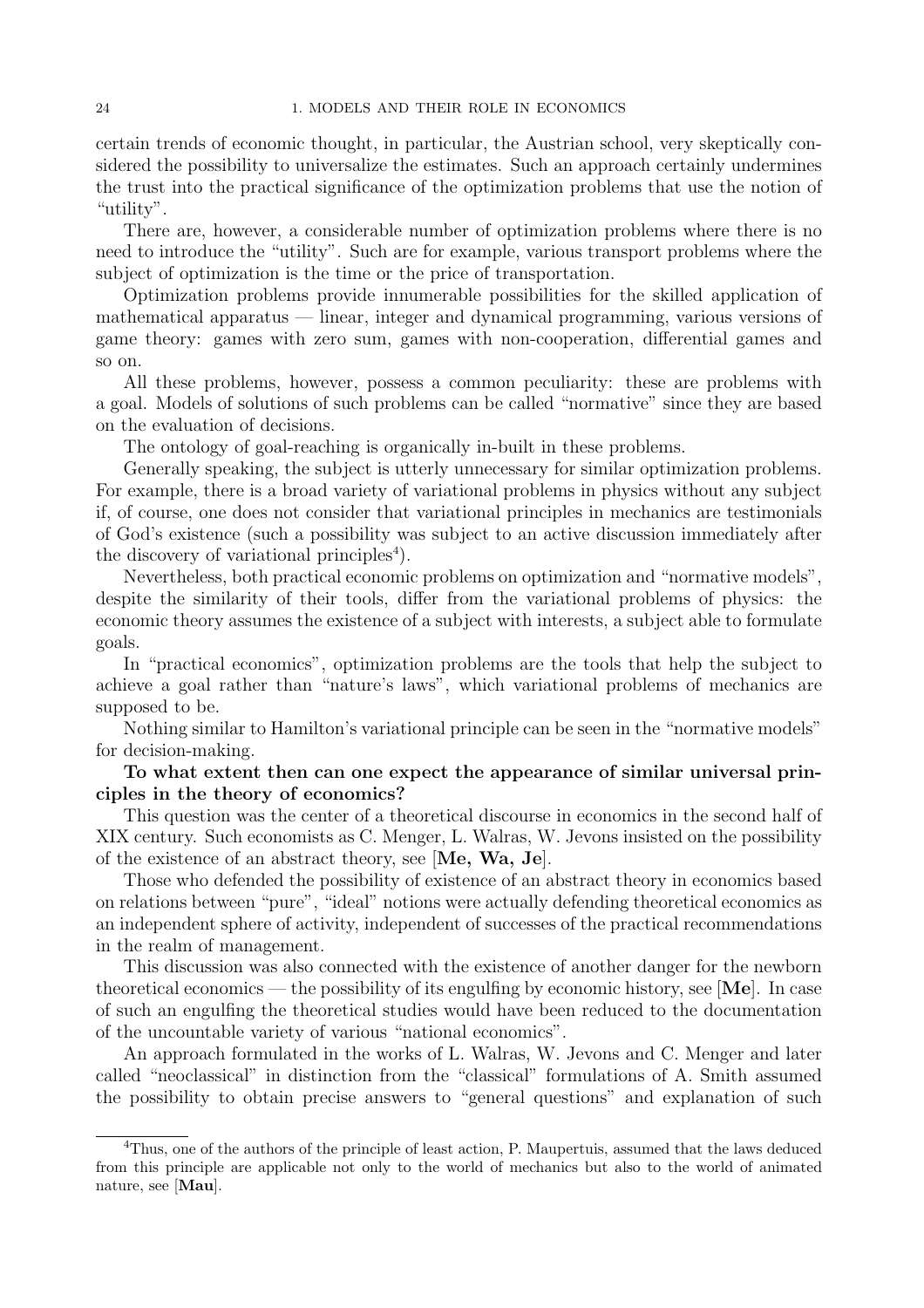certain trends of economic thought, in particular, the Austrian school, very skeptically considered the possibility to universalize the estimates. Such an approach certainly undermines the trust into the practical significance of the optimization problems that use the notion of "utility".

There are, however, a considerable number of optimization problems where there is no need to introduce the "utility". Such are for example, various transport problems where the subject of optimization is the time or the price of transportation.

Optimization problems provide innumerable possibilities for the skilled application of mathematical apparatus — linear, integer and dynamical programming, various versions of game theory: games with zero sum, games with non-cooperation, differential games and so on.

All these problems, however, possess a common peculiarity: these are problems with a goal. Models of solutions of such problems can be called "normative" since they are based on the evaluation of decisions.

The ontology of goal-reaching is organically in-built in these problems.

Generally speaking, the subject is utterly unnecessary for similar optimization problems. For example, there is a broad variety of variational problems in physics without any subject if, of course, one does not consider that variational principles in mechanics are testimonials of God's existence (such a possibility was subject to an active discussion immediately after the discovery of variational principles[4]).

Nevertheless, both practical economic problems on optimization and "normative models", despite the similarity of their tools, differ from the variational problems of physics: the economic theory assumes the existence of a subject with interests, a subject able to formulate goals.

In "practical economics", optimization problems are the tools that help the subject to achieve a goal rather than "nature's laws", which variational problems of mechanics are supposed to be.

Nothing similar to Hamilton's variational principle can be seen in the "normative models" for decision-making.

**To what extent then can one expect the appearance of similar universal principles in the theory of economics?**

This question was the center of a theoretical discourse in economics in the second half of XIX century. Such economists as C. Menger, L. Walras, W. Jevons insisted on the possibility of the existence of an abstract theory, see [**Me, Wa, Je**].

Those who defended the possibility of existence of an abstract theory in economics based on relations between "pure", "ideal" notions were actually defending theoretical economics as an independent sphere of activity, independent of successes of the practical recommendations in the realm of management.

This discussion was also connected with the existence of another danger for the newborn theoretical economics — the possibility of its engulfing by economic history, see [**Me**]. In case of such an engulfing the theoretical studies would have been reduced to the documentation of the uncountable variety of various "national economics".

An approach formulated in the works of L. Walras, W. Jevons and C. Menger and later called "neoclassical" in distinction from the "classical" formulations of A. Smith assumed the possibility to obtain precise answers to "general questions" and explanation of such

---

[4] Thus, one of the authors of the principle of least action, P. Maupertuis, assumed that the laws deduced from this principle are applicable not only to the world of mechanics but also to the world of animated nature, see [**Mau**].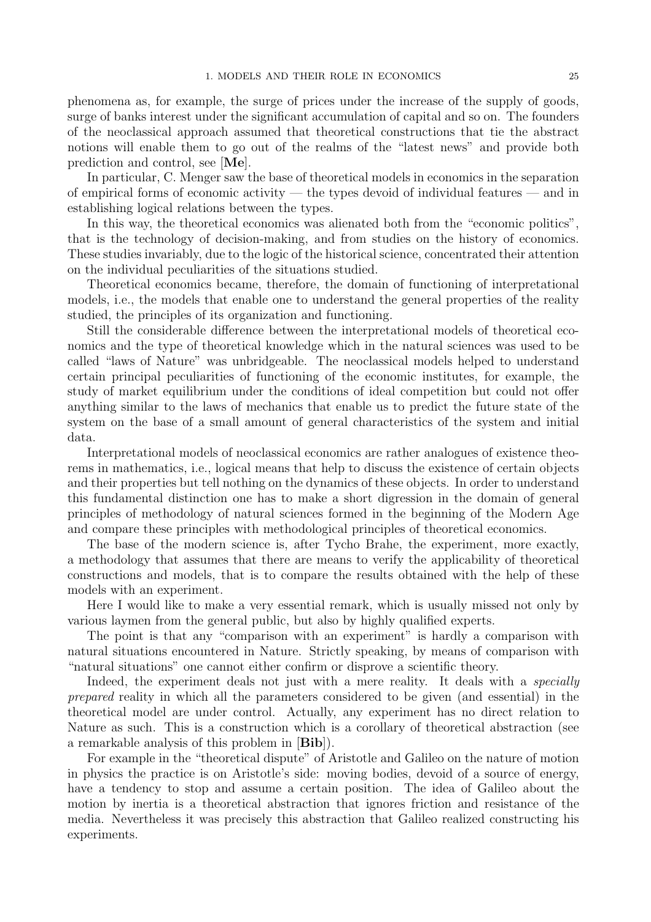phenomena as, for example, the surge of prices under the increase of the supply of goods, surge of banks interest under the significant accumulation of capital and so on. The founders of the neoclassical approach assumed that theoretical constructions that tie the abstract notions will enable them to go out of the realms of the "latest news" and provide both prediction and control, see [**Me**].

In particular, C. Menger saw the base of theoretical models in economics in the separation of empirical forms of economic activity — the types devoid of individual features — and in establishing logical relations between the types.

In this way, the theoretical economics was alienated both from the "economic politics", that is the technology of decision-making, and from studies on the history of economics. These studies invariably, due to the logic of the historical science, concentrated their attention on the individual peculiarities of the situations studied.

Theoretical economics became, therefore, the domain of functioning of interpretational models, i.e., the models that enable one to understand the general properties of the reality studied, the principles of its organization and functioning.

Still the considerable difference between the interpretational models of theoretical economics and the type of theoretical knowledge which in the natural sciences was used to be called "laws of Nature" was unbridgeable. The neoclassical models helped to understand certain principal peculiarities of functioning of the economic institutes, for example, the study of market equilibrium under the conditions of ideal competition but could not offer anything similar to the laws of mechanics that enable us to predict the future state of the system on the base of a small amount of general characteristics of the system and initial data.

Interpretational models of neoclassical economics are rather analogues of existence theorems in mathematics, i.e., logical means that help to discuss the existence of certain objects and their properties but tell nothing on the dynamics of these objects. In order to understand this fundamental distinction one has to make a short digression in the domain of general principles of methodology of natural sciences formed in the beginning of the Modern Age and compare these principles with methodological principles of theoretical economics.

The base of the modern science is, after Tycho Brahe, the experiment, more exactly, a methodology that assumes that there are means to verify the applicability of theoretical constructions and models, that is to compare the results obtained with the help of these models with an experiment.

Here I would like to make a very essential remark, which is usually missed not only by various laymen from the general public, but also by highly qualified experts.

The point is that any "comparison with an experiment" is hardly a comparison with natural situations encountered in Nature. Strictly speaking, by means of comparison with "natural situations" one cannot either confirm or disprove a scientific theory.

Indeed, the experiment deals not just with a mere reality. It deals with a *specially prepared* reality in which all the parameters considered to be given (and essential) in the theoretical model are under control. Actually, any experiment has no direct relation to Nature as such. This is a construction which is a corollary of theoretical abstraction (see a remarkable analysis of this problem in [**Bib**]).

For example in the "theoretical dispute" of Aristotle and Galileo on the nature of motion in physics the practice is on Aristotle's side: moving bodies, devoid of a source of energy, have a tendency to stop and assume a certain position. The idea of Galileo about the motion by inertia is a theoretical abstraction that ignores friction and resistance of the media. Nevertheless it was precisely this abstraction that Galileo realized constructing his experiments.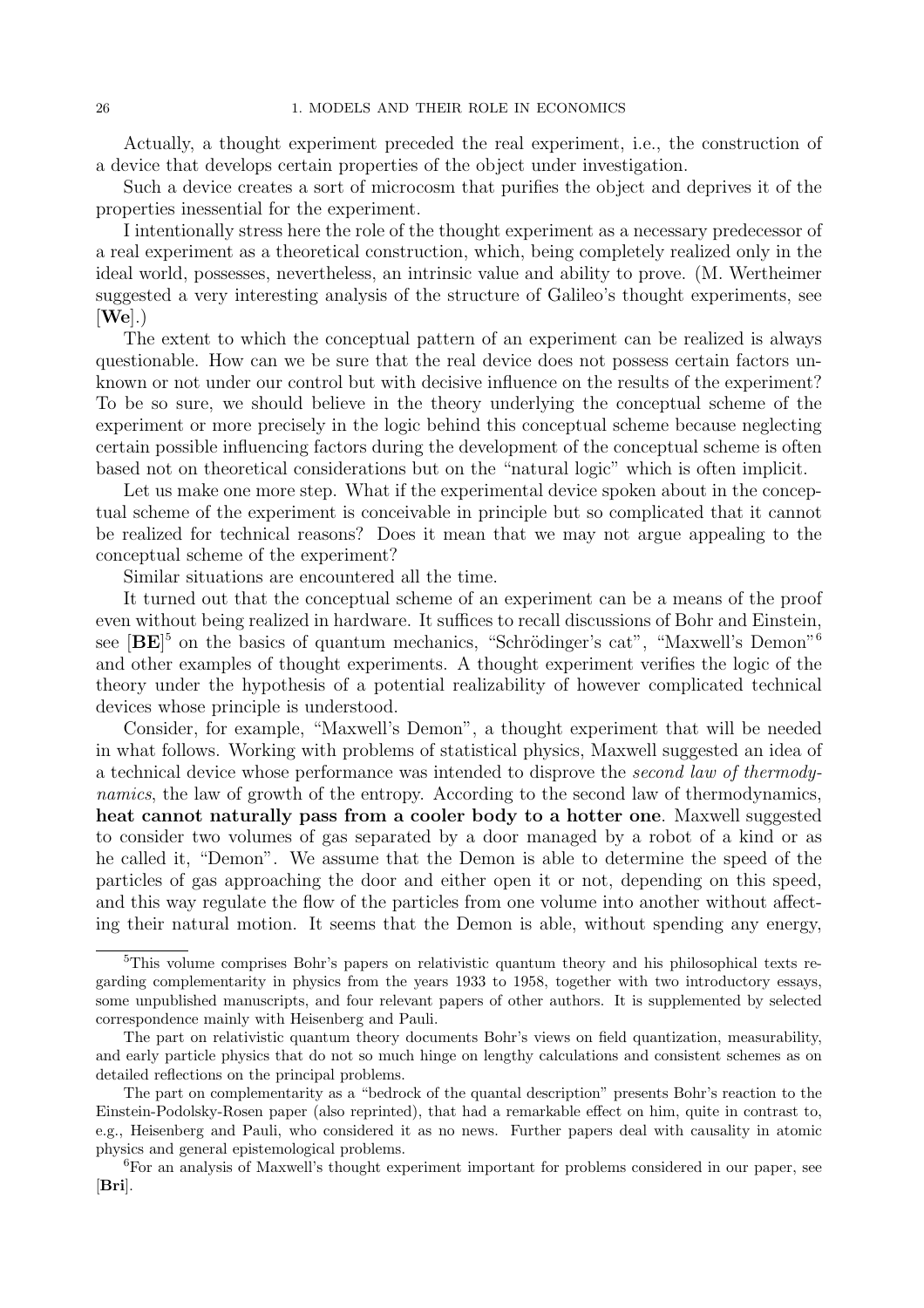Actually, a thought experiment preceded the real experiment, i.e., the construction of a device that develops certain properties of the object under investigation.

Such a device creates a sort of microcosm that purifies the object and deprives it of the properties inessential for the experiment.

I intentionally stress here the role of the thought experiment as a necessary predecessor of a real experiment as a theoretical construction, which, being completely realized only in the ideal world, possesses, nevertheless, an intrinsic value and ability to prove. (M. Wertheimer suggested a very interesting analysis of the structure of Galileo's thought experiments, see [**We**].)

The extent to which the conceptual pattern of an experiment can be realized is always questionable. How can we be sure that the real device does not possess certain factors unknown or not under our control but with decisive influence on the results of the experiment? To be so sure, we should believe in the theory underlying the conceptual scheme of the experiment or more precisely in the logic behind this conceptual scheme because neglecting certain possible influencing factors during the development of the conceptual scheme is often based not on theoretical considerations but on the "natural logic" which is often implicit.

Let us make one more step. What if the experimental device spoken about in the conceptual scheme of the experiment is conceivable in principle but so complicated that it cannot be realized for technical reasons? Does it mean that we may not argue appealing to the conceptual scheme of the experiment?

Similar situations are encountered all the time.

It turned out that the conceptual scheme of an experiment can be a means of the proof even without being realized in hardware. It suffices to recall discussions of Bohr and Einstein, see [**BE**][5] on the basics of quantum mechanics, "Schrödinger's cat", "Maxwell's Demon"[6] and other examples of thought experiments. A thought experiment verifies the logic of the theory under the hypothesis of a potential realizability of however complicated technical devices whose principle is understood.

Consider, for example, "Maxwell's Demon", a thought experiment that will be needed in what follows. Working with problems of statistical physics, Maxwell suggested an idea of a technical device whose performance was intended to disprove the *second law of thermodynamics*, the law of growth of the entropy. According to the second law of thermodynamics, **heat cannot naturally pass from a cooler body to a hotter one**. Maxwell suggested to consider two volumes of gas separated by a door managed by a robot of a kind or as he called it, "Demon". We assume that the Demon is able to determine the speed of the particles of gas approaching the door and either open it or not, depending on this speed, and this way regulate the flow of the particles from one volume into another without affecting their natural motion. It seems that the Demon is able, without spending any energy,

---

[5] This volume comprises Bohr's papers on relativistic quantum theory and his philosophical texts regarding complementarity in physics from the years 1933 to 1958, together with two introductory essays, some unpublished manuscripts, and four relevant papers of other authors. It is supplemented by selected correspondence mainly with Heisenberg and Pauli.

The part on relativistic quantum theory documents Bohr's views on field quantization, measurability, and early particle physics that do not so much hinge on lengthy calculations and consistent schemes as on detailed reflections on the principal problems.

The part on complementarity as a "bedrock of the quantal description" presents Bohr's reaction to the Einstein-Podolsky-Rosen paper (also reprinted), that had a remarkable effect on him, quite in contrast to, e.g., Heisenberg and Pauli, who considered it as no news. Further papers deal with causality in atomic physics and general epistemological problems.

[6] For an analysis of Maxwell's thought experiment important for problems considered in our paper, see [**Bri**].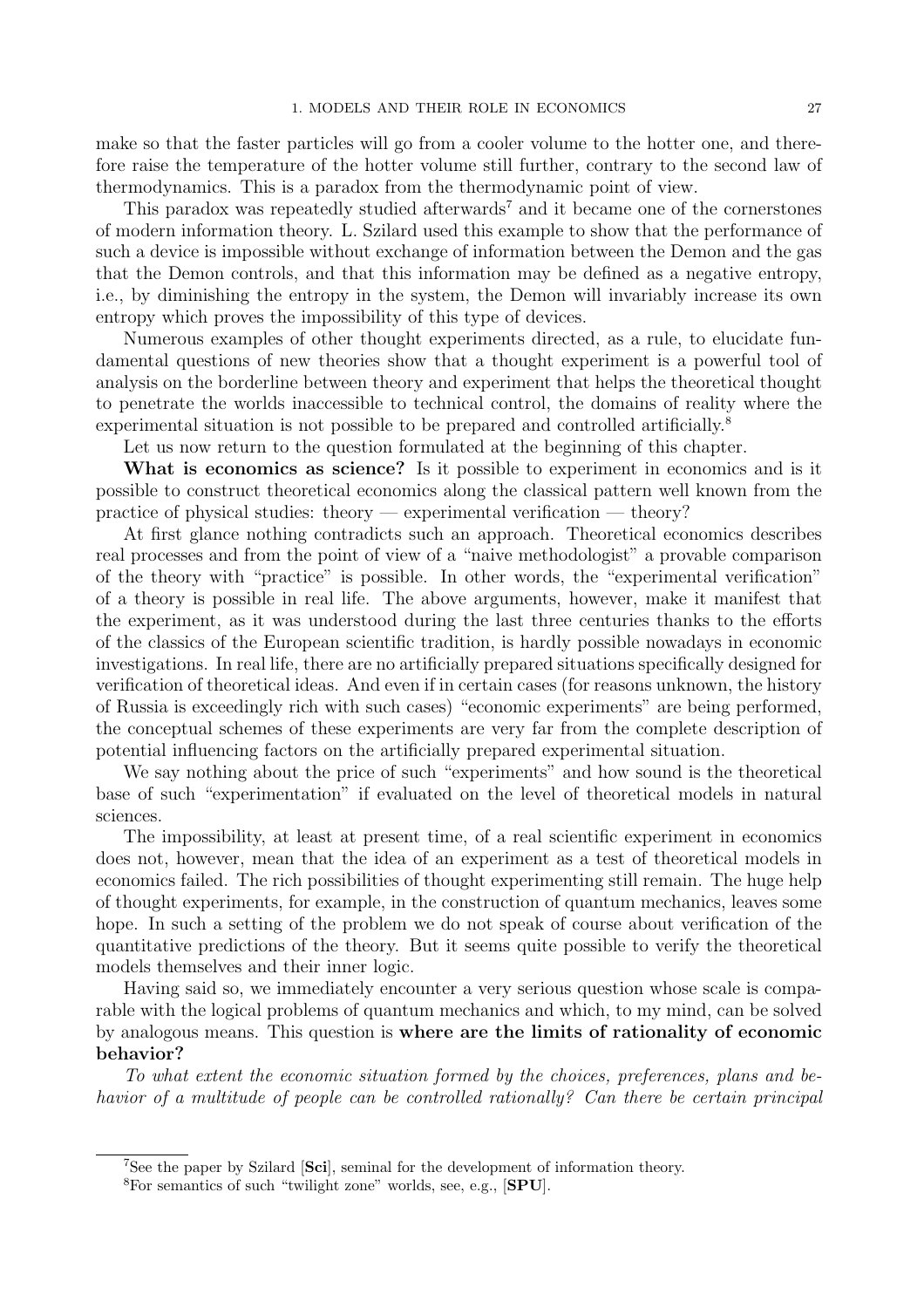make so that the faster particles will go from a cooler volume to the hotter one, and therefore raise the temperature of the hotter volume still further, contrary to the second law of thermodynamics. This is a paradox from the thermodynamic point of view.

This paradox was repeatedly studied afterwards[7] and it became one of the cornerstones of modern information theory. L. Szilard used this example to show that the performance of such a device is impossible without exchange of information between the Demon and the gas that the Demon controls, and that this information may be defined as a negative entropy, i.e., by diminishing the entropy in the system, the Demon will invariably increase its own entropy which proves the impossibility of this type of devices.

Numerous examples of other thought experiments directed, as a rule, to elucidate fundamental questions of new theories show that a thought experiment is a powerful tool of analysis on the borderline between theory and experiment that helps the theoretical thought to penetrate the worlds inaccessible to technical control, the domains of reality where the experimental situation is not possible to be prepared and controlled artificially.[8]

Let us now return to the question formulated at the beginning of this chapter.

**What is economics as science?** Is it possible to experiment in economics and is it possible to construct theoretical economics along the classical pattern well known from the practice of physical studies: theory — experimental verification — theory?

At first glance nothing contradicts such an approach. Theoretical economics describes real processes and from the point of view of a "naive methodologist" a provable comparison of the theory with "practice" is possible. In other words, the "experimental verification" of a theory is possible in real life. The above arguments, however, make it manifest that the experiment, as it was understood during the last three centuries thanks to the efforts of the classics of the European scientific tradition, is hardly possible nowadays in economic investigations. In real life, there are no artificially prepared situations specifically designed for verification of theoretical ideas. And even if in certain cases (for reasons unknown, the history of Russia is exceedingly rich with such cases) "economic experiments" are being performed, the conceptual schemes of these experiments are very far from the complete description of potential influencing factors on the artificially prepared experimental situation.

We say nothing about the price of such "experiments" and how sound is the theoretical base of such "experimentation" if evaluated on the level of theoretical models in natural sciences.

The impossibility, at least at present time, of a real scientific experiment in economics does not, however, mean that the idea of an experiment as a test of theoretical models in economics failed. The rich possibilities of thought experimenting still remain. The huge help of thought experiments, for example, in the construction of quantum mechanics, leaves some hope. In such a setting of the problem we do not speak of course about verification of the quantitative predictions of the theory. But it seems quite possible to verify the theoretical models themselves and their inner logic.

Having said so, we immediately encounter a very serious question whose scale is comparable with the logical problems of quantum mechanics and which, to my mind, can be solved by analogous means. This question is **where are the limits of rationality of economic behavior?**

*To what extent the economic situation formed by the choices, preferences, plans and behavior of a multitude of people can be controlled rationally? Can there be certain principal*

[7] See the paper by Szilard [**Sci**], seminal for the development of information theory.

[8] For semantics of such "twilight zone" worlds, see, e.g., [**SPU**].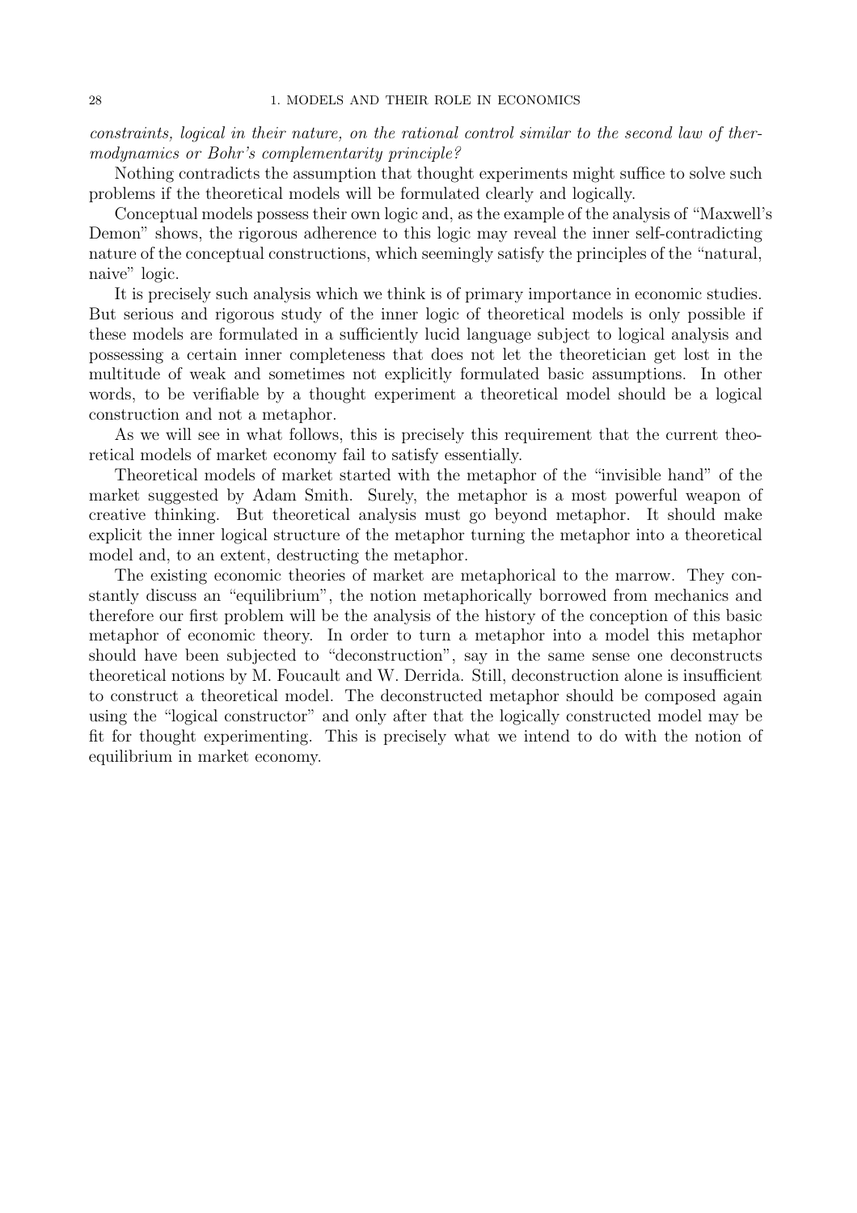*constraints, logical in their nature, on the rational control similar to the second law of thermodynamics or Bohr's complementarity principle?*

Nothing contradicts the assumption that thought experiments might suffice to solve such problems if the theoretical models will be formulated clearly and logically.

Conceptual models possess their own logic and, as the example of the analysis of "Maxwell's Demon" shows, the rigorous adherence to this logic may reveal the inner self-contradicting nature of the conceptual constructions, which seemingly satisfy the principles of the "natural, naive" logic.

It is precisely such analysis which we think is of primary importance in economic studies. But serious and rigorous study of the inner logic of theoretical models is only possible if these models are formulated in a sufficiently lucid language subject to logical analysis and possessing a certain inner completeness that does not let the theoretician get lost in the multitude of weak and sometimes not explicitly formulated basic assumptions. In other words, to be verifiable by a thought experiment a theoretical model should be a logical construction and not a metaphor.

As we will see in what follows, this is precisely this requirement that the current theoretical models of market economy fail to satisfy essentially.

Theoretical models of market started with the metaphor of the "invisible hand" of the market suggested by Adam Smith. Surely, the metaphor is a most powerful weapon of creative thinking. But theoretical analysis must go beyond metaphor. It should make explicit the inner logical structure of the metaphor turning the metaphor into a theoretical model and, to an extent, destructing the metaphor.

The existing economic theories of market are metaphorical to the marrow. They constantly discuss an "equilibrium", the notion metaphorically borrowed from mechanics and therefore our first problem will be the analysis of the history of the conception of this basic metaphor of economic theory. In order to turn a metaphor into a model this metaphor should have been subjected to "deconstruction", say in the same sense one deconstructs theoretical notions by M. Foucault and W. Derrida. Still, deconstruction alone is insufficient to construct a theoretical model. The deconstructed metaphor should be composed again using the "logical constructor" and only after that the logically constructed model may be fit for thought experimenting. This is precisely what we intend to do with the notion of equilibrium in market economy.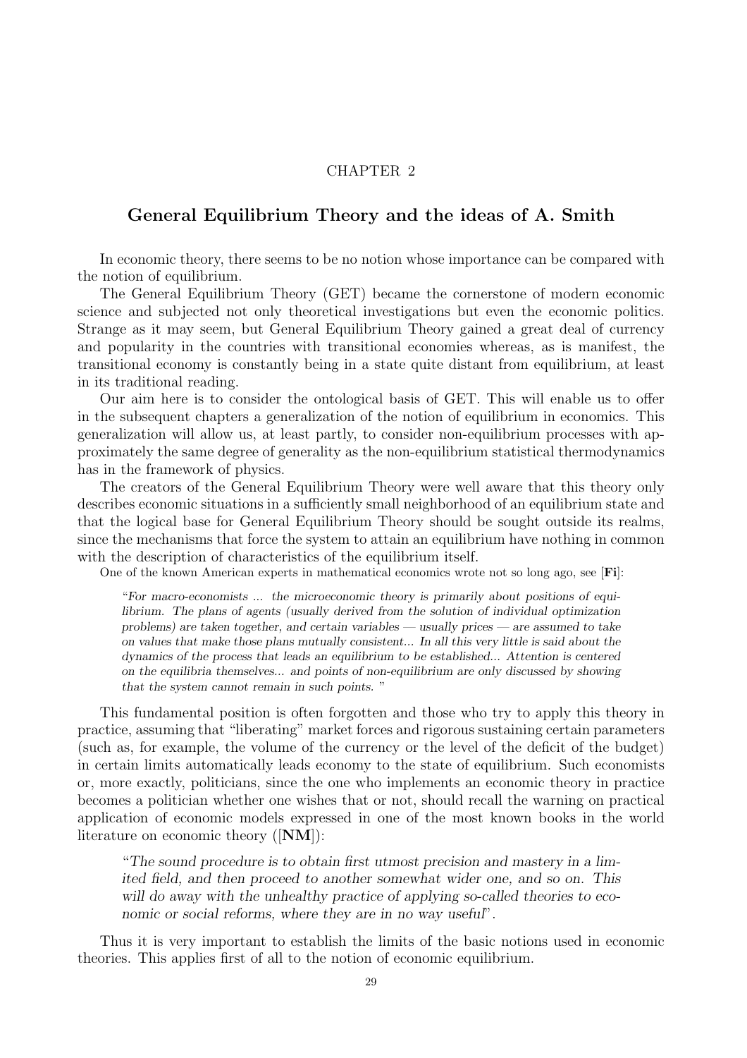CHAPTER 2

# General Equilibrium Theory and the ideas of A. Smith

In economic theory, there seems to be no notion whose importance can be compared with the notion of equilibrium.

The General Equilibrium Theory (GET) became the cornerstone of modern economic science and subjected not only theoretical investigations but even the economic politics. Strange as it may seem, but General Equilibrium Theory gained a great deal of currency and popularity in the countries with transitional economies whereas, as is manifest, the transitional economy is constantly being in a state quite distant from equilibrium, at least in its traditional reading.

Our aim here is to consider the ontological basis of GET. This will enable us to offer in the subsequent chapters a generalization of the notion of equilibrium in economics. This generalization will allow us, at least partly, to consider non-equilibrium processes with approximately the same degree of generality as the non-equilibrium statistical thermodynamics has in the framework of physics.

The creators of the General Equilibrium Theory were well aware that this theory only describes economic situations in a sufficiently small neighborhood of an equilibrium state and that the logical base for General Equilibrium Theory should be sought outside its realms, since the mechanisms that force the system to attain an equilibrium have nothing in common with the description of characteristics of the equilibrium itself.

One of the known American experts in mathematical economics wrote not so long ago, see [**Fi**]:

> "*For macro-economists ... the microeconomic theory is primarily about positions of equilibrium. The plans of agents (usually derived from the solution of individual optimization problems) are taken together, and certain variables — usually prices — are assumed to take on values that make those plans mutually consistent... In all this very little is said about the dynamics of the process that leads an equilibrium to be established... Attention is centered on the equilibria themselves... and points of non-equilibrium are only discussed by showing that the system cannot remain in such points.* "

This fundamental position is often forgotten and those who try to apply this theory in practice, assuming that "liberating" market forces and rigorous sustaining certain parameters (such as, for example, the volume of the currency or the level of the deficit of the budget) in certain limits automatically leads economy to the state of equilibrium. Such economists or, more exactly, politicians, since the one who implements an economic theory in practice becomes a politician whether one wishes that or not, should recall the warning on practical application of economic models expressed in one of the most known books in the world literature on economic theory ([**NM**]):

> "*The sound procedure is to obtain first utmost precision and mastery in a limited field, and then proceed to another somewhat wider one, and so on. This will do away with the unhealthy practice of applying so-called theories to economic or social reforms, where they are in no way useful*".

Thus it is very important to establish the limits of the basic notions used in economic theories. This applies first of all to the notion of economic equilibrium.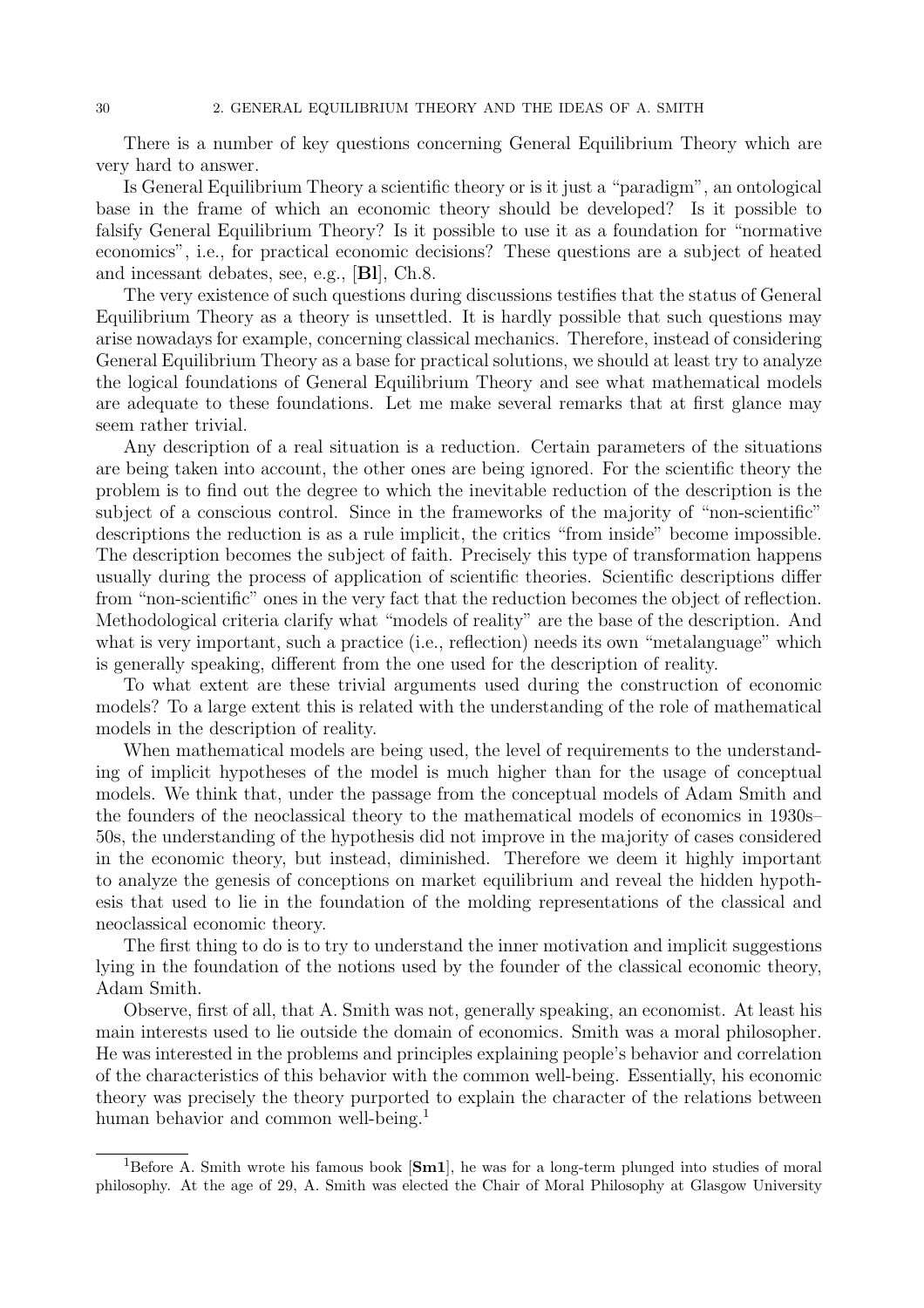There is a number of key questions concerning General Equilibrium Theory which are very hard to answer.

Is General Equilibrium Theory a scientific theory or is it just a "paradigm", an ontological base in the frame of which an economic theory should be developed? Is it possible to falsify General Equilibrium Theory? Is it possible to use it as a foundation for "normative economics", i.e., for practical economic decisions? These questions are a subject of heated and incessant debates, see, e.g., [**Bl**], Ch.8.

The very existence of such questions during discussions testifies that the status of General Equilibrium Theory as a theory is unsettled. It is hardly possible that such questions may arise nowadays for example, concerning classical mechanics. Therefore, instead of considering General Equilibrium Theory as a base for practical solutions, we should at least try to analyze the logical foundations of General Equilibrium Theory and see what mathematical models are adequate to these foundations. Let me make several remarks that at first glance may seem rather trivial.

Any description of a real situation is a reduction. Certain parameters of the situations are being taken into account, the other ones are being ignored. For the scientific theory the problem is to find out the degree to which the inevitable reduction of the description is the subject of a conscious control. Since in the frameworks of the majority of "non-scientific" descriptions the reduction is as a rule implicit, the critics "from inside" become impossible. The description becomes the subject of faith. Precisely this type of transformation happens usually during the process of application of scientific theories. Scientific descriptions differ from "non-scientific" ones in the very fact that the reduction becomes the object of reflection. Methodological criteria clarify what "models of reality" are the base of the description. And what is very important, such a practice (i.e., reflection) needs its own "metalanguage" which is generally speaking, different from the one used for the description of reality.

To what extent are these trivial arguments used during the construction of economic models? To a large extent this is related with the understanding of the role of mathematical models in the description of reality.

When mathematical models are being used, the level of requirements to the understanding of implicit hypotheses of the model is much higher than for the usage of conceptual models. We think that, under the passage from the conceptual models of Adam Smith and the founders of the neoclassical theory to the mathematical models of economics in 1930s–50s, the understanding of the hypothesis did not improve in the majority of cases considered in the economic theory, but instead, diminished. Therefore we deem it highly important to analyze the genesis of conceptions on market equilibrium and reveal the hidden hypothesis that used to lie in the foundation of the molding representations of the classical and neoclassical economic theory.

The first thing to do is to try to understand the inner motivation and implicit suggestions lying in the foundation of the notions used by the founder of the classical economic theory, Adam Smith.

Observe, first of all, that A. Smith was not, generally speaking, an economist. At least his main interests used to lie outside the domain of economics. Smith was a moral philosopher. He was interested in the problems and principles explaining people's behavior and correlation of the characteristics of this behavior with the common well-being. Essentially, his economic theory was precisely the theory purported to explain the character of the relations between human behavior and common well-being.[1]

[1] Before A. Smith wrote his famous book [**Sm1**], he was for a long-term plunged into studies of moral philosophy. At the age of 29, A. Smith was elected the Chair of Moral Philosophy at Glasgow University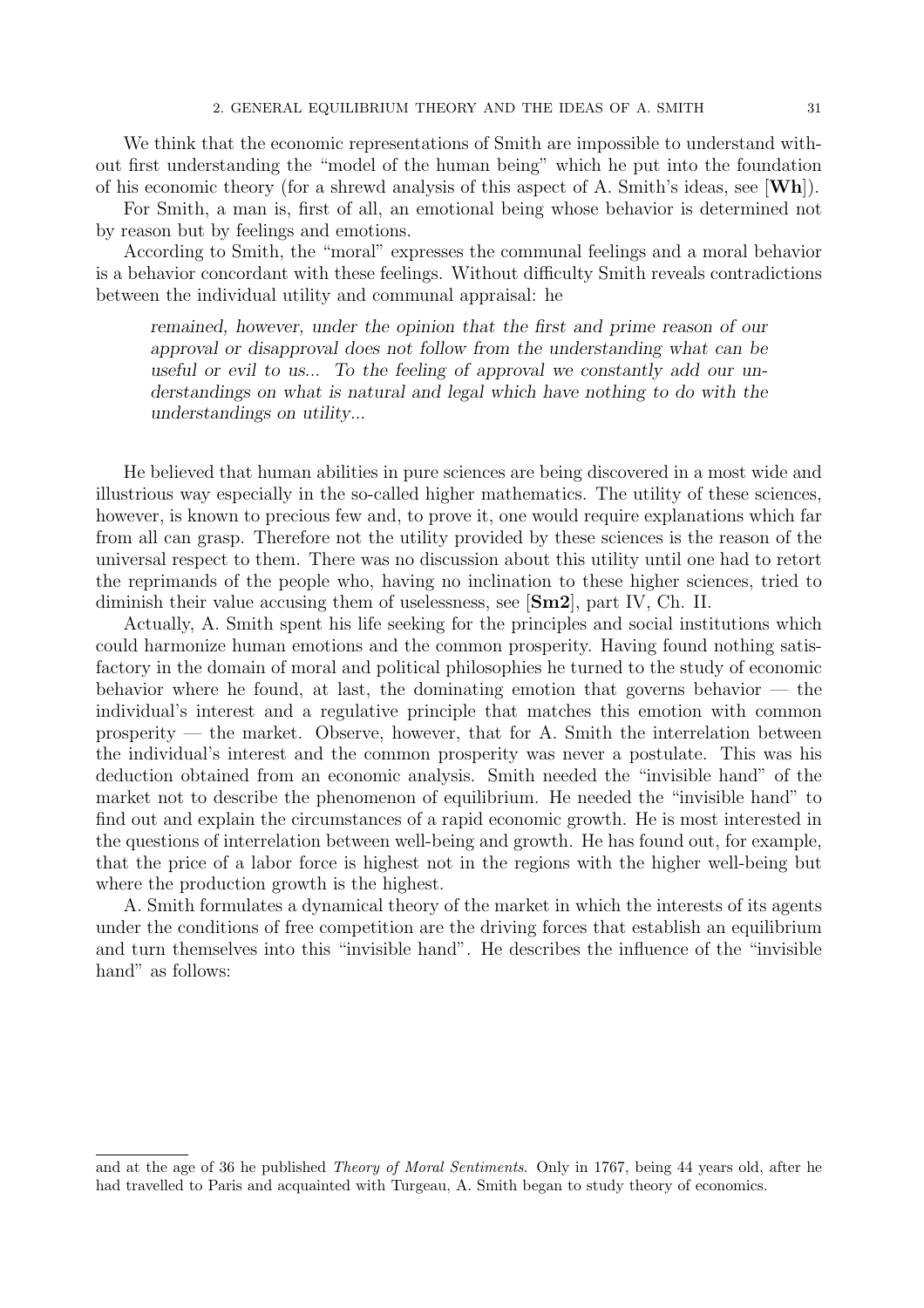We think that the economic representations of Smith are impossible to understand without first understanding the "model of the human being" which he put into the foundation of his economic theory (for a shrewd analysis of this aspect of A. Smith's ideas, see [**Wh**]).

For Smith, a man is, first of all, an emotional being whose behavior is determined not by reason but by feelings and emotions.

According to Smith, the "moral" expresses the communal feelings and a moral behavior is a behavior concordant with these feelings. Without difficulty Smith reveals contradictions between the individual utility and communal appraisal: he

> *remained, however, under the opinion that the first and prime reason of our approval or disapproval does not follow from the understanding what can be useful or evil to us... To the feeling of approval we constantly add our understandings on what is natural and legal which have nothing to do with the understandings on utility...*

He believed that human abilities in pure sciences are being discovered in a most wide and illustrious way especially in the so-called higher mathematics. The utility of these sciences, however, is known to precious few and, to prove it, one would require explanations which far from all can grasp. Therefore not the utility provided by these sciences is the reason of the universal respect to them. There was no discussion about this utility until one had to retort the reprimands of the people who, having no inclination to these higher sciences, tried to diminish their value accusing them of uselessness, see [**Sm2**], part IV, Ch. II.

Actually, A. Smith spent his life seeking for the principles and social institutions which could harmonize human emotions and the common prosperity. Having found nothing satisfactory in the domain of moral and political philosophies he turned to the study of economic behavior where he found, at last, the dominating emotion that governs behavior — the individual's interest and a regulative principle that matches this emotion with common prosperity — the market. Observe, however, that for A. Smith the interrelation between the individual's interest and the common prosperity was never a postulate. This was his deduction obtained from an economic analysis. Smith needed the "invisible hand" of the market not to describe the phenomenon of equilibrium. He needed the "invisible hand" to find out and explain the circumstances of a rapid economic growth. He is most interested in the questions of interrelation between well-being and growth. He has found out, for example, that the price of a labor force is highest not in the regions with the higher well-being but where the production growth is the highest.

A. Smith formulates a dynamical theory of the market in which the interests of its agents under the conditions of free competition are the driving forces that establish an equilibrium and turn themselves into this "invisible hand". He describes the influence of the "invisible hand" as follows:

---

and at the age of 36 he published *Theory of Moral Sentiments*. Only in 1767, being 44 years old, after he had travelled to Paris and acquainted with Turgeau, A. Smith began to study theory of economics.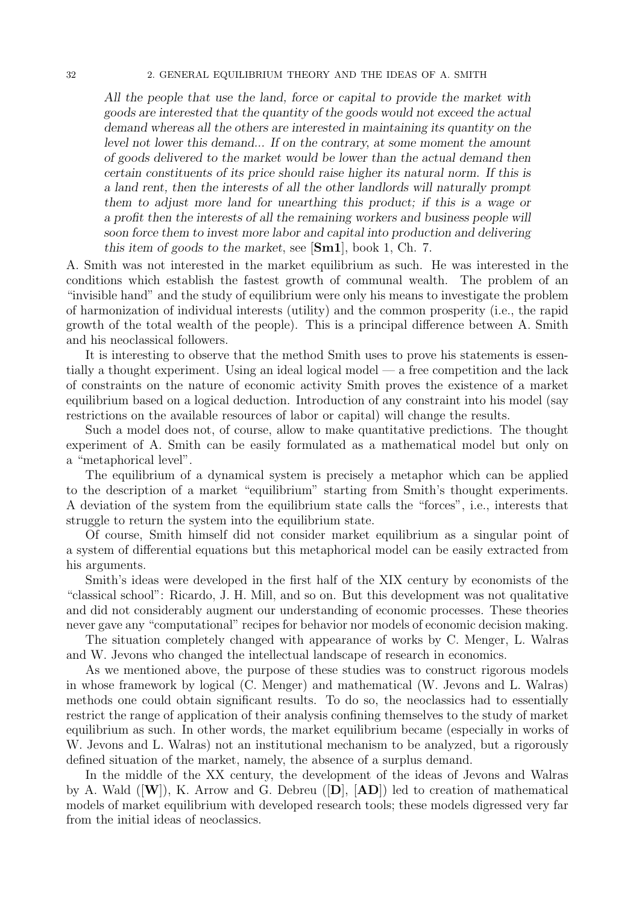*All the people that use the land, force or capital to provide the market with goods are interested that the quantity of the goods would not exceed the actual demand whereas all the others are interested in maintaining its quantity on the level not lower this demand... If on the contrary, at some moment the amount of goods delivered to the market would be lower than the actual demand then certain constituents of its price should raise higher its natural norm. If this is a land rent, then the interests of all the other landlords will naturally prompt them to adjust more land for unearthing this product; if this is a wage or a profit then the interests of all the remaining workers and business people will soon force them to invest more labor and capital into production and delivering this item of goods to the market*, see [**Sm1**], book 1, Ch. 7.

A. Smith was not interested in the market equilibrium as such. He was interested in the conditions which establish the fastest growth of communal wealth. The problem of an "invisible hand" and the study of equilibrium were only his means to investigate the problem of harmonization of individual interests (utility) and the common prosperity (i.e., the rapid growth of the total wealth of the people). This is a principal difference between A. Smith and his neoclassical followers.

It is interesting to observe that the method Smith uses to prove his statements is essentially a thought experiment. Using an ideal logical model — a free competition and the lack of constraints on the nature of economic activity Smith proves the existence of a market equilibrium based on a logical deduction. Introduction of any constraint into his model (say restrictions on the available resources of labor or capital) will change the results.

Such a model does not, of course, allow to make quantitative predictions. The thought experiment of A. Smith can be easily formulated as a mathematical model but only on a "metaphorical level".

The equilibrium of a dynamical system is precisely a metaphor which can be applied to the description of a market "equilibrium" starting from Smith's thought experiments. A deviation of the system from the equilibrium state calls the "forces", i.e., interests that struggle to return the system into the equilibrium state.

Of course, Smith himself did not consider market equilibrium as a singular point of a system of differential equations but this metaphorical model can be easily extracted from his arguments.

Smith's ideas were developed in the first half of the XIX century by economists of the "classical school": Ricardo, J. H. Mill, and so on. But this development was not qualitative and did not considerably augment our understanding of economic processes. These theories never gave any "computational" recipes for behavior nor models of economic decision making.

The situation completely changed with appearance of works by C. Menger, L. Walras and W. Jevons who changed the intellectual landscape of research in economics.

As we mentioned above, the purpose of these studies was to construct rigorous models in whose framework by logical (C. Menger) and mathematical (W. Jevons and L. Walras) methods one could obtain significant results. To do so, the neoclassics had to essentially restrict the range of application of their analysis confining themselves to the study of market equilibrium as such. In other words, the market equilibrium became (especially in works of W. Jevons and L. Walras) not an institutional mechanism to be analyzed, but a rigorously defined situation of the market, namely, the absence of a surplus demand.

In the middle of the XX century, the development of the ideas of Jevons and Walras by A. Wald ([**W**]), K. Arrow and G. Debreu ([**D**], [**AD**]) led to creation of mathematical models of market equilibrium with developed research tools; these models digressed very far from the initial ideas of neoclassics.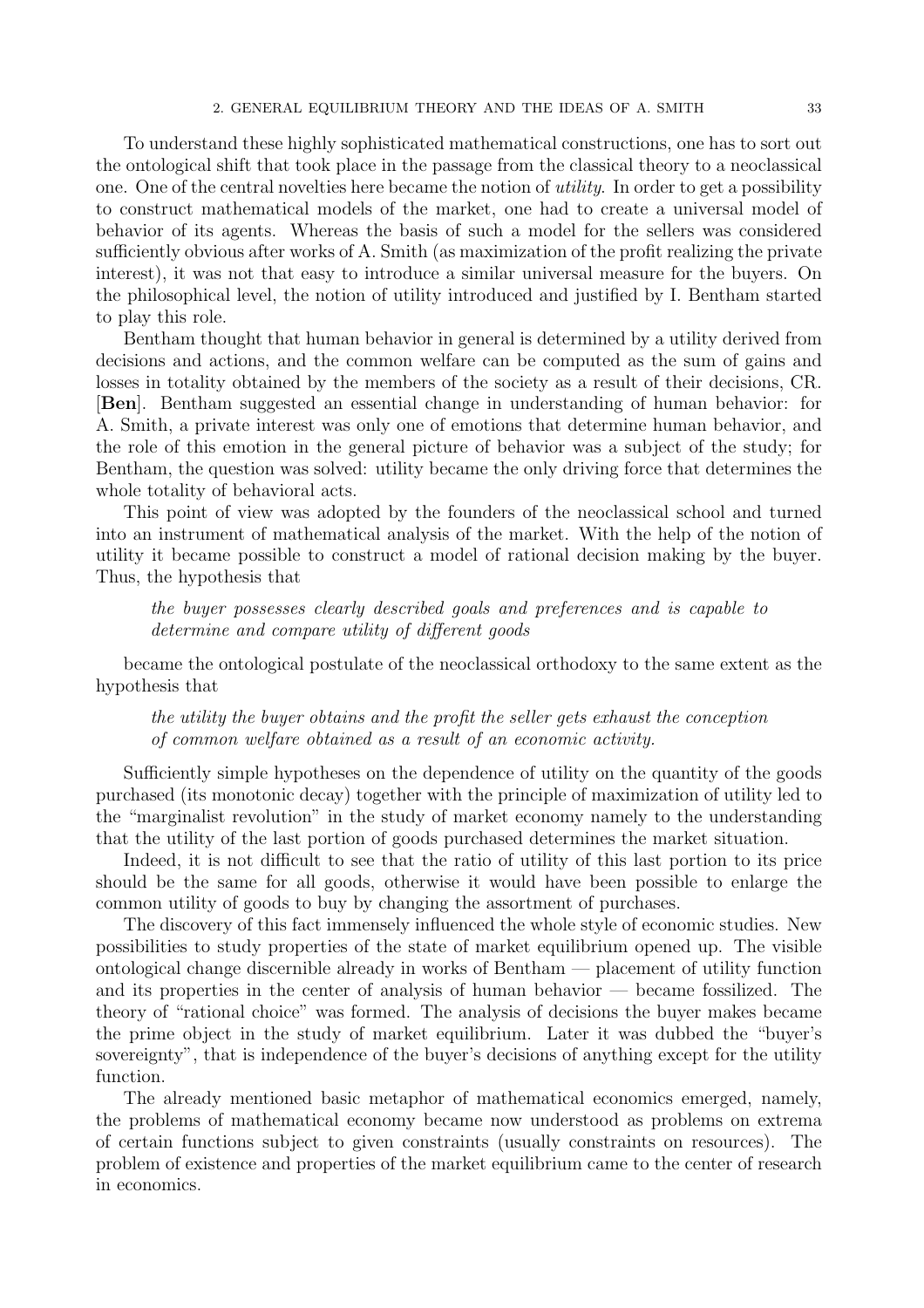To understand these highly sophisticated mathematical constructions, one has to sort out the ontological shift that took place in the passage from the classical theory to a neoclassical one. One of the central novelties here became the notion of *utility*. In order to get a possibility to construct mathematical models of the market, one had to create a universal model of behavior of its agents. Whereas the basis of such a model for the sellers was considered sufficiently obvious after works of A. Smith (as maximization of the profit realizing the private interest), it was not that easy to introduce a similar universal measure for the buyers. On the philosophical level, the notion of utility introduced and justified by I. Bentham started to play this role.

Bentham thought that human behavior in general is determined by a utility derived from decisions and actions, and the common welfare can be computed as the sum of gains and losses in totality obtained by the members of the society as a result of their decisions, CR. [**Ben**]. Bentham suggested an essential change in understanding of human behavior: for A. Smith, a private interest was only one of emotions that determine human behavior, and the role of this emotion in the general picture of behavior was a subject of the study; for Bentham, the question was solved: utility became the only driving force that determines the whole totality of behavioral acts.

This point of view was adopted by the founders of the neoclassical school and turned into an instrument of mathematical analysis of the market. With the help of the notion of utility it became possible to construct a model of rational decision making by the buyer. Thus, the hypothesis that

> *the buyer possesses clearly described goals and preferences and is capable to determine and compare utility of different goods*

became the ontological postulate of the neoclassical orthodoxy to the same extent as the hypothesis that

> *the utility the buyer obtains and the profit the seller gets exhaust the conception of common welfare obtained as a result of an economic activity.*

Sufficiently simple hypotheses on the dependence of utility on the quantity of the goods purchased (its monotonic decay) together with the principle of maximization of utility led to the "marginalist revolution" in the study of market economy namely to the understanding that the utility of the last portion of goods purchased determines the market situation.

Indeed, it is not difficult to see that the ratio of utility of this last portion to its price should be the same for all goods, otherwise it would have been possible to enlarge the common utility of goods to buy by changing the assortment of purchases.

The discovery of this fact immensely influenced the whole style of economic studies. New possibilities to study properties of the state of market equilibrium opened up. The visible ontological change discernible already in works of Bentham — placement of utility function and its properties in the center of analysis of human behavior — became fossilized. The theory of "rational choice" was formed. The analysis of decisions the buyer makes became the prime object in the study of market equilibrium. Later it was dubbed the "buyer's sovereignty", that is independence of the buyer's decisions of anything except for the utility function.

The already mentioned basic metaphor of mathematical economics emerged, namely, the problems of mathematical economy became now understood as problems on extrema of certain functions subject to given constraints (usually constraints on resources). The problem of existence and properties of the market equilibrium came to the center of research in economics.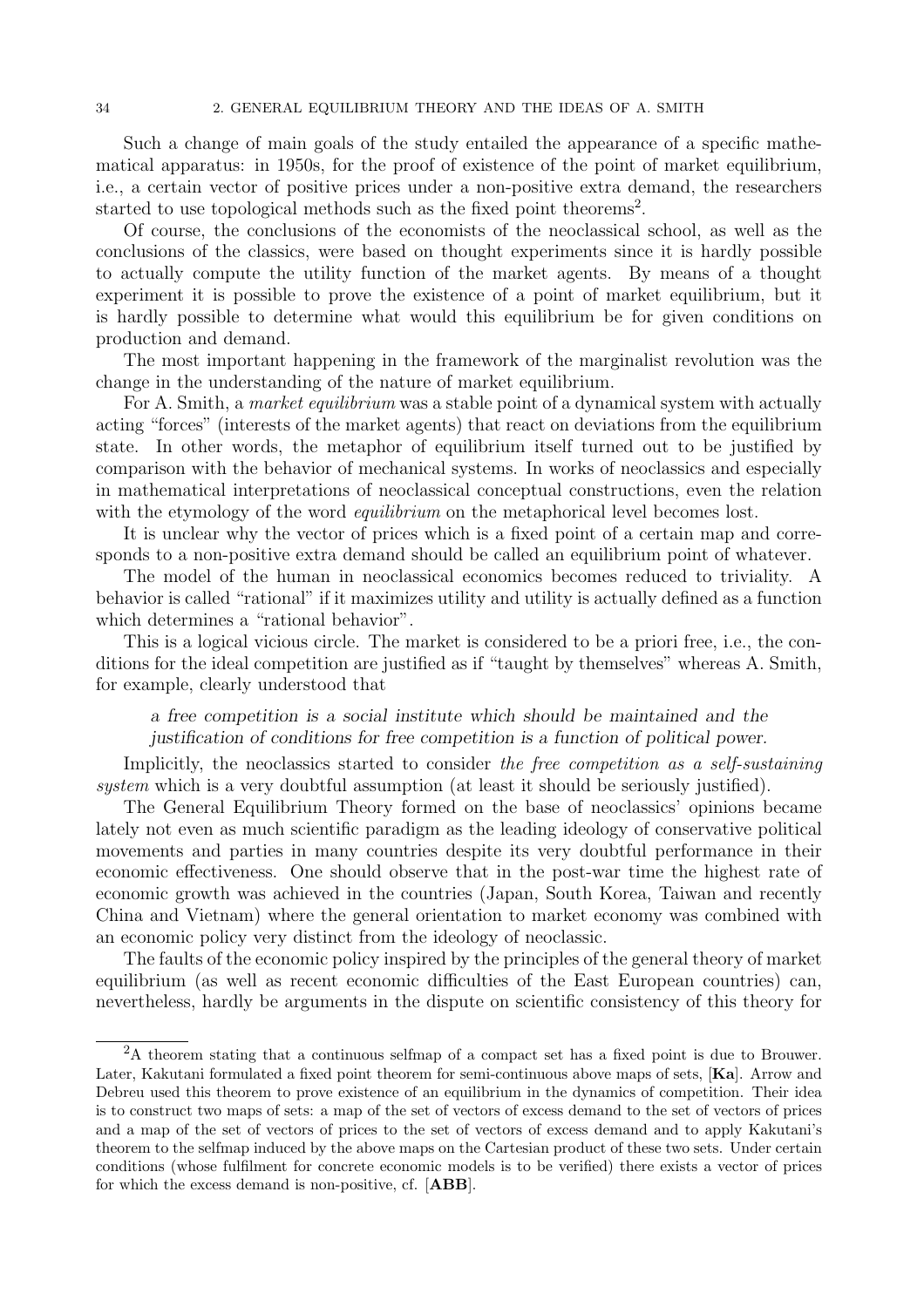Such a change of main goals of the study entailed the appearance of a specific mathematical apparatus: in 1950s, for the proof of existence of the point of market equilibrium, i.e., a certain vector of positive prices under a non-positive extra demand, the researchers started to use topological methods such as the fixed point theorems[2].

Of course, the conclusions of the economists of the neoclassical school, as well as the conclusions of the classics, were based on thought experiments since it is hardly possible to actually compute the utility function of the market agents. By means of a thought experiment it is possible to prove the existence of a point of market equilibrium, but it is hardly possible to determine what would this equilibrium be for given conditions on production and demand.

The most important happening in the framework of the marginalist revolution was the change in the understanding of the nature of market equilibrium.

For A. Smith, a *market equilibrium* was a stable point of a dynamical system with actually acting "forces" (interests of the market agents) that react on deviations from the equilibrium state. In other words, the metaphor of equilibrium itself turned out to be justified by comparison with the behavior of mechanical systems. In works of neoclassics and especially in mathematical interpretations of neoclassical conceptual constructions, even the relation with the etymology of the word *equilibrium* on the metaphorical level becomes lost.

It is unclear why the vector of prices which is a fixed point of a certain map and corresponds to a non-positive extra demand should be called an equilibrium point of whatever.

The model of the human in neoclassical economics becomes reduced to triviality. A behavior is called "rational" if it maximizes utility and utility is actually defined as a function which determines a "rational behavior".

This is a logical vicious circle. The market is considered to be a priori free, i.e., the conditions for the ideal competition are justified as if "taught by themselves" whereas A. Smith, for example, clearly understood that

> *a free competition is a social institute which should be maintained and the justification of conditions for free competition is a function of political power.*

Implicitly, the neoclassics started to consider *the free competition as a self-sustaining system* which is a very doubtful assumption (at least it should be seriously justified).

The General Equilibrium Theory formed on the base of neoclassics' opinions became lately not even as much scientific paradigm as the leading ideology of conservative political movements and parties in many countries despite its very doubtful performance in their economic effectiveness. One should observe that in the post-war time the highest rate of economic growth was achieved in the countries (Japan, South Korea, Taiwan and recently China and Vietnam) where the general orientation to market economy was combined with an economic policy very distinct from the ideology of neoclassic.

The faults of the economic policy inspired by the principles of the general theory of market equilibrium (as well as recent economic difficulties of the East European countries) can, nevertheless, hardly be arguments in the dispute on scientific consistency of this theory for

---

[2] A theorem stating that a continuous selfmap of a compact set has a fixed point is due to Brouwer. Later, Kakutani formulated a fixed point theorem for semi-continuous above maps of sets, [**Ka**]. Arrow and Debreu used this theorem to prove existence of an equilibrium in the dynamics of competition. Their idea is to construct two maps of sets: a map of the set of vectors of excess demand to the set of vectors of prices and a map of the set of vectors of prices to the set of vectors of excess demand and to apply Kakutani's theorem to the selfmap induced by the above maps on the Cartesian product of these two sets. Under certain conditions (whose fulfilment for concrete economic models is to be verified) there exists a vector of prices for which the excess demand is non-positive, cf. [**ABB**].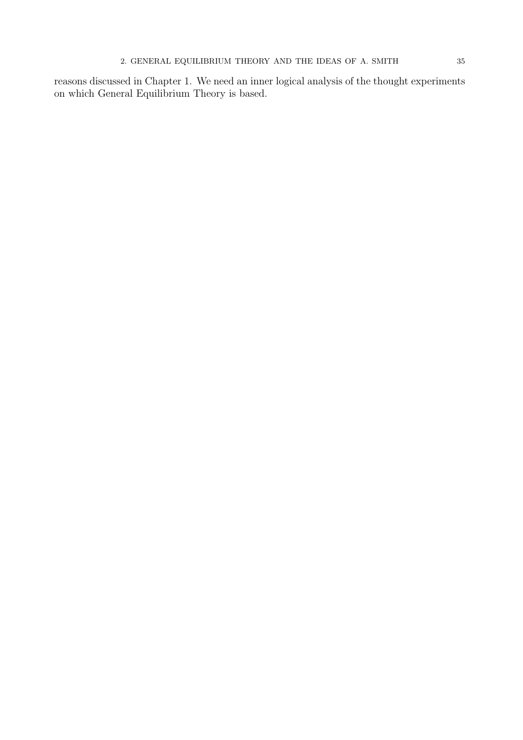reasons discussed in Chapter 1. We need an inner logical analysis of the thought experiments on which General Equilibrium Theory is based.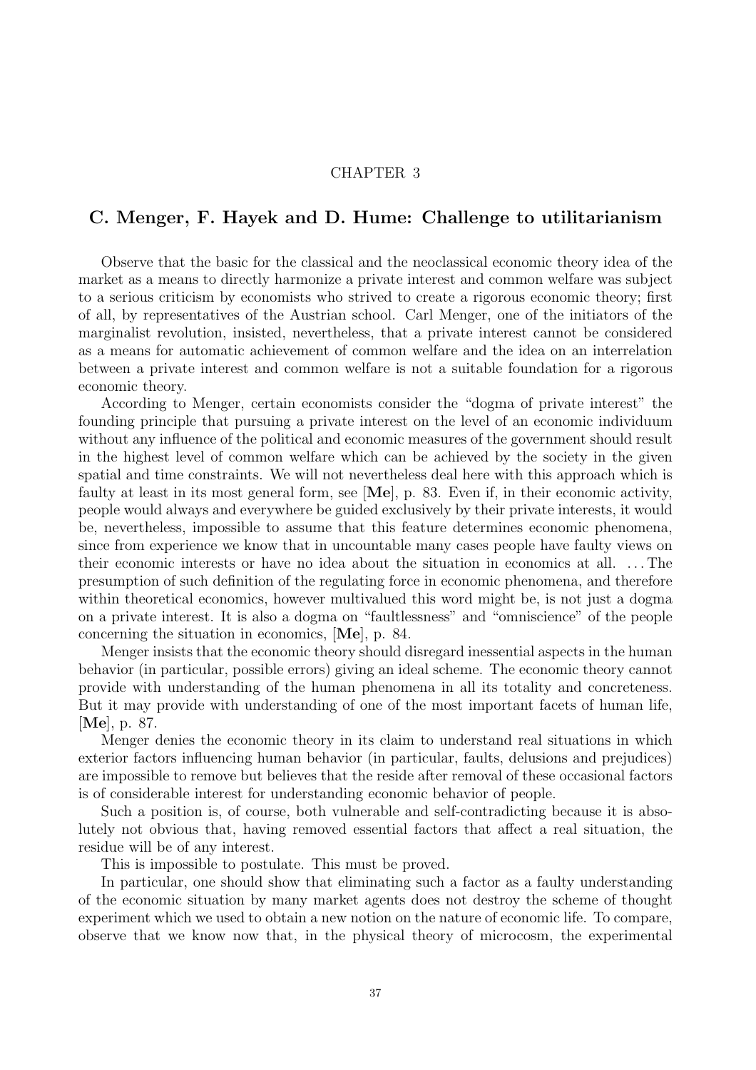CHAPTER 3

# C. Menger, F. Hayek and D. Hume: Challenge to utilitarianism

Observe that the basic for the classical and the neoclassical economic theory idea of the market as a means to directly harmonize a private interest and common welfare was subject to a serious criticism by economists who strived to create a rigorous economic theory; first of all, by representatives of the Austrian school. Carl Menger, one of the initiators of the marginalist revolution, insisted, nevertheless, that a private interest cannot be considered as a means for automatic achievement of common welfare and the idea on an interrelation between a private interest and common welfare is not a suitable foundation for a rigorous economic theory.

According to Menger, certain economists consider the "dogma of private interest" the founding principle that pursuing a private interest on the level of an economic individuum without any influence of the political and economic measures of the government should result in the highest level of common welfare which can be achieved by the society in the given spatial and time constraints. We will not nevertheless deal here with this approach which is faulty at least in its most general form, see [**Me**], p. 83. Even if, in their economic activity, people would always and everywhere be guided exclusively by their private interests, it would be, nevertheless, impossible to assume that this feature determines economic phenomena, since from experience we know that in uncountable many cases people have faulty views on their economic interests or have no idea about the situation in economics at all. ... The presumption of such definition of the regulating force in economic phenomena, and therefore within theoretical economics, however multivalued this word might be, is not just a dogma on a private interest. It is also a dogma on "faultlessness" and "omniscience" of the people concerning the situation in economics, [**Me**], p. 84.

Menger insists that the economic theory should disregard inessential aspects in the human behavior (in particular, possible errors) giving an ideal scheme. The economic theory cannot provide with understanding of the human phenomena in all its totality and concreteness. But it may provide with understanding of one of the most important facets of human life, [**Me**], p. 87.

Menger denies the economic theory in its claim to understand real situations in which exterior factors influencing human behavior (in particular, faults, delusions and prejudices) are impossible to remove but believes that the reside after removal of these occasional factors is of considerable interest for understanding economic behavior of people.

Such a position is, of course, both vulnerable and self-contradicting because it is absolutely not obvious that, having removed essential factors that affect a real situation, the residue will be of any interest.

This is impossible to postulate. This must be proved.

In particular, one should show that eliminating such a factor as a faulty understanding of the economic situation by many market agents does not destroy the scheme of thought experiment which we used to obtain a new notion on the nature of economic life. To compare, observe that we know now that, in the physical theory of microcosm, the experimental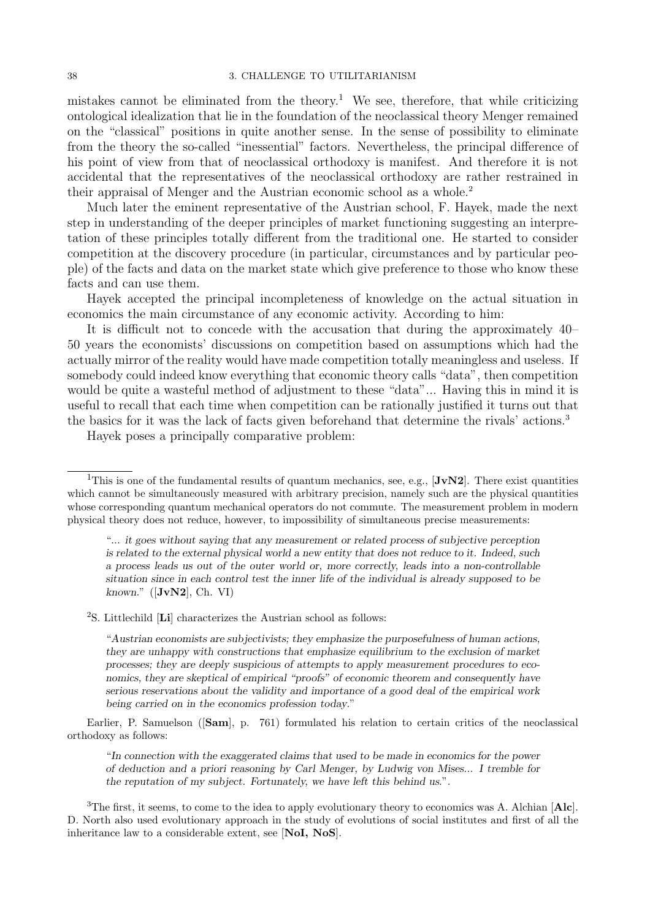mistakes cannot be eliminated from the theory.[1] We see, therefore, that while criticizing ontological idealization that lie in the foundation of the neoclassical theory Menger remained on the "classical" positions in quite another sense. In the sense of possibility to eliminate from the theory the so-called "inessential" factors. Nevertheless, the principal difference of his point of view from that of neoclassical orthodoxy is manifest. And therefore it is not accidental that the representatives of the neoclassical orthodoxy are rather restrained in their appraisal of Menger and the Austrian economic school as a whole.[2]

Much later the eminent representative of the Austrian school, F. Hayek, made the next step in understanding of the deeper principles of market functioning suggesting an interpretation of these principles totally different from the traditional one. He started to consider competition at the discovery procedure (in particular, circumstances and by particular people) of the facts and data on the market state which give preference to those who know these facts and can use them.

Hayek accepted the principal incompleteness of knowledge on the actual situation in economics the main circumstance of any economic activity. According to him:

It is difficult not to concede with the accusation that during the approximately 40–50 years the economists' discussions on competition based on assumptions which had the actually mirror of the reality would have made competition totally meaningless and useless. If somebody could indeed know everything that economic theory calls "data", then competition would be quite a wasteful method of adjustment to these "data"... Having this in mind it is useful to recall that each time when competition can be rationally justified it turns out that the basics for it was the lack of facts given beforehand that determine the rivals' actions.[3]

Hayek poses a principally comparative problem:

---

[1] This is one of the fundamental results of quantum mechanics, see, e.g., [**JvN2**]. There exist quantities which cannot be simultaneously measured with arbitrary precision, namely such are the physical quantities whose corresponding quantum mechanical operators do not commute. The measurement problem in modern physical theory does not reduce, however, to impossibility of simultaneous precise measurements:

> "*... it goes without saying that any measurement or related process of subjective perception is related to the external physical world a new entity that does not reduce to it. Indeed, such a process leads us out of the outer world or, more correctly, leads into a non-controllable situation since in each control test the inner life of the individual is already supposed to be known.*" ([**JvN2**], Ch. VI)

[2] S. Littlechild [**Li**] characterizes the Austrian school as follows:

> "*Austrian economists are subjectivists; they emphasize the purposefulness of human actions, they are unhappy with constructions that emphasize equilibrium to the exclusion of market processes; they are deeply suspicious of attempts to apply measurement procedures to economics, they are skeptical of empirical "proofs" of economic theorem and consequently have serious reservations about the validity and importance of a good deal of the empirical work being carried on in the economics profession today.*"

Earlier, P. Samuelson ([**Sam**], p. 761) formulated his relation to certain critics of the neoclassical orthodoxy as follows:

> "*In connection with the exaggerated claims that used to be made in economics for the power of deduction and a priori reasoning by Carl Menger, by Ludwig von Mises... I tremble for the reputation of my subject. Fortunately, we have left this behind us.*".

[3] The first, it seems, to come to the idea to apply evolutionary theory to economics was A. Alchian [**Alc**]. D. North also used evolutionary approach in the study of evolutions of social institutes and first of all the inheritance law to a considerable extent, see [**NoI, NoS**].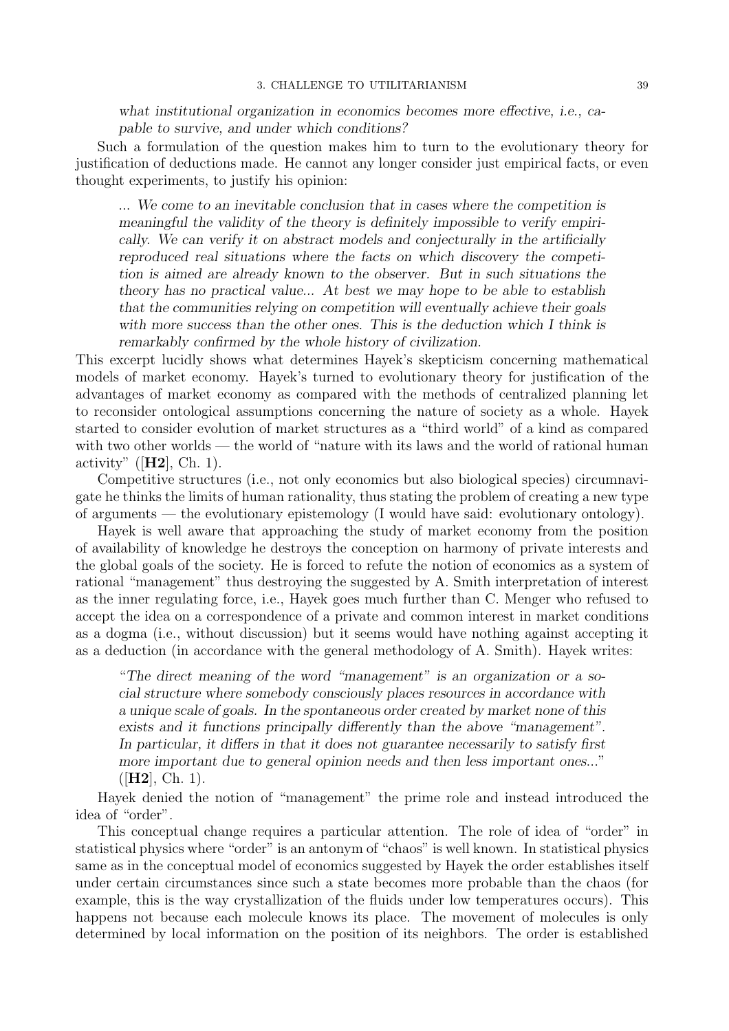*what institutional organization in economics becomes more effective, i.e., capable to survive, and under which conditions?*

Such a formulation of the question makes him to turn to the evolutionary theory for justification of deductions made. He cannot any longer consider just empirical facts, or even thought experiments, to justify his opinion:

> *... We come to an inevitable conclusion that in cases where the competition is meaningful the validity of the theory is definitely impossible to verify empirically. We can verify it on abstract models and conjecturally in the artificially reproduced real situations where the facts on which discovery the competition is aimed are already known to the observer. But in such situations the theory has no practical value... At best we may hope to be able to establish that the communities relying on competition will eventually achieve their goals with more success than the other ones. This is the deduction which I think is remarkably confirmed by the whole history of civilization.*

This excerpt lucidly shows what determines Hayek's skepticism concerning mathematical models of market economy. Hayek's turned to evolutionary theory for justification of the advantages of market economy as compared with the methods of centralized planning let to reconsider ontological assumptions concerning the nature of society as a whole. Hayek started to consider evolution of market structures as a "third world" of a kind as compared with two other worlds — the world of "nature with its laws and the world of rational human activity" ([**H2**], Ch. 1).

Competitive structures (i.e., not only economics but also biological species) circumnavigate he thinks the limits of human rationality, thus stating the problem of creating a new type of arguments — the evolutionary epistemology (I would have said: evolutionary ontology).

Hayek is well aware that approaching the study of market economy from the position of availability of knowledge he destroys the conception on harmony of private interests and the global goals of the society. He is forced to refute the notion of economics as a system of rational "management" thus destroying the suggested by A. Smith interpretation of interest as the inner regulating force, i.e., Hayek goes much further than C. Menger who refused to accept the idea on a correspondence of a private and common interest in market conditions as a dogma (i.e., without discussion) but it seems would have nothing against accepting it as a deduction (in accordance with the general methodology of A. Smith). Hayek writes:

> "*The direct meaning of the word "management" is an organization or a social structure where somebody consciously places resources in accordance with a unique scale of goals. In the spontaneous order created by market none of this exists and it functions principally differently than the above "management". In particular, it differs in that it does not guarantee necessarily to satisfy first more important due to general opinion needs and then less important ones...*" ([**H2**], Ch. 1).

Hayek denied the notion of "management" the prime role and instead introduced the idea of "order".

This conceptual change requires a particular attention. The role of idea of "order" in statistical physics where "order" is an antonym of "chaos" is well known. In statistical physics same as in the conceptual model of economics suggested by Hayek the order establishes itself under certain circumstances since such a state becomes more probable than the chaos (for example, this is the way crystallization of the fluids under low temperatures occurs). This happens not because each molecule knows its place. The movement of molecules is only determined by local information on the position of its neighbors. The order is established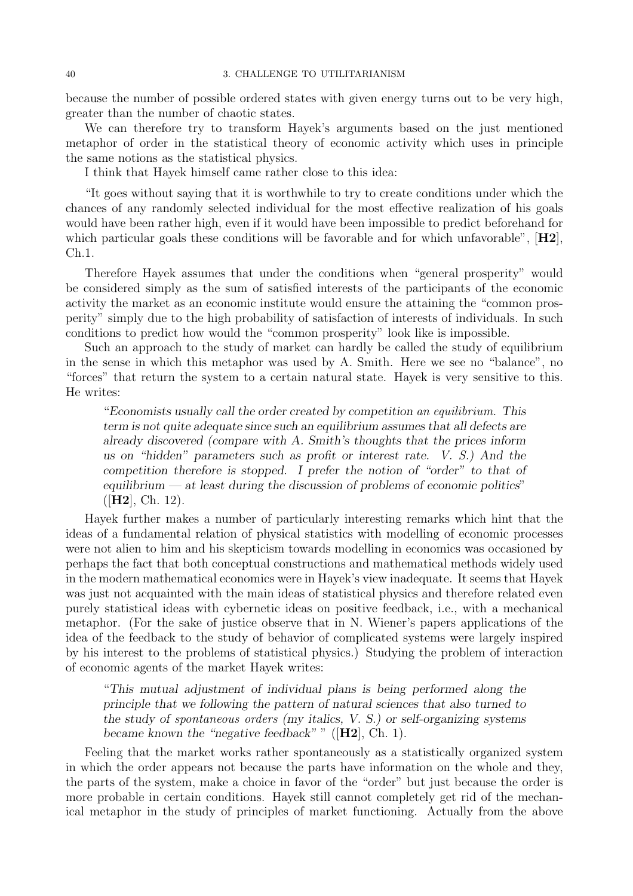because the number of possible ordered states with given energy turns out to be very high, greater than the number of chaotic states.

We can therefore try to transform Hayek's arguments based on the just mentioned metaphor of order in the statistical theory of economic activity which uses in principle the same notions as the statistical physics.

I think that Hayek himself came rather close to this idea:

"It goes without saying that it is worthwhile to try to create conditions under which the chances of any randomly selected individual for the most effective realization of his goals would have been rather high, even if it would have been impossible to predict beforehand for which particular goals these conditions will be favorable and for which unfavorable", [**H2**], Ch.1.

Therefore Hayek assumes that under the conditions when "general prosperity" would be considered simply as the sum of satisfied interests of the participants of the economic activity the market as an economic institute would ensure the attaining the "common prosperity" simply due to the high probability of satisfaction of interests of individuals. In such conditions to predict how would the "common prosperity" look like is impossible.

Such an approach to the study of market can hardly be called the study of equilibrium in the sense in which this metaphor was used by A. Smith. Here we see no "balance", no "forces" that return the system to a certain natural state. Hayek is very sensitive to this. He writes:

> "*Economists usually call the order created by competition* an equilibrium. *This term is not quite adequate since such an equilibrium assumes that all defects are already discovered (compare with A. Smith's thoughts that the prices inform us on "hidden" parameters such as profit or interest rate. V. S.) And the competition therefore is stopped. I prefer the notion of "order" to that of equilibrium — at least during the discussion of problems of economic politics*" ([**H2**], Ch. 12).

Hayek further makes a number of particularly interesting remarks which hint that the ideas of a fundamental relation of physical statistics with modelling of economic processes were not alien to him and his skepticism towards modelling in economics was occasioned by perhaps the fact that both conceptual constructions and mathematical methods widely used in the modern mathematical economics were in Hayek's view inadequate. It seems that Hayek was just not acquainted with the main ideas of statistical physics and therefore related even purely statistical ideas with cybernetic ideas on positive feedback, i.e., with a mechanical metaphor. (For the sake of justice observe that in N. Wiener's papers applications of the idea of the feedback to the study of behavior of complicated systems were largely inspired by his interest to the problems of statistical physics.) Studying the problem of interaction of economic agents of the market Hayek writes:

> "*This mutual adjustment of individual plans is being performed along the principle that we following the pattern of natural sciences that also turned to the study of* spontaneous orders *(my italics, V. S.) or self-organizing systems became known the "negative feedback"* " ([**H2**], Ch. 1).

Feeling that the market works rather spontaneously as a statistically organized system in which the order appears not because the parts have information on the whole and they, the parts of the system, make a choice in favor of the "order" but just because the order is more probable in certain conditions. Hayek still cannot completely get rid of the mechanical metaphor in the study of principles of market functioning. Actually from the above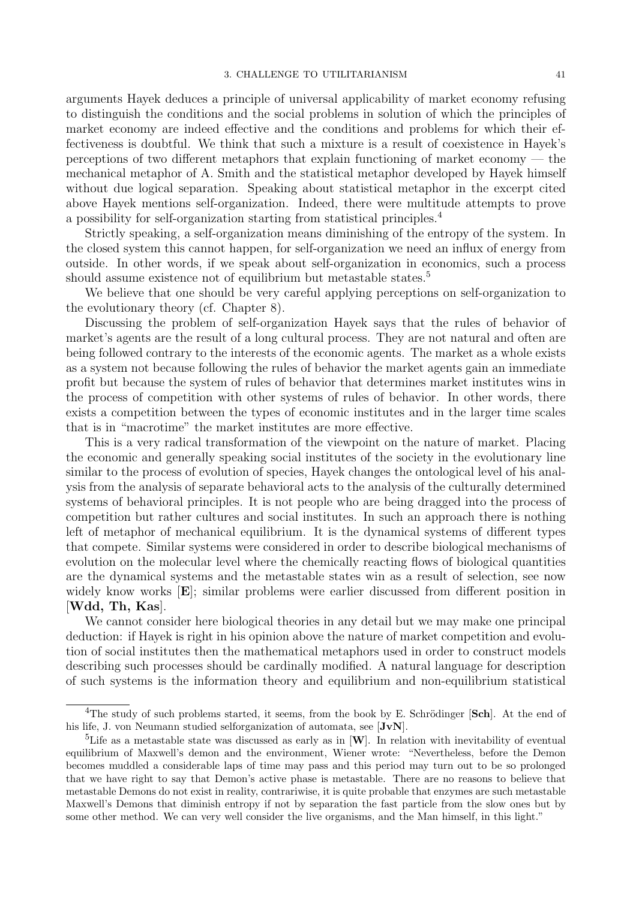arguments Hayek deduces a principle of universal applicability of market economy refusing to distinguish the conditions and the social problems in solution of which the principles of market economy are indeed effective and the conditions and problems for which their effectiveness is doubtful. We think that such a mixture is a result of coexistence in Hayek's perceptions of two different metaphors that explain functioning of market economy — the mechanical metaphor of A. Smith and the statistical metaphor developed by Hayek himself without due logical separation. Speaking about statistical metaphor in the excerpt cited above Hayek mentions self-organization. Indeed, there were multitude attempts to prove a possibility for self-organization starting from statistical principles.[4]

Strictly speaking, a self-organization means diminishing of the entropy of the system. In the closed system this cannot happen, for self-organization we need an influx of energy from outside. In other words, if we speak about self-organization in economics, such a process should assume existence not of equilibrium but metastable states.[5]

We believe that one should be very careful applying perceptions on self-organization to the evolutionary theory (cf. Chapter 8).

Discussing the problem of self-organization Hayek says that the rules of behavior of market's agents are the result of a long cultural process. They are not natural and often are being followed contrary to the interests of the economic agents. The market as a whole exists as a system not because following the rules of behavior the market agents gain an immediate profit but because the system of rules of behavior that determines market institutes wins in the process of competition with other systems of rules of behavior. In other words, there exists a competition between the types of economic institutes and in the larger time scales that is in "macrotime" the market institutes are more effective.

This is a very radical transformation of the viewpoint on the nature of market. Placing the economic and generally speaking social institutes of the society in the evolutionary line similar to the process of evolution of species, Hayek changes the ontological level of his analysis from the analysis of separate behavioral acts to the analysis of the culturally determined systems of behavioral principles. It is not people who are being dragged into the process of competition but rather cultures and social institutes. In such an approach there is nothing left of metaphor of mechanical equilibrium. It is the dynamical systems of different types that compete. Similar systems were considered in order to describe biological mechanisms of evolution on the molecular level where the chemically reacting flows of biological quantities are the dynamical systems and the metastable states win as a result of selection, see now widely know works [**E**]; similar problems were earlier discussed from different position in [**Wdd, Th, Kas**].

We cannot consider here biological theories in any detail but we may make one principal deduction: if Hayek is right in his opinion above the nature of market competition and evolution of social institutes then the mathematical metaphors used in order to construct models describing such processes should be cardinally modified. A natural language for description of such systems is the information theory and equilibrium and non-equilibrium statistical

---

[4] The study of such problems started, it seems, from the book by E. Schrödinger [**Sch**]. At the end of his life, J. von Neumann studied selforganization of automata, see [**JvN**].

[5] Life as a metastable state was discussed as early as in [**W**]. In relation with inevitability of eventual equilibrium of Maxwell's demon and the environment, Wiener wrote: "Nevertheless, before the Demon becomes muddled a considerable laps of time may pass and this period may turn out to be so prolonged that we have right to say that Demon's active phase is metastable. There are no reasons to believe that metastable Demons do not exist in reality, contrariwise, it is quite probable that enzymes are such metastable Maxwell's Demons that diminish entropy if not by separation the fast particle from the slow ones but by some other method. We can very well consider the live organisms, and the Man himself, in this light."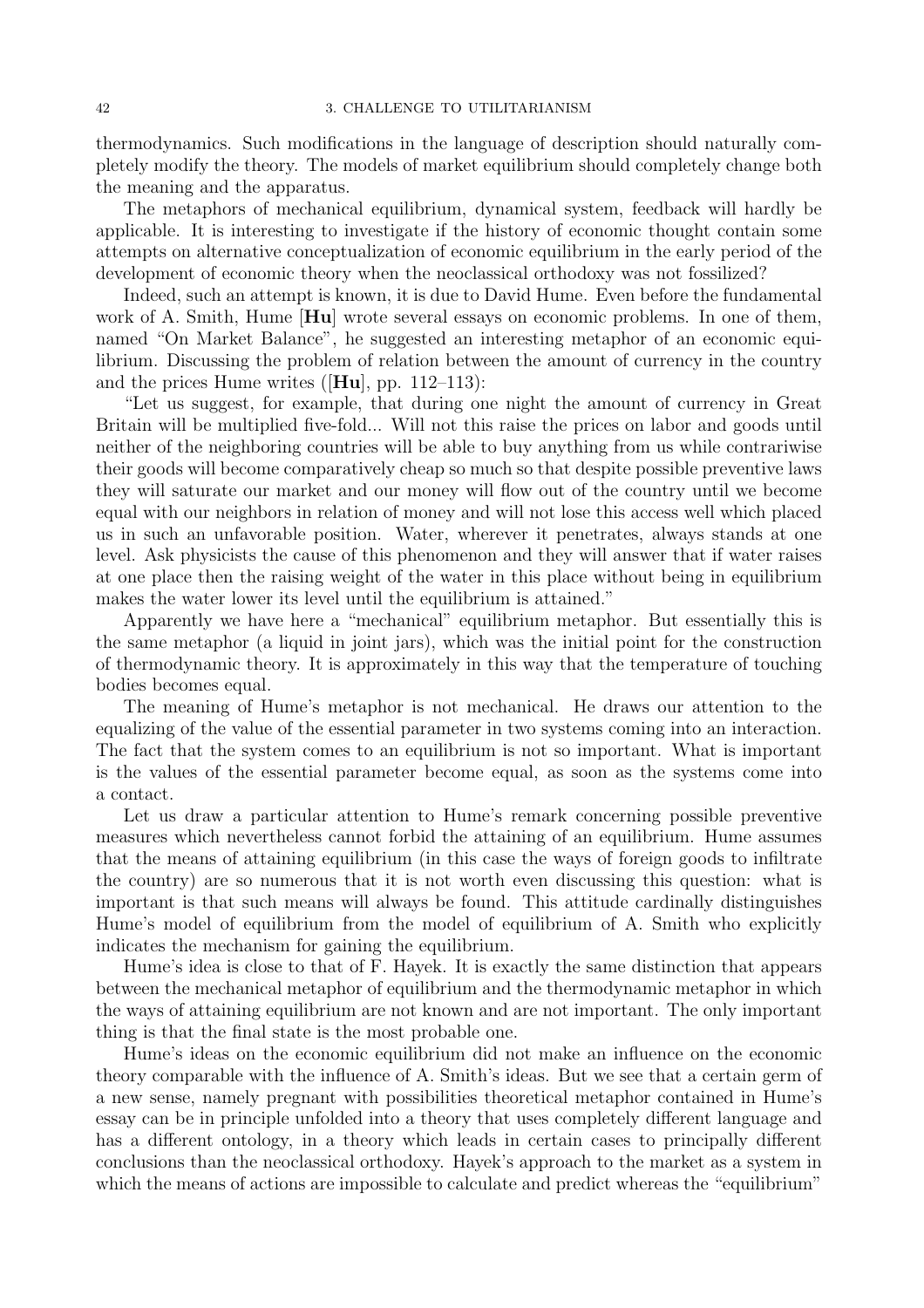thermodynamics. Such modifications in the language of description should naturally completely modify the theory. The models of market equilibrium should completely change both the meaning and the apparatus.

The metaphors of mechanical equilibrium, dynamical system, feedback will hardly be applicable. It is interesting to investigate if the history of economic thought contain some attempts on alternative conceptualization of economic equilibrium in the early period of the development of economic theory when the neoclassical orthodoxy was not fossilized?

Indeed, such an attempt is known, it is due to David Hume. Even before the fundamental work of A. Smith, Hume [**Hu**] wrote several essays on economic problems. In one of them, named "On Market Balance", he suggested an interesting metaphor of an economic equilibrium. Discussing the problem of relation between the amount of currency in the country and the prices Hume writes ([**Hu**], pp. 112–113):

"Let us suggest, for example, that during one night the amount of currency in Great Britain will be multiplied five-fold... Will not this raise the prices on labor and goods until neither of the neighboring countries will be able to buy anything from us while contrariwise their goods will become comparatively cheap so much so that despite possible preventive laws they will saturate our market and our money will flow out of the country until we become equal with our neighbors in relation of money and will not lose this access well which placed us in such an unfavorable position. Water, wherever it penetrates, always stands at one level. Ask physicists the cause of this phenomenon and they will answer that if water raises at one place then the raising weight of the water in this place without being in equilibrium makes the water lower its level until the equilibrium is attained."

Apparently we have here a "mechanical" equilibrium metaphor. But essentially this is the same metaphor (a liquid in joint jars), which was the initial point for the construction of thermodynamic theory. It is approximately in this way that the temperature of touching bodies becomes equal.

The meaning of Hume's metaphor is not mechanical. He draws our attention to the equalizing of the value of the essential parameter in two systems coming into an interaction. The fact that the system comes to an equilibrium is not so important. What is important is the values of the essential parameter become equal, as soon as the systems come into a contact.

Let us draw a particular attention to Hume's remark concerning possible preventive measures which nevertheless cannot forbid the attaining of an equilibrium. Hume assumes that the means of attaining equilibrium (in this case the ways of foreign goods to infiltrate the country) are so numerous that it is not worth even discussing this question: what is important is that such means will always be found. This attitude cardinally distinguishes Hume's model of equilibrium from the model of equilibrium of A. Smith who explicitly indicates the mechanism for gaining the equilibrium.

Hume's idea is close to that of F. Hayek. It is exactly the same distinction that appears between the mechanical metaphor of equilibrium and the thermodynamic metaphor in which the ways of attaining equilibrium are not known and are not important. The only important thing is that the final state is the most probable one.

Hume's ideas on the economic equilibrium did not make an influence on the economic theory comparable with the influence of A. Smith's ideas. But we see that a certain germ of a new sense, namely pregnant with possibilities theoretical metaphor contained in Hume's essay can be in principle unfolded into a theory that uses completely different language and has a different ontology, in a theory which leads in certain cases to principally different conclusions than the neoclassical orthodoxy. Hayek's approach to the market as a system in which the means of actions are impossible to calculate and predict whereas the "equilibrium"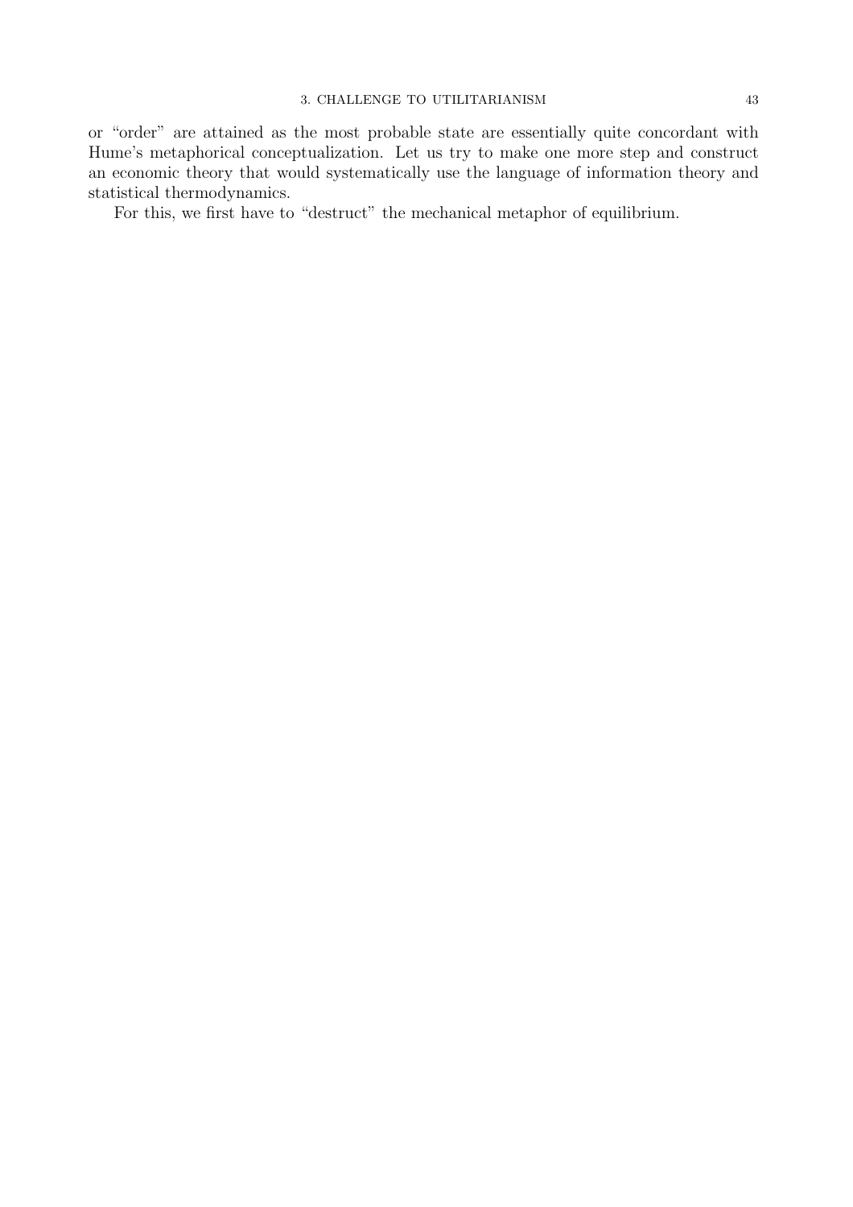or “order” are attained as the most probable state are essentially quite concordant with Hume’s metaphorical conceptualization. Let us try to make one more step and construct an economic theory that would systematically use the language of information theory and statistical thermodynamics.

For this, we first have to “destruct” the mechanical metaphor of equilibrium.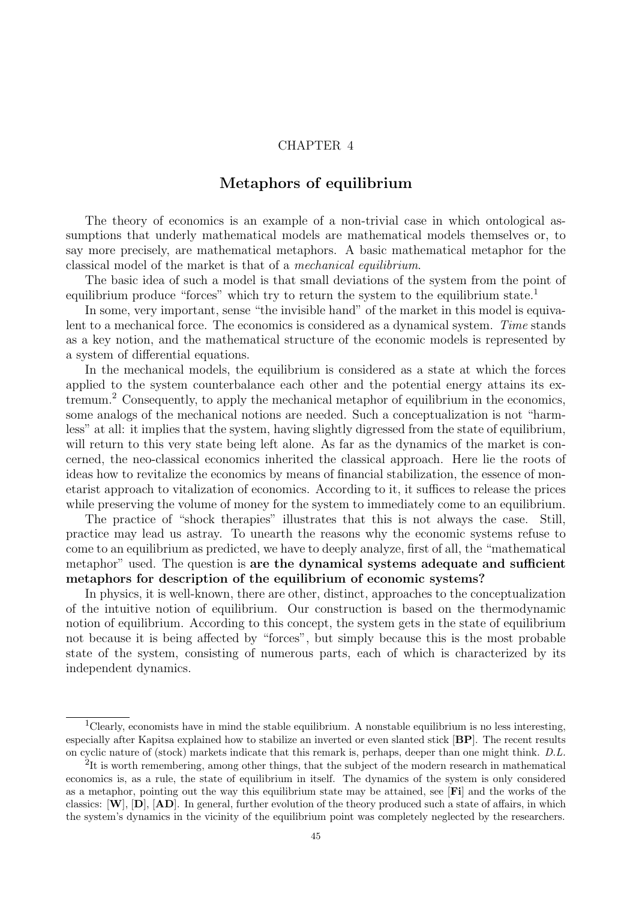CHAPTER 4

# Metaphors of equilibrium

The theory of economics is an example of a non-trivial case in which ontological assumptions that underly mathematical models are mathematical models themselves or, to say more precisely, are mathematical metaphors. A basic mathematical metaphor for the classical model of the market is that of a *mechanical equilibrium*.

The basic idea of such a model is that small deviations of the system from the point of equilibrium produce "forces" which try to return the system to the equilibrium state.[1]

In some, very important, sense "the invisible hand" of the market in this model is equivalent to a mechanical force. The economics is considered as a dynamical system. *Time* stands as a key notion, and the mathematical structure of the economic models is represented by a system of differential equations.

In the mechanical models, the equilibrium is considered as a state at which the forces applied to the system counterbalance each other and the potential energy attains its extremum.[2] Consequently, to apply the mechanical metaphor of equilibrium in the economics, some analogs of the mechanical notions are needed. Such a conceptualization is not "harmless" at all: it implies that the system, having slightly digressed from the state of equilibrium, will return to this very state being left alone. As far as the dynamics of the market is concerned, the neo-classical economics inherited the classical approach. Here lie the roots of ideas how to revitalize the economics by means of financial stabilization, the essence of monetarist approach to vitalization of economics. According to it, it suffices to release the prices while preserving the volume of money for the system to immediately come to an equilibrium.

The practice of "shock therapies" illustrates that this is not always the case. Still, practice may lead us astray. To unearth the reasons why the economic systems refuse to come to an equilibrium as predicted, we have to deeply analyze, first of all, the "mathematical metaphor" used. The question is **are the dynamical systems adequate and sufficient metaphors for description of the equilibrium of economic systems?**

In physics, it is well-known, there are other, distinct, approaches to the conceptualization of the intuitive notion of equilibrium. Our construction is based on the thermodynamic notion of equilibrium. According to this concept, the system gets in the state of equilibrium not because it is being affected by "forces", but simply because this is the most probable state of the system, consisting of numerous parts, each of which is characterized by its independent dynamics.

---

[1] Clearly, economists have in mind the stable equilibrium. A nonstable equilibrium is no less interesting, especially after Kapitsa explained how to stabilize an inverted or even slanted stick [**BP**]. The recent results on cyclic nature of (stock) markets indicate that this remark is, perhaps, deeper than one might think. *D.L.*

[2] It is worth remembering, among other things, that the subject of the modern research in mathematical economics is, as a rule, the state of equilibrium in itself. The dynamics of the system is only considered as a metaphor, pointing out the way this equilibrium state may be attained, see [**Fi**] and the works of the classics: [**W**], [**D**], [**AD**]. In general, further evolution of the theory produced such a state of affairs, in which the system's dynamics in the vicinity of the equilibrium point was completely neglected by the researchers.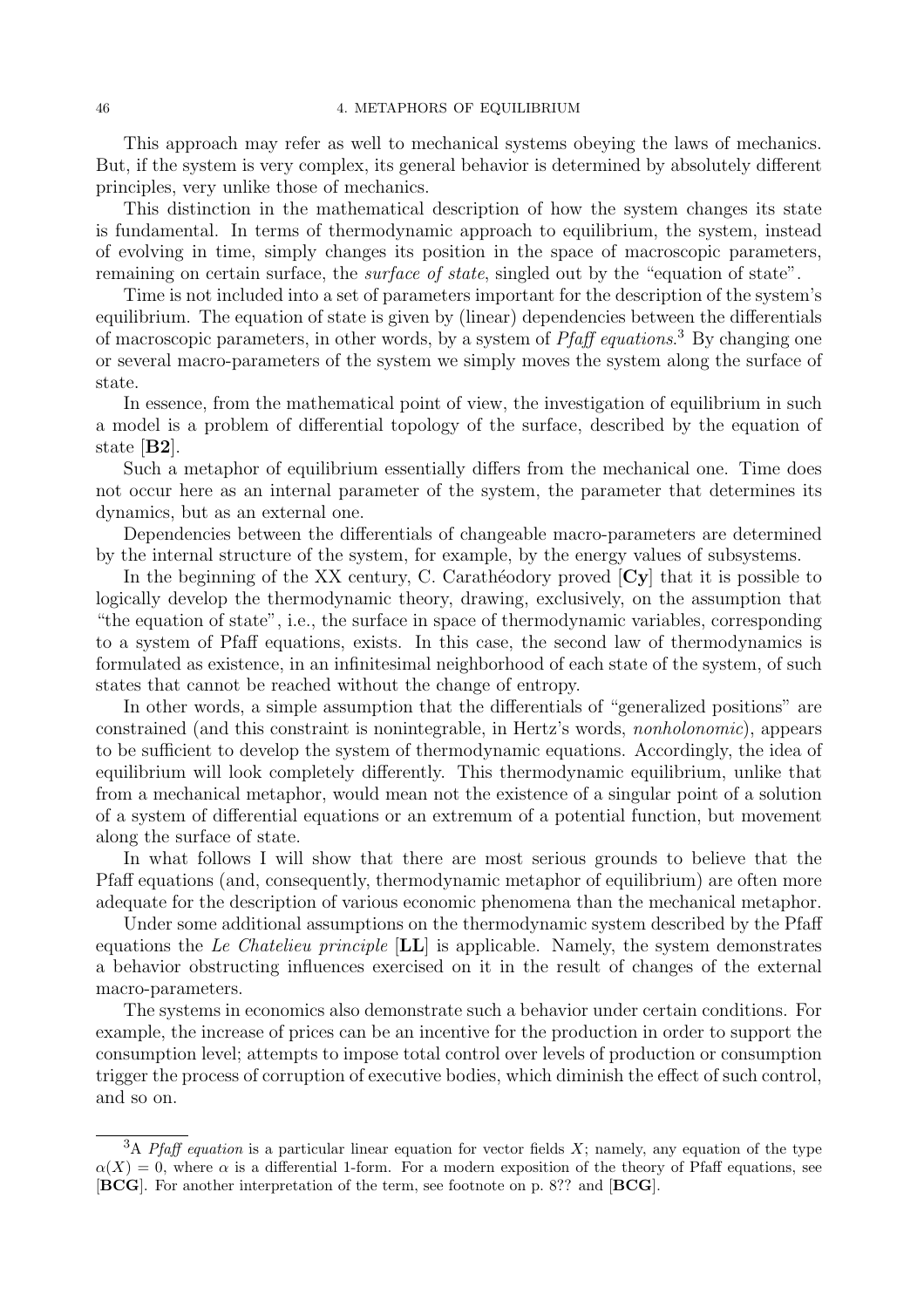This approach may refer as well to mechanical systems obeying the laws of mechanics. But, if the system is very complex, its general behavior is determined by absolutely different principles, very unlike those of mechanics.

This distinction in the mathematical description of how the system changes its state is fundamental. In terms of thermodynamic approach to equilibrium, the system, instead of evolving in time, simply changes its position in the space of macroscopic parameters, remaining on certain surface, the *surface of state*, singled out by the "equation of state".

Time is not included into a set of parameters important for the description of the system's equilibrium. The equation of state is given by (linear) dependencies between the differentials of macroscopic parameters, in other words, by a system of *Pfaff equations*.[3] By changing one or several macro-parameters of the system we simply moves the system along the surface of state.

In essence, from the mathematical point of view, the investigation of equilibrium in such a model is a problem of differential topology of the surface, described by the equation of state [**B2**].

Such a metaphor of equilibrium essentially differs from the mechanical one. Time does not occur here as an internal parameter of the system, the parameter that determines its dynamics, but as an external one.

Dependencies between the differentials of changeable macro-parameters are determined by the internal structure of the system, for example, by the energy values of subsystems.

In the beginning of the XX century, C. Carathéodory proved [**Cy**] that it is possible to logically develop the thermodynamic theory, drawing, exclusively, on the assumption that "the equation of state", i.e., the surface in space of thermodynamic variables, corresponding to a system of Pfaff equations, exists. In this case, the second law of thermodynamics is formulated as existence, in an infinitesimal neighborhood of each state of the system, of such states that cannot be reached without the change of entropy.

In other words, a simple assumption that the differentials of "generalized positions" are constrained (and this constraint is nonintegrable, in Hertz's words, *nonholonomic*), appears to be sufficient to develop the system of thermodynamic equations. Accordingly, the idea of equilibrium will look completely differently. This thermodynamic equilibrium, unlike that from a mechanical metaphor, would mean not the existence of a singular point of a solution of a system of differential equations or an extremum of a potential function, but movement along the surface of state.

In what follows I will show that there are most serious grounds to believe that the Pfaff equations (and, consequently, thermodynamic metaphor of equilibrium) are often more adequate for the description of various economic phenomena than the mechanical metaphor.

Under some additional assumptions on the thermodynamic system described by the Pfaff equations the *Le Chatelieu principle* [**LL**] is applicable. Namely, the system demonstrates a behavior obstructing influences exercised on it in the result of changes of the external macro-parameters.

The systems in economics also demonstrate such a behavior under certain conditions. For example, the increase of prices can be an incentive for the production in order to support the consumption level; attempts to impose total control over levels of production or consumption trigger the process of corruption of executive bodies, which diminish the effect of such control, and so on.

---

[3] A *Pfaff equation* is a particular linear equation for vector fields $X$; namely, any equation of the type $\alpha(X) = 0$, where $\alpha$ is a differential 1-form. For a modern exposition of the theory of Pfaff equations, see [**BCG**]. For another interpretation of the term, see footnote on p. 8?? and [**BCG**].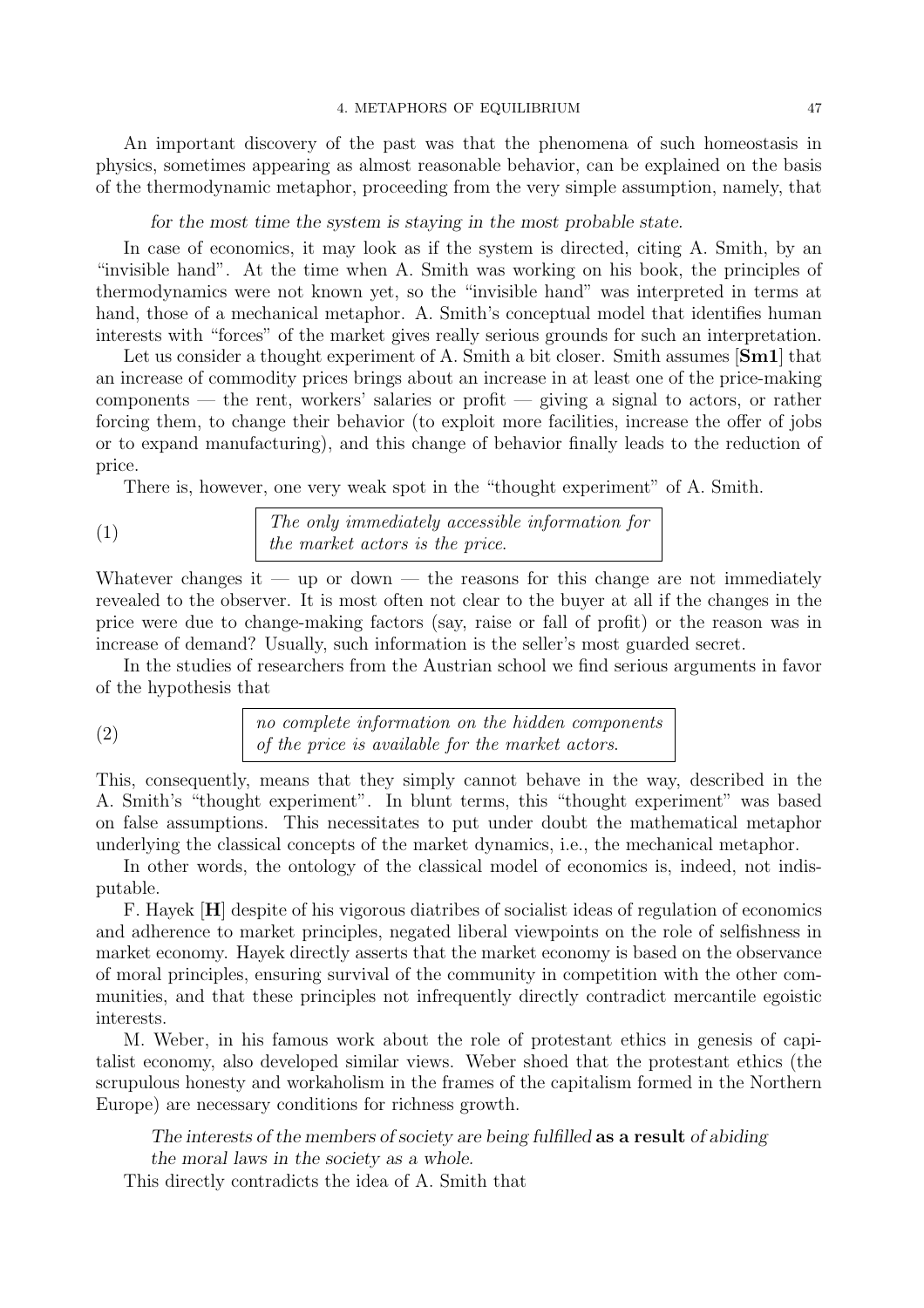An important discovery of the past was that the phenomena of such homeostasis in physics, sometimes appearing as almost reasonable behavior, can be explained on the basis of the thermodynamic metaphor, proceeding from the very simple assumption, namely, that

*for the most time the system is staying in the most probable state.*

In case of economics, it may look as if the system is directed, citing A. Smith, by an "invisible hand". At the time when A. Smith was working on his book, the principles of thermodynamics were not known yet, so the "invisible hand" was interpreted in terms at hand, those of a mechanical metaphor. A. Smith's conceptual model that identifies human interests with "forces" of the market gives really serious grounds for such an interpretation.

Let us consider a thought experiment of A. Smith a bit closer. Smith assumes [**Sm1**] that an increase of commodity prices brings about an increase in at least one of the price-making components — the rent, workers' salaries or profit — giving a signal to actors, or rather forcing them, to change their behavior (to exploit more facilities, increase the offer of jobs or to expand manufacturing), and this change of behavior finally leads to the reduction of price.

There is, however, one very weak spot in the "thought experiment" of A. Smith.

(1) *The only immediately accessible information for the market actors is the price.*

Whatever changes it — up or down — the reasons for this change are not immediately revealed to the observer. It is most often not clear to the buyer at all if the changes in the price were due to change-making factors (say, raise or fall of profit) or the reason was in increase of demand? Usually, such information is the seller's most guarded secret.

In the studies of researchers from the Austrian school we find serious arguments in favor of the hypothesis that

(2) *no complete information on the hidden components of the price is available for the market actors.*

This, consequently, means that they simply cannot behave in the way, described in the A. Smith's "thought experiment". In blunt terms, this "thought experiment" was based on false assumptions. This necessitates to put under doubt the mathematical metaphor underlying the classical concepts of the market dynamics, i.e., the mechanical metaphor.

In other words, the ontology of the classical model of economics is, indeed, not indisputable.

F. Hayek [**H**] despite of his vigorous diatribes of socialist ideas of regulation of economics and adherence to market principles, negated liberal viewpoints on the role of selfishness in market economy. Hayek directly asserts that the market economy is based on the observance of moral principles, ensuring survival of the community in competition with the other communities, and that these principles not infrequently directly contradict mercantile egoistic interests.

M. Weber, in his famous work about the role of protestant ethics in genesis of capitalist economy, also developed similar views. Weber shoed that the protestant ethics (the scrupulous honesty and workaholism in the frames of the capitalism formed in the Northern Europe) are necessary conditions for richness growth.

*The interests of the members of society are being fulfilled* **as a result** *of abiding the moral laws in the society as a whole.*

This directly contradicts the idea of A. Smith that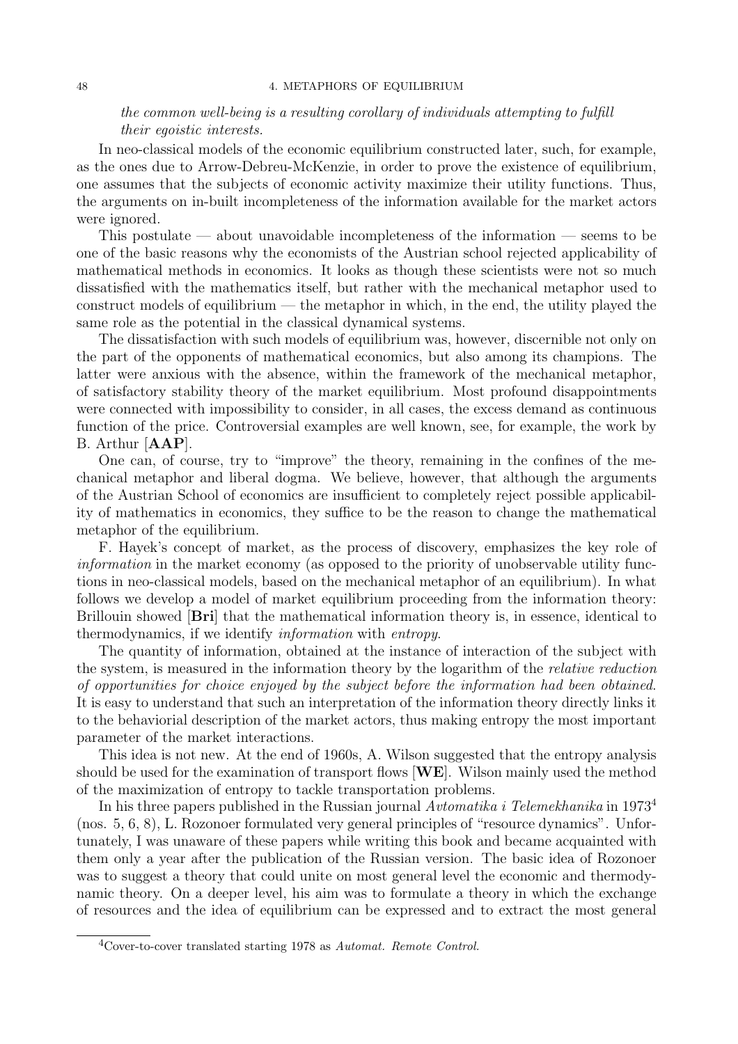*the common well-being is a resulting corollary of individuals attempting to fulfill their egoistic interests.*

In neo-classical models of the economic equilibrium constructed later, such, for example, as the ones due to Arrow-Debreu-McKenzie, in order to prove the existence of equilibrium, one assumes that the subjects of economic activity maximize their utility functions. Thus, the arguments on in-built incompleteness of the information available for the market actors were ignored.

This postulate — about unavoidable incompleteness of the information — seems to be one of the basic reasons why the economists of the Austrian school rejected applicability of mathematical methods in economics. It looks as though these scientists were not so much dissatisfied with the mathematics itself, but rather with the mechanical metaphor used to construct models of equilibrium — the metaphor in which, in the end, the utility played the same role as the potential in the classical dynamical systems.

The dissatisfaction with such models of equilibrium was, however, discernible not only on the part of the opponents of mathematical economics, but also among its champions. The latter were anxious with the absence, within the framework of the mechanical metaphor, of satisfactory stability theory of the market equilibrium. Most profound disappointments were connected with impossibility to consider, in all cases, the excess demand as continuous function of the price. Controversial examples are well known, see, for example, the work by B. Arthur [**AAP**].

One can, of course, try to "improve" the theory, remaining in the confines of the mechanical metaphor and liberal dogma. We believe, however, that although the arguments of the Austrian School of economics are insufficient to completely reject possible applicability of mathematics in economics, they suffice to be the reason to change the mathematical metaphor of the equilibrium.

F. Hayek's concept of market, as the process of discovery, emphasizes the key role of *information* in the market economy (as opposed to the priority of unobservable utility functions in neo-classical models, based on the mechanical metaphor of an equilibrium). In what follows we develop a model of market equilibrium proceeding from the information theory: Brillouin showed [**Bri**] that the mathematical information theory is, in essence, identical to thermodynamics, if we identify *information* with *entropy*.

The quantity of information, obtained at the instance of interaction of the subject with the system, is measured in the information theory by the logarithm of the *relative reduction of opportunities for choice enjoyed by the subject before the information had been obtained*. It is easy to understand that such an interpretation of the information theory directly links it to the behaviorial description of the market actors, thus making entropy the most important parameter of the market interactions.

This idea is not new. At the end of 1960s, A. Wilson suggested that the entropy analysis should be used for the examination of transport flows [**WE**]. Wilson mainly used the method of the maximization of entropy to tackle transportation problems.

In his three papers published in the Russian journal *Avtomatika i Telemekhanika* in 1973[4] (nos. 5, 6, 8), L. Rozonoer formulated very general principles of "resource dynamics". Unfortunately, I was unaware of these papers while writing this book and became acquainted with them only a year after the publication of the Russian version. The basic idea of Rozonoer was to suggest a theory that could unite on most general level the economic and thermodynamic theory. On a deeper level, his aim was to formulate a theory in which the exchange of resources and the idea of equilibrium can be expressed and to extract the most general

[4] Cover-to-cover translated starting 1978 as *Automat. Remote Control*.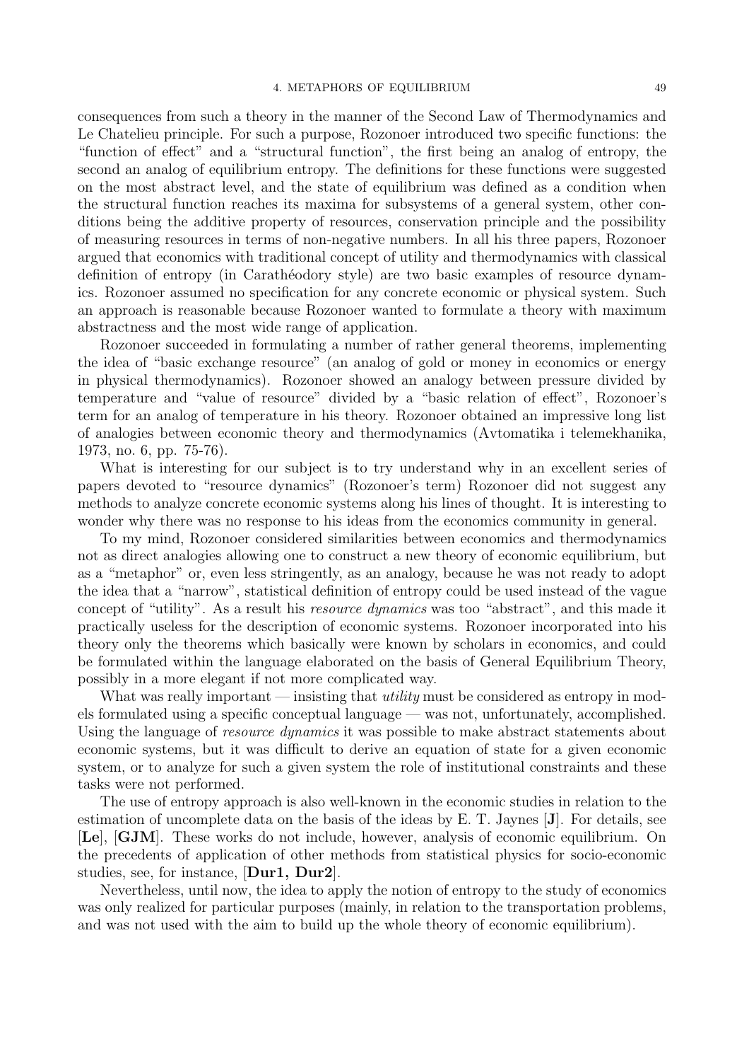consequences from such a theory in the manner of the Second Law of Thermodynamics and Le Chatelieu principle. For such a purpose, Rozonoer introduced two specific functions: the "function of effect" and a "structural function", the first being an analog of entropy, the second an analog of equilibrium entropy. The definitions for these functions were suggested on the most abstract level, and the state of equilibrium was defined as a condition when the structural function reaches its maxima for subsystems of a general system, other conditions being the additive property of resources, conservation principle and the possibility of measuring resources in terms of non-negative numbers. In all his three papers, Rozonoer argued that economics with traditional concept of utility and thermodynamics with classical definition of entropy (in Carathéodory style) are two basic examples of resource dynamics. Rozonoer assumed no specification for any concrete economic or physical system. Such an approach is reasonable because Rozonoer wanted to formulate a theory with maximum abstractness and the most wide range of application.

Rozonoer succeeded in formulating a number of rather general theorems, implementing the idea of "basic exchange resource" (an analog of gold or money in economics or energy in physical thermodynamics). Rozonoer showed an analogy between pressure divided by temperature and "value of resource" divided by a "basic relation of effect", Rozonoer's term for an analog of temperature in his theory. Rozonoer obtained an impressive long list of analogies between economic theory and thermodynamics (Avtomatika i telemekhanika, 1973, no. 6, pp. 75-76).

What is interesting for our subject is to try understand why in an excellent series of papers devoted to "resource dynamics" (Rozonoer's term) Rozonoer did not suggest any methods to analyze concrete economic systems along his lines of thought. It is interesting to wonder why there was no response to his ideas from the economics community in general.

To my mind, Rozonoer considered similarities between economics and thermodynamics not as direct analogies allowing one to construct a new theory of economic equilibrium, but as a "metaphor" or, even less stringently, as an analogy, because he was not ready to adopt the idea that a "narrow", statistical definition of entropy could be used instead of the vague concept of "utility". As a result his *resource dynamics* was too "abstract", and this made it practically useless for the description of economic systems. Rozonoer incorporated into his theory only the theorems which basically were known by scholars in economics, and could be formulated within the language elaborated on the basis of General Equilibrium Theory, possibly in a more elegant if not more complicated way.

What was really important — insisting that *utility* must be considered as entropy in models formulated using a specific conceptual language — was not, unfortunately, accomplished. Using the language of *resource dynamics* it was possible to make abstract statements about economic systems, but it was difficult to derive an equation of state for a given economic system, or to analyze for such a given system the role of institutional constraints and these tasks were not performed.

The use of entropy approach is also well-known in the economic studies in relation to the estimation of uncomplete data on the basis of the ideas by E. T. Jaynes [**J**]. For details, see [**Le**], [**GJM**]. These works do not include, however, analysis of economic equilibrium. On the precedents of application of other methods from statistical physics for socio-economic studies, see, for instance, [**Dur1, Dur2**].

Nevertheless, until now, the idea to apply the notion of entropy to the study of economics was only realized for particular purposes (mainly, in relation to the transportation problems, and was not used with the aim to build up the whole theory of economic equilibrium).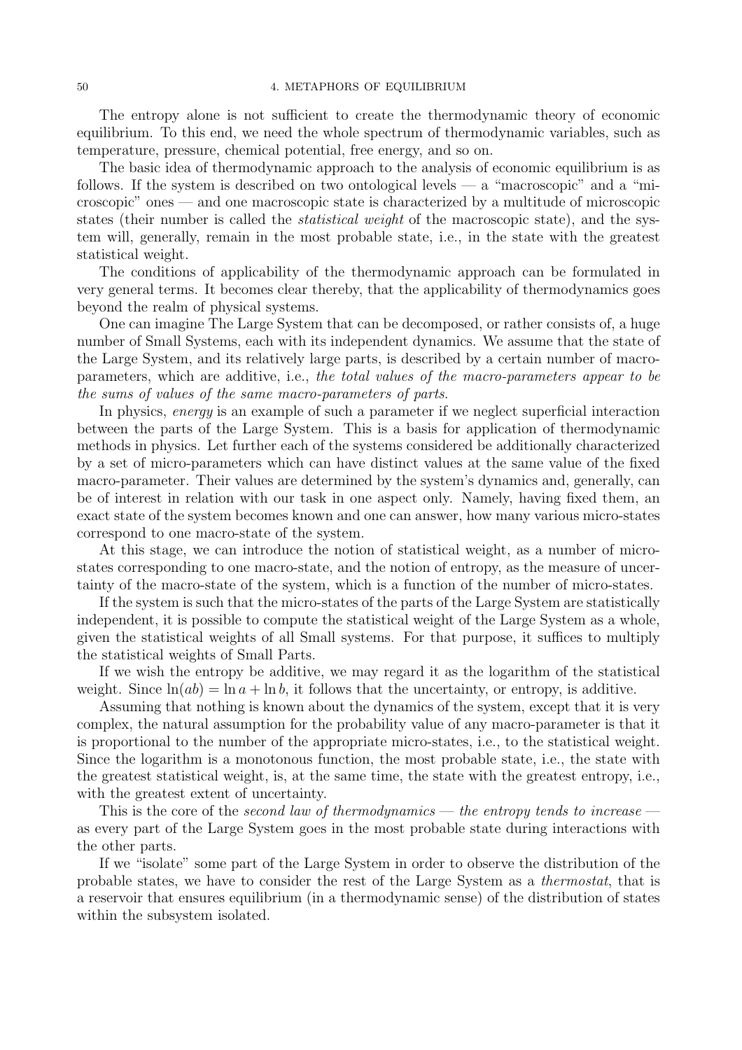The entropy alone is not sufficient to create the thermodynamic theory of economic equilibrium. To this end, we need the whole spectrum of thermodynamic variables, such as temperature, pressure, chemical potential, free energy, and so on.

The basic idea of thermodynamic approach to the analysis of economic equilibrium is as follows. If the system is described on two ontological levels — a "macroscopic" and a "microscopic" ones — and one macroscopic state is characterized by a multitude of microscopic states (their number is called the *statistical weight* of the macroscopic state), and the system will, generally, remain in the most probable state, i.e., in the state with the greatest statistical weight.

The conditions of applicability of the thermodynamic approach can be formulated in very general terms. It becomes clear thereby, that the applicability of thermodynamics goes beyond the realm of physical systems.

One can imagine The Large System that can be decomposed, or rather consists of, a huge number of Small Systems, each with its independent dynamics. We assume that the state of the Large System, and its relatively large parts, is described by a certain number of macro-parameters, which are additive, i.e., *the total values of the macro-parameters appear to be the sums of values of the same macro-parameters of parts.*

In physics, *energy* is an example of such a parameter if we neglect superficial interaction between the parts of the Large System. This is a basis for application of thermodynamic methods in physics. Let further each of the systems considered be additionally characterized by a set of micro-parameters which can have distinct values at the same value of the fixed macro-parameter. Their values are determined by the system's dynamics and, generally, can be of interest in relation with our task in one aspect only. Namely, having fixed them, an exact state of the system becomes known and one can answer, how many various micro-states correspond to one macro-state of the system.

At this stage, we can introduce the notion of statistical weight, as a number of micro-states corresponding to one macro-state, and the notion of entropy, as the measure of uncertainty of the macro-state of the system, which is a function of the number of micro-states.

If the system is such that the micro-states of the parts of the Large System are statistically independent, it is possible to compute the statistical weight of the Large System as a whole, given the statistical weights of all Small systems. For that purpose, it suffices to multiply the statistical weights of Small Parts.

If we wish the entropy be additive, we may regard it as the logarithm of the statistical weight. Since $\ln(ab) = \ln a + \ln b$, it follows that the uncertainty, or entropy, is additive.

Assuming that nothing is known about the dynamics of the system, except that it is very complex, the natural assumption for the probability value of any macro-parameter is that it is proportional to the number of the appropriate micro-states, i.e., to the statistical weight. Since the logarithm is a monotonous function, the most probable state, i.e., the state with the greatest statistical weight, is, at the same time, the state with the greatest entropy, i.e., with the greatest extent of uncertainty.

This is the core of the *second law of thermodynamics — the entropy tends to increase —* as every part of the Large System goes in the most probable state during interactions with the other parts.

If we "isolate" some part of the Large System in order to observe the distribution of the probable states, we have to consider the rest of the Large System as a *thermostat*, that is a reservoir that ensures equilibrium (in a thermodynamic sense) of the distribution of states within the subsystem isolated.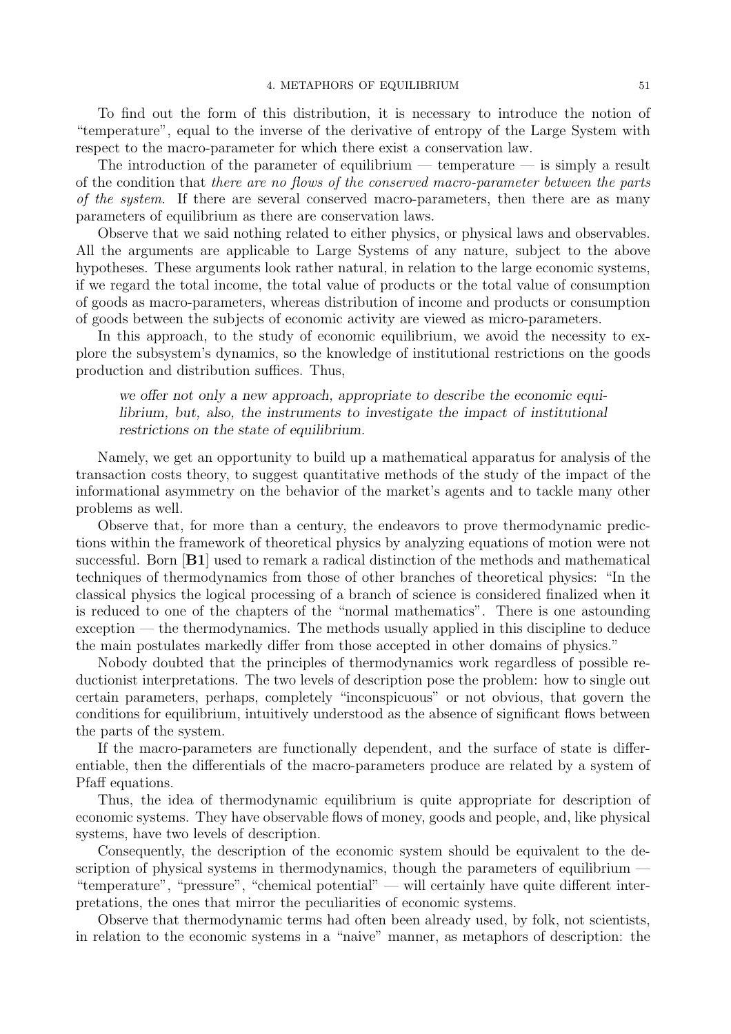To find out the form of this distribution, it is necessary to introduce the notion of "temperature", equal to the inverse of the derivative of entropy of the Large System with respect to the macro-parameter for which there exist a conservation law.

The introduction of the parameter of equilibrium — temperature — is simply a result of the condition that *there are no flows of the conserved macro-parameter between the parts of the system*. If there are several conserved macro-parameters, then there are as many parameters of equilibrium as there are conservation laws.

Observe that we said nothing related to either physics, or physical laws and observables. All the arguments are applicable to Large Systems of any nature, subject to the above hypotheses. These arguments look rather natural, in relation to the large economic systems, if we regard the total income, the total value of products or the total value of consumption of goods as macro-parameters, whereas distribution of income and products or consumption of goods between the subjects of economic activity are viewed as micro-parameters.

In this approach, to the study of economic equilibrium, we avoid the necessity to explore the subsystem's dynamics, so the knowledge of institutional restrictions on the goods production and distribution suffices. Thus,

> *we offer not only a new approach, appropriate to describe the economic equilibrium, but, also, the instruments to investigate the impact of institutional restrictions on the state of equilibrium.*

Namely, we get an opportunity to build up a mathematical apparatus for analysis of the transaction costs theory, to suggest quantitative methods of the study of the impact of the informational asymmetry on the behavior of the market's agents and to tackle many other problems as well.

Observe that, for more than a century, the endeavors to prove thermodynamic predictions within the framework of theoretical physics by analyzing equations of motion were not successful. Born [**B1**] used to remark a radical distinction of the methods and mathematical techniques of thermodynamics from those of other branches of theoretical physics: "In the classical physics the logical processing of a branch of science is considered finalized when it is reduced to one of the chapters of the "normal mathematics". There is one astounding exception — the thermodynamics. The methods usually applied in this discipline to deduce the main postulates markedly differ from those accepted in other domains of physics."

Nobody doubted that the principles of thermodynamics work regardless of possible reductionist interpretations. The two levels of description pose the problem: how to single out certain parameters, perhaps, completely "inconspicuous" or not obvious, that govern the conditions for equilibrium, intuitively understood as the absence of significant flows between the parts of the system.

If the macro-parameters are functionally dependent, and the surface of state is differentiable, then the differentials of the macro-parameters produce are related by a system of Pfaff equations.

Thus, the idea of thermodynamic equilibrium is quite appropriate for description of economic systems. They have observable flows of money, goods and people, and, like physical systems, have two levels of description.

Consequently, the description of the economic system should be equivalent to the description of physical systems in thermodynamics, though the parameters of equilibrium — "temperature", "pressure", "chemical potential" — will certainly have quite different interpretations, the ones that mirror the peculiarities of economic systems.

Observe that thermodynamic terms had often been already used, by folk, not scientists, in relation to the economic systems in a "naive" manner, as metaphors of description: the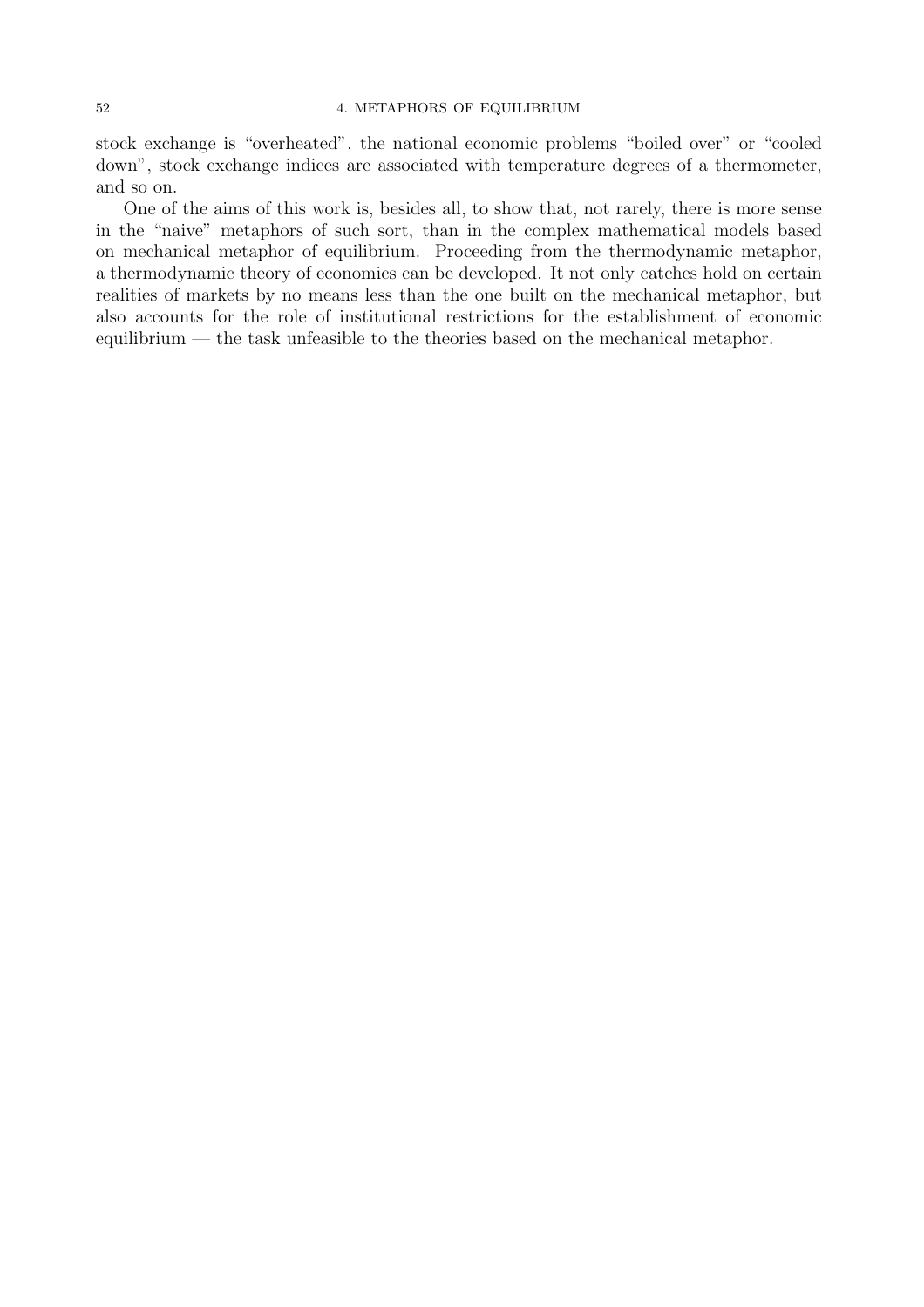stock exchange is “overheated”, the national economic problems “boiled over” or “cooled down”, stock exchange indices are associated with temperature degrees of a thermometer, and so on.

One of the aims of this work is, besides all, to show that, not rarely, there is more sense in the “naive” metaphors of such sort, than in the complex mathematical models based on mechanical metaphor of equilibrium. Proceeding from the thermodynamic metaphor, a thermodynamic theory of economics can be developed. It not only catches hold on certain realities of markets by no means less than the one built on the mechanical metaphor, but also accounts for the role of institutional restrictions for the establishment of economic equilibrium — the task unfeasible to the theories based on the mechanical metaphor.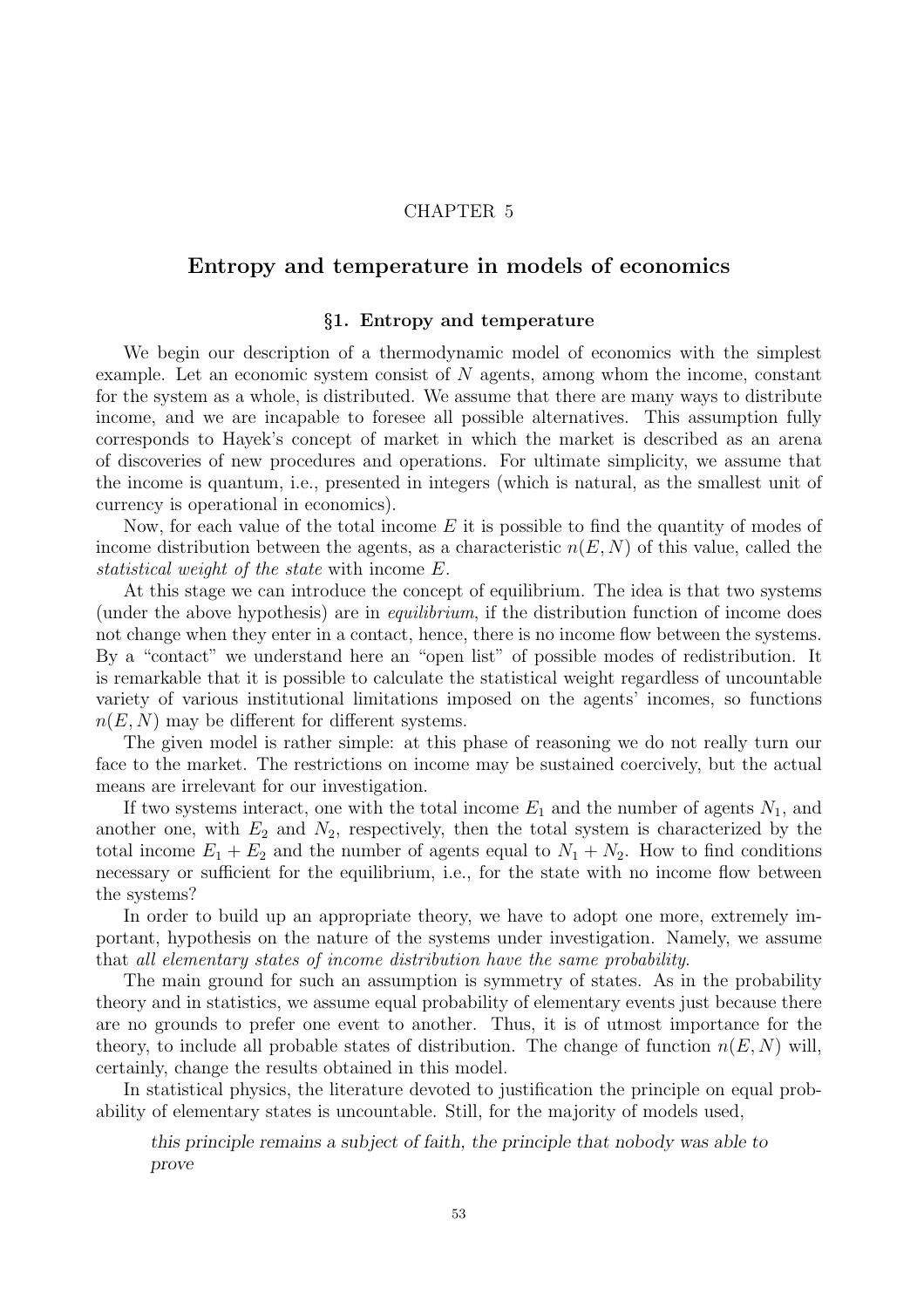# CHAPTER 5

## Entropy and temperature in models of economics

### §1. Entropy and temperature

We begin our description of a thermodynamic model of economics with the simplest example. Let an economic system consist of $N$ agents, among whom the income, constant for the system as a whole, is distributed. We assume that there are many ways to distribute income, and we are incapable to foresee all possible alternatives. This assumption fully corresponds to Hayek's concept of market in which the market is described as an arena of discoveries of new procedures and operations. For ultimate simplicity, we assume that the income is quantum, i.e., presented in integers (which is natural, as the smallest unit of currency is operational in economics).

Now, for each value of the total income $E$ it is possible to find the quantity of modes of income distribution between the agents, as a characteristic $n(E, N)$ of this value, called the *statistical weight of the state* with income $E$.

At this stage we can introduce the concept of equilibrium. The idea is that two systems (under the above hypothesis) are in *equilibrium*, if the distribution function of income does not change when they enter in a contact, hence, there is no income flow between the systems. By a "contact" we understand here an "open list" of possible modes of redistribution. It is remarkable that it is possible to calculate the statistical weight regardless of uncountable variety of various institutional limitations imposed on the agents' incomes, so functions $n(E, N)$ may be different for different systems.

The given model is rather simple: at this phase of reasoning we do not really turn our face to the market. The restrictions on income may be sustained coercively, but the actual means are irrelevant for our investigation.

If two systems interact, one with the total income $E_1$ and the number of agents $N_1$, and another one, with $E_2$ and $N_2$, respectively, then the total system is characterized by the total income $E_1 + E_2$ and the number of agents equal to $N_1 + N_2$. How to find conditions necessary or sufficient for the equilibrium, i.e., for the state with no income flow between the systems?

In order to build up an appropriate theory, we have to adopt one more, extremely important, hypothesis on the nature of the systems under investigation. Namely, we assume that *all elementary states of income distribution have the same probability*.

The main ground for such an assumption is symmetry of states. As in the probability theory and in statistics, we assume equal probability of elementary events just because there are no grounds to prefer one event to another. Thus, it is of utmost importance for the theory, to include all probable states of distribution. The change of function $n(E, N)$ will, certainly, change the results obtained in this model.

In statistical physics, the literature devoted to justification the principle on equal probability of elementary states is uncountable. Still, for the majority of models used,

> *this principle remains a subject of faith, the principle that nobody was able to prove*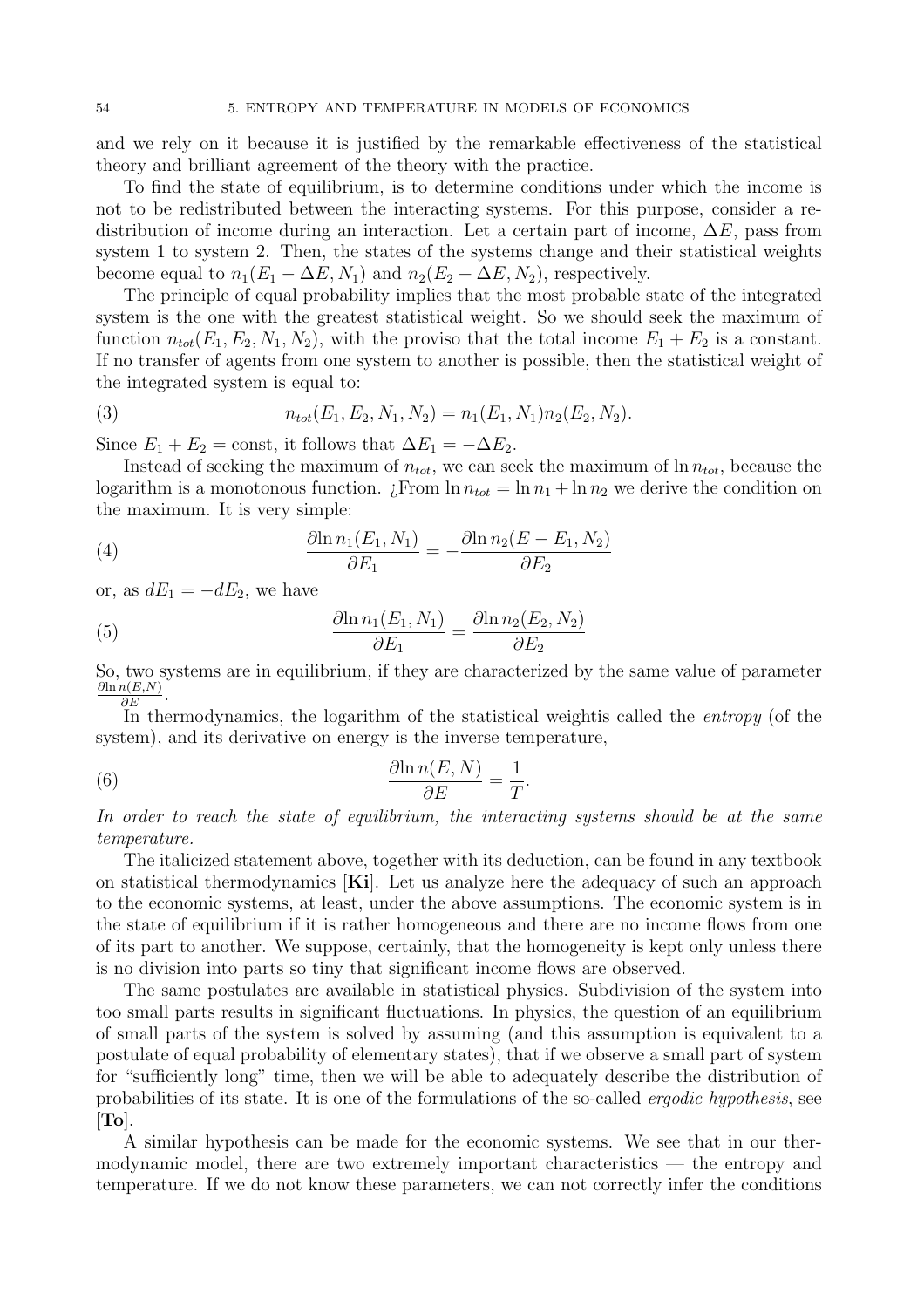and we rely on it because it is justified by the remarkable effectiveness of the statistical theory and brilliant agreement of the theory with the practice.

To find the state of equilibrium, is to determine conditions under which the income is not to be redistributed between the interacting systems. For this purpose, consider a redistribution of income during an interaction. Let a certain part of income, $\Delta E$, pass from system 1 to system 2. Then, the states of the systems change and their statistical weights become equal to $n_1(E_1 - \Delta E, N_1)$ and $n_2(E_2 + \Delta E, N_2)$, respectively.

The principle of equal probability implies that the most probable state of the integrated system is the one with the greatest statistical weight. So we should seek the maximum of function $n_{tot}(E_1, E_2, N_1, N_2)$, with the proviso that the total income $E_1 + E_2$ is a constant. If no transfer of agents from one system to another is possible, then the statistical weight of the integrated system is equal to:

$$n_{tot}(E_1, E_2, N_1, N_2) = n_1(E_1, N_1) n_2(E_2, N_2). \tag{3}$$

Since $E_1 + E_2 = \text{const}$, it follows that $\Delta E_1 = -\Delta E_2$.

Instead of seeking the maximum of $n_{tot}$, we can seek the maximum of $\ln n_{tot}$, because the logarithm is a monotonous function. ¿From $\ln n_{tot} = \ln n_1 + \ln n_2$ we derive the condition on the maximum. It is very simple:

$$\frac{\partial \ln n_1(E_1, N_1)}{\partial E_1} = -\frac{\partial \ln n_2(E - E_1, N_2)}{\partial E_2} \tag{4}$$

or, as $dE_1 = -dE_2$, we have

$$\frac{\partial \ln n_1(E_1, N_1)}{\partial E_1} = \frac{\partial \ln n_2(E_2, N_2)}{\partial E_2} \tag{5}$$

So, two systems are in equilibrium, if they are characterized by the same value of parameter $\frac{\partial \ln n(E,N)}{\partial E}$.

In thermodynamics, the logarithm of the statistical weightis called the *entropy* (of the system), and its derivative on energy is the inverse temperature,

$$\frac{\partial \ln n(E, N)}{\partial E} = \frac{1}{T}. \tag{6}$$

*In order to reach the state of equilibrium, the interacting systems should be at the same temperature.*

The italicized statement above, together with its deduction, can be found in any textbook on statistical thermodynamics [**Ki**]. Let us analyze here the adequacy of such an approach to the economic systems, at least, under the above assumptions. The economic system is in the state of equilibrium if it is rather homogeneous and there are no income flows from one of its part to another. We suppose, certainly, that the homogeneity is kept only unless there is no division into parts so tiny that significant income flows are observed.

The same postulates are available in statistical physics. Subdivision of the system into too small parts results in significant fluctuations. In physics, the question of an equilibrium of small parts of the system is solved by assuming (and this assumption is equivalent to a postulate of equal probability of elementary states), that if we observe a small part of system for "sufficiently long" time, then we will be able to adequately describe the distribution of probabilities of its state. It is one of the formulations of the so-called *ergodic hypothesis*, see [**To**].

A similar hypothesis can be made for the economic systems. We see that in our thermodynamic model, there are two extremely important characteristics — the entropy and temperature. If we do not know these parameters, we can not correctly infer the conditions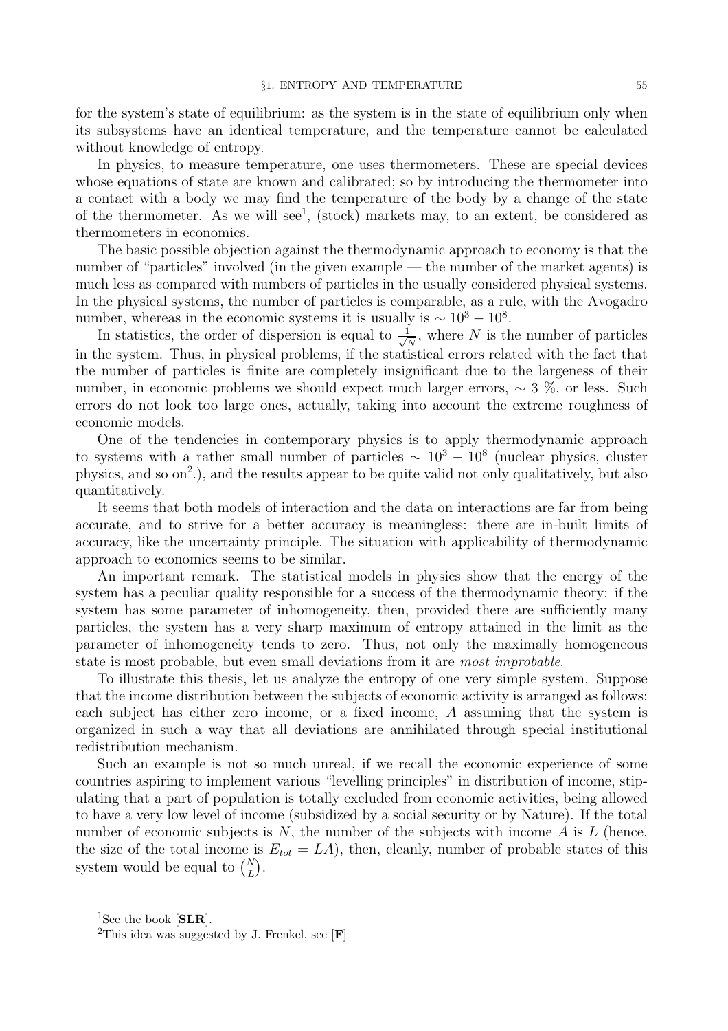for the system's state of equilibrium: as the system is in the state of equilibrium only when its subsystems have an identical temperature, and the temperature cannot be calculated without knowledge of entropy.

In physics, to measure temperature, one uses thermometers. These are special devices whose equations of state are known and calibrated; so by introducing the thermometer into a contact with a body we may find the temperature of the body by a change of the state of the thermometer. As we will see[1], (stock) markets may, to an extent, be considered as thermometers in economics.

The basic possible objection against the thermodynamic approach to economy is that the number of "particles" involved (in the given example — the number of the market agents) is much less as compared with numbers of particles in the usually considered physical systems. In the physical systems, the number of particles is comparable, as a rule, with the Avogadro number, whereas in the economic systems it is usually is $\sim 10^3 - 10^8$.

In statistics, the order of dispersion is equal to $\frac{1}{\sqrt{N}}$, where $N$ is the number of particles in the system. Thus, in physical problems, if the statistical errors related with the fact that the number of particles is finite are completely insignificant due to the largeness of their number, in economic problems we should expect much larger errors, $\sim 3$ %, or less. Such errors do not look too large ones, actually, taking into account the extreme roughness of economic models.

One of the tendencies in contemporary physics is to apply thermodynamic approach to systems with a rather small number of particles $\sim 10^3 - 10^8$ (nuclear physics, cluster physics, and so on[2].), and the results appear to be quite valid not only qualitatively, but also quantitatively.

It seems that both models of interaction and the data on interactions are far from being accurate, and to strive for a better accuracy is meaningless: there are in-built limits of accuracy, like the uncertainty principle. The situation with applicability of thermodynamic approach to economics seems to be similar.

An important remark. The statistical models in physics show that the energy of the system has a peculiar quality responsible for a success of the thermodynamic theory: if the system has some parameter of inhomogeneity, then, provided there are sufficiently many particles, the system has a very sharp maximum of entropy attained in the limit as the parameter of inhomogeneity tends to zero. Thus, not only the maximally homogeneous state is most probable, but even small deviations from it are *most improbable*.

To illustrate this thesis, let us analyze the entropy of one very simple system. Suppose that the income distribution between the subjects of economic activity is arranged as follows: each subject has either zero income, or a fixed income, $A$ assuming that the system is organized in such a way that all deviations are annihilated through special institutional redistribution mechanism.

Such an example is not so much unreal, if we recall the economic experience of some countries aspiring to implement various "levelling principles" in distribution of income, stipulating that a part of population is totally excluded from economic activities, being allowed to have a very low level of income (subsidized by a social security or by Nature). If the total number of economic subjects is $N$, the number of the subjects with income $A$ is $L$ (hence, the size of the total income is $E_{tot} = LA$), then, cleanly, number of probable states of this system would be equal to $\binom{N}{L}$.

---

[1] See the book [**SLR**].

[2] This idea was suggested by J. Frenkel, see [**F**]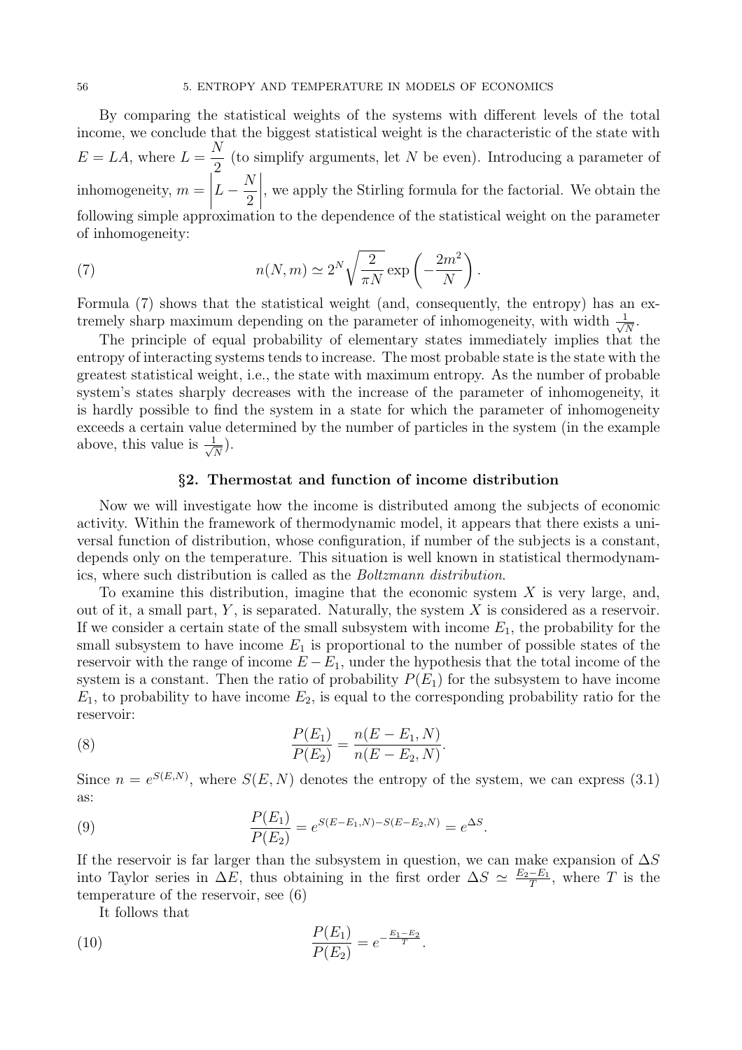By comparing the statistical weights of the systems with different levels of the total income, we conclude that the biggest statistical weight is the characteristic of the state with $E = LA$, where $L = \dfrac{N}{2}$ (to simplify arguments, let $N$ be even). Introducing a parameter of inhomogeneity, $m = \left|L - \dfrac{N}{2}\right|$, we apply the Stirling formula for the factorial. We obtain the following simple approximation to the dependence of the statistical weight on the parameter of inhomogeneity:

$$n(N, m) \simeq 2^N \sqrt{\frac{2}{\pi N}} \exp\left(-\frac{2m^2}{N}\right). \tag{7}$$

Formula (7) shows that the statistical weight (and, consequently, the entropy) has an extremely sharp maximum depending on the parameter of inhomogeneity, with width $\frac{1}{\sqrt{N}}$.

The principle of equal probability of elementary states immediately implies that the entropy of interacting systems tends to increase. The most probable state is the state with the greatest statistical weight, i.e., the state with maximum entropy. As the number of probable system's states sharply decreases with the increase of the parameter of inhomogeneity, it is hardly possible to find the system in a state for which the parameter of inhomogeneity exceeds a certain value determined by the number of particles in the system (in the example above, this value is $\frac{1}{\sqrt{N}}$).

## §2. Thermostat and function of income distribution

Now we will investigate how the income is distributed among the subjects of economic activity. Within the framework of thermodynamic model, it appears that there exists a universal function of distribution, whose configuration, if number of the subjects is a constant, depends only on the temperature. This situation is well known in statistical thermodynamics, where such distribution is called as the *Boltzmann distribution*.

To examine this distribution, imagine that the economic system $X$ is very large, and, out of it, a small part, $Y$, is separated. Naturally, the system $X$ is considered as a reservoir. If we consider a certain state of the small subsystem with income $E_1$, the probability for the small subsystem to have income $E_1$ is proportional to the number of possible states of the reservoir with the range of income $E - E_1$, under the hypothesis that the total income of the system is a constant. Then the ratio of probability $P(E_1)$ for the subsystem to have income $E_1$, to probability to have income $E_2$, is equal to the corresponding probability ratio for the reservoir:

$$\frac{P(E_1)}{P(E_2)} = \frac{n(E - E_1, N)}{n(E - E_2, N)}. \tag{8}$$

Since $n = e^{S(E,N)}$, where $S(E, N)$ denotes the entropy of the system, we can express (3.1) as:

$$\frac{P(E_1)}{P(E_2)} = e^{S(E-E_1,N)-S(E-E_2,N)} = e^{\Delta S}. \tag{9}$$

If the reservoir is far larger than the subsystem in question, we can make expansion of $\Delta S$ into Taylor series in $\Delta E$, thus obtaining in the first order $\Delta S \simeq \frac{E_2 - E_1}{T}$, where $T$ is the temperature of the reservoir, see (6)

It follows that

$$\frac{P(E_1)}{P(E_2)} = e^{-\frac{E_1 - E_2}{T}}. \tag{10}$$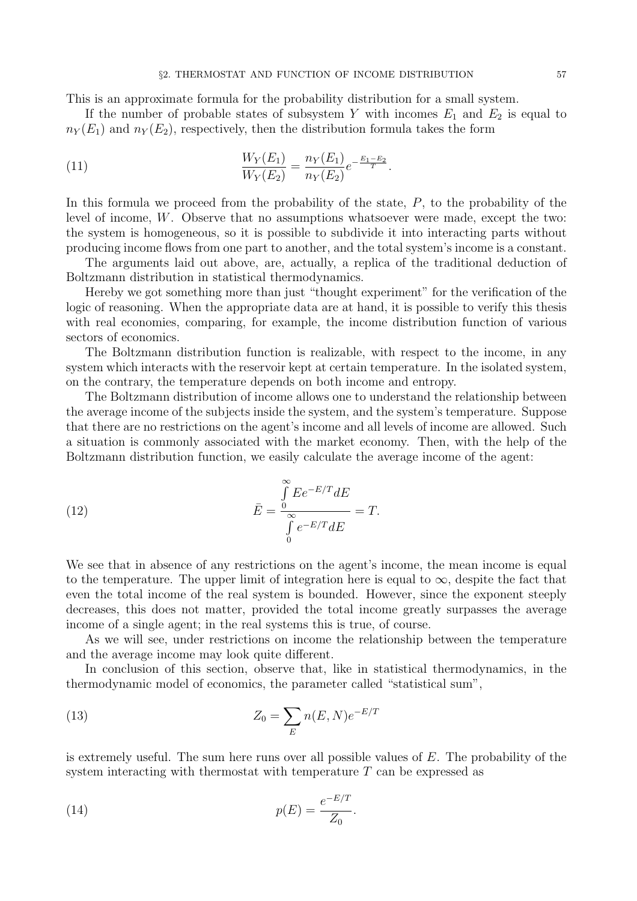This is an approximate formula for the probability distribution for a small system.

If the number of probable states of subsystem $Y$ with incomes $E_1$ and $E_2$ is equal to $n_Y(E_1)$ and $n_Y(E_2)$, respectively, then the distribution formula takes the form

$$\frac{W_Y(E_1)}{W_Y(E_2)} = \frac{n_Y(E_1)}{n_Y(E_2)} e^{-\frac{E_1 - E_2}{T}}. \tag{11}$$

In this formula we proceed from the probability of the state, $P$, to the probability of the level of income, $W$. Observe that no assumptions whatsoever were made, except the two: the system is homogeneous, so it is possible to subdivide it into interacting parts without producing income flows from one part to another, and the total system's income is a constant.

The arguments laid out above, are, actually, a replica of the traditional deduction of Boltzmann distribution in statistical thermodynamics.

Hereby we got something more than just "thought experiment" for the verification of the logic of reasoning. When the appropriate data are at hand, it is possible to verify this thesis with real economies, comparing, for example, the income distribution function of various sectors of economics.

The Boltzmann distribution function is realizable, with respect to the income, in any system which interacts with the reservoir kept at certain temperature. In the isolated system, on the contrary, the temperature depends on both income and entropy.

The Boltzmann distribution of income allows one to understand the relationship between the average income of the subjects inside the system, and the system's temperature. Suppose that there are no restrictions on the agent's income and all levels of income are allowed. Such a situation is commonly associated with the market economy. Then, with the help of the Boltzmann distribution function, we easily calculate the average income of the agent:

$$\bar{E} = \frac{\int\limits_0^\infty E e^{-E/T} dE}{\int\limits_0^\infty e^{-E/T} dE} = T. \tag{12}$$

We see that in absence of any restrictions on the agent's income, the mean income is equal to the temperature. The upper limit of integration here is equal to $\infty$, despite the fact that even the total income of the real system is bounded. However, since the exponent steeply decreases, this does not matter, provided the total income greatly surpasses the average income of a single agent; in the real systems this is true, of course.

As we will see, under restrictions on income the relationship between the temperature and the average income may look quite different.

In conclusion of this section, observe that, like in statistical thermodynamics, in the thermodynamic model of economics, the parameter called "statistical sum",

$$Z_0 = \sum_E n(E, N) e^{-E/T} \tag{13}$$

is extremely useful. The sum here runs over all possible values of $E$. The probability of the system interacting with thermostat with temperature $T$ can be expressed as

$$p(E) = \frac{e^{-E/T}}{Z_0}. \tag{14}$$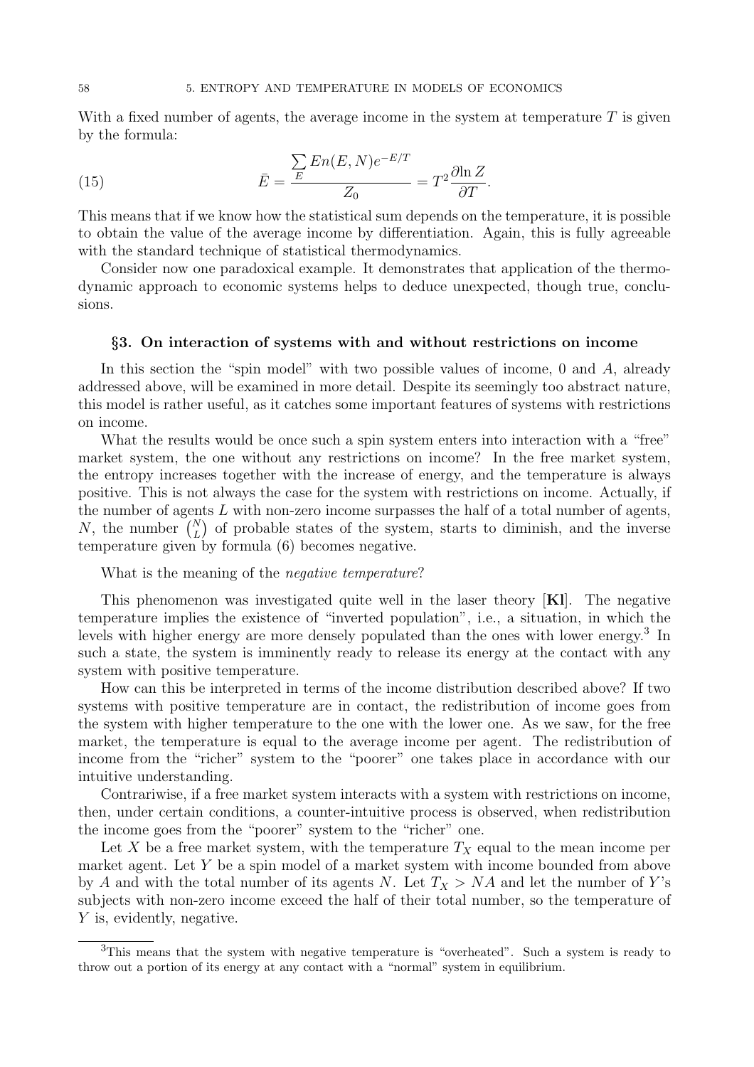With a fixed number of agents, the average income in the system at temperature $T$ is given by the formula:

$$
\bar{E} = \frac{\sum_{E} En(E,N)e^{-E/T}}{Z_0} = T^2 \frac{\partial \ln Z}{\partial T}. \tag{15}
$$

This means that if we know how the statistical sum depends on the temperature, it is possible to obtain the value of the average income by differentiation. Again, this is fully agreeable with the standard technique of statistical thermodynamics.

Consider now one paradoxical example. It demonstrates that application of the thermodynamic approach to economic systems helps to deduce unexpected, though true, conclusions.

### §3. On interaction of systems with and without restrictions on income

In this section the "spin model" with two possible values of income, 0 and $A$, already addressed above, will be examined in more detail. Despite its seemingly too abstract nature, this model is rather useful, as it catches some important features of systems with restrictions on income.

What the results would be once such a spin system enters into interaction with a "free" market system, the one without any restrictions on income? In the free market system, the entropy increases together with the increase of energy, and the temperature is always positive. This is not always the case for the system with restrictions on income. Actually, if the number of agents $L$ with non-zero income surpasses the half of a total number of agents, $N$, the number $\binom{N}{L}$ of probable states of the system, starts to diminish, and the inverse temperature given by formula (6) becomes negative.

What is the meaning of the *negative temperature*?

This phenomenon was investigated quite well in the laser theory [**Kl**]. The negative temperature implies the existence of "inverted population", i.e., a situation, in which the levels with higher energy are more densely populated than the ones with lower energy.[3] In such a state, the system is imminently ready to release its energy at the contact with any system with positive temperature.

How can this be interpreted in terms of the income distribution described above? If two systems with positive temperature are in contact, the redistribution of income goes from the system with higher temperature to the one with the lower one. As we saw, for the free market, the temperature is equal to the average income per agent. The redistribution of income from the "richer" system to the "poorer" one takes place in accordance with our intuitive understanding.

Contrariwise, if a free market system interacts with a system with restrictions on income, then, under certain conditions, a counter-intuitive process is observed, when redistribution the income goes from the "poorer" system to the "richer" one.

Let $X$ be a free market system, with the temperature $T_X$ equal to the mean income per market agent. Let $Y$ be a spin model of a market system with income bounded from above by $A$ and with the total number of its agents $N$. Let $T_X > NA$ and let the number of $Y$'s subjects with non-zero income exceed the half of their total number, so the temperature of $Y$ is, evidently, negative.

---

[3] This means that the system with negative temperature is "overheated". Such a system is ready to throw out a portion of its energy at any contact with a "normal" system in equilibrium.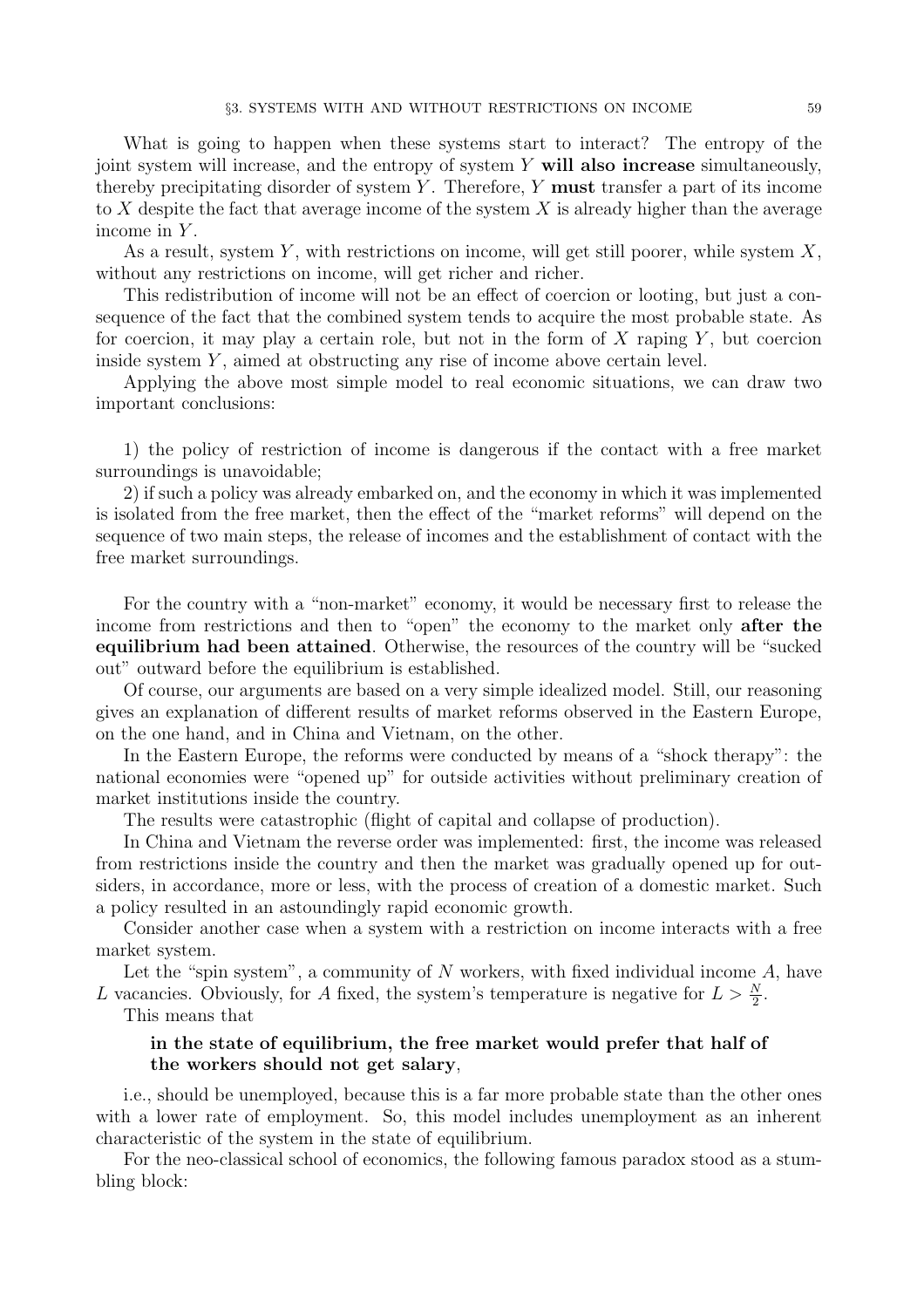What is going to happen when these systems start to interact? The entropy of the joint system will increase, and the entropy of system $Y$ **will also increase** simultaneously, thereby precipitating disorder of system $Y$. Therefore, $Y$ **must** transfer a part of its income to $X$ despite the fact that average income of the system $X$ is already higher than the average income in $Y$.

As a result, system $Y$, with restrictions on income, will get still poorer, while system $X$, without any restrictions on income, will get richer and richer.

This redistribution of income will not be an effect of coercion or looting, but just a consequence of the fact that the combined system tends to acquire the most probable state. As for coercion, it may play a certain role, but not in the form of $X$ raping $Y$, but coercion inside system $Y$, aimed at obstructing any rise of income above certain level.

Applying the above most simple model to real economic situations, we can draw two important conclusions:

1) the policy of restriction of income is dangerous if the contact with a free market surroundings is unavoidable;

2) if such a policy was already embarked on, and the economy in which it was implemented is isolated from the free market, then the effect of the "market reforms" will depend on the sequence of two main steps, the release of incomes and the establishment of contact with the free market surroundings.

For the country with a "non-market" economy, it would be necessary first to release the income from restrictions and then to "open" the economy to the market only **after the equilibrium had been attained**. Otherwise, the resources of the country will be "sucked out" outward before the equilibrium is established.

Of course, our arguments are based on a very simple idealized model. Still, our reasoning gives an explanation of different results of market reforms observed in the Eastern Europe, on the one hand, and in China and Vietnam, on the other.

In the Eastern Europe, the reforms were conducted by means of a "shock therapy": the national economies were "opened up" for outside activities without preliminary creation of market institutions inside the country.

The results were catastrophic (flight of capital and collapse of production).

In China and Vietnam the reverse order was implemented: first, the income was released from restrictions inside the country and then the market was gradually opened up for outsiders, in accordance, more or less, with the process of creation of a domestic market. Such a policy resulted in an astoundingly rapid economic growth.

Consider another case when a system with a restriction on income interacts with a free market system.

Let the "spin system", a community of $N$ workers, with fixed individual income $A$, have $L$ vacancies. Obviously, for $A$ fixed, the system's temperature is negative for $L > \frac{N}{2}$.

This means that

> **in the state of equilibrium, the free market would prefer that half of the workers should not get salary**,

i.e., should be unemployed, because this is a far more probable state than the other ones with a lower rate of employment. So, this model includes unemployment as an inherent characteristic of the system in the state of equilibrium.

For the neo-classical school of economics, the following famous paradox stood as a stumbling block: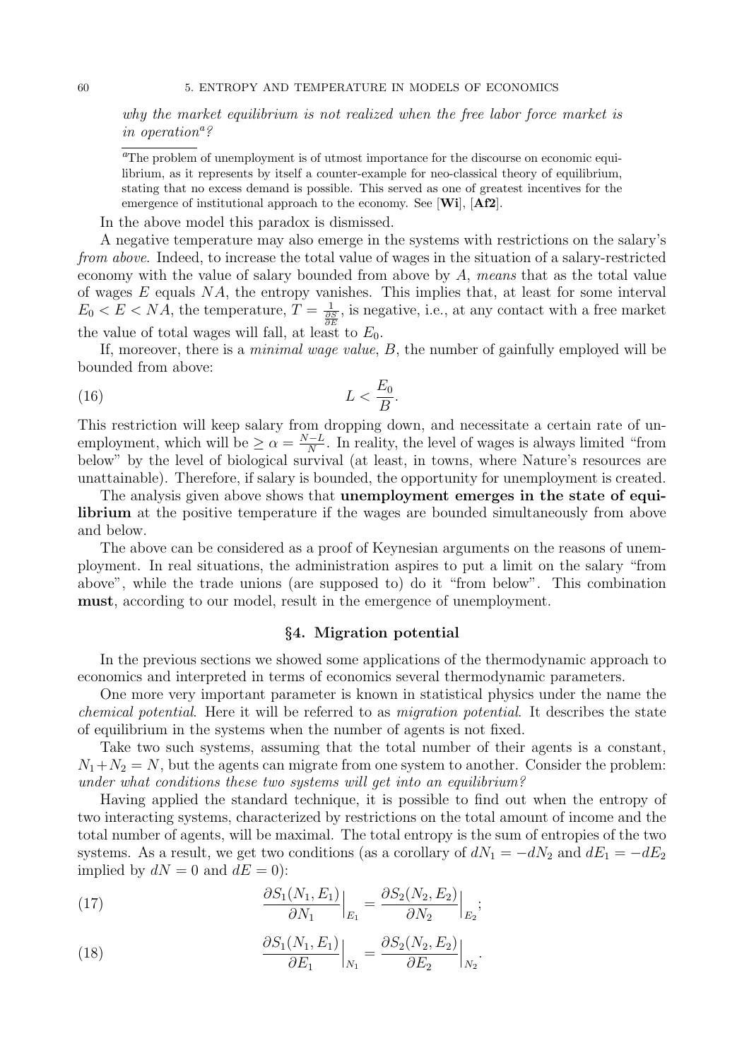*why the market equilibrium is not realized when the free labor force market is in operation*[a]*?*

[a]The problem of unemployment is of utmost importance for the discourse on economic equilibrium, as it represents by itself a counter-example for neo-classical theory of equilibrium, stating that no excess demand is possible. This served as one of greatest incentives for the emergence of institutional approach to the economy. See [**Wi**], [**Af2**].

In the above model this paradox is dismissed.

A negative temperature may also emerge in the systems with restrictions on the salary's *from above*. Indeed, to increase the total value of wages in the situation of a salary-restricted economy with the value of salary bounded from above by $A$, *means* that as the total value of wages $E$ equals $NA$, the entropy vanishes. This implies that, at least for some interval $E_0 < E < NA$, the temperature, $T = \frac{1}{\frac{\partial S}{\partial E}}$, is negative, i.e., at any contact with a free market the value of total wages will fall, at least to $E_0$.

If, moreover, there is a *minimal wage value*, $B$, the number of gainfully employed will be bounded from above:

$$L < \frac{E_0}{B}. \tag{16}$$

This restriction will keep salary from dropping down, and necessitate a certain rate of unemployment, which will be $\geq \alpha = \frac{N-L}{N}$. In reality, the level of wages is always limited "from below" by the level of biological survival (at least, in towns, where Nature's resources are unattainable). Therefore, if salary is bounded, the opportunity for unemployment is created.

The analysis given above shows that **unemployment emerges in the state of equilibrium** at the positive temperature if the wages are bounded simultaneously from above and below.

The above can be considered as a proof of Keynesian arguments on the reasons of unemployment. In real situations, the administration aspires to put a limit on the salary "from above", while the trade unions (are supposed to) do it "from below". This combination **must**, according to our model, result in the emergence of unemployment.

## §4. Migration potential

In the previous sections we showed some applications of the thermodynamic approach to economics and interpreted in terms of economics several thermodynamic parameters.

One more very important parameter is known in statistical physics under the name the *chemical potential*. Here it will be referred to as *migration potential*. It describes the state of equilibrium in the systems when the number of agents is not fixed.

Take two such systems, assuming that the total number of their agents is a constant, $N_1 + N_2 = N$, but the agents can migrate from one system to another. Consider the problem: *under what conditions these two systems will get into an equilibrium?*

Having applied the standard technique, it is possible to find out when the entropy of two interacting systems, characterized by restrictions on the total amount of income and the total number of agents, will be maximal. The total entropy is the sum of entropies of the two systems. As a result, we get two conditions (as a corollary of $dN_1 = -dN_2$ and $dE_1 = -dE_2$ implied by $dN = 0$ and $dE = 0$):

$$\frac{\partial S_1(N_1, E_1)}{\partial N_1}\Big|_{E_1} = \frac{\partial S_2(N_2, E_2)}{\partial N_2}\Big|_{E_2}; \tag{17}$$

$$\frac{\partial S_1(N_1, E_1)}{\partial E_1}\Big|_{N_1} = \frac{\partial S_2(N_2, E_2)}{\partial E_2}\Big|_{N_2}. \tag{18}$$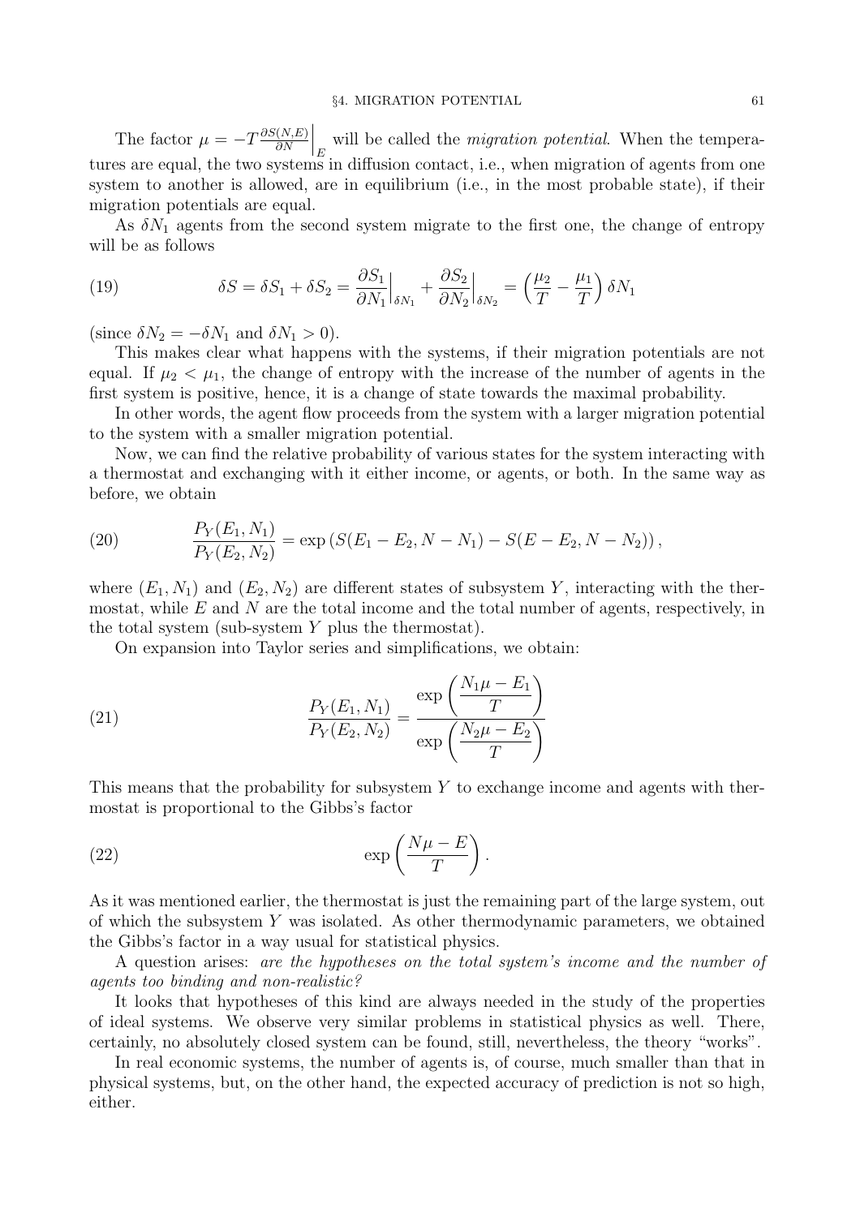The factor $\mu = -T \frac{\partial S(N,E)}{\partial N}\Big|_E$ will be called the *migration potential*. When the temperatures are equal, the two systems in diffusion contact, i.e., when migration of agents from one system to another is allowed, are in equilibrium (i.e., in the most probable state), if their migration potentials are equal.

As $\delta N_1$ agents from the second system migrate to the first one, the change of entropy will be as follows

$$\delta S = \delta S_1 + \delta S_2 = \frac{\partial S_1}{\partial N_1}\Big|_{\delta N_1} + \frac{\partial S_2}{\partial N_2}\Big|_{\delta N_2} = \left(\frac{\mu_2}{T} - \frac{\mu_1}{T}\right)\delta N_1 \tag{19}$$

(since $\delta N_2 = -\delta N_1$ and $\delta N_1 > 0$).

This makes clear what happens with the systems, if their migration potentials are not equal. If $\mu_2 < \mu_1$, the change of entropy with the increase of the number of agents in the first system is positive, hence, it is a change of state towards the maximal probability.

In other words, the agent flow proceeds from the system with a larger migration potential to the system with a smaller migration potential.

Now, we can find the relative probability of various states for the system interacting with a thermostat and exchanging with it either income, or agents, or both. In the same way as before, we obtain

$$\frac{P_Y(E_1, N_1)}{P_Y(E_2, N_2)} = \exp\left(S(E_1 - E_2, N - N_1) - S(E - E_2, N - N_2)\right), \tag{20}$$

where $(E_1, N_1)$ and $(E_2, N_2)$ are different states of subsystem $Y$, interacting with the thermostat, while $E$ and $N$ are the total income and the total number of agents, respectively, in the total system (sub-system $Y$ plus the thermostat).

On expansion into Taylor series and simplifications, we obtain:

$$\frac{P_Y(E_1, N_1)}{P_Y(E_2, N_2)} = \frac{\exp\left(\dfrac{N_1\mu - E_1}{T}\right)}{\exp\left(\dfrac{N_2\mu - E_2}{T}\right)} \tag{21}$$

This means that the probability for subsystem $Y$ to exchange income and agents with thermostat is proportional to the Gibbs's factor

$$\exp\left(\frac{N\mu - E}{T}\right). \tag{22}$$

As it was mentioned earlier, the thermostat is just the remaining part of the large system, out of which the subsystem $Y$ was isolated. As other thermodynamic parameters, we obtained the Gibbs's factor in a way usual for statistical physics.

A question arises: *are the hypotheses on the total system's income and the number of agents too binding and non-realistic?*

It looks that hypotheses of this kind are always needed in the study of the properties of ideal systems. We observe very similar problems in statistical physics as well. There, certainly, no absolutely closed system can be found, still, nevertheless, the theory "works".

In real economic systems, the number of agents is, of course, much smaller than that in physical systems, but, on the other hand, the expected accuracy of prediction is not so high, either.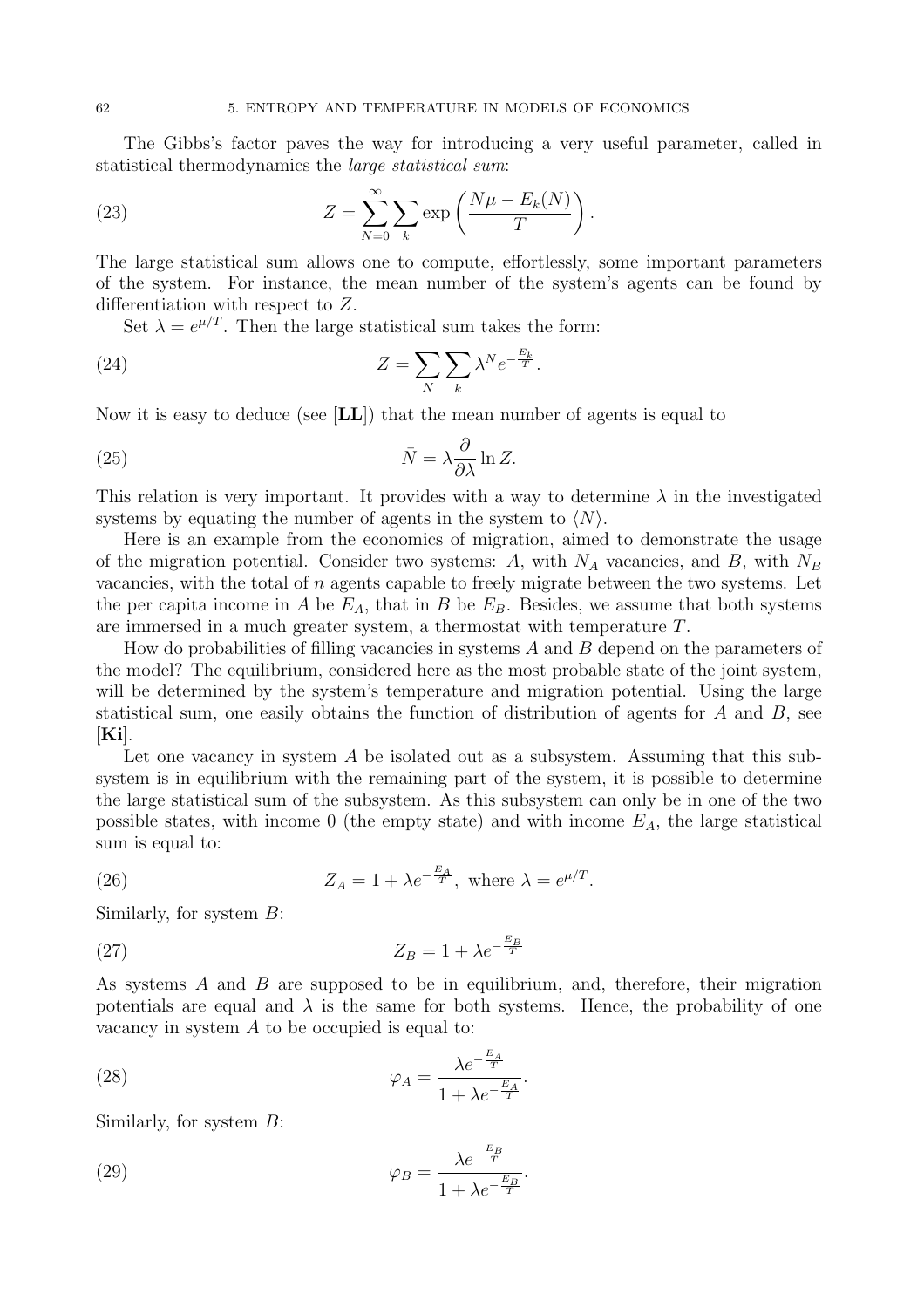The Gibbs's factor paves the way for introducing a very useful parameter, called in statistical thermodynamics the *large statistical sum*:

$$Z = \sum_{N=0}^{\infty} \sum_{k} \exp\left(\frac{N\mu - E_k(N)}{T}\right). \tag{23}$$

The large statistical sum allows one to compute, effortlessly, some important parameters of the system. For instance, the mean number of the system's agents can be found by differentiation with respect to $Z$.

Set $\lambda = e^{\mu/T}$. Then the large statistical sum takes the form:

$$Z = \sum_{N} \sum_{k} \lambda^N e^{-\frac{E_k}{T}}. \tag{24}$$

Now it is easy to deduce (see [**LL**]) that the mean number of agents is equal to

$$\bar{N} = \lambda \frac{\partial}{\partial \lambda} \ln Z. \tag{25}$$

This relation is very important. It provides with a way to determine $\lambda$ in the investigated systems by equating the number of agents in the system to $\langle N \rangle$.

Here is an example from the economics of migration, aimed to demonstrate the usage of the migration potential. Consider two systems: $A$, with $N_A$ vacancies, and $B$, with $N_B$ vacancies, with the total of $n$ agents capable to freely migrate between the two systems. Let the per capita income in $A$ be $E_A$, that in $B$ be $E_B$. Besides, we assume that both systems are immersed in a much greater system, a thermostat with temperature $T$.

How do probabilities of filling vacancies in systems $A$ and $B$ depend on the parameters of the model? The equilibrium, considered here as the most probable state of the joint system, will be determined by the system's temperature and migration potential. Using the large statistical sum, one easily obtains the function of distribution of agents for $A$ and $B$, see [**Ki**].

Let one vacancy in system $A$ be isolated out as a subsystem. Assuming that this subsystem is in equilibrium with the remaining part of the system, it is possible to determine the large statistical sum of the subsystem. As this subsystem can only be in one of the two possible states, with income 0 (the empty state) and with income $E_A$, the large statistical sum is equal to:

$$Z_A = 1 + \lambda e^{-\frac{E_A}{T}}, \text{ where } \lambda = e^{\mu/T}. \tag{26}$$

Similarly, for system $B$:

$$Z_B = 1 + \lambda e^{-\frac{E_B}{T}} \tag{27}$$

As systems $A$ and $B$ are supposed to be in equilibrium, and, therefore, their migration potentials are equal and $\lambda$ is the same for both systems. Hence, the probability of one vacancy in system $A$ to be occupied is equal to:

$$\varphi_A = \frac{\lambda e^{-\frac{E_A}{T}}}{1 + \lambda e^{-\frac{E_A}{T}}}. \tag{28}$$

Similarly, for system $B$:

$$\varphi_B = \frac{\lambda e^{-\frac{E_B}{T}}}{1 + \lambda e^{-\frac{E_B}{T}}}. \tag{29}$$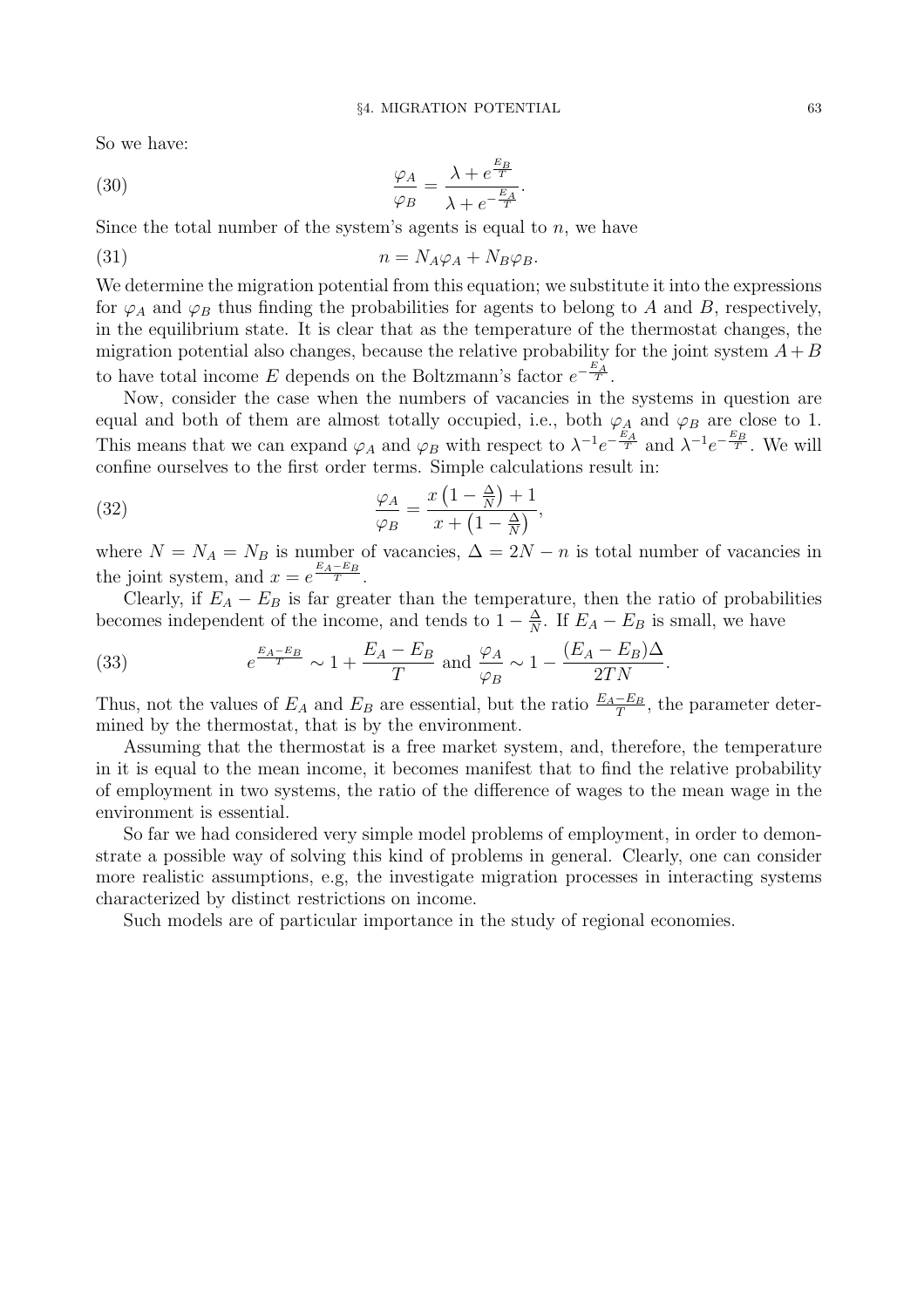So we have:

$$\frac{\varphi_A}{\varphi_B} = \frac{\lambda + e^{\frac{E_B}{T}}}{\lambda + e^{-\frac{E_A}{T}}}. \tag{30}$$

Since the total number of the system's agents is equal to $n$, we have

$$n = N_A \varphi_A + N_B \varphi_B. \tag{31}$$

We determine the migration potential from this equation; we substitute it into the expressions for $\varphi_A$ and $\varphi_B$ thus finding the probabilities for agents to belong to $A$ and $B$, respectively, in the equilibrium state. It is clear that as the temperature of the thermostat changes, the migration potential also changes, because the relative probability for the joint system $A+B$ to have total income $E$ depends on the Boltzmann's factor $e^{-\frac{E_A}{T}}$.

Now, consider the case when the numbers of vacancies in the systems in question are equal and both of them are almost totally occupied, i.e., both $\varphi_A$ and $\varphi_B$ are close to 1. This means that we can expand $\varphi_A$ and $\varphi_B$ with respect to $\lambda^{-1}e^{-\frac{E_A}{T}}$ and $\lambda^{-1}e^{-\frac{E_B}{T}}$. We will confine ourselves to the first order terms. Simple calculations result in:

$$\frac{\varphi_A}{\varphi_B} = \frac{x\left(1 - \frac{\Delta}{N}\right) + 1}{x + \left(1 - \frac{\Delta}{N}\right)}, \tag{32}$$

where $N = N_A = N_B$ is number of vacancies, $\Delta = 2N - n$ is total number of vacancies in the joint system, and $x = e^{\frac{E_A - E_B}{T}}$.

Clearly, if $E_A - E_B$ is far greater than the temperature, then the ratio of probabilities becomes independent of the income, and tends to $1 - \frac{\Delta}{N}$. If $E_A - E_B$ is small, we have

$$e^{\frac{E_A - E_B}{T}} \sim 1 + \frac{E_A - E_B}{T} \text{ and } \frac{\varphi_A}{\varphi_B} \sim 1 - \frac{(E_A - E_B)\Delta}{2TN}. \tag{33}$$

Thus, not the values of $E_A$ and $E_B$ are essential, but the ratio $\frac{E_A - E_B}{T}$, the parameter determined by the thermostat, that is by the environment.

Assuming that the thermostat is a free market system, and, therefore, the temperature in it is equal to the mean income, it becomes manifest that to find the relative probability of employment in two systems, the ratio of the difference of wages to the mean wage in the environment is essential.

So far we had considered very simple model problems of employment, in order to demonstrate a possible way of solving this kind of problems in general. Clearly, one can consider more realistic assumptions, e.g, the investigate migration processes in interacting systems characterized by distinct restrictions on income.

Such models are of particular importance in the study of regional economies.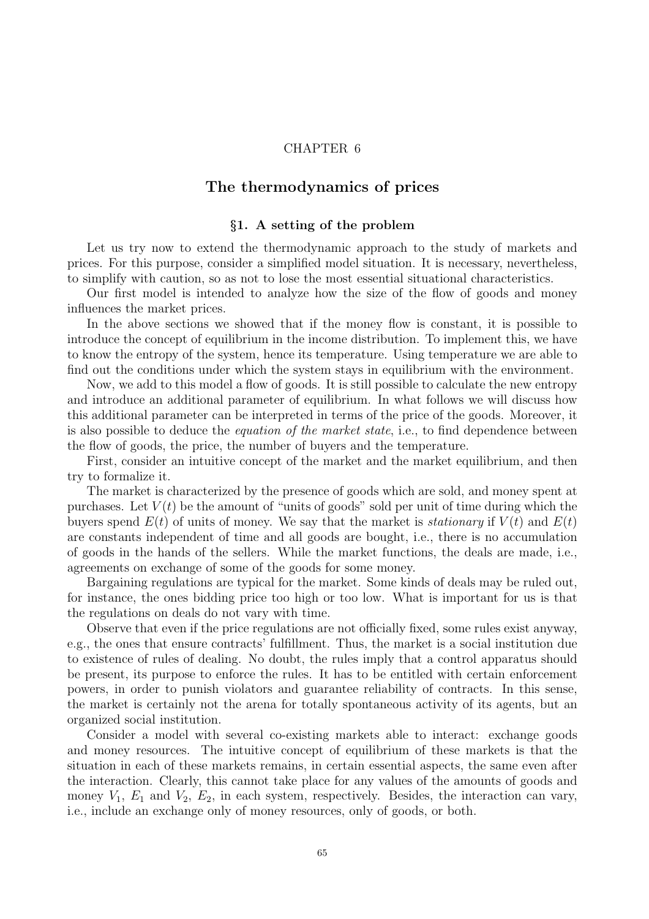# CHAPTER 6

## The thermodynamics of prices

### §1. A setting of the problem

Let us try now to extend the thermodynamic approach to the study of markets and prices. For this purpose, consider a simplified model situation. It is necessary, nevertheless, to simplify with caution, so as not to lose the most essential situational characteristics.

Our first model is intended to analyze how the size of the flow of goods and money influences the market prices.

In the above sections we showed that if the money flow is constant, it is possible to introduce the concept of equilibrium in the income distribution. To implement this, we have to know the entropy of the system, hence its temperature. Using temperature we are able to find out the conditions under which the system stays in equilibrium with the environment.

Now, we add to this model a flow of goods. It is still possible to calculate the new entropy and introduce an additional parameter of equilibrium. In what follows we will discuss how this additional parameter can be interpreted in terms of the price of the goods. Moreover, it is also possible to deduce the *equation of the market state*, i.e., to find dependence between the flow of goods, the price, the number of buyers and the temperature.

First, consider an intuitive concept of the market and the market equilibrium, and then try to formalize it.

The market is characterized by the presence of goods which are sold, and money spent at purchases. Let $V(t)$ be the amount of "units of goods" sold per unit of time during which the buyers spend $E(t)$ of units of money. We say that the market is *stationary* if $V(t)$ and $E(t)$ are constants independent of time and all goods are bought, i.e., there is no accumulation of goods in the hands of the sellers. While the market functions, the deals are made, i.e., agreements on exchange of some of the goods for some money.

Bargaining regulations are typical for the market. Some kinds of deals may be ruled out, for instance, the ones bidding price too high or too low. What is important for us is that the regulations on deals do not vary with time.

Observe that even if the price regulations are not officially fixed, some rules exist anyway, e.g., the ones that ensure contracts' fulfillment. Thus, the market is a social institution due to existence of rules of dealing. No doubt, the rules imply that a control apparatus should be present, its purpose to enforce the rules. It has to be entitled with certain enforcement powers, in order to punish violators and guarantee reliability of contracts. In this sense, the market is certainly not the arena for totally spontaneous activity of its agents, but an organized social institution.

Consider a model with several co-existing markets able to interact: exchange goods and money resources. The intuitive concept of equilibrium of these markets is that the situation in each of these markets remains, in certain essential aspects, the same even after the interaction. Clearly, this cannot take place for any values of the amounts of goods and money $V_1$, $E_1$ and $V_2$, $E_2$, in each system, respectively. Besides, the interaction can vary, i.e., include an exchange only of money resources, only of goods, or both.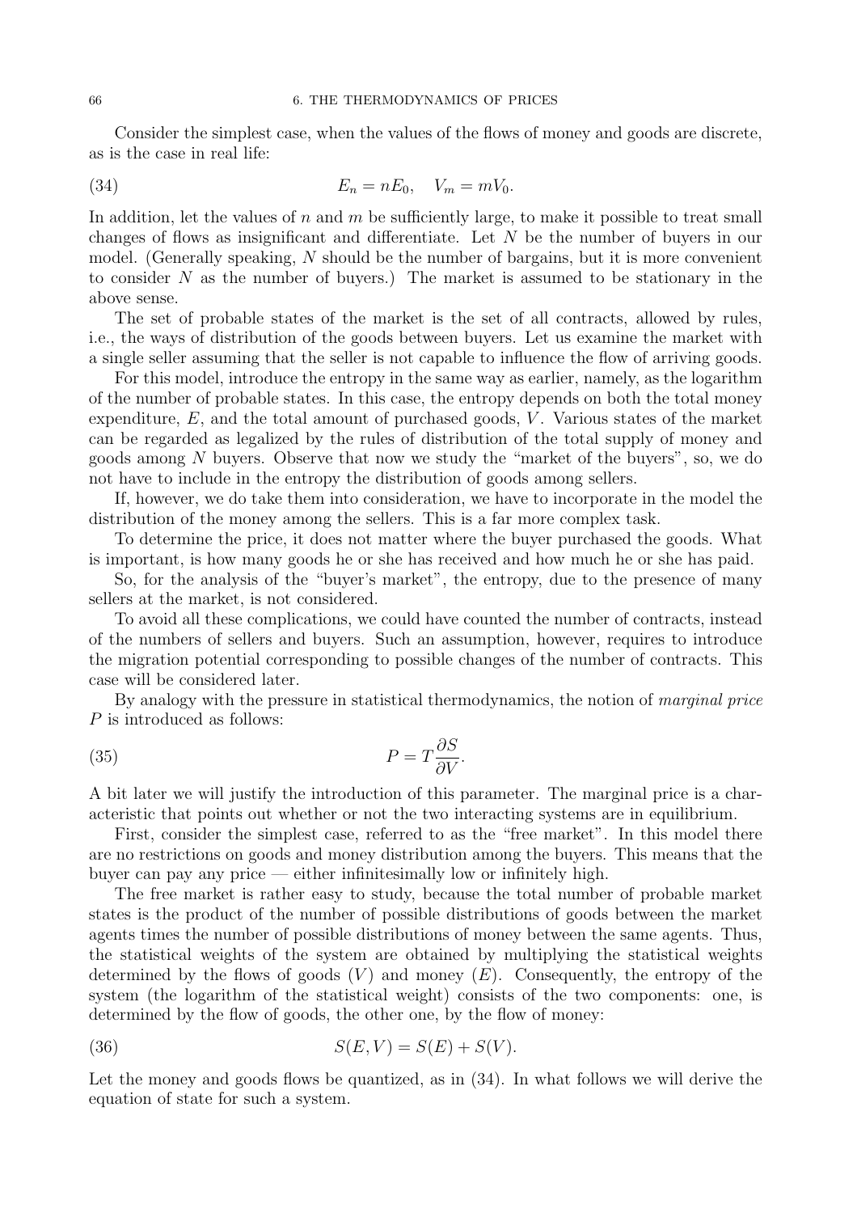Consider the simplest case, when the values of the flows of money and goods are discrete, as is the case in real life:

$$E_n = nE_0, \quad V_m = mV_0. \tag{34}$$

In addition, let the values of $n$ and $m$ be sufficiently large, to make it possible to treat small changes of flows as insignificant and differentiate. Let $N$ be the number of buyers in our model. (Generally speaking, $N$ should be the number of bargains, but it is more convenient to consider $N$ as the number of buyers.) The market is assumed to be stationary in the above sense.

The set of probable states of the market is the set of all contracts, allowed by rules, i.e., the ways of distribution of the goods between buyers. Let us examine the market with a single seller assuming that the seller is not capable to influence the flow of arriving goods.

For this model, introduce the entropy in the same way as earlier, namely, as the logarithm of the number of probable states. In this case, the entropy depends on both the total money expenditure, $E$, and the total amount of purchased goods, $V$. Various states of the market can be regarded as legalized by the rules of distribution of the total supply of money and goods among $N$ buyers. Observe that now we study the "market of the buyers", so, we do not have to include in the entropy the distribution of goods among sellers.

If, however, we do take them into consideration, we have to incorporate in the model the distribution of the money among the sellers. This is a far more complex task.

To determine the price, it does not matter where the buyer purchased the goods. What is important, is how many goods he or she has received and how much he or she has paid.

So, for the analysis of the "buyer's market", the entropy, due to the presence of many sellers at the market, is not considered.

To avoid all these complications, we could have counted the number of contracts, instead of the numbers of sellers and buyers. Such an assumption, however, requires to introduce the migration potential corresponding to possible changes of the number of contracts. This case will be considered later.

By analogy with the pressure in statistical thermodynamics, the notion of *marginal price* $P$ is introduced as follows:

$$P = T\frac{\partial S}{\partial V}. \tag{35}$$

A bit later we will justify the introduction of this parameter. The marginal price is a characteristic that points out whether or not the two interacting systems are in equilibrium.

First, consider the simplest case, referred to as the "free market". In this model there are no restrictions on goods and money distribution among the buyers. This means that the buyer can pay any price — either infinitesimally low or infinitely high.

The free market is rather easy to study, because the total number of probable market states is the product of the number of possible distributions of goods between the market agents times the number of possible distributions of money between the same agents. Thus, the statistical weights of the system are obtained by multiplying the statistical weights determined by the flows of goods ($V$) and money ($E$). Consequently, the entropy of the system (the logarithm of the statistical weight) consists of the two components: one, is determined by the flow of goods, the other one, by the flow of money:

$$S(E, V) = S(E) + S(V). \tag{36}$$

Let the money and goods flows be quantized, as in (34). In what follows we will derive the equation of state for such a system.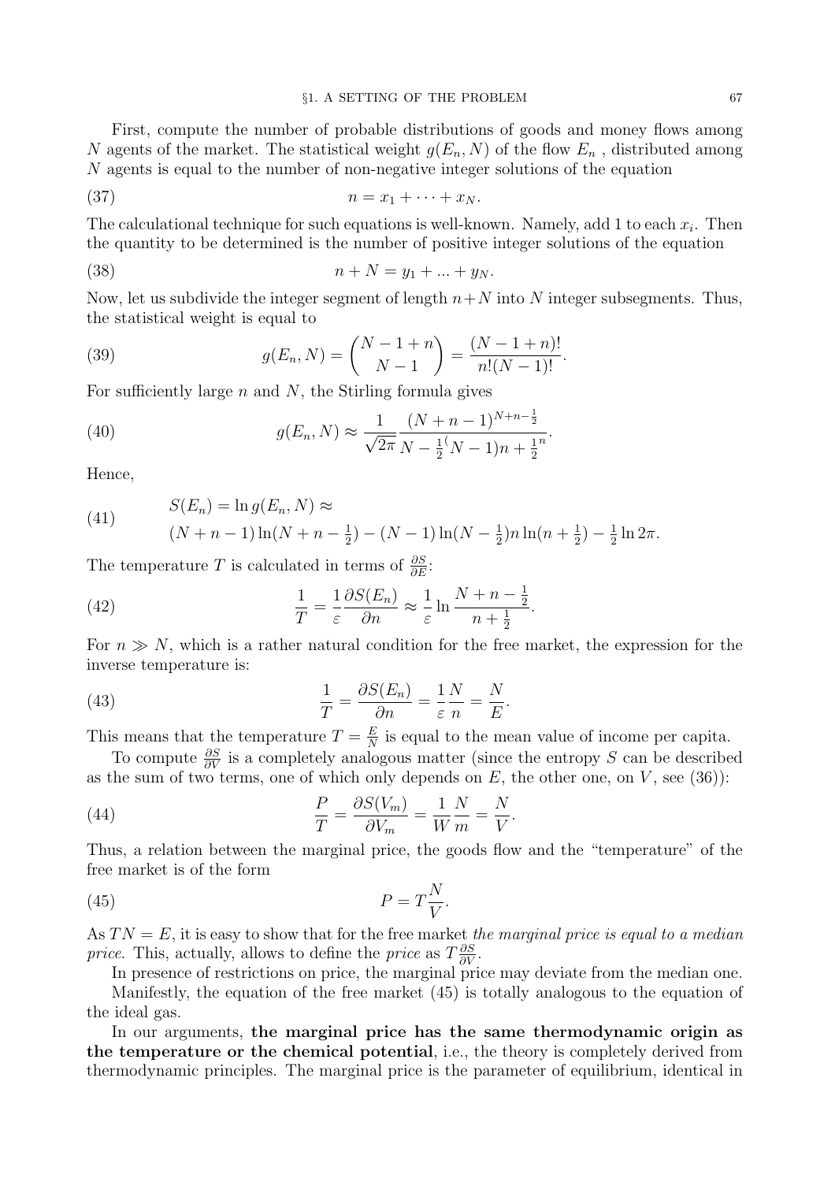First, compute the number of probable distributions of goods and money flows among $N$ agents of the market. The statistical weight $g(E_n, N)$ of the flow $E_n$ , distributed among $N$ agents is equal to the number of non-negative integer solutions of the equation

$$n = x_1 + \cdots + x_N. \tag{37}$$

The calculational technique for such equations is well-known. Namely, add 1 to each $x_i$. Then the quantity to be determined is the number of positive integer solutions of the equation

$$n + N = y_1 + ... + y_N. \tag{38}$$

Now, let us subdivide the integer segment of length $n+N$ into $N$ integer subsegments. Thus, the statistical weight is equal to

$$g(E_n, N) = \binom{N-1+n}{N-1} = \frac{(N-1+n)!}{n!(N-1)!}. \tag{39}$$

For sufficiently large $n$ and $N$, the Stirling formula gives

$$g(E_n, N) \approx \frac{1}{\sqrt{2\pi}} \frac{(N+n-1)^{N+n-\frac{1}{2}}}{N-\frac{1}{2}^{(}N-1)n+\frac{1}{2}^{n}}. \tag{40}$$

Hence,

$$\begin{aligned} &S(E_n) = \ln g(E_n, N) \approx \\ &(N+n-1)\ln(N+n-\tfrac{1}{2}) - (N-1)\ln(N-\tfrac{1}{2})n\ln(n+\tfrac{1}{2}) - \tfrac{1}{2}\ln 2\pi. \end{aligned} \tag{41}$$

The temperature $T$ is calculated in terms of $\frac{\partial S}{\partial E}$:

$$\frac{1}{T} = \frac{1}{\varepsilon}\frac{\partial S(E_n)}{\partial n} \approx \frac{1}{\varepsilon} \ln \frac{N+n-\frac{1}{2}}{n+\frac{1}{2}}. \tag{42}$$

For $n \gg N$, which is a rather natural condition for the free market, the expression for the inverse temperature is:

$$\frac{1}{T} = \frac{\partial S(E_n)}{\partial n} = \frac{1}{\varepsilon}\frac{N}{n} = \frac{N}{E}. \tag{43}$$

This means that the temperature $T = \frac{E}{N}$ is equal to the mean value of income per capita.

To compute $\frac{\partial S}{\partial V}$ is a completely analogous matter (since the entropy $S$ can be described as the sum of two terms, one of which only depends on $E$, the other one, on $V$, see (36)):

$$\frac{P}{T} = \frac{\partial S(V_m)}{\partial V_m} = \frac{1}{W}\frac{N}{m} = \frac{N}{V}. \tag{44}$$

Thus, a relation between the marginal price, the goods flow and the "temperature" of the free market is of the form

$$P = T\frac{N}{V}. \tag{45}$$

As $TN = E$, it is easy to show that for the free market *the marginal price is equal to a median price*. This, actually, allows to define the *price* as $T\frac{\partial S}{\partial V}$.

In presence of restrictions on price, the marginal price may deviate from the median one.

Manifestly, the equation of the free market (45) is totally analogous to the equation of the ideal gas.

In our arguments, **the marginal price has the same thermodynamic origin as the temperature or the chemical potential**, i.e., the theory is completely derived from thermodynamic principles. The marginal price is the parameter of equilibrium, identical in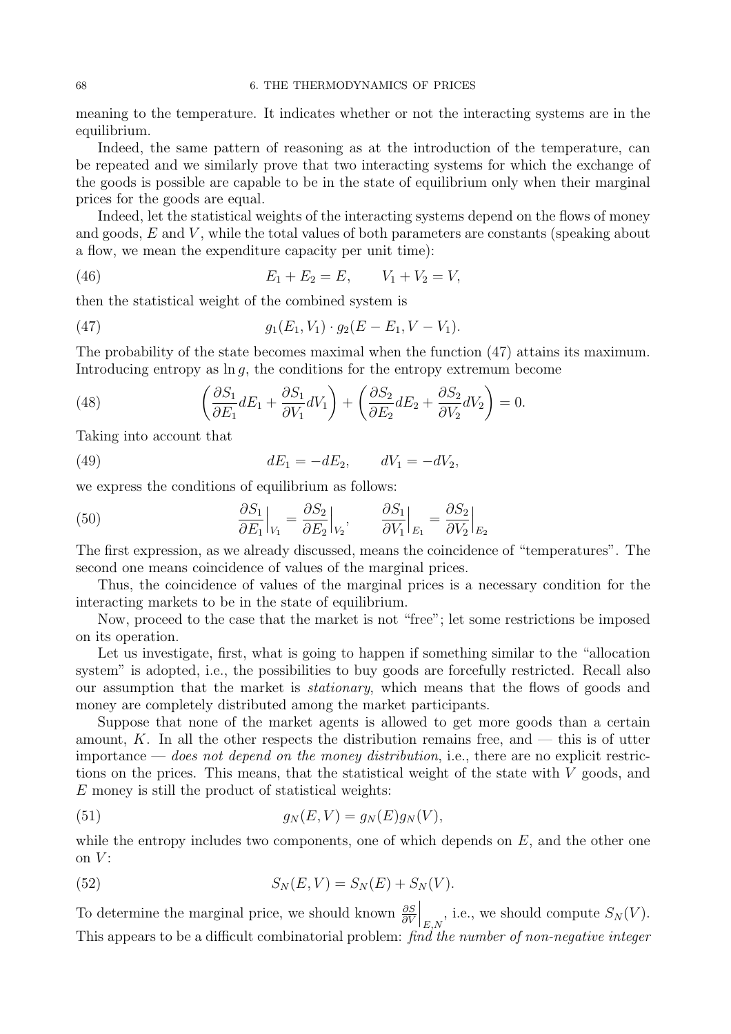meaning to the temperature. It indicates whether or not the interacting systems are in the equilibrium.

Indeed, the same pattern of reasoning as at the introduction of the temperature, can be repeated and we similarly prove that two interacting systems for which the exchange of the goods is possible are capable to be in the state of equilibrium only when their marginal prices for the goods are equal.

Indeed, let the statistical weights of the interacting systems depend on the flows of money and goods, $E$ and $V$, while the total values of both parameters are constants (speaking about a flow, we mean the expenditure capacity per unit time):

$$E_1 + E_2 = E, \qquad V_1 + V_2 = V, \tag{46}$$

then the statistical weight of the combined system is

$$g_1(E_1, V_1) \cdot g_2(E - E_1, V - V_1). \tag{47}$$

The probability of the state becomes maximal when the function (47) attains its maximum. Introducing entropy as $\ln g$, the conditions for the entropy extremum become

$$\left( \frac{\partial S_1}{\partial E_1} dE_1 + \frac{\partial S_1}{\partial V_1} dV_1 \right) + \left( \frac{\partial S_2}{\partial E_2} dE_2 + \frac{\partial S_2}{\partial V_2} dV_2 \right) = 0. \tag{48}$$

Taking into account that

$$dE_1 = -dE_2, \qquad dV_1 = -dV_2, \tag{49}$$

we express the conditions of equilibrium as follows:

$$\frac{\partial S_1}{\partial E_1}\Big|_{V_1} = \frac{\partial S_2}{\partial E_2}\Big|_{V_2}, \qquad \frac{\partial S_1}{\partial V_1}\Big|_{E_1} = \frac{\partial S_2}{\partial V_2}\Big|_{E_2} \tag{50}$$

The first expression, as we already discussed, means the coincidence of "temperatures". The second one means coincidence of values of the marginal prices.

Thus, the coincidence of values of the marginal prices is a necessary condition for the interacting markets to be in the state of equilibrium.

Now, proceed to the case that the market is not "free"; let some restrictions be imposed on its operation.

Let us investigate, first, what is going to happen if something similar to the "allocation system" is adopted, i.e., the possibilities to buy goods are forcefully restricted. Recall also our assumption that the market is *stationary*, which means that the flows of goods and money are completely distributed among the market participants.

Suppose that none of the market agents is allowed to get more goods than a certain amount, $K$. In all the other respects the distribution remains free, and — this is of utter importance — *does not depend on the money distribution*, i.e., there are no explicit restrictions on the prices. This means, that the statistical weight of the state with $V$ goods, and $E$ money is still the product of statistical weights:

$$g_N(E, V) = g_N(E) g_N(V), \tag{51}$$

while the entropy includes two components, one of which depends on $E$, and the other one on $V$:

$$S_N(E, V) = S_N(E) + S_N(V). \tag{52}$$

To determine the marginal price, we should known $\frac{\partial S}{\partial V}\Big|_{E,N}$, i.e., we should compute $S_N(V)$. This appears to be a difficult combinatorial problem: *find the number of non-negative integer*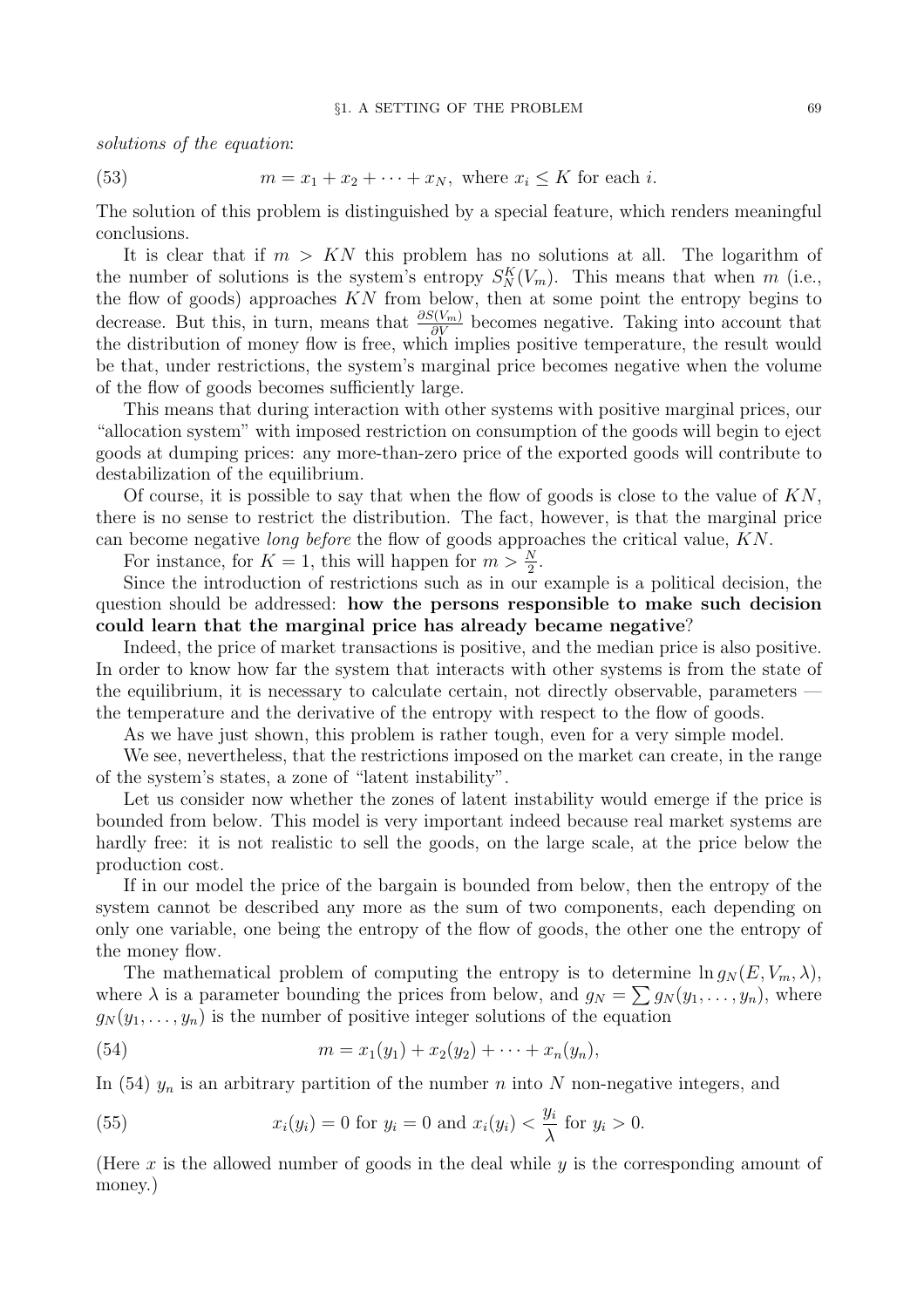*solutions of the equation*:

$$m = x_1 + x_2 + \cdots + x_N, \text{ where } x_i \leq K \text{ for each } i. \tag{53}$$

The solution of this problem is distinguished by a special feature, which renders meaningful conclusions.

It is clear that if $m > KN$ this problem has no solutions at all. The logarithm of the number of solutions is the system's entropy $S_N^K(V_m)$. This means that when $m$ (i.e., the flow of goods) approaches $KN$ from below, then at some point the entropy begins to decrease. But this, in turn, means that $\frac{\partial S(V_m)}{\partial V}$ becomes negative. Taking into account that the distribution of money flow is free, which implies positive temperature, the result would be that, under restrictions, the system's marginal price becomes negative when the volume of the flow of goods becomes sufficiently large.

This means that during interaction with other systems with positive marginal prices, our "allocation system" with imposed restriction on consumption of the goods will begin to eject goods at dumping prices: any more-than-zero price of the exported goods will contribute to destabilization of the equilibrium.

Of course, it is possible to say that when the flow of goods is close to the value of $KN$, there is no sense to restrict the distribution. The fact, however, is that the marginal price can become negative *long before* the flow of goods approaches the critical value, $KN$.

For instance, for $K = 1$, this will happen for $m > \frac{N}{2}$.

Since the introduction of restrictions such as in our example is a political decision, the question should be addressed: **how the persons responsible to make such decision could learn that the marginal price has already became negative**?

Indeed, the price of market transactions is positive, and the median price is also positive. In order to know how far the system that interacts with other systems is from the state of the equilibrium, it is necessary to calculate certain, not directly observable, parameters — the temperature and the derivative of the entropy with respect to the flow of goods.

As we have just shown, this problem is rather tough, even for a very simple model.

We see, nevertheless, that the restrictions imposed on the market can create, in the range of the system's states, a zone of "latent instability".

Let us consider now whether the zones of latent instability would emerge if the price is bounded from below. This model is very important indeed because real market systems are hardly free: it is not realistic to sell the goods, on the large scale, at the price below the production cost.

If in our model the price of the bargain is bounded from below, then the entropy of the system cannot be described any more as the sum of two components, each depending on only one variable, one being the entropy of the flow of goods, the other one the entropy of the money flow.

The mathematical problem of computing the entropy is to determine $\ln g_N(E, V_m, \lambda)$, where $\lambda$ is a parameter bounding the prices from below, and $g_N = \sum g_N(y_1, \ldots, y_n)$, where $g_N(y_1, \ldots, y_n)$ is the number of positive integer solutions of the equation

$$m = x_1(y_1) + x_2(y_2) + \cdots + x_n(y_n), \tag{54}$$

In (54) $y_n$ is an arbitrary partition of the number $n$ into $N$ non-negative integers, and

$$x_i(y_i) = 0 \text{ for } y_i = 0 \text{ and } x_i(y_i) < \frac{y_i}{\lambda} \text{ for } y_i > 0. \tag{55}$$

(Here $x$ is the allowed number of goods in the deal while $y$ is the corresponding amount of money.)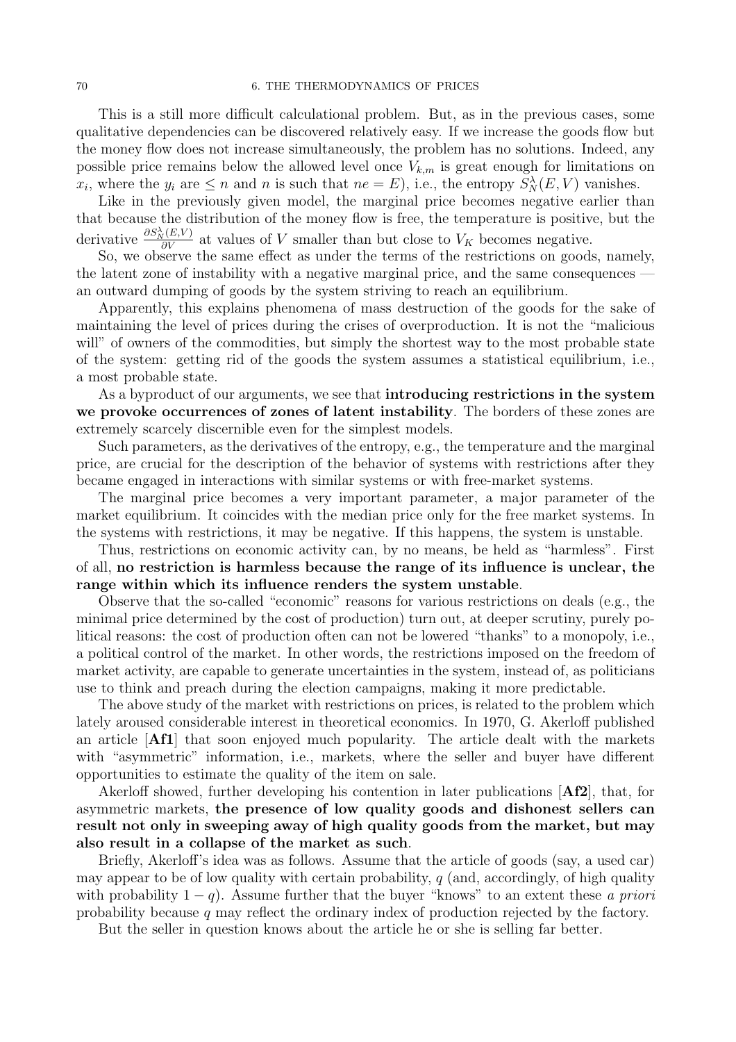This is a still more difficult calculational problem. But, as in the previous cases, some qualitative dependencies can be discovered relatively easy. If we increase the goods flow but the money flow does not increase simultaneously, the problem has no solutions. Indeed, any possible price remains below the allowed level once $V_{k,m}$ is great enough for limitations on $x_i$, where the $y_i$ are $\leq n$ and $n$ is such that $ne = E$), i.e., the entropy $S_N^\lambda(E, V)$ vanishes.

Like in the previously given model, the marginal price becomes negative earlier than that because the distribution of the money flow is free, the temperature is positive, but the derivative $\frac{\partial S_N^\lambda(E,V)}{\partial V}$ at values of $V$ smaller than but close to $V_K$ becomes negative.

So, we observe the same effect as under the terms of the restrictions on goods, namely, the latent zone of instability with a negative marginal price, and the same consequences — an outward dumping of goods by the system striving to reach an equilibrium.

Apparently, this explains phenomena of mass destruction of the goods for the sake of maintaining the level of prices during the crises of overproduction. It is not the "malicious will" of owners of the commodities, but simply the shortest way to the most probable state of the system: getting rid of the goods the system assumes a statistical equilibrium, i.e., a most probable state.

As a byproduct of our arguments, we see that **introducing restrictions in the system we provoke occurrences of zones of latent instability**. The borders of these zones are extremely scarcely discernible even for the simplest models.

Such parameters, as the derivatives of the entropy, e.g., the temperature and the marginal price, are crucial for the description of the behavior of systems with restrictions after they became engaged in interactions with similar systems or with free-market systems.

The marginal price becomes a very important parameter, a major parameter of the market equilibrium. It coincides with the median price only for the free market systems. In the systems with restrictions, it may be negative. If this happens, the system is unstable.

Thus, restrictions on economic activity can, by no means, be held as "harmless". First of all, **no restriction is harmless because the range of its influence is unclear, the range within which its influence renders the system unstable**.

Observe that the so-called "economic" reasons for various restrictions on deals (e.g., the minimal price determined by the cost of production) turn out, at deeper scrutiny, purely political reasons: the cost of production often can not be lowered "thanks" to a monopoly, i.e., a political control of the market. In other words, the restrictions imposed on the freedom of market activity, are capable to generate uncertainties in the system, instead of, as politicians use to think and preach during the election campaigns, making it more predictable.

The above study of the market with restrictions on prices, is related to the problem which lately aroused considerable interest in theoretical economics. In 1970, G. Akerloff published an article [**Af1**] that soon enjoyed much popularity. The article dealt with the markets with "asymmetric" information, i.e., markets, where the seller and buyer have different opportunities to estimate the quality of the item on sale.

Akerloff showed, further developing his contention in later publications [**Af2**], that, for asymmetric markets, **the presence of low quality goods and dishonest sellers can result not only in sweeping away of high quality goods from the market, but may also result in a collapse of the market as such**.

Briefly, Akerloff's idea was as follows. Assume that the article of goods (say, a used car) may appear to be of low quality with certain probability, $q$ (and, accordingly, of high quality with probability $1 - q$). Assume further that the buyer "knows" to an extent these *a priori* probability because $q$ may reflect the ordinary index of production rejected by the factory.

But the seller in question knows about the article he or she is selling far better.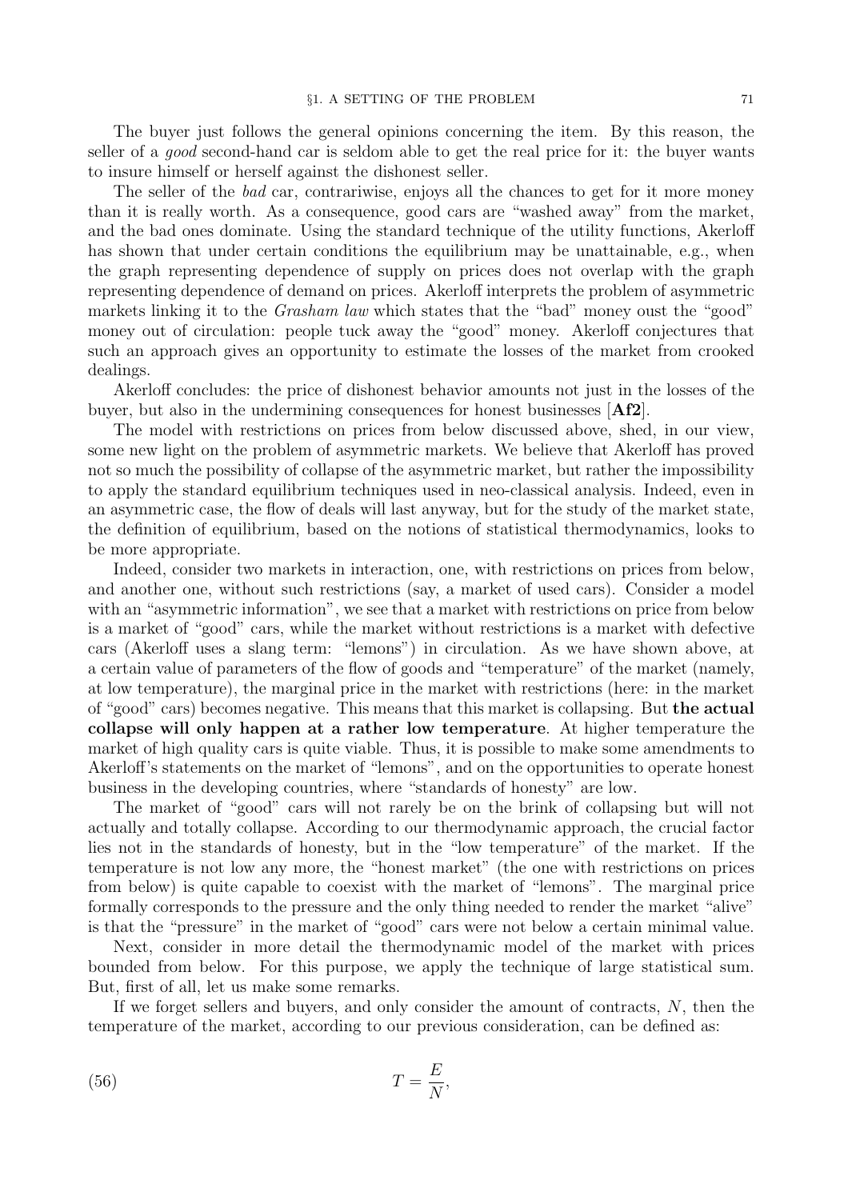The buyer just follows the general opinions concerning the item. By this reason, the seller of a *good* second-hand car is seldom able to get the real price for it: the buyer wants to insure himself or herself against the dishonest seller.

The seller of the *bad* car, contrariwise, enjoys all the chances to get for it more money than it is really worth. As a consequence, good cars are "washed away" from the market, and the bad ones dominate. Using the standard technique of the utility functions, Akerloff has shown that under certain conditions the equilibrium may be unattainable, e.g., when the graph representing dependence of supply on prices does not overlap with the graph representing dependence of demand on prices. Akerloff interprets the problem of asymmetric markets linking it to the *Grasham law* which states that the "bad" money oust the "good" money out of circulation: people tuck away the "good" money. Akerloff conjectures that such an approach gives an opportunity to estimate the losses of the market from crooked dealings.

Akerloff concludes: the price of dishonest behavior amounts not just in the losses of the buyer, but also in the undermining consequences for honest businesses [**Af2**].

The model with restrictions on prices from below discussed above, shed, in our view, some new light on the problem of asymmetric markets. We believe that Akerloff has proved not so much the possibility of collapse of the asymmetric market, but rather the impossibility to apply the standard equilibrium techniques used in neo-classical analysis. Indeed, even in an asymmetric case, the flow of deals will last anyway, but for the study of the market state, the definition of equilibrium, based on the notions of statistical thermodynamics, looks to be more appropriate.

Indeed, consider two markets in interaction, one, with restrictions on prices from below, and another one, without such restrictions (say, a market of used cars). Consider a model with an "asymmetric information", we see that a market with restrictions on price from below is a market of "good" cars, while the market without restrictions is a market with defective cars (Akerloff uses a slang term: "lemons") in circulation. As we have shown above, at a certain value of parameters of the flow of goods and "temperature" of the market (namely, at low temperature), the marginal price in the market with restrictions (here: in the market of "good" cars) becomes negative. This means that this market is collapsing. But **the actual collapse will only happen at a rather low temperature**. At higher temperature the market of high quality cars is quite viable. Thus, it is possible to make some amendments to Akerloff's statements on the market of "lemons", and on the opportunities to operate honest business in the developing countries, where "standards of honesty" are low.

The market of "good" cars will not rarely be on the brink of collapsing but will not actually and totally collapse. According to our thermodynamic approach, the crucial factor lies not in the standards of honesty, but in the "low temperature" of the market. If the temperature is not low any more, the "honest market" (the one with restrictions on prices from below) is quite capable to coexist with the market of "lemons". The marginal price formally corresponds to the pressure and the only thing needed to render the market "alive" is that the "pressure" in the market of "good" cars were not below a certain minimal value.

Next, consider in more detail the thermodynamic model of the market with prices bounded from below. For this purpose, we apply the technique of large statistical sum. But, first of all, let us make some remarks.

If we forget sellers and buyers, and only consider the amount of contracts, $N$, then the temperature of the market, according to our previous consideration, can be defined as:

$$T = \frac{E}{N}, \tag{56}$$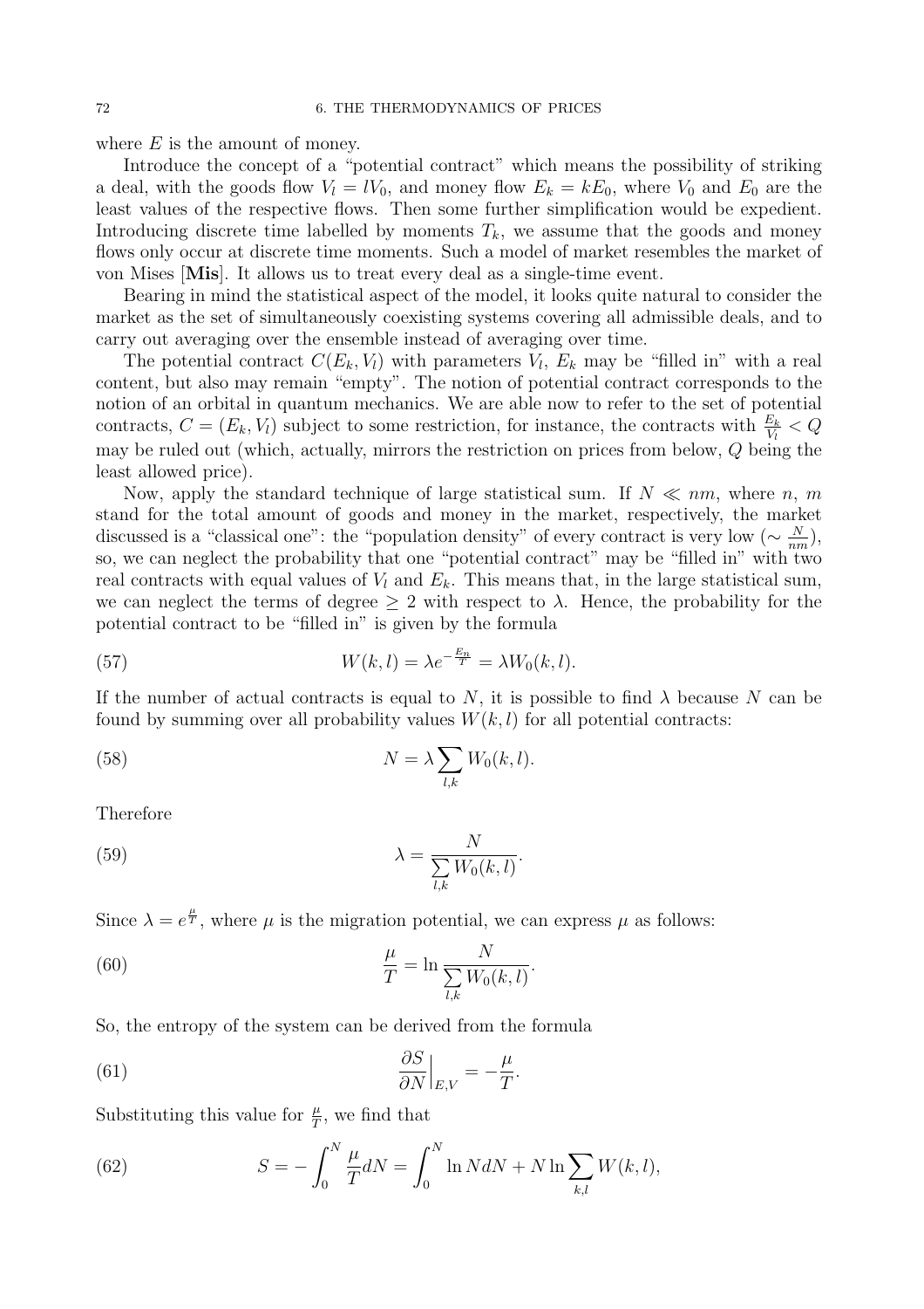where $E$ is the amount of money.

Introduce the concept of a "potential contract" which means the possibility of striking a deal, with the goods flow $V_l = lV_0$, and money flow $E_k = kE_0$, where $V_0$ and $E_0$ are the least values of the respective flows. Then some further simplification would be expedient. Introducing discrete time labelled by moments $T_k$, we assume that the goods and money flows only occur at discrete time moments. Such a model of market resembles the market of von Mises [**Mis**]. It allows us to treat every deal as a single-time event.

Bearing in mind the statistical aspect of the model, it looks quite natural to consider the market as the set of simultaneously coexisting systems covering all admissible deals, and to carry out averaging over the ensemble instead of averaging over time.

The potential contract $C(E_k, V_l)$ with parameters $V_l$, $E_k$ may be "filled in" with a real content, but also may remain "empty". The notion of potential contract corresponds to the notion of an orbital in quantum mechanics. We are able now to refer to the set of potential contracts, $C = (E_k, V_l)$ subject to some restriction, for instance, the contracts with $\frac{E_k}{V_l} < Q$ may be ruled out (which, actually, mirrors the restriction on prices from below, $Q$ being the least allowed price).

Now, apply the standard technique of large statistical sum. If $N \ll nm$, where $n$, $m$ stand for the total amount of goods and money in the market, respectively, the market discussed is a "classical one": the "population density" of every contract is very low ($\sim \frac{N}{nm}$), so, we can neglect the probability that one "potential contract" may be "filled in" with two real contracts with equal values of $V_l$ and $E_k$. This means that, in the large statistical sum, we can neglect the terms of degree $\geq 2$ with respect to $\lambda$. Hence, the probability for the potential contract to be "filled in" is given by the formula

$$W(k, l) = \lambda e^{-\frac{E_n}{T}} = \lambda W_0(k, l). \tag{57}$$

If the number of actual contracts is equal to $N$, it is possible to find $\lambda$ because $N$ can be found by summing over all probability values $W(k, l)$ for all potential contracts:

$$N = \lambda \sum_{l,k} W_0(k, l). \tag{58}$$

Therefore

$$\lambda = \frac{N}{\sum\limits_{l,k} W_0(k, l)}. \tag{59}$$

Since $\lambda = e^{\frac{\mu}{T}}$, where $\mu$ is the migration potential, we can express $\mu$ as follows:

$$\frac{\mu}{T} = \ln \frac{N}{\sum\limits_{l,k} W_0(k, l)}. \tag{60}$$

So, the entropy of the system can be derived from the formula

$$\frac{\partial S}{\partial N}\Big|_{E,V} = -\frac{\mu}{T}. \tag{61}$$

Substituting this value for $\frac{\mu}{T}$, we find that

$$S = -\int_0^N \frac{\mu}{T} dN = \int_0^N \ln N dN + N \ln \sum_{k,l} W(k, l), \tag{62}$$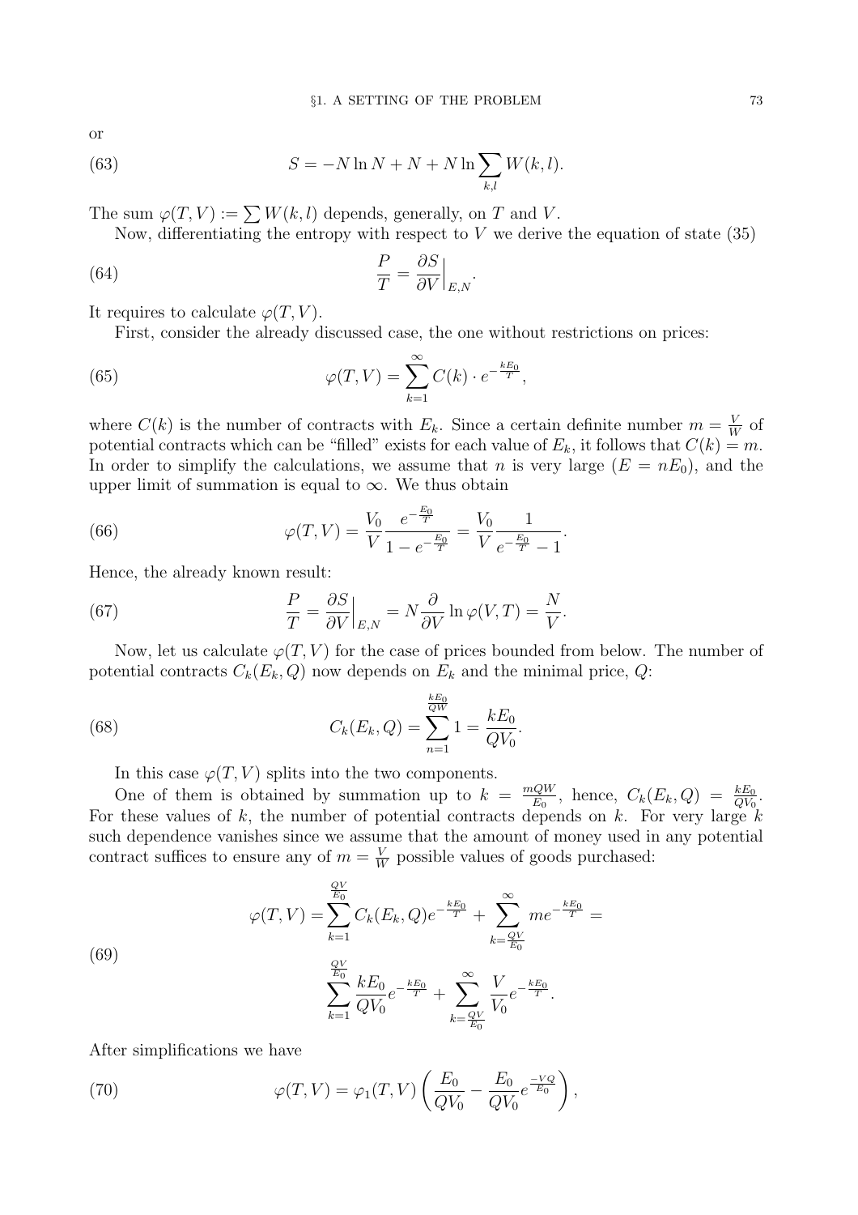or

$$S = -N \ln N + N + N \ln \sum_{k,l} W(k,l). \tag{63}$$

The sum $\varphi(T,V) := \sum W(k,l)$ depends, generally, on $T$ and $V$.

Now, differentiating the entropy with respect to $V$ we derive the equation of state (35)

$$\frac{P}{T} = \frac{\partial S}{\partial V}\Big|_{E,N}. \tag{64}$$

It requires to calculate $\varphi(T,V)$.

First, consider the already discussed case, the one without restrictions on prices:

$$\varphi(T,V) = \sum_{k=1}^{\infty} C(k) \cdot e^{-\frac{kE_0}{T}}, \tag{65}$$

where $C(k)$ is the number of contracts with $E_k$. Since a certain definite number $m = \frac{V}{W}$ of potential contracts which can be "filled" exists for each value of $E_k$, it follows that $C(k) = m$. In order to simplify the calculations, we assume that $n$ is very large ($E = nE_0$), and the upper limit of summation is equal to $\infty$. We thus obtain

$$\varphi(T,V) = \frac{V_0}{V} \frac{e^{-\frac{E_0}{T}}}{1 - e^{-\frac{E_0}{T}}} = \frac{V_0}{V} \frac{1}{e^{-\frac{E_0}{T}} - 1}. \tag{66}$$

Hence, the already known result:

$$\frac{P}{T} = \frac{\partial S}{\partial V}\Big|_{E,N} = N \frac{\partial}{\partial V} \ln \varphi(V,T) = \frac{N}{V}. \tag{67}$$

Now, let us calculate $\varphi(T,V)$ for the case of prices bounded from below. The number of potential contracts $C_k(E_k, Q)$ now depends on $E_k$ and the minimal price, $Q$:

$$C_k(E_k, Q) = \sum_{n=1}^{\frac{kE_0}{QW}} 1 = \frac{kE_0}{QV_0}. \tag{68}$$

In this case $\varphi(T,V)$ splits into the two components.

One of them is obtained by summation up to $k = \frac{mQW}{E_0}$, hence, $C_k(E_k, Q) = \frac{kE_0}{QV_0}$. For these values of $k$, the number of potential contracts depends on $k$. For very large $k$ such dependence vanishes since we assume that the amount of money used in any potential contract suffices to ensure any of $m = \frac{V}{W}$ possible values of goods purchased:

$$\begin{aligned}\varphi(T,V) = &\sum_{k=1}^{\frac{QV}{E_0}} C_k(E_k, Q) e^{-\frac{kE_0}{T}} + \sum_{k=\frac{QV}{E_0}}^{\infty} m e^{-\frac{kE_0}{T}} = \\ &\sum_{k=1}^{\frac{QV}{E_0}} \frac{kE_0}{QV_0} e^{-\frac{kE_0}{T}} + \sum_{k=\frac{QV}{E_0}}^{\infty} \frac{V}{V_0} e^{-\frac{kE_0}{T}}.\end{aligned} \tag{69}$$

After simplifications we have

$$\varphi(T,V) = \varphi_1(T,V) \left( \frac{E_0}{QV_0} - \frac{E_0}{QV_0} e^{\frac{-VQ}{E_0}} \right), \tag{70}$$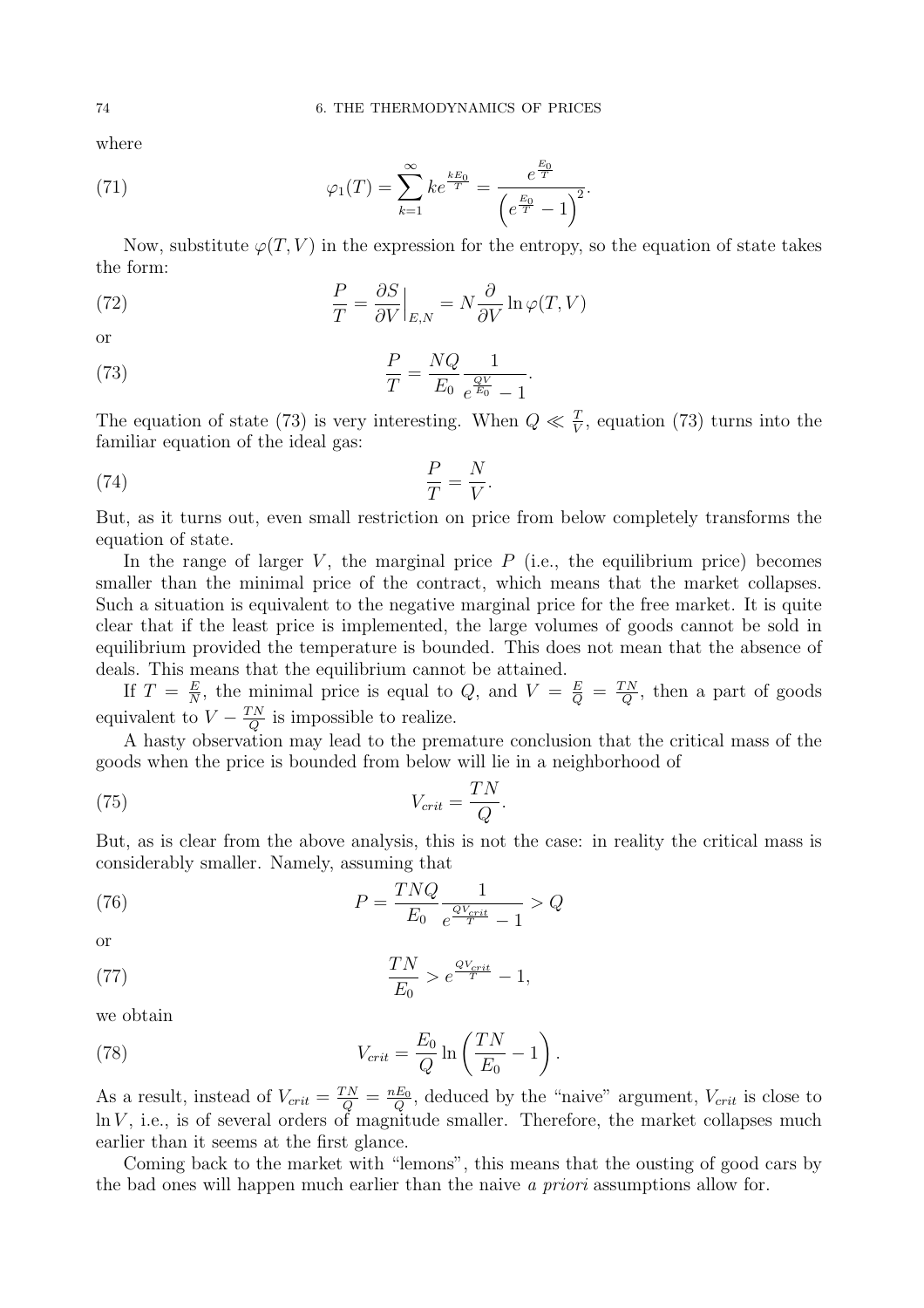where

$$\varphi_1(T) = \sum_{k=1}^{\infty} k e^{\frac{kE_0}{T}} = \frac{e^{\frac{E_0}{T}}}{\left(e^{\frac{E_0}{T}} - 1\right)^2}. \tag{71}$$

Now, substitute $\varphi(T, V)$ in the expression for the entropy, so the equation of state takes the form:

$$\frac{P}{T} = \frac{\partial S}{\partial V}\Big|_{E,N} = N \frac{\partial}{\partial V} \ln \varphi(T, V) \tag{72}$$

or

$$\frac{P}{T} = \frac{NQ}{E_0} \frac{1}{e^{\frac{QV}{E_0}} - 1}. \tag{73}$$

The equation of state (73) is very interesting. When $Q \ll \frac{T}{V}$, equation (73) turns into the familiar equation of the ideal gas:

$$\frac{P}{T} = \frac{N}{V}. \tag{74}$$

But, as it turns out, even small restriction on price from below completely transforms the equation of state.

In the range of larger $V$, the marginal price $P$ (i.e., the equilibrium price) becomes smaller than the minimal price of the contract, which means that the market collapses. Such a situation is equivalent to the negative marginal price for the free market. It is quite clear that if the least price is implemented, the large volumes of goods cannot be sold in equilibrium provided the temperature is bounded. This does not mean that the absence of deals. This means that the equilibrium cannot be attained.

If $T = \frac{E}{N}$, the minimal price is equal to $Q$, and $V = \frac{E}{Q} = \frac{TN}{Q}$, then a part of goods equivalent to $V - \frac{TN}{Q}$ is impossible to realize.

A hasty observation may lead to the premature conclusion that the critical mass of the goods when the price is bounded from below will lie in a neighborhood of

$$V_{crit} = \frac{TN}{Q}. \tag{75}$$

But, as is clear from the above analysis, this is not the case: in reality the critical mass is considerably smaller. Namely, assuming that

$$P = \frac{TNQ}{E_0} \frac{1}{e^{\frac{QV_{crit}}{T}} - 1} > Q \tag{76}$$

or

$$\frac{TN}{E_0} > e^{\frac{QV_{crit}}{T}} - 1, \tag{77}$$

we obtain

$$V_{crit} = \frac{E_0}{Q} \ln\left(\frac{TN}{E_0} - 1\right). \tag{78}$$

As a result, instead of $V_{crit} = \frac{TN}{Q} = \frac{nE_0}{Q}$, deduced by the "naive" argument, $V_{crit}$ is close to $\ln V$, i.e., is of several orders of magnitude smaller. Therefore, the market collapses much earlier than it seems at the first glance.

Coming back to the market with "lemons", this means that the ousting of good cars by the bad ones will happen much earlier than the naive *a priori* assumptions allow for.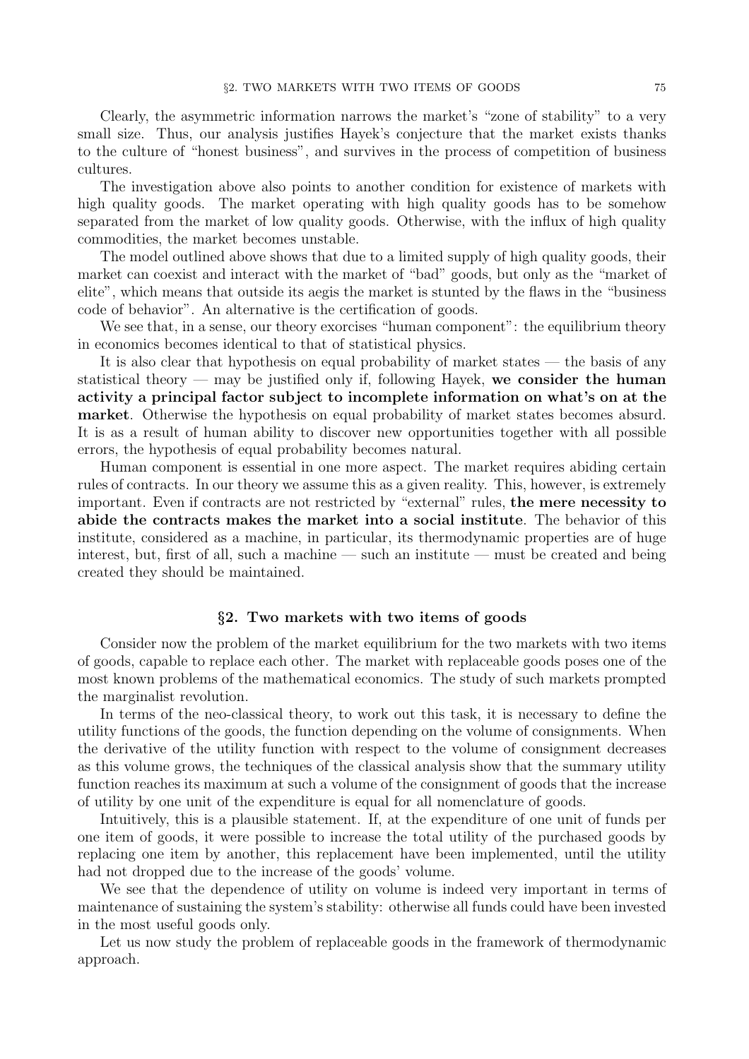Clearly, the asymmetric information narrows the market's "zone of stability" to a very small size. Thus, our analysis justifies Hayek's conjecture that the market exists thanks to the culture of "honest business", and survives in the process of competition of business cultures.

The investigation above also points to another condition for existence of markets with high quality goods. The market operating with high quality goods has to be somehow separated from the market of low quality goods. Otherwise, with the influx of high quality commodities, the market becomes unstable.

The model outlined above shows that due to a limited supply of high quality goods, their market can coexist and interact with the market of "bad" goods, but only as the "market of elite", which means that outside its aegis the market is stunted by the flaws in the "business code of behavior". An alternative is the certification of goods.

We see that, in a sense, our theory exorcises "human component": the equilibrium theory in economics becomes identical to that of statistical physics.

It is also clear that hypothesis on equal probability of market states — the basis of any statistical theory — may be justified only if, following Hayek, **we consider the human activity a principal factor subject to incomplete information on what's on at the market**. Otherwise the hypothesis on equal probability of market states becomes absurd. It is as a result of human ability to discover new opportunities together with all possible errors, the hypothesis of equal probability becomes natural.

Human component is essential in one more aspect. The market requires abiding certain rules of contracts. In our theory we assume this as a given reality. This, however, is extremely important. Even if contracts are not restricted by "external" rules, **the mere necessity to abide the contracts makes the market into a social institute**. The behavior of this institute, considered as a machine, in particular, its thermodynamic properties are of huge interest, but, first of all, such a machine — such an institute — must be created and being created they should be maintained.

## §2. Two markets with two items of goods

Consider now the problem of the market equilibrium for the two markets with two items of goods, capable to replace each other. The market with replaceable goods poses one of the most known problems of the mathematical economics. The study of such markets prompted the marginalist revolution.

In terms of the neo-classical theory, to work out this task, it is necessary to define the utility functions of the goods, the function depending on the volume of consignments. When the derivative of the utility function with respect to the volume of consignment decreases as this volume grows, the techniques of the classical analysis show that the summary utility function reaches its maximum at such a volume of the consignment of goods that the increase of utility by one unit of the expenditure is equal for all nomenclature of goods.

Intuitively, this is a plausible statement. If, at the expenditure of one unit of funds per one item of goods, it were possible to increase the total utility of the purchased goods by replacing one item by another, this replacement have been implemented, until the utility had not dropped due to the increase of the goods' volume.

We see that the dependence of utility on volume is indeed very important in terms of maintenance of sustaining the system's stability: otherwise all funds could have been invested in the most useful goods only.

Let us now study the problem of replaceable goods in the framework of thermodynamic approach.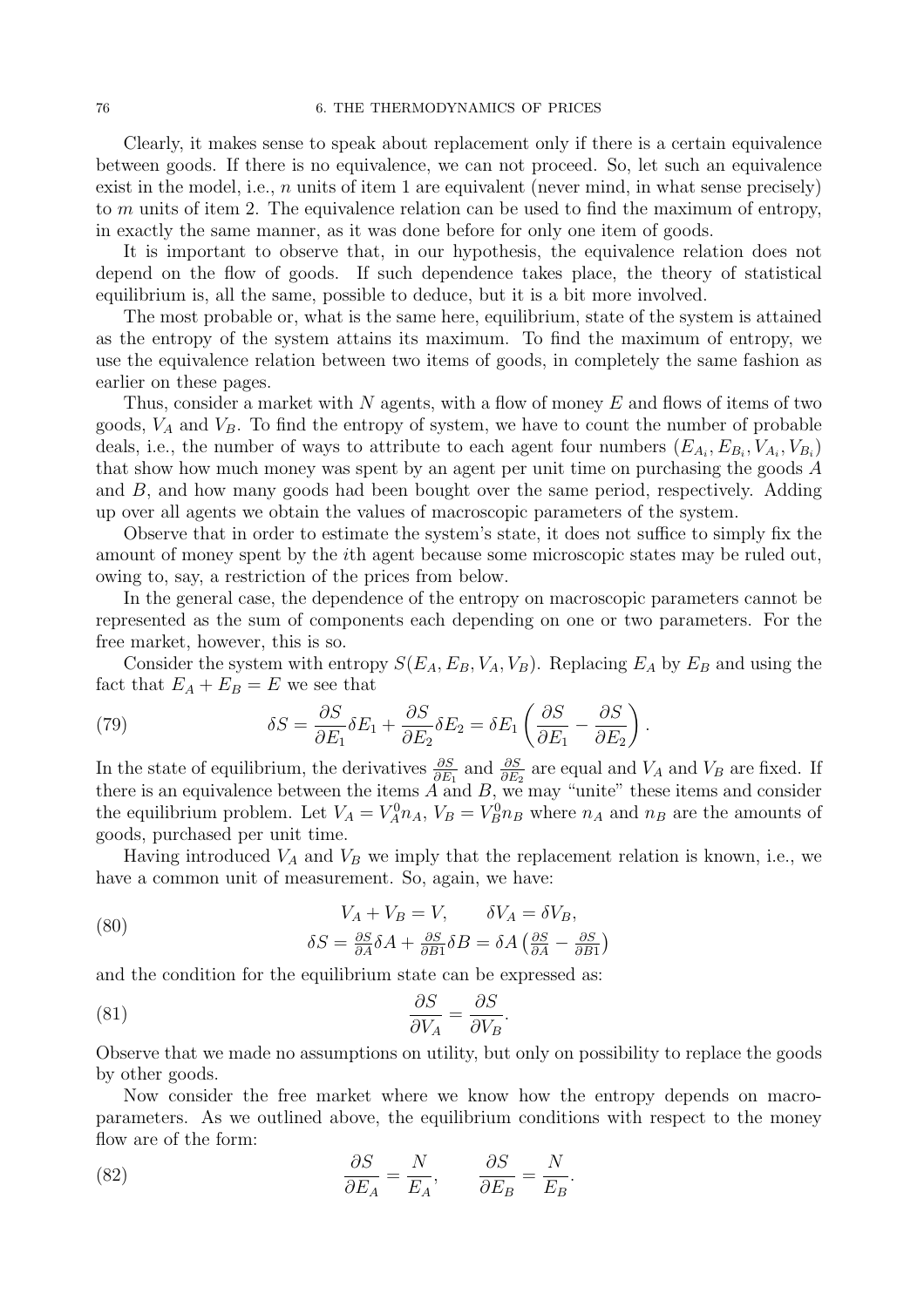Clearly, it makes sense to speak about replacement only if there is a certain equivalence between goods. If there is no equivalence, we can not proceed. So, let such an equivalence exist in the model, i.e., $n$ units of item 1 are equivalent (never mind, in what sense precisely) to $m$ units of item 2. The equivalence relation can be used to find the maximum of entropy, in exactly the same manner, as it was done before for only one item of goods.

It is important to observe that, in our hypothesis, the equivalence relation does not depend on the flow of goods. If such dependence takes place, the theory of statistical equilibrium is, all the same, possible to deduce, but it is a bit more involved.

The most probable or, what is the same here, equilibrium, state of the system is attained as the entropy of the system attains its maximum. To find the maximum of entropy, we use the equivalence relation between two items of goods, in completely the same fashion as earlier on these pages.

Thus, consider a market with $N$ agents, with a flow of money $E$ and flows of items of two goods, $V_A$ and $V_B$. To find the entropy of system, we have to count the number of probable deals, i.e., the number of ways to attribute to each agent four numbers $(E_{A_i}, E_{B_i}, V_{A_i}, V_{B_i})$ that show how much money was spent by an agent per unit time on purchasing the goods $A$ and $B$, and how many goods had been bought over the same period, respectively. Adding up over all agents we obtain the values of macroscopic parameters of the system.

Observe that in order to estimate the system's state, it does not suffice to simply fix the amount of money spent by the $i$th agent because some microscopic states may be ruled out, owing to, say, a restriction of the prices from below.

In the general case, the dependence of the entropy on macroscopic parameters cannot be represented as the sum of components each depending on one or two parameters. For the free market, however, this is so.

Consider the system with entropy $S(E_A, E_B, V_A, V_B)$. Replacing $E_A$ by $E_B$ and using the fact that $E_A + E_B = E$ we see that

$$\delta S = \frac{\partial S}{\partial E_1}\delta E_1 + \frac{\partial S}{\partial E_2}\delta E_2 = \delta E_1 \left( \frac{\partial S}{\partial E_1} - \frac{\partial S}{\partial E_2} \right). \tag{79}$$

In the state of equilibrium, the derivatives $\frac{\partial S}{\partial E_1}$ and $\frac{\partial S}{\partial E_2}$ are equal and $V_A$ and $V_B$ are fixed. If there is an equivalence between the items $A$ and $B$, we may "unite" these items and consider the equilibrium problem. Let $V_A = V_A^0 n_A$, $V_B = V_B^0 n_B$ where $n_A$ and $n_B$ are the amounts of goods, purchased per unit time.

Having introduced $V_A$ and $V_B$ we imply that the replacement relation is known, i.e., we have a common unit of measurement. So, again, we have:

$$\begin{gathered} V_A + V_B = V, \qquad \delta V_A = \delta V_B, \\ \delta S = \tfrac{\partial S}{\partial A}\delta A + \tfrac{\partial S}{\partial B1}\delta B = \delta A \left( \tfrac{\partial S}{\partial A} - \tfrac{\partial S}{\partial B1} \right) \end{gathered} \tag{80}$$

and the condition for the equilibrium state can be expressed as:

$$\frac{\partial S}{\partial V_A} = \frac{\partial S}{\partial V_B}. \tag{81}$$

Observe that we made no assumptions on utility, but only on possibility to replace the goods by other goods.

Now consider the free market where we know how the entropy depends on macro-parameters. As we outlined above, the equilibrium conditions with respect to the money flow are of the form:

$$\frac{\partial S}{\partial E_A} = \frac{N}{E_A}, \qquad \frac{\partial S}{\partial E_B} = \frac{N}{E_B}. \tag{82}$$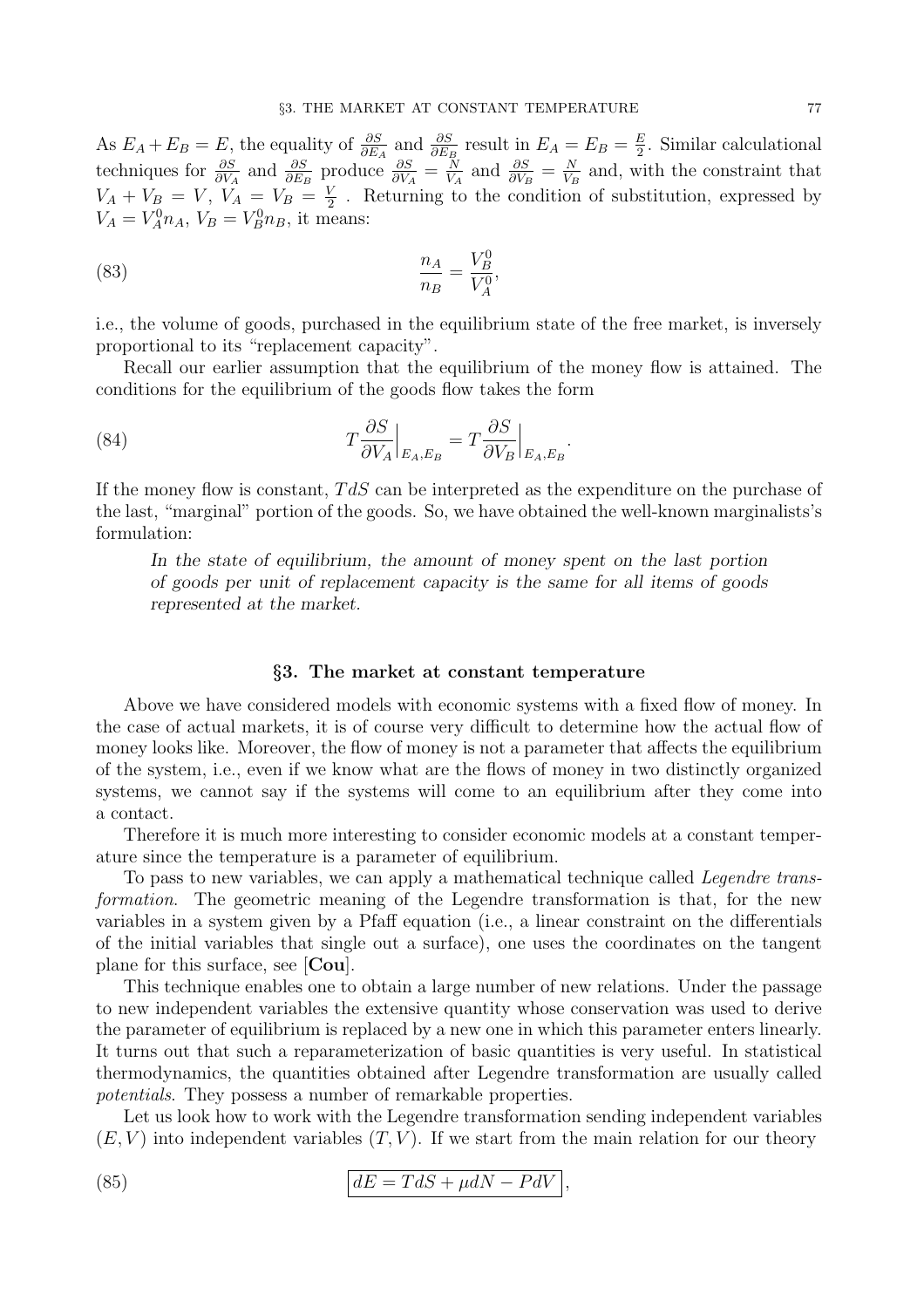As $E_A + E_B = E$, the equality of $\frac{\partial S}{\partial E_A}$ and $\frac{\partial S}{\partial E_B}$ result in $E_A = E_B = \frac{E}{2}$. Similar calculational techniques for $\frac{\partial S}{\partial V_A}$ and $\frac{\partial S}{\partial E_B}$ produce $\frac{\partial S}{\partial V_A} = \frac{N}{V_A}$ and $\frac{\partial S}{\partial V_B} = \frac{N}{V_B}$ and, with the constraint that $V_A + V_B = V$, $V_A = V_B = \frac{V}{2}$ . Returning to the condition of substitution, expressed by $V_A = V_A^0 n_A$, $V_B = V_B^0 n_B$, it means:

$$\frac{n_A}{n_B} = \frac{V_B^0}{V_A^0}, \tag{83}$$

i.e., the volume of goods, purchased in the equilibrium state of the free market, is inversely proportional to its "replacement capacity".

Recall our earlier assumption that the equilibrium of the money flow is attained. The conditions for the equilibrium of the goods flow takes the form

$$T\frac{\partial S}{\partial V_A}\Big|_{E_A,E_B} = T\frac{\partial S}{\partial V_B}\Big|_{E_A,E_B}. \tag{84}$$

If the money flow is constant, $TdS$ can be interpreted as the expenditure on the purchase of the last, "marginal" portion of the goods. So, we have obtained the well-known marginalists's formulation:

> *In the state of equilibrium, the amount of money spent on the last portion of goods per unit of replacement capacity is the same for all items of goods represented at the market.*

## §3. The market at constant temperature

Above we have considered models with economic systems with a fixed flow of money. In the case of actual markets, it is of course very difficult to determine how the actual flow of money looks like. Moreover, the flow of money is not a parameter that affects the equilibrium of the system, i.e., even if we know what are the flows of money in two distinctly organized systems, we cannot say if the systems will come to an equilibrium after they come into a contact.

Therefore it is much more interesting to consider economic models at a constant temperature since the temperature is a parameter of equilibrium.

To pass to new variables, we can apply a mathematical technique called *Legendre transformation*. The geometric meaning of the Legendre transformation is that, for the new variables in a system given by a Pfaff equation (i.e., a linear constraint on the differentials of the initial variables that single out a surface), one uses the coordinates on the tangent plane for this surface, see [**Cou**].

This technique enables one to obtain a large number of new relations. Under the passage to new independent variables the extensive quantity whose conservation was used to derive the parameter of equilibrium is replaced by a new one in which this parameter enters linearly. It turns out that such a reparameterization of basic quantities is very useful. In statistical thermodynamics, the quantities obtained after Legendre transformation are usually called *potentials*. They possess a number of remarkable properties.

Let us look how to work with the Legendre transformation sending independent variables $(E, V)$ into independent variables $(T, V)$. If we start from the main relation for our theory

$$\boxed{dE = TdS + \mu dN - PdV}, \tag{85}$$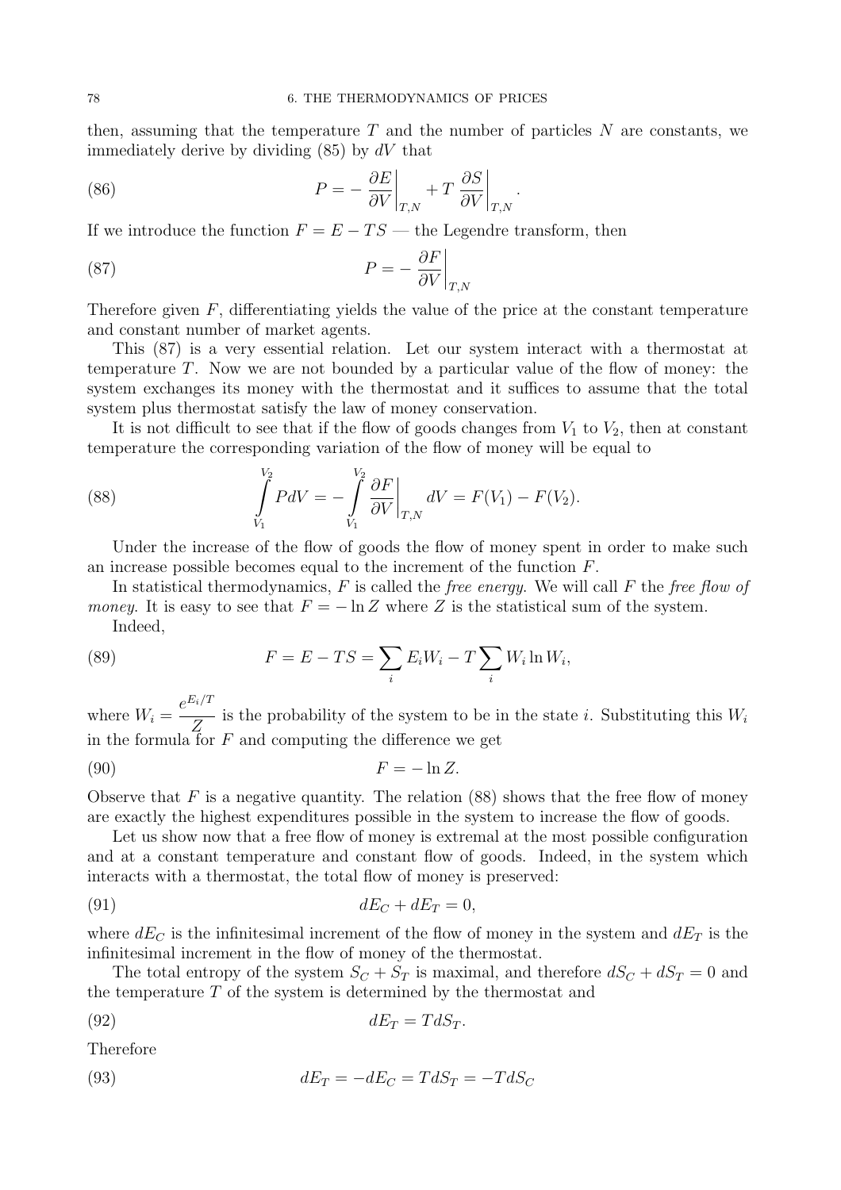then, assuming that the temperature $T$ and the number of particles $N$ are constants, we immediately derive by dividing (85) by $dV$ that

$$P = -\left.\frac{\partial E}{\partial V}\right|_{T,N} + T\left.\frac{\partial S}{\partial V}\right|_{T,N}. \tag{86}$$

If we introduce the function $F = E - TS$ — the Legendre transform, then

$$P = -\left.\frac{\partial F}{\partial V}\right|_{T,N} \tag{87}$$

Therefore given $F$, differentiating yields the value of the price at the constant temperature and constant number of market agents.

This (87) is a very essential relation. Let our system interact with a thermostat at temperature $T$. Now we are not bounded by a particular value of the flow of money: the system exchanges its money with the thermostat and it suffices to assume that the total system plus thermostat satisfy the law of money conservation.

It is not difficult to see that if the flow of goods changes from $V_1$ to $V_2$, then at constant temperature the corresponding variation of the flow of money will be equal to

$$\int_{V_1}^{V_2} P dV = -\int_{V_1}^{V_2} \left.\frac{\partial F}{\partial V}\right|_{T,N} dV = F(V_1) - F(V_2). \tag{88}$$

Under the increase of the flow of goods the flow of money spent in order to make such an increase possible becomes equal to the increment of the function $F$.

In statistical thermodynamics, $F$ is called the *free energy*. We will call $F$ the *free flow of money*. It is easy to see that $F = -\ln Z$ where $Z$ is the statistical sum of the system.

Indeed,

$$F = E - TS = \sum_i E_i W_i - T \sum_i W_i \ln W_i, \tag{89}$$

where $W_i = \dfrac{e^{E_i/T}}{Z}$ is the probability of the system to be in the state $i$. Substituting this $W_i$ in the formula for $F$ and computing the difference we get

$$F = -\ln Z. \tag{90}$$

Observe that $F$ is a negative quantity. The relation (88) shows that the free flow of money are exactly the highest expenditures possible in the system to increase the flow of goods.

Let us show now that a free flow of money is extremal at the most possible configuration and at a constant temperature and constant flow of goods. Indeed, in the system which interacts with a thermostat, the total flow of money is preserved:

$$dE_C + dE_T = 0, \tag{91}$$

where $dE_C$ is the infinitesimal increment of the flow of money in the system and $dE_T$ is the infinitesimal increment in the flow of money of the thermostat.

The total entropy of the system $S_C + S_T$ is maximal, and therefore $dS_C + dS_T = 0$ and the temperature $T$ of the system is determined by the thermostat and

$$dE_T = T dS_T. \tag{92}$$

Therefore

$$dE_T = -dE_C = T dS_T = -T dS_C \tag{93}$$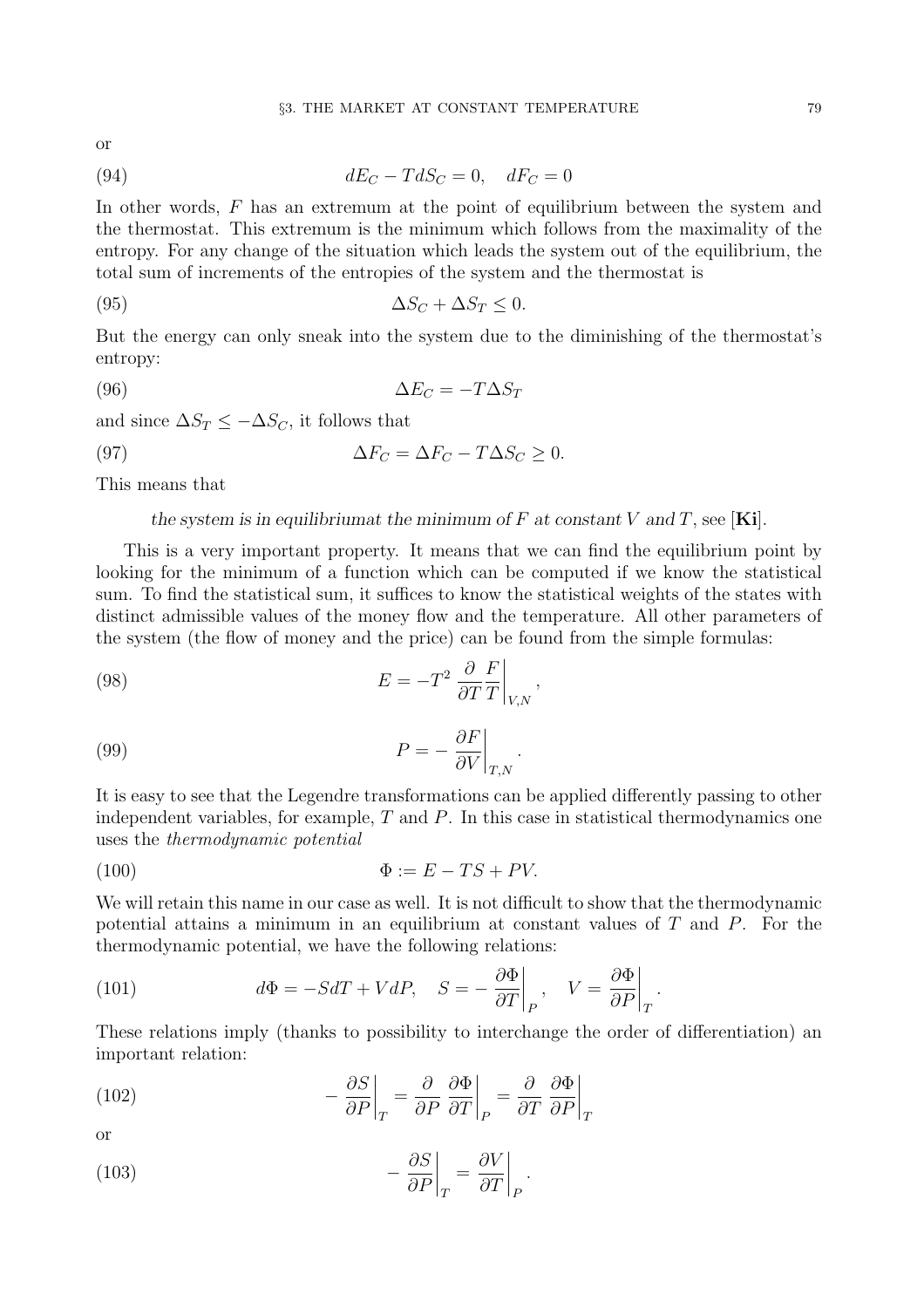or

$$dE_C - TdS_C = 0, \quad dF_C = 0 \tag{94}$$

In other words, $F$ has an extremum at the point of equilibrium between the system and the thermostat. This extremum is the minimum which follows from the maximality of the entropy. For any change of the situation which leads the system out of the equilibrium, the total sum of increments of the entropies of the system and the thermostat is

$$\Delta S_C + \Delta S_T \leq 0. \tag{95}$$

But the energy can only sneak into the system due to the diminishing of the thermostat's entropy:

$$\Delta E_C = -T\Delta S_T \tag{96}$$

and since $\Delta S_T \leq -\Delta S_C$, it follows that

$$\Delta F_C = \Delta F_C - T\Delta S_C \geq 0. \tag{97}$$

This means that

*the system is in equilibriumat the minimum of $F$ at constant $V$ and $T$*, see [**Ki**].

This is a very important property. It means that we can find the equilibrium point by looking for the minimum of a function which can be computed if we know the statistical sum. To find the statistical sum, it suffices to know the statistical weights of the states with distinct admissible values of the money flow and the temperature. All other parameters of the system (the flow of money and the price) can be found from the simple formulas:

$$E = -T^2 \left. \frac{\partial}{\partial T} \frac{F}{T} \right|_{V,N}, \tag{98}$$

$$P = -\left. \frac{\partial F}{\partial V} \right|_{T,N}. \tag{99}$$

It is easy to see that the Legendre transformations can be applied differently passing to other independent variables, for example, $T$ and $P$. In this case in statistical thermodynamics one uses the *thermodynamic potential*

$$\Phi := E - TS + PV. \tag{100}$$

We will retain this name in our case as well. It is not difficult to show that the thermodynamic potential attains a minimum in an equilibrium at constant values of $T$ and $P$. For the thermodynamic potential, we have the following relations:

$$d\Phi = -SdT + VdP, \quad S = -\left. \frac{\partial \Phi}{\partial T} \right|_P, \quad V = \left. \frac{\partial \Phi}{\partial P} \right|_T. \tag{101}$$

These relations imply (thanks to possibility to interchange the order of differentiation) an important relation:

$$-\left. \frac{\partial S}{\partial P} \right|_T = \frac{\partial}{\partial P} \left. \frac{\partial \Phi}{\partial T} \right|_P = \frac{\partial}{\partial T} \left. \frac{\partial \Phi}{\partial P} \right|_T \tag{102}$$

or

$$-\left. \frac{\partial S}{\partial P} \right|_T = \left. \frac{\partial V}{\partial T} \right|_P. \tag{103}$$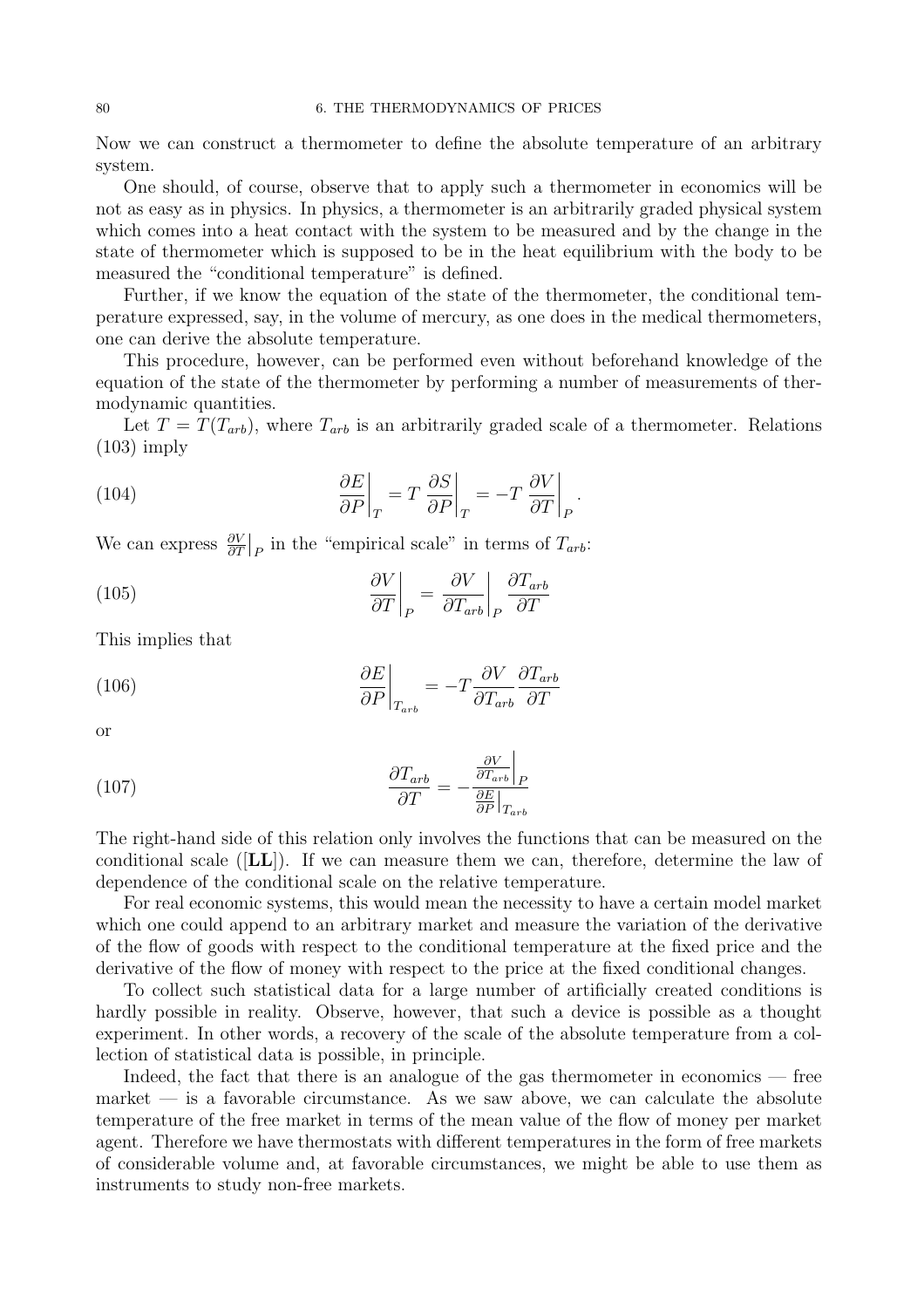Now we can construct a thermometer to define the absolute temperature of an arbitrary system.

One should, of course, observe that to apply such a thermometer in economics will be not as easy as in physics. In physics, a thermometer is an arbitrarily graded physical system which comes into a heat contact with the system to be measured and by the change in the state of thermometer which is supposed to be in the heat equilibrium with the body to be measured the "conditional temperature" is defined.

Further, if we know the equation of the state of the thermometer, the conditional temperature expressed, say, in the volume of mercury, as one does in the medical thermometers, one can derive the absolute temperature.

This procedure, however, can be performed even without beforehand knowledge of the equation of the state of the thermometer by performing a number of measurements of thermodynamic quantities.

Let $T = T(T_{arb})$, where $T_{arb}$ is an arbitrarily graded scale of a thermometer. Relations (103) imply

$$\left.\frac{\partial E}{\partial P}\right|_T = T\left.\frac{\partial S}{\partial P}\right|_T = -T\left.\frac{\partial V}{\partial T}\right|_P. \tag{104}$$

We can express $\left.\frac{\partial V}{\partial T}\right|_P$ in the "empirical scale" in terms of $T_{arb}$:

$$\left.\frac{\partial V}{\partial T}\right|_P = \left.\frac{\partial V}{\partial T_{arb}}\right|_P \frac{\partial T_{arb}}{\partial T} \tag{105}$$

This implies that

$$\left.\frac{\partial E}{\partial P}\right|_{T_{arb}} = -T\frac{\partial V}{\partial T_{arb}}\frac{\partial T_{arb}}{\partial T} \tag{106}$$

or

$$\frac{\partial T_{arb}}{\partial T} = -\frac{\left.\frac{\partial V}{\partial T_{arb}}\right|_P}{\left.\frac{\partial E}{\partial P}\right|_{T_{arb}}} \tag{107}$$

The right-hand side of this relation only involves the functions that can be measured on the conditional scale ([**LL**]). If we can measure them we can, therefore, determine the law of dependence of the conditional scale on the relative temperature.

For real economic systems, this would mean the necessity to have a certain model market which one could append to an arbitrary market and measure the variation of the derivative of the flow of goods with respect to the conditional temperature at the fixed price and the derivative of the flow of money with respect to the price at the fixed conditional changes.

To collect such statistical data for a large number of artificially created conditions is hardly possible in reality. Observe, however, that such a device is possible as a thought experiment. In other words, a recovery of the scale of the absolute temperature from a collection of statistical data is possible, in principle.

Indeed, the fact that there is an analogue of the gas thermometer in economics — free market — is a favorable circumstance. As we saw above, we can calculate the absolute temperature of the free market in terms of the mean value of the flow of money per market agent. Therefore we have thermostats with different temperatures in the form of free markets of considerable volume and, at favorable circumstances, we might be able to use them as instruments to study non-free markets.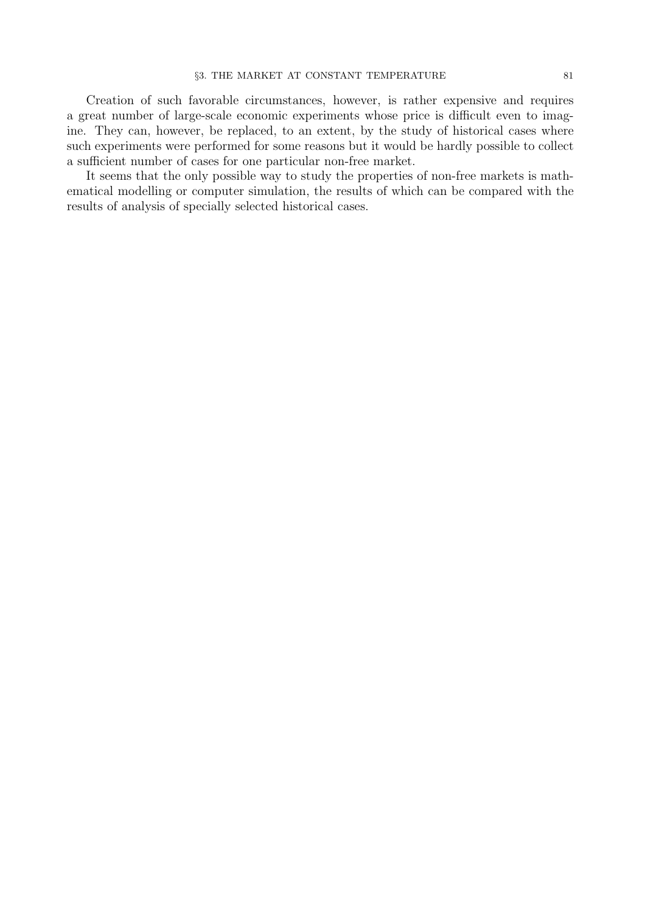Creation of such favorable circumstances, however, is rather expensive and requires a great number of large-scale economic experiments whose price is difficult even to imagine. They can, however, be replaced, to an extent, by the study of historical cases where such experiments were performed for some reasons but it would be hardly possible to collect a sufficient number of cases for one particular non-free market.

It seems that the only possible way to study the properties of non-free markets is mathematical modelling or computer simulation, the results of which can be compared with the results of analysis of specially selected historical cases.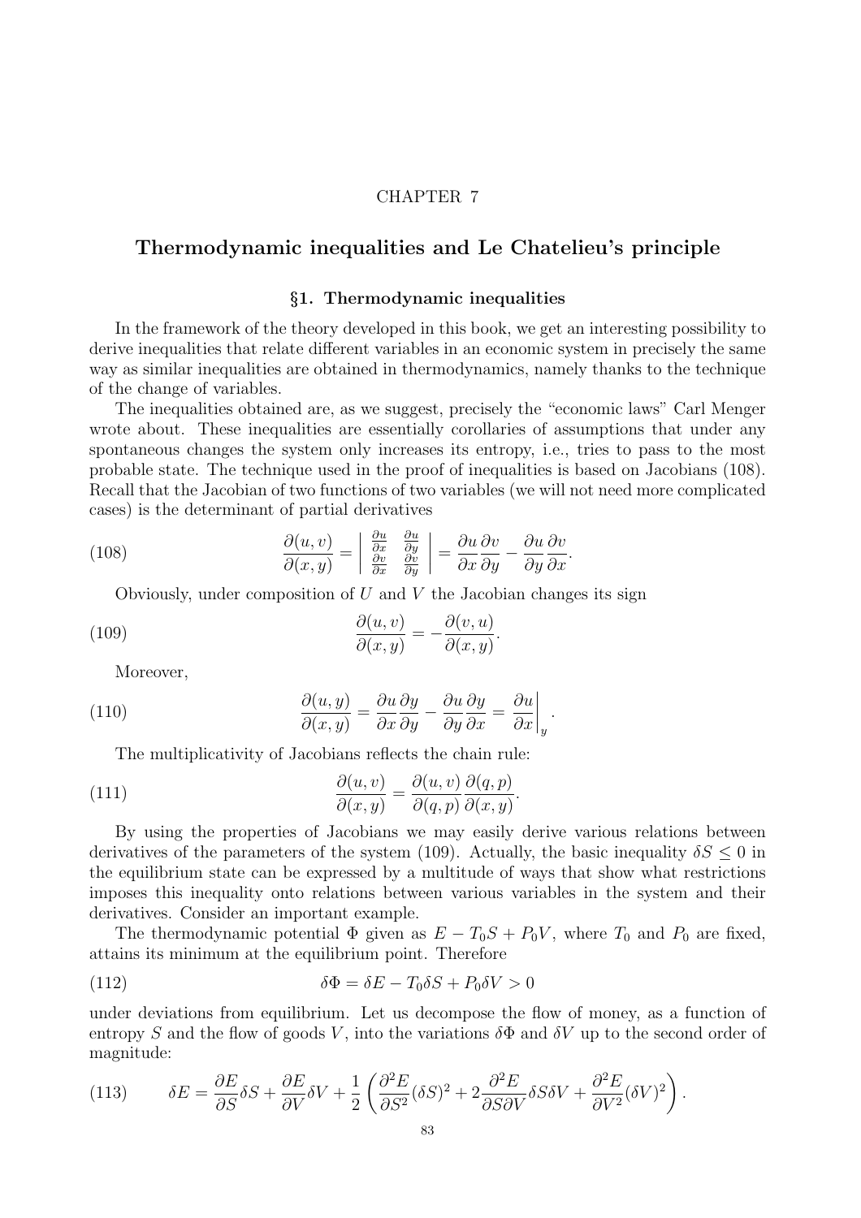CHAPTER 7

# Thermodynamic inequalities and Le Chatelieu's principle

## §1. Thermodynamic inequalities

In the framework of the theory developed in this book, we get an interesting possibility to derive inequalities that relate different variables in an economic system in precisely the same way as similar inequalities are obtained in thermodynamics, namely thanks to the technique of the change of variables.

The inequalities obtained are, as we suggest, precisely the "economic laws" Carl Menger wrote about. These inequalities are essentially corollaries of assumptions that under any spontaneous changes the system only increases its entropy, i.e., tries to pass to the most probable state. The technique used in the proof of inequalities is based on Jacobians (108). Recall that the Jacobian of two functions of two variables (we will not need more complicated cases) is the determinant of partial derivatives

$$\frac{\partial(u,v)}{\partial(x,y)} = \begin{vmatrix} \frac{\partial u}{\partial x} & \frac{\partial u}{\partial y} \\ \frac{\partial v}{\partial x} & \frac{\partial v}{\partial y} \end{vmatrix} = \frac{\partial u}{\partial x}\frac{\partial v}{\partial y} - \frac{\partial u}{\partial y}\frac{\partial v}{\partial x}. \tag{108}$$

Obviously, under composition of $U$ and $V$ the Jacobian changes its sign

$$\frac{\partial(u,v)}{\partial(x,y)} = -\frac{\partial(v,u)}{\partial(x,y)}. \tag{109}$$

Moreover,

$$\frac{\partial(u,y)}{\partial(x,y)} = \frac{\partial u}{\partial x}\frac{\partial y}{\partial y} - \frac{\partial u}{\partial y}\frac{\partial y}{\partial x} = \left.\frac{\partial u}{\partial x}\right|_{y}. \tag{110}$$

The multiplicativity of Jacobians reflects the chain rule:

$$\frac{\partial(u,v)}{\partial(x,y)} = \frac{\partial(u,v)}{\partial(q,p)}\frac{\partial(q,p)}{\partial(x,y)}. \tag{111}$$

By using the properties of Jacobians we may easily derive various relations between derivatives of the parameters of the system (109). Actually, the basic inequality $\delta S \leq 0$ in the equilibrium state can be expressed by a multitude of ways that show what restrictions imposes this inequality onto relations between various variables in the system and their derivatives. Consider an important example.

The thermodynamic potential $\Phi$ given as $E - T_0 S + P_0 V$, where $T_0$ and $P_0$ are fixed, attains its minimum at the equilibrium point. Therefore

$$\delta\Phi = \delta E - T_0\delta S + P_0\delta V > 0 \tag{112}$$

under deviations from equilibrium. Let us decompose the flow of money, as a function of entropy $S$ and the flow of goods $V$, into the variations $\delta\Phi$ and $\delta V$ up to the second order of magnitude:

$$\delta E = \frac{\partial E}{\partial S}\delta S + \frac{\partial E}{\partial V}\delta V + \frac{1}{2}\left(\frac{\partial^2 E}{\partial S^2}(\delta S)^2 + 2\frac{\partial^2 E}{\partial S \partial V}\delta S\delta V + \frac{\partial^2 E}{\partial V^2}(\delta V)^2\right). \tag{113}$$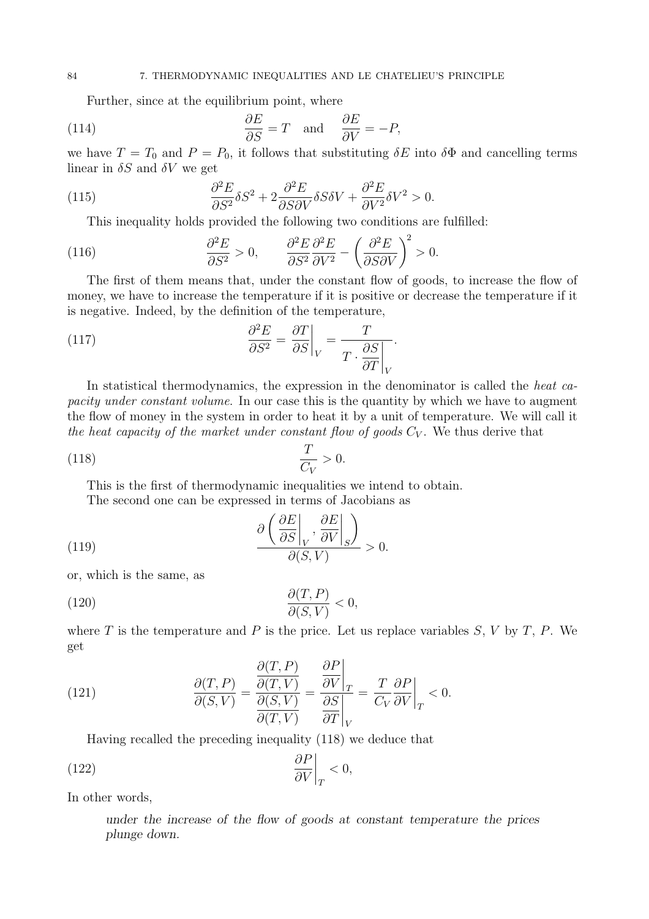Further, since at the equilibrium point, where

$$\frac{\partial E}{\partial S} = T \quad \text{and} \quad \frac{\partial E}{\partial V} = -P, \tag{114}$$

we have $T = T_0$ and $P = P_0$, it follows that substituting $\delta E$ into $\delta\Phi$ and cancelling terms linear in $\delta S$ and $\delta V$ we get

$$\frac{\partial^2 E}{\partial S^2}\delta S^2 + 2\frac{\partial^2 E}{\partial S \partial V}\delta S \delta V + \frac{\partial^2 E}{\partial V^2}\delta V^2 > 0. \tag{115}$$

This inequality holds provided the following two conditions are fulfilled:

$$\frac{\partial^2 E}{\partial S^2} > 0, \qquad \frac{\partial^2 E}{\partial S^2}\frac{\partial^2 E}{\partial V^2} - \left(\frac{\partial^2 E}{\partial S \partial V}\right)^2 > 0. \tag{116}$$

The first of them means that, under the constant flow of goods, to increase the flow of money, we have to increase the temperature if it is positive or decrease the temperature if it is negative. Indeed, by the definition of the temperature,

$$\frac{\partial^2 E}{\partial S^2} = \left.\frac{\partial T}{\partial S}\right|_V = \frac{T}{T \cdot \left.\dfrac{\partial S}{\partial T}\right|_V}. \tag{117}$$

In statistical thermodynamics, the expression in the denominator is called the *heat capacity under constant volume.* In our case this is the quantity by which we have to augment the flow of money in the system in order to heat it by a unit of temperature. We will call it *the heat capacity of the market under constant flow of goods* $C_V$. We thus derive that

$$\frac{T}{C_V} > 0. \tag{118}$$

This is the first of thermodynamic inequalities we intend to obtain.

The second one can be expressed in terms of Jacobians as

$$\frac{\partial\left(\left.\dfrac{\partial E}{\partial S}\right|_V, \left.\dfrac{\partial E}{\partial V}\right|_S\right)}{\partial(S, V)} > 0. \tag{119}$$

or, which is the same, as

$$\frac{\partial(T, P)}{\partial(S, V)} < 0, \tag{120}$$

where $T$ is the temperature and $P$ is the price. Let us replace variables $S$, $V$ by $T$, $P$. We get

$$\frac{\partial(T, P)}{\partial(S, V)} = \frac{\dfrac{\partial(T, P)}{\partial(T, V)}}{\dfrac{\partial(S, V)}{\partial(T, V)}} = \frac{\left.\dfrac{\partial P}{\partial V}\right|_T}{\left.\dfrac{\partial S}{\partial T}\right|_V} = \frac{T}{C_V}\left.\frac{\partial P}{\partial V}\right|_T < 0. \tag{121}$$

Having recalled the preceding inequality (118) we deduce that

$$\left.\frac{\partial P}{\partial V}\right|_T < 0, \tag{122}$$

In other words,

> *under the increase of the flow of goods at constant temperature the prices plunge down.*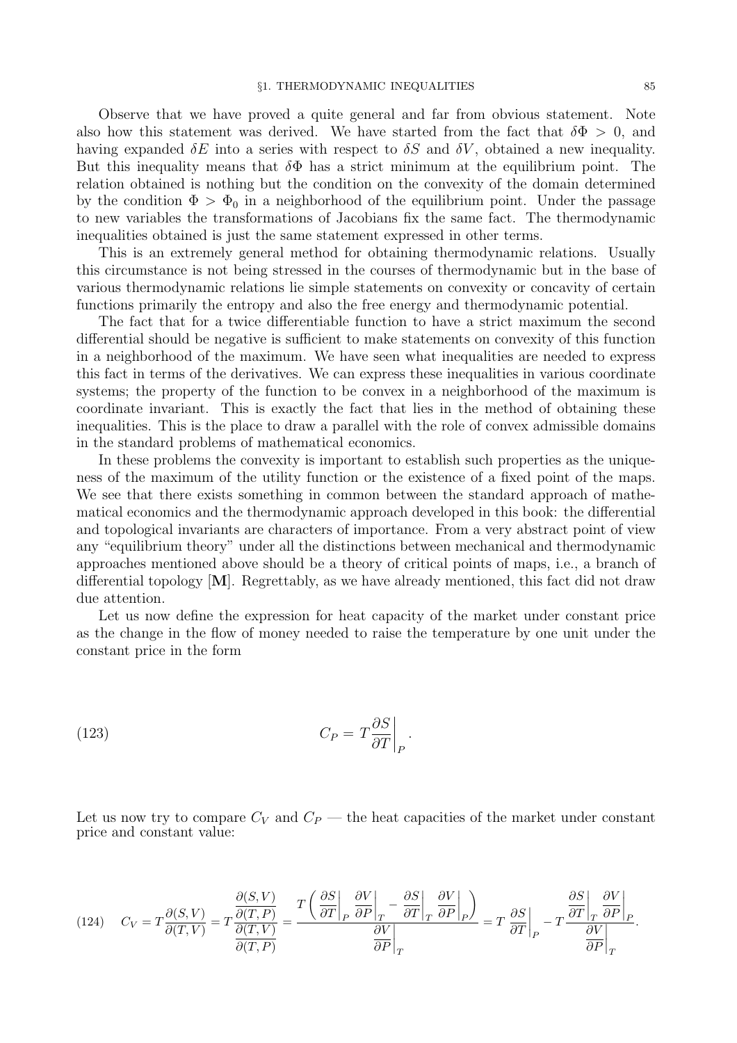Observe that we have proved a quite general and far from obvious statement. Note also how this statement was derived. We have started from the fact that $\delta\Phi > 0$, and having expanded $\delta E$ into a series with respect to $\delta S$ and $\delta V$, obtained a new inequality. But this inequality means that $\delta\Phi$ has a strict minimum at the equilibrium point. The relation obtained is nothing but the condition on the convexity of the domain determined by the condition $\Phi > \Phi_0$ in a neighborhood of the equilibrium point. Under the passage to new variables the transformations of Jacobians fix the same fact. The thermodynamic inequalities obtained is just the same statement expressed in other terms.

This is an extremely general method for obtaining thermodynamic relations. Usually this circumstance is not being stressed in the courses of thermodynamic but in the base of various thermodynamic relations lie simple statements on convexity or concavity of certain functions primarily the entropy and also the free energy and thermodynamic potential.

The fact that for a twice differentiable function to have a strict maximum the second differential should be negative is sufficient to make statements on convexity of this function in a neighborhood of the maximum. We have seen what inequalities are needed to express this fact in terms of the derivatives. We can express these inequalities in various coordinate systems; the property of the function to be convex in a neighborhood of the maximum is coordinate invariant. This is exactly the fact that lies in the method of obtaining these inequalities. This is the place to draw a parallel with the role of convex admissible domains in the standard problems of mathematical economics.

In these problems the convexity is important to establish such properties as the uniqueness of the maximum of the utility function or the existence of a fixed point of the maps. We see that there exists something in common between the standard approach of mathematical economics and the thermodynamic approach developed in this book: the differential and topological invariants are characters of importance. From a very abstract point of view any "equilibrium theory" under all the distinctions between mechanical and thermodynamic approaches mentioned above should be a theory of critical points of maps, i.e., a branch of differential topology [**M**]. Regrettably, as we have already mentioned, this fact did not draw due attention.

Let us now define the expression for heat capacity of the market under constant price as the change in the flow of money needed to raise the temperature by one unit under the constant price in the form

$$C_P = T\frac{\partial S}{\partial T}\bigg|_P . \tag{123}$$

Let us now try to compare $C_V$ and $C_P$ — the heat capacities of the market under constant price and constant value:

$$C_V = T\frac{\partial(S,V)}{\partial(T,V)} = T\frac{\dfrac{\partial(S,V)}{\partial(T,P)}}{\dfrac{\partial(T,V)}{\partial(T,P)}} = \frac{T\left(\dfrac{\partial S}{\partial T}\bigg|_P \dfrac{\partial V}{\partial P}\bigg|_T - \dfrac{\partial S}{\partial T}\bigg|_T \dfrac{\partial V}{\partial P}\bigg|_P\right)}{\dfrac{\partial V}{\partial P}\bigg|_T} = T\,\frac{\partial S}{\partial T}\bigg|_P - T\frac{\dfrac{\partial S}{\partial T}\bigg|_T \dfrac{\partial V}{\partial P}\bigg|_P}{\dfrac{\partial V}{\partial P}\bigg|_T}. \tag{124}$$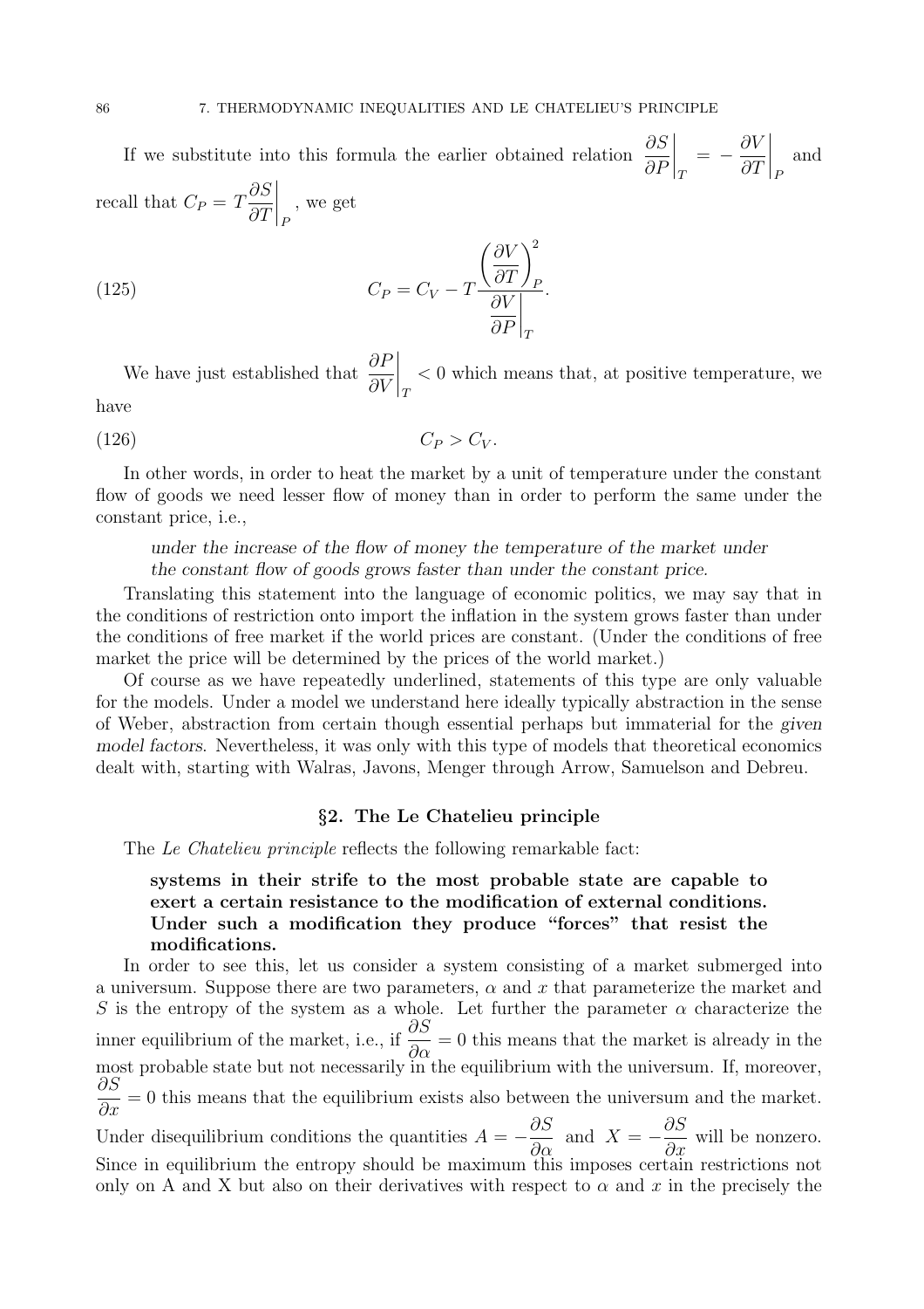If we substitute into this formula the earlier obtained relation $\left.\frac{\partial S}{\partial P}\right|_T = -\left.\frac{\partial V}{\partial T}\right|_P$ and recall that $C_P = T\left.\frac{\partial S}{\partial T}\right|_P$, we get

$$C_P = C_V - T\frac{\left(\frac{\partial V}{\partial T}\right)_P^2}{\left.\frac{\partial V}{\partial P}\right|_T}. \tag{125}$$

We have just established that $\left.\frac{\partial P}{\partial V}\right|_T < 0$ which means that, at positive temperature, we have

$$C_P > C_V. \tag{126}$$

In other words, in order to heat the market by a unit of temperature under the constant flow of goods we need lesser flow of money than in order to perform the same under the constant price, i.e.,

> *under the increase of the flow of money the temperature of the market under the constant flow of goods grows faster than under the constant price.*

Translating this statement into the language of economic politics, we may say that in the conditions of restriction onto import the inflation in the system grows faster than under the conditions of free market if the world prices are constant. (Under the conditions of free market the price will be determined by the prices of the world market.)

Of course as we have repeatedly underlined, statements of this type are only valuable for the models. Under a model we understand here ideally typically abstraction in the sense of Weber, abstraction from certain though essential perhaps but immaterial for the *given model factors*. Nevertheless, it was only with this type of models that theoretical economics dealt with, starting with Walras, Javons, Menger through Arrow, Samuelson and Debreu.

## §2. The Le Chatelieu principle

The *Le Chatelieu principle* reflects the following remarkable fact:

> **systems in their strife to the most probable state are capable to exert a certain resistance to the modification of external conditions. Under such a modification they produce "forces" that resist the modifications.**

In order to see this, let us consider a system consisting of a market submerged into a universum. Suppose there are two parameters, $\alpha$ and $x$ that parameterize the market and $S$ is the entropy of the system as a whole. Let further the parameter $\alpha$ characterize the inner equilibrium of the market, i.e., if $\frac{\partial S}{\partial \alpha} = 0$ this means that the market is already in the most probable state but not necessarily in the equilibrium with the universum. If, moreover, $\frac{\partial S}{\partial x} = 0$ this means that the equilibrium exists also between the universum and the market. Under disequilibrium conditions the quantities $A = -\frac{\partial S}{\partial \alpha}$ and $X = -\frac{\partial S}{\partial x}$ will be nonzero. Since in equilibrium the entropy should be maximum this imposes certain restrictions not only on A and X but also on their derivatives with respect to $\alpha$ and $x$ in the precisely the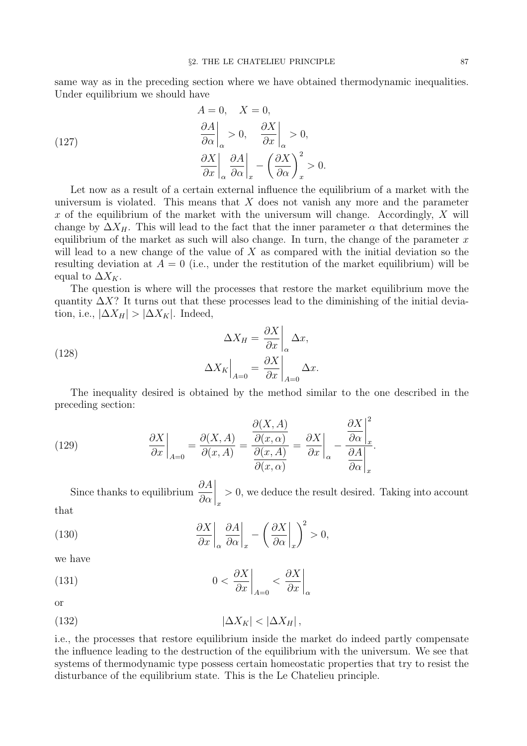same way as in the preceding section where we have obtained thermodynamic inequalities. Under equilibrium we should have

$$
\begin{aligned}
&A = 0, \quad X = 0, \\
&\left.\frac{\partial A}{\partial \alpha}\right|_\alpha > 0, \quad \left.\frac{\partial X}{\partial x}\right|_\alpha > 0, \\
&\left.\frac{\partial X}{\partial x}\right|_\alpha \left.\frac{\partial A}{\partial \alpha}\right|_x - \left(\frac{\partial X}{\partial \alpha}\right)_x^2 > 0.
\end{aligned} \tag{127}
$$

Let now as a result of a certain external influence the equilibrium of a market with the universum is violated. This means that $X$ does not vanish any more and the parameter $x$ of the equilibrium of the market with the universum will change. Accordingly, $X$ will change by $\Delta X_H$. This will lead to the fact that the inner parameter $\alpha$ that determines the equilibrium of the market as such will also change. In turn, the change of the parameter $x$ will lead to a new change of the value of $X$ as compared with the initial deviation so the resulting deviation at $A = 0$ (i.e., under the restitution of the market equilibrium) will be equal to $\Delta X_K$.

The question is where will the processes that restore the market equilibrium move the quantity $\Delta X$? It turns out that these processes lead to the diminishing of the initial deviation, i.e., $|\Delta X_H| > |\Delta X_K|$. Indeed,

$$
\begin{aligned}
\Delta X_H &= \left.\frac{\partial X}{\partial x}\right|_\alpha \Delta x, \\
\left.\Delta X_K\right|_{A=0} &= \left.\frac{\partial X}{\partial x}\right|_{A=0} \Delta x.
\end{aligned} \tag{128}
$$

The inequality desired is obtained by the method similar to the one described in the preceding section:

$$
\left.\frac{\partial X}{\partial x}\right|_{A=0} = \frac{\partial(X, A)}{\partial(x, A)} = \frac{\dfrac{\partial(X, A)}{\partial(x, \alpha)}}{\dfrac{\partial(x, A)}{\partial(x, \alpha)}} = \left.\frac{\partial X}{\partial x}\right|_\alpha - \frac{\left.\dfrac{\partial X}{\partial \alpha}\right|_x^2}{\left.\dfrac{\partial A}{\partial \alpha}\right|_x}. \tag{129}
$$

Since thanks to equilibrium $\left.\dfrac{\partial A}{\partial \alpha}\right|_x > 0$, we deduce the result desired. Taking into account that

$$
\left.\frac{\partial X}{\partial x}\right|_\alpha \left.\frac{\partial A}{\partial \alpha}\right|_x - \left(\left.\frac{\partial X}{\partial \alpha}\right|_x\right)^2 > 0, \tag{130}
$$

we have

$$
0 < \left.\frac{\partial X}{\partial x}\right|_{A=0} < \left.\frac{\partial X}{\partial x}\right|_\alpha \tag{131}
$$

or

$$
|\Delta X_K| < |\Delta X_H|, \tag{132}
$$

i.e., the processes that restore equilibrium inside the market do indeed partly compensate the influence leading to the destruction of the equilibrium with the universum. We see that systems of thermodynamic type possess certain homeostatic properties that try to resist the disturbance of the equilibrium state. This is the Le Chatelieu principle.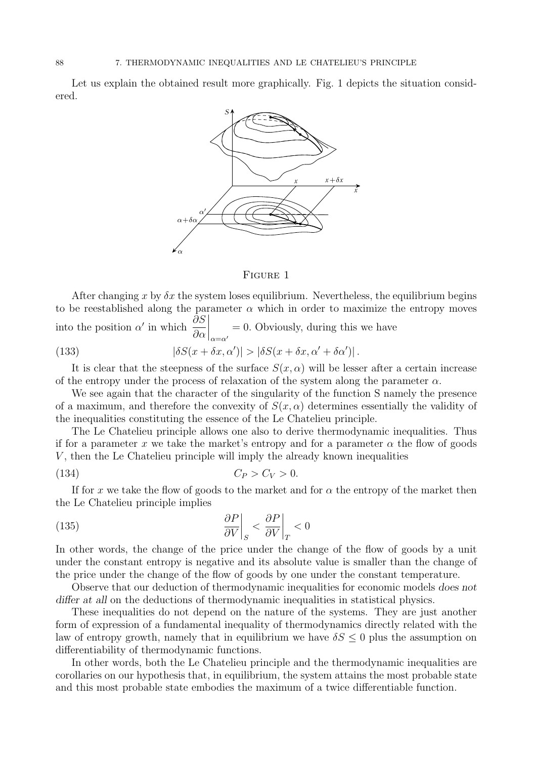Let us explain the obtained result more graphically. Fig. 1 depicts the situation considered.

Figure 1

After changing $x$ by $\delta x$ the system loses equilibrium. Nevertheless, the equilibrium begins to be reestablished along the parameter $\alpha$ which in order to maximize the entropy moves into the position $\alpha'$ in which $\left.\dfrac{\partial S}{\partial \alpha}\right|_{\alpha=\alpha'} = 0$. Obviously, during this we have

$$|\delta S(x+\delta x, \alpha')| > |\delta S(x+\delta x, \alpha' + \delta\alpha')| . \tag{133}$$

It is clear that the steepness of the surface $S(x,\alpha)$ will be lesser after a certain increase of the entropy under the process of relaxation of the system along the parameter $\alpha$.

We see again that the character of the singularity of the function S namely the presence of a maximum, and therefore the convexity of $S(x,\alpha)$ determines essentially the validity of the inequalities constituting the essence of the Le Chatelieu principle.

The Le Chatelieu principle allows one also to derive thermodynamic inequalities. Thus if for a parameter $x$ we take the market's entropy and for a parameter $\alpha$ the flow of goods $V$, then the Le Chatelieu principle will imply the already known inequalities

$$C_P > C_V > 0. \tag{134}$$

If for $x$ we take the flow of goods to the market and for $\alpha$ the entropy of the market then the Le Chatelieu principle implies

$$\left.\frac{\partial P}{\partial V}\right|_S < \left.\frac{\partial P}{\partial V}\right|_T < 0 \tag{135}$$

In other words, the change of the price under the change of the flow of goods by a unit under the constant entropy is negative and its absolute value is smaller than the change of the price under the change of the flow of goods by one under the constant temperature.

Observe that our deduction of thermodynamic inequalities for economic models *does not differ at all* on the deductions of thermodynamic inequalities in statistical physics.

These inequalities do not depend on the nature of the systems. They are just another form of expression of a fundamental inequality of thermodynamics directly related with the law of entropy growth, namely that in equilibrium we have $\delta S \leq 0$ plus the assumption on differentiability of thermodynamic functions.

In other words, both the Le Chatelieu principle and the thermodynamic inequalities are corollaries on our hypothesis that, in equilibrium, the system attains the most probable state and this most probable state embodies the maximum of a twice differentiable function.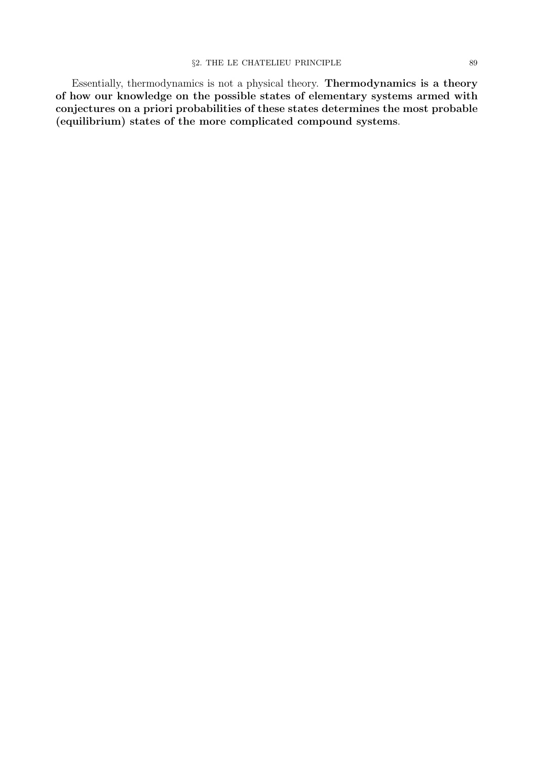Essentially, thermodynamics is not a physical theory. **Thermodynamics is a theory of how our knowledge on the possible states of elementary systems armed with conjectures on a priori probabilities of these states determines the most probable (equilibrium) states of the more complicated compound systems**.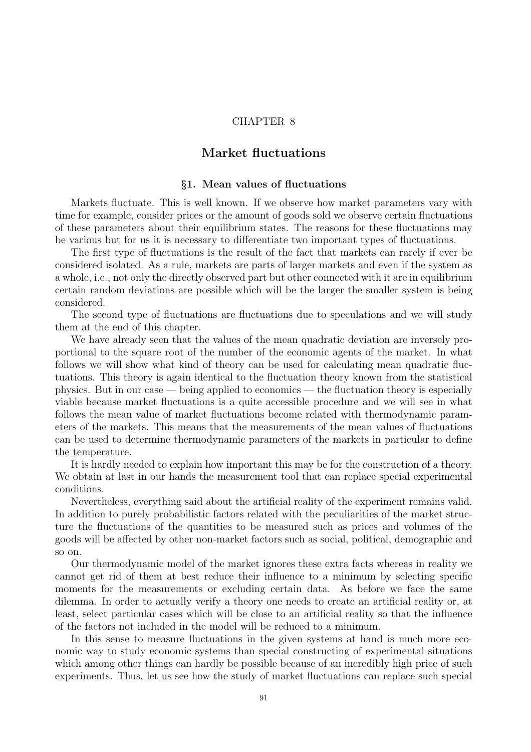# CHAPTER 8

## Market fluctuations

### §1. Mean values of fluctuations

Markets fluctuate. This is well known. If we observe how market parameters vary with time for example, consider prices or the amount of goods sold we observe certain fluctuations of these parameters about their equilibrium states. The reasons for these fluctuations may be various but for us it is necessary to differentiate two important types of fluctuations.

The first type of fluctuations is the result of the fact that markets can rarely if ever be considered isolated. As a rule, markets are parts of larger markets and even if the system as a whole, i.e., not only the directly observed part but other connected with it are in equilibrium certain random deviations are possible which will be the larger the smaller system is being considered.

The second type of fluctuations are fluctuations due to speculations and we will study them at the end of this chapter.

We have already seen that the values of the mean quadratic deviation are inversely proportional to the square root of the number of the economic agents of the market. In what follows we will show what kind of theory can be used for calculating mean quadratic fluctuations. This theory is again identical to the fluctuation theory known from the statistical physics. But in our case — being applied to economics — the fluctuation theory is especially viable because market fluctuations is a quite accessible procedure and we will see in what follows the mean value of market fluctuations become related with thermodynamic parameters of the markets. This means that the measurements of the mean values of fluctuations can be used to determine thermodynamic parameters of the markets in particular to define the temperature.

It is hardly needed to explain how important this may be for the construction of a theory. We obtain at last in our hands the measurement tool that can replace special experimental conditions.

Nevertheless, everything said about the artificial reality of the experiment remains valid. In addition to purely probabilistic factors related with the peculiarities of the market structure the fluctuations of the quantities to be measured such as prices and volumes of the goods will be affected by other non-market factors such as social, political, demographic and so on.

Our thermodynamic model of the market ignores these extra facts whereas in reality we cannot get rid of them at best reduce their influence to a minimum by selecting specific moments for the measurements or excluding certain data. As before we face the same dilemma. In order to actually verify a theory one needs to create an artificial reality or, at least, select particular cases which will be close to an artificial reality so that the influence of the factors not included in the model will be reduced to a minimum.

In this sense to measure fluctuations in the given systems at hand is much more economic way to study economic systems than special constructing of experimental situations which among other things can hardly be possible because of an incredibly high price of such experiments. Thus, let us see how the study of market fluctuations can replace such special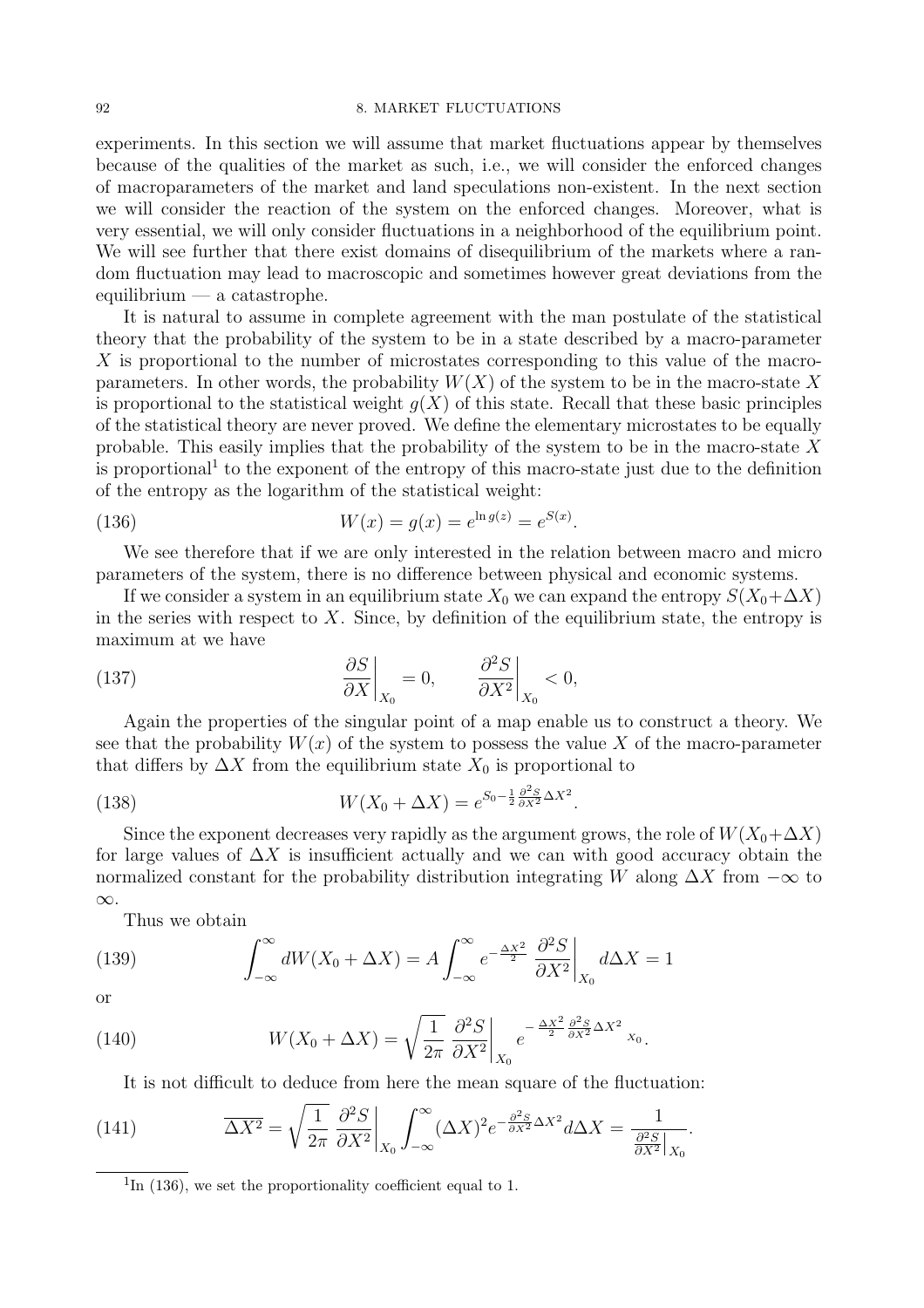experiments. In this section we will assume that market fluctuations appear by themselves because of the qualities of the market as such, i.e., we will consider the enforced changes of macroparameters of the market and land speculations non-existent. In the next section we will consider the reaction of the system on the enforced changes. Moreover, what is very essential, we will only consider fluctuations in a neighborhood of the equilibrium point. We will see further that there exist domains of disequilibrium of the markets where a random fluctuation may lead to macroscopic and sometimes however great deviations from the equilibrium — a catastrophe.

It is natural to assume in complete agreement with the man postulate of the statistical theory that the probability of the system to be in a state described by a macro-parameter $X$ is proportional to the number of microstates corresponding to this value of the macro-parameters. In other words, the probability $W(X)$ of the system to be in the macro-state $X$ is proportional to the statistical weight $g(X)$ of this state. Recall that these basic principles of the statistical theory are never proved. We define the elementary microstates to be equally probable. This easily implies that the probability of the system to be in the macro-state $X$ is proportional[1] to the exponent of the entropy of this macro-state just due to the definition of the entropy as the logarithm of the statistical weight:

$$W(x) = g(x) = e^{\ln g(z)} = e^{S(x)}. \tag{136}$$

We see therefore that if we are only interested in the relation between macro and micro parameters of the system, there is no difference between physical and economic systems.

If we consider a system in an equilibrium state $X_0$ we can expand the entropy $S(X_0+\Delta X)$ in the series with respect to $X$. Since, by definition of the equilibrium state, the entropy is maximum at we have

$$\left.\frac{\partial S}{\partial X}\right|_{X_0} = 0, \qquad \left.\frac{\partial^2 S}{\partial X^2}\right|_{X_0} < 0, \tag{137}$$

Again the properties of the singular point of a map enable us to construct a theory. We see that the probability $W(x)$ of the system to possess the value $X$ of the macro-parameter that differs by $\Delta X$ from the equilibrium state $X_0$ is proportional to

$$W(X_0 + \Delta X) = e^{S_0 - \frac{1}{2}\frac{\partial^2 S}{\partial X^2}\Delta X^2}. \tag{138}$$

Since the exponent decreases very rapidly as the argument grows, the role of $W(X_0+\Delta X)$ for large values of $\Delta X$ is insufficient actually and we can with good accuracy obtain the normalized constant for the probability distribution integrating $W$ along $\Delta X$ from $-\infty$ to $\infty$.

Thus we obtain

$$\int_{-\infty}^{\infty} dW(X_0 + \Delta X) = A \int_{-\infty}^{\infty} e^{-\frac{\Delta X^2}{2}} \left.\frac{\partial^2 S}{\partial X^2}\right|_{X_0} d\Delta X = 1 \tag{139}$$

or

$$W(X_0 + \Delta X) = \sqrt{\frac{1}{2\pi}\left.\frac{\partial^2 S}{\partial X^2}\right|_{X_0}}\, e^{-\frac{\Delta X^2}{2}\frac{\partial^2 S}{\partial X^2}\Delta X^2 \, X_0}. \tag{140}$$

It is not difficult to deduce from here the mean square of the fluctuation:

$$\overline{\Delta X^2} = \sqrt{\frac{1}{2\pi}\left.\frac{\partial^2 S}{\partial X^2}\right|_{X_0}} \int_{-\infty}^{\infty} (\Delta X)^2 e^{-\frac{\partial^2 S}{\partial X^2}\Delta X^2} d\Delta X = \frac{1}{\left.\frac{\partial^2 S}{\partial X^2}\right|_{X_0}}. \tag{141}$$

[1] In (136), we set the proportionality coefficient equal to 1.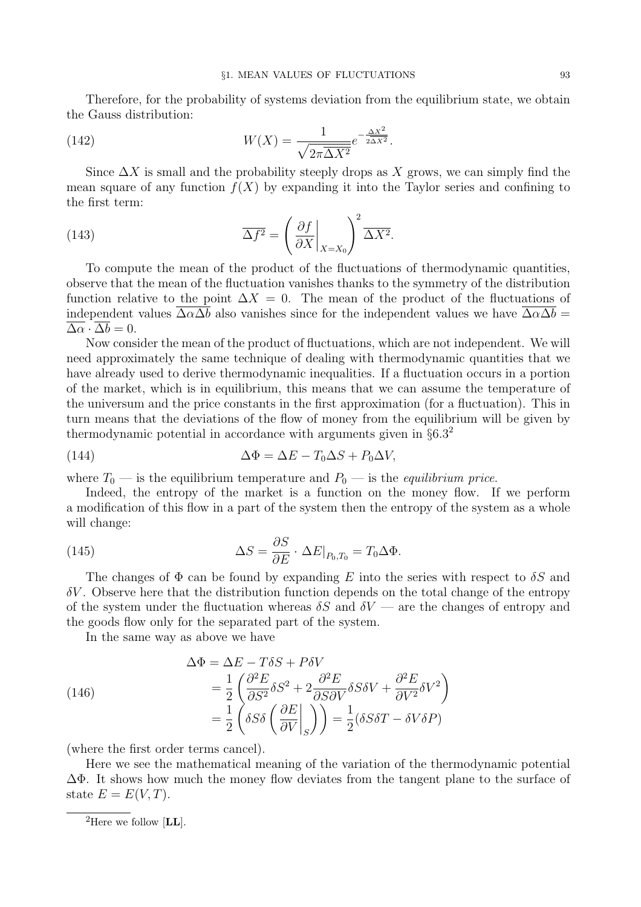Therefore, for the probability of systems deviation from the equilibrium state, we obtain the Gauss distribution:

$$W(X) = \frac{1}{\sqrt{2\pi\overline{\Delta X^2}}} e^{-\frac{\Delta X^2}{2\overline{\Delta X^2}}}. \tag{142}$$

Since $\Delta X$ is small and the probability steeply drops as $X$ grows, we can simply find the mean square of any function $f(X)$ by expanding it into the Taylor series and confining to the first term:

$$\overline{\Delta f^2} = \left( \left.\frac{\partial f}{\partial X}\right|_{X=X_0} \right)^2 \overline{\Delta X^2}. \tag{143}$$

To compute the mean of the product of the fluctuations of thermodynamic quantities, observe that the mean of the fluctuation vanishes thanks to the symmetry of the distribution function relative to the point $\Delta X = 0$. The mean of the product of the fluctuations of independent values $\overline{\Delta\alpha\Delta b}$ also vanishes since for the independent values we have $\overline{\Delta\alpha\Delta b} = \overline{\Delta\alpha} \cdot \overline{\Delta b} = 0$.

Now consider the mean of the product of fluctuations, which are not independent. We will need approximately the same technique of dealing with thermodynamic quantities that we have already used to derive thermodynamic inequalities. If a fluctuation occurs in a portion of the market, which is in equilibrium, this means that we can assume the temperature of the universum and the price constants in the first approximation (for a fluctuation). This in turn means that the deviations of the flow of money from the equilibrium will be given by thermodynamic potential in accordance with arguments given in §6.3[2]

$$\Delta\Phi = \Delta E - T_0 \Delta S + P_0 \Delta V, \tag{144}$$

where $T_0$ — is the equilibrium temperature and $P_0$ — is the *equilibrium price*.

Indeed, the entropy of the market is a function on the money flow. If we perform a modification of this flow in a part of the system then the entropy of the system as a whole will change:

$$\Delta S = \frac{\partial S}{\partial E} \cdot \Delta E|_{P_0, T_0} = T_0 \Delta\Phi. \tag{145}$$

The changes of $\Phi$ can be found by expanding $E$ into the series with respect to $\delta S$ and $\delta V$. Observe here that the distribution function depends on the total change of the entropy of the system under the fluctuation whereas $\delta S$ and $\delta V$ — are the changes of entropy and the goods flow only for the separated part of the system.

In the same way as above we have

$$\begin{aligned}
\Delta\Phi &= \Delta E - T\delta S + P\delta V \\
&= \frac{1}{2}\left( \frac{\partial^2 E}{\partial S^2}\delta S^2 + 2\frac{\partial^2 E}{\partial S \partial V}\delta S \delta V + \frac{\partial^2 E}{\partial V^2}\delta V^2 \right) \\
&= \frac{1}{2}\left( \delta S \delta \left( \left.\frac{\partial E}{\partial V}\right|_S \right) \right) = \frac{1}{2}(\delta S \delta T - \delta V \delta P)
\end{aligned} \tag{146}$$

(where the first order terms cancel).

Here we see the mathematical meaning of the variation of the thermodynamic potential $\Delta\Phi$. It shows how much the money flow deviates from the tangent plane to the surface of state $E = E(V, T)$.

---

[2] Here we follow [**LL**].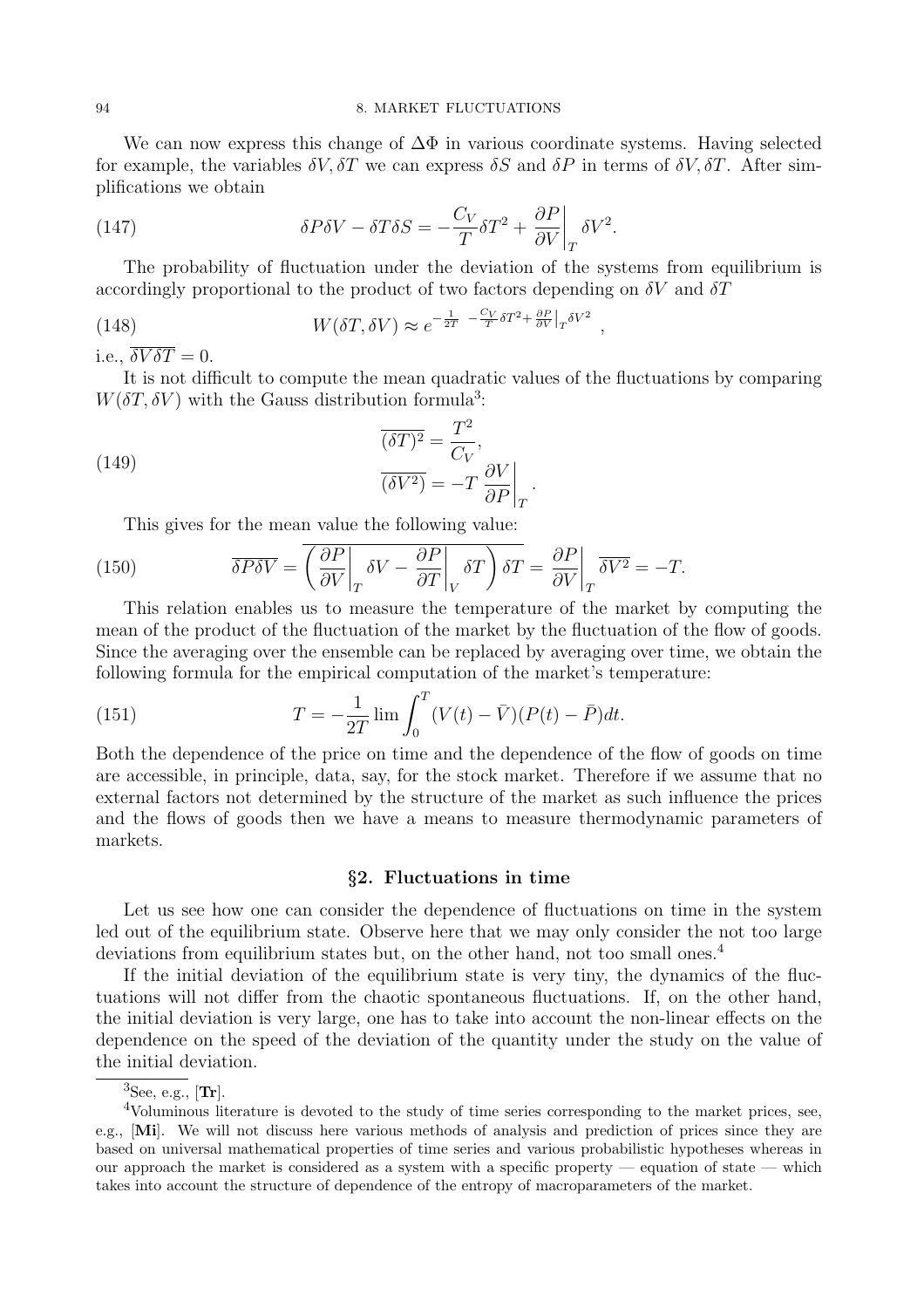We can now express this change of $\Delta\Phi$ in various coordinate systems. Having selected for example, the variables $\delta V, \delta T$ we can express $\delta S$ and $\delta P$ in terms of $\delta V, \delta T$. After simplifications we obtain

$$\delta P\delta V - \delta T\delta S = -\frac{C_V}{T}\delta T^2 + \left.\frac{\partial P}{\partial V}\right|_T \delta V^2. \tag{147}$$

The probability of fluctuation under the deviation of the systems from equilibrium is accordingly proportional to the product of two factors depending on $\delta V$ and $\delta T$

$$W(\delta T, \delta V) \approx e^{-\frac{1}{2T}\left(-\frac{C_V}{T}\delta T^2 + \frac{\partial P}{\partial V}\big|_T \delta V^2\right)}, \tag{148}$$

i.e., $\overline{\delta V\delta T} = 0$.

It is not difficult to compute the mean quadratic values of the fluctuations by comparing $W(\delta T, \delta V)$ with the Gauss distribution formula[3]:

$$\begin{aligned} \overline{(\delta T)^2} &= \frac{T^2}{C_V}, \\ \overline{(\delta V^2)} &= -T\left.\frac{\partial V}{\partial P}\right|_T. \end{aligned} \tag{149}$$

This gives for the mean value the following value:

$$\overline{\delta P\delta V} = \overline{\left(\left.\frac{\partial P}{\partial V}\right|_T \delta V - \left.\frac{\partial P}{\partial T}\right|_V \delta T\right)\delta T} = \left.\frac{\partial P}{\partial V}\right|_T \overline{\delta V^2} = -T. \tag{150}$$

This relation enables us to measure the temperature of the market by computing the mean of the product of the fluctuation of the market by the fluctuation of the flow of goods. Since the averaging over the ensemble can be replaced by averaging over time, we obtain the following formula for the empirical computation of the market's temperature:

$$T = -\frac{1}{2T}\lim \int_0^T (V(t) - \bar{V})(P(t) - \bar{P})dt. \tag{151}$$

Both the dependence of the price on time and the dependence of the flow of goods on time are accessible, in principle, data, say, for the stock market. Therefore if we assume that no external factors not determined by the structure of the market as such influence the prices and the flows of goods then we have a means to measure thermodynamic parameters of markets.

## §2. Fluctuations in time

Let us see how one can consider the dependence of fluctuations on time in the system led out of the equilibrium state. Observe here that we may only consider the not too large deviations from equilibrium states but, on the other hand, not too small ones.[4]

If the initial deviation of the equilibrium state is very tiny, the dynamics of the fluctuations will not differ from the chaotic spontaneous fluctuations. If, on the other hand, the initial deviation is very large, one has to take into account the non-linear effects on the dependence on the speed of the deviation of the quantity under the study on the value of the initial deviation.

---

[3] See, e.g., [**Tr**].

[4] Voluminous literature is devoted to the study of time series corresponding to the market prices, see, e.g., [**Mi**]. We will not discuss here various methods of analysis and prediction of prices since they are based on universal mathematical properties of time series and various probabilistic hypotheses whereas in our approach the market is considered as a system with a specific property — equation of state — which takes into account the structure of dependence of the entropy of macroparameters of the market.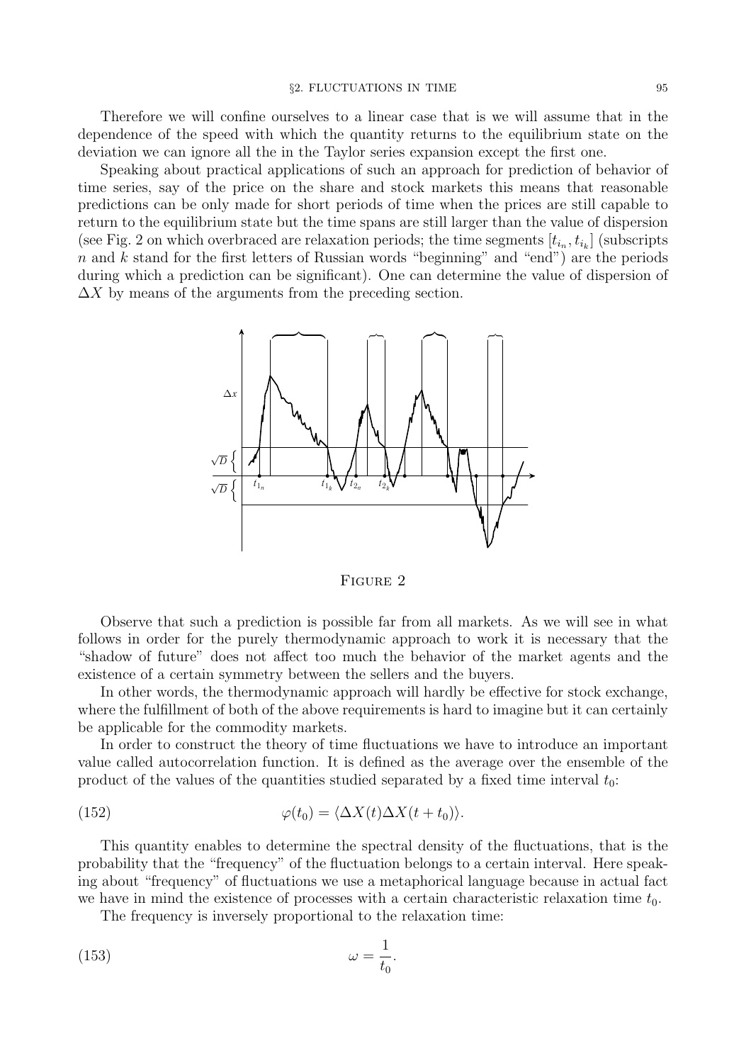Therefore we will confine ourselves to a linear case that is we will assume that in the dependence of the speed with which the quantity returns to the equilibrium state on the deviation we can ignore all the in the Taylor series expansion except the first one.

Speaking about practical applications of such an approach for prediction of behavior of time series, say of the price on the share and stock markets this means that reasonable predictions can be only made for short periods of time when the prices are still capable to return to the equilibrium state but the time spans are still larger than the value of dispersion (see Fig. 2 on which overbraced are relaxation periods; the time segments $[t_{i_n}, t_{i_k}]$ (subscripts $n$ and $k$ stand for the first letters of Russian words "beginning" and "end") are the periods during which a prediction can be significant). One can determine the value of dispersion of $\Delta X$ by means of the arguments from the preceding section.

FIGURE 2

Observe that such a prediction is possible far from all markets. As we will see in what follows in order for the purely thermodynamic approach to work it is necessary that the "shadow of future" does not affect too much the behavior of the market agents and the existence of a certain symmetry between the sellers and the buyers.

In other words, the thermodynamic approach will hardly be effective for stock exchange, where the fulfillment of both of the above requirements is hard to imagine but it can certainly be applicable for the commodity markets.

In order to construct the theory of time fluctuations we have to introduce an important value called autocorrelation function. It is defined as the average over the ensemble of the product of the values of the quantities studied separated by a fixed time interval $t_0$:

$$\varphi(t_0) = \langle \Delta X(t) \Delta X(t + t_0) \rangle. \tag{152}$$

This quantity enables to determine the spectral density of the fluctuations, that is the probability that the "frequency" of the fluctuation belongs to a certain interval. Here speaking about "frequency" of fluctuations we use a metaphorical language because in actual fact we have in mind the existence of processes with a certain characteristic relaxation time $t_0$.

The frequency is inversely proportional to the relaxation time:

$$\omega = \frac{1}{t_0}. \tag{153}$$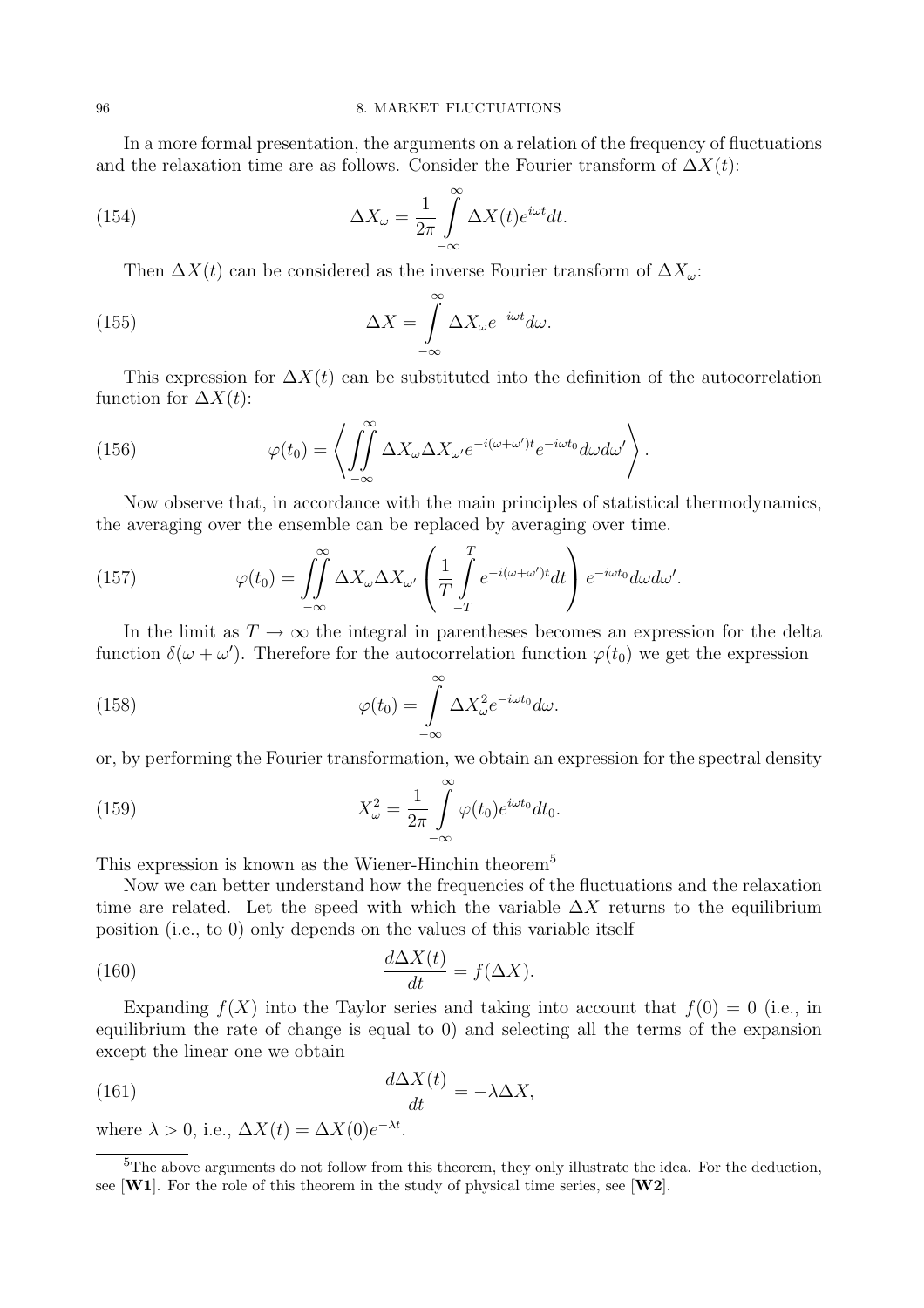In a more formal presentation, the arguments on a relation of the frequency of fluctuations and the relaxation time are as follows. Consider the Fourier transform of $\Delta X(t)$:

$$\Delta X_\omega = \frac{1}{2\pi} \int_{-\infty}^{\infty} \Delta X(t) e^{i\omega t} dt. \tag{154}$$

Then $\Delta X(t)$ can be considered as the inverse Fourier transform of $\Delta X_\omega$:

$$\Delta X = \int_{-\infty}^{\infty} \Delta X_\omega e^{-i\omega t} d\omega. \tag{155}$$

This expression for $\Delta X(t)$ can be substituted into the definition of the autocorrelation function for $\Delta X(t)$:

$$\varphi(t_0) = \left\langle \iint_{-\infty}^{\infty} \Delta X_\omega \Delta X_{\omega'} e^{-i(\omega+\omega')t} e^{-i\omega t_0} d\omega d\omega' \right\rangle. \tag{156}$$

Now observe that, in accordance with the main principles of statistical thermodynamics, the averaging over the ensemble can be replaced by averaging over time.

$$\varphi(t_0) = \iint_{-\infty}^{\infty} \Delta X_\omega \Delta X_{\omega'} \left( \frac{1}{T} \int_{-T}^{T} e^{-i(\omega+\omega')t} dt \right) e^{-i\omega t_0} d\omega d\omega'. \tag{157}$$

In the limit as $T \to \infty$ the integral in parentheses becomes an expression for the delta function $\delta(\omega + \omega')$. Therefore for the autocorrelation function $\varphi(t_0)$ we get the expression

$$\varphi(t_0) = \int_{-\infty}^{\infty} \Delta X_\omega^2 e^{-i\omega t_0} d\omega. \tag{158}$$

or, by performing the Fourier transformation, we obtain an expression for the spectral density

$$X_\omega^2 = \frac{1}{2\pi} \int_{-\infty}^{\infty} \varphi(t_0) e^{i\omega t_0} dt_0. \tag{159}$$

This expression is known as the Wiener-Hinchin theorem[5]

Now we can better understand how the frequencies of the fluctuations and the relaxation time are related. Let the speed with which the variable $\Delta X$ returns to the equilibrium position (i.e., to 0) only depends on the values of this variable itself

$$\frac{d\Delta X(t)}{dt} = f(\Delta X). \tag{160}$$

Expanding $f(X)$ into the Taylor series and taking into account that $f(0) = 0$ (i.e., in equilibrium the rate of change is equal to 0) and selecting all the terms of the expansion except the linear one we obtain

$$\frac{d\Delta X(t)}{dt} = -\lambda \Delta X, \tag{161}$$

where $\lambda > 0$, i.e., $\Delta X(t) = \Delta X(0) e^{-\lambda t}$.

[5] The above arguments do not follow from this theorem, they only illustrate the idea. For the deduction, see [**W1**]. For the role of this theorem in the study of physical time series, see [**W2**].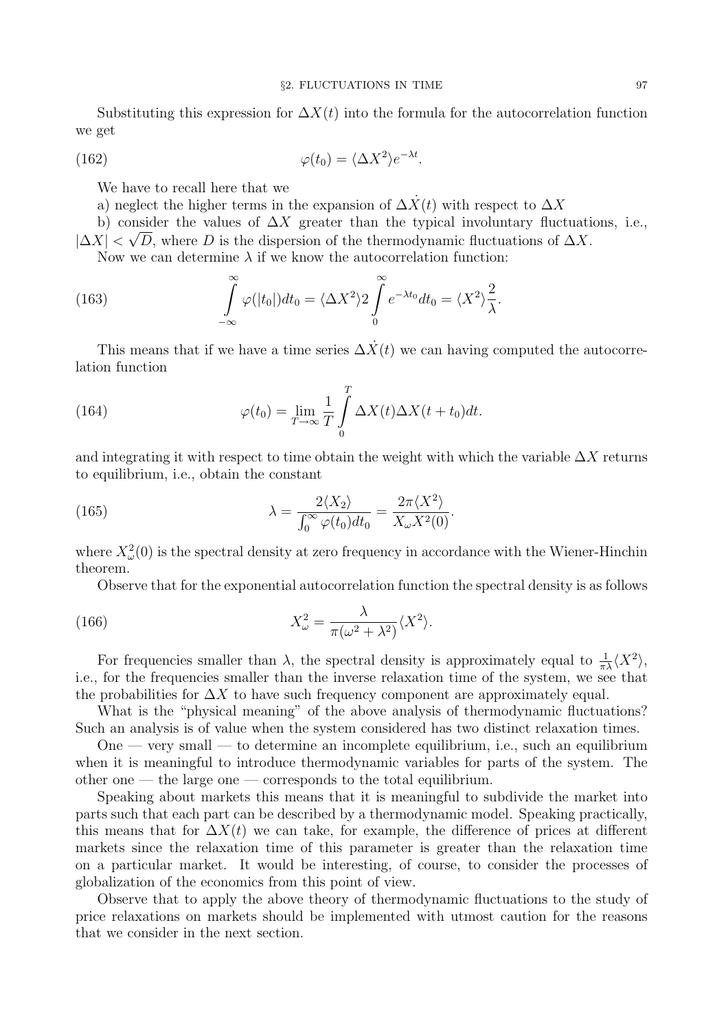Substituting this expression for $\Delta X(t)$ into the formula for the autocorrelation function we get

$$\varphi(t_0) = \langle \Delta X^2 \rangle e^{-\lambda t}. \tag{162}$$

We have to recall here that we

a) neglect the higher terms in the expansion of $\Delta \dot{X}(t)$ with respect to $\Delta X$

b) consider the values of $\Delta X$ greater than the typical involuntary fluctuations, i.e., $|\Delta X| < \sqrt{D}$, where $D$ is the dispersion of the thermodynamic fluctuations of $\Delta X$.

Now we can determine $\lambda$ if we know the autocorrelation function:

$$\int_{-\infty}^{\infty} \varphi(|t_0|)dt_0 = \langle \Delta X^2 \rangle 2 \int_{0}^{\infty} e^{-\lambda t_0} dt_0 = \langle X^2 \rangle \frac{2}{\lambda}. \tag{163}$$

This means that if we have a time series $\Delta \dot{X}(t)$ we can having computed the autocorrelation function

$$\varphi(t_0) = \lim_{T \to \infty} \frac{1}{T} \int_{0}^{T} \Delta X(t) \Delta X(t + t_0) dt. \tag{164}$$

and integrating it with respect to time obtain the weight with which the variable $\Delta X$ returns to equilibrium, i.e., obtain the constant

$$\lambda = \frac{2\langle X_2 \rangle}{\int_0^\infty \varphi(t_0)dt_0} = \frac{2\pi \langle X^2 \rangle}{X_\omega X^2(0)}. \tag{165}$$

where $X^2_\omega(0)$ is the spectral density at zero frequency in accordance with the Wiener-Hinchin theorem.

Observe that for the exponential autocorrelation function the spectral density is as follows

$$X^2_\omega = \frac{\lambda}{\pi(\omega^2 + \lambda^2)} \langle X^2 \rangle. \tag{166}$$

For frequencies smaller than $\lambda$, the spectral density is approximately equal to $\frac{1}{\pi\lambda}\langle X^2 \rangle$, i.e., for the frequencies smaller than the inverse relaxation time of the system, we see that the probabilities for $\Delta X$ to have such frequency component are approximately equal.

What is the "physical meaning" of the above analysis of thermodynamic fluctuations? Such an analysis is of value when the system considered has two distinct relaxation times.

One — very small — to determine an incomplete equilibrium, i.e., such an equilibrium when it is meaningful to introduce thermodynamic variables for parts of the system. The other one — the large one — corresponds to the total equilibrium.

Speaking about markets this means that it is meaningful to subdivide the market into parts such that each part can be described by a thermodynamic model. Speaking practically, this means that for $\Delta X(t)$ we can take, for example, the difference of prices at different markets since the relaxation time of this parameter is greater than the relaxation time on a particular market. It would be interesting, of course, to consider the processes of globalization of the economics from this point of view.

Observe that to apply the above theory of thermodynamic fluctuations to the study of price relaxations on markets should be implemented with utmost caution for the reasons that we consider in the next section.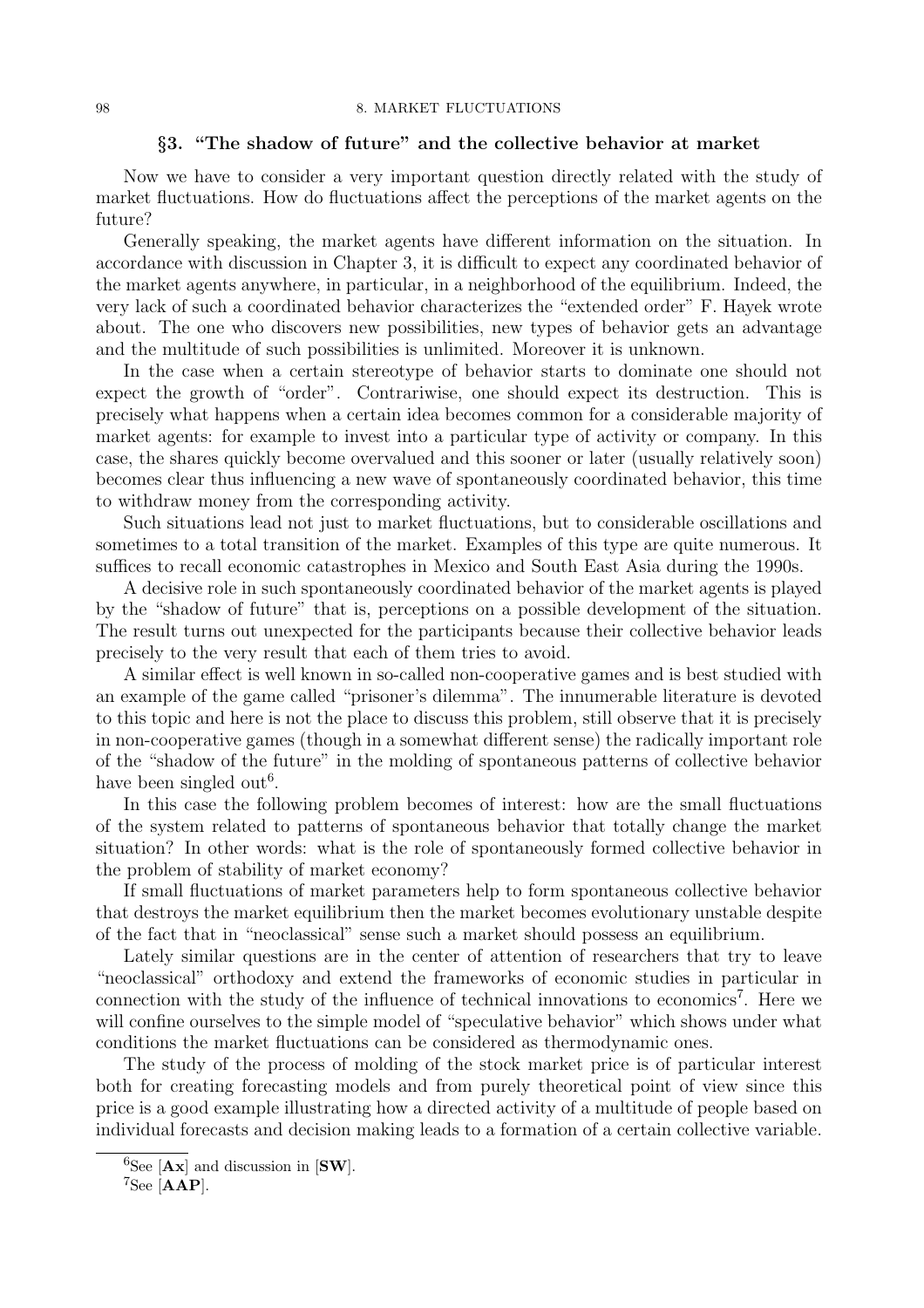## §3. "The shadow of future" and the collective behavior at market

Now we have to consider a very important question directly related with the study of market fluctuations. How do fluctuations affect the perceptions of the market agents on the future?

Generally speaking, the market agents have different information on the situation. In accordance with discussion in Chapter 3, it is difficult to expect any coordinated behavior of the market agents anywhere, in particular, in a neighborhood of the equilibrium. Indeed, the very lack of such a coordinated behavior characterizes the "extended order" F. Hayek wrote about. The one who discovers new possibilities, new types of behavior gets an advantage and the multitude of such possibilities is unlimited. Moreover it is unknown.

In the case when a certain stereotype of behavior starts to dominate one should not expect the growth of "order". Contrariwise, one should expect its destruction. This is precisely what happens when a certain idea becomes common for a considerable majority of market agents: for example to invest into a particular type of activity or company. In this case, the shares quickly become overvalued and this sooner or later (usually relatively soon) becomes clear thus influencing a new wave of spontaneously coordinated behavior, this time to withdraw money from the corresponding activity.

Such situations lead not just to market fluctuations, but to considerable oscillations and sometimes to a total transition of the market. Examples of this type are quite numerous. It suffices to recall economic catastrophes in Mexico and South East Asia during the 1990s.

A decisive role in such spontaneously coordinated behavior of the market agents is played by the "shadow of future" that is, perceptions on a possible development of the situation. The result turns out unexpected for the participants because their collective behavior leads precisely to the very result that each of them tries to avoid.

A similar effect is well known in so-called non-cooperative games and is best studied with an example of the game called "prisoner's dilemma". The innumerable literature is devoted to this topic and here is not the place to discuss this problem, still observe that it is precisely in non-cooperative games (though in a somewhat different sense) the radically important role of the "shadow of the future" in the molding of spontaneous patterns of collective behavior have been singled out[6].

In this case the following problem becomes of interest: how are the small fluctuations of the system related to patterns of spontaneous behavior that totally change the market situation? In other words: what is the role of spontaneously formed collective behavior in the problem of stability of market economy?

If small fluctuations of market parameters help to form spontaneous collective behavior that destroys the market equilibrium then the market becomes evolutionary unstable despite of the fact that in "neoclassical" sense such a market should possess an equilibrium.

Lately similar questions are in the center of attention of researchers that try to leave "neoclassical" orthodoxy and extend the frameworks of economic studies in particular in connection with the study of the influence of technical innovations to economics[7]. Here we will confine ourselves to the simple model of "speculative behavior" which shows under what conditions the market fluctuations can be considered as thermodynamic ones.

The study of the process of molding of the stock market price is of particular interest both for creating forecasting models and from purely theoretical point of view since this price is a good example illustrating how a directed activity of a multitude of people based on individual forecasts and decision making leads to a formation of a certain collective variable.

---

[6] See [**Ax**] and discussion in [**SW**].

[7] See [**AAP**].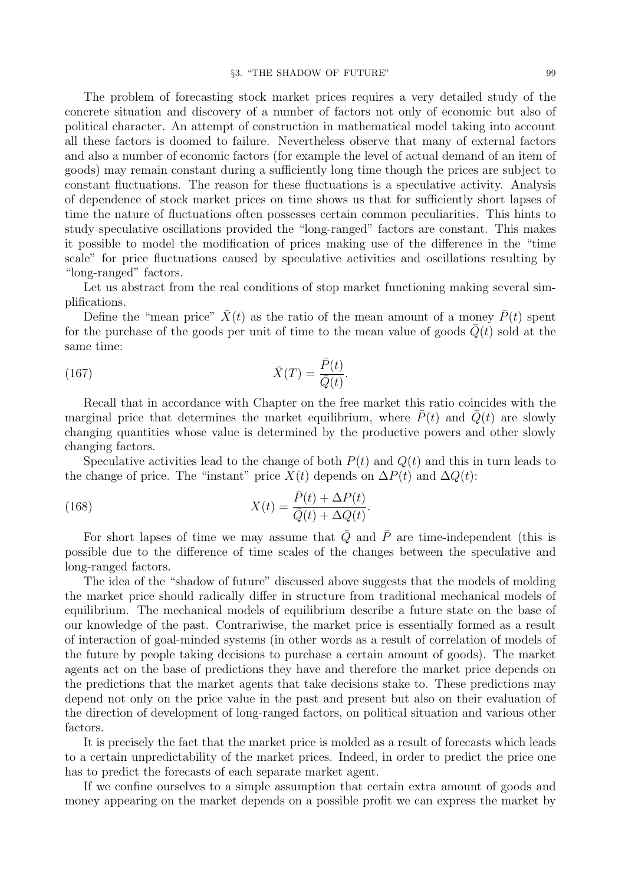The problem of forecasting stock market prices requires a very detailed study of the concrete situation and discovery of a number of factors not only of economic but also of political character. An attempt of construction in mathematical model taking into account all these factors is doomed to failure. Nevertheless observe that many of external factors and also a number of economic factors (for example the level of actual demand of an item of goods) may remain constant during a sufficiently long time though the prices are subject to constant fluctuations. The reason for these fluctuations is a speculative activity. Analysis of dependence of stock market prices on time shows us that for sufficiently short lapses of time the nature of fluctuations often possesses certain common peculiarities. This hints to study speculative oscillations provided the "long-ranged" factors are constant. This makes it possible to model the modification of prices making use of the difference in the "time scale" for price fluctuations caused by speculative activities and oscillations resulting by "long-ranged" factors.

Let us abstract from the real conditions of stop market functioning making several simplifications.

Define the "mean price" $\bar{X}(t)$ as the ratio of the mean amount of a money $\bar{P}(t)$ spent for the purchase of the goods per unit of time to the mean value of goods $\bar{Q}(t)$ sold at the same time:

$$\bar{X}(T) = \frac{\bar{P}(t)}{\bar{Q}(t)}. \tag{167}$$

Recall that in accordance with Chapter on the free market this ratio coincides with the marginal price that determines the market equilibrium, where $\bar{P}(t)$ and $\bar{Q}(t)$ are slowly changing quantities whose value is determined by the productive powers and other slowly changing factors.

Speculative activities lead to the change of both $P(t)$ and $Q(t)$ and this in turn leads to the change of price. The "instant" price $X(t)$ depends on $\Delta P(t)$ and $\Delta Q(t)$:

$$X(t) = \frac{\bar{P}(t) + \Delta P(t)}{\bar{Q}(t) + \Delta Q(t)}. \tag{168}$$

For short lapses of time we may assume that $\bar{Q}$ and $\bar{P}$ are time-independent (this is possible due to the difference of time scales of the changes between the speculative and long-ranged factors.

The idea of the "shadow of future" discussed above suggests that the models of molding the market price should radically differ in structure from traditional mechanical models of equilibrium. The mechanical models of equilibrium describe a future state on the base of our knowledge of the past. Contrariwise, the market price is essentially formed as a result of interaction of goal-minded systems (in other words as a result of correlation of models of the future by people taking decisions to purchase a certain amount of goods). The market agents act on the base of predictions they have and therefore the market price depends on the predictions that the market agents that take decisions stake to. These predictions may depend not only on the price value in the past and present but also on their evaluation of the direction of development of long-ranged factors, on political situation and various other factors.

It is precisely the fact that the market price is molded as a result of forecasts which leads to a certain unpredictability of the market prices. Indeed, in order to predict the price one has to predict the forecasts of each separate market agent.

If we confine ourselves to a simple assumption that certain extra amount of goods and money appearing on the market depends on a possible profit we can express the market by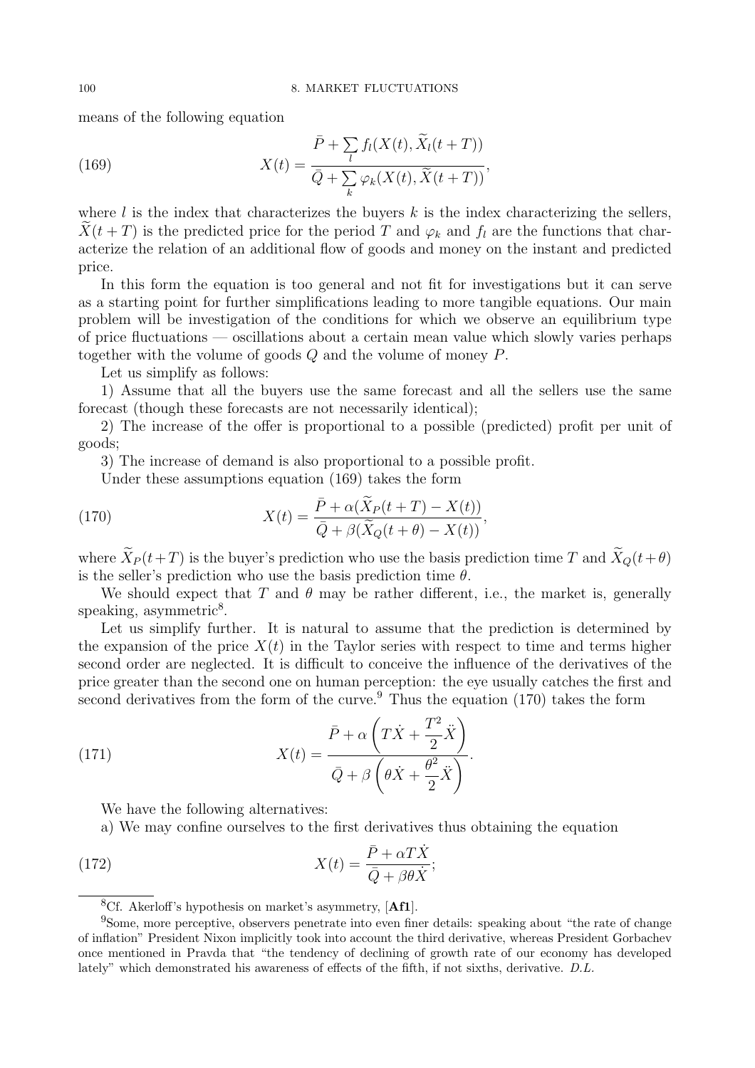means of the following equation

$$X(t) = \frac{\bar{P} + \sum\limits_l f_l(X(t), \widetilde{X}_l(t+T))}{\bar{Q} + \sum\limits_k \varphi_k(X(t), \widetilde{X}(t+T))}, \tag{169}$$

where $l$ is the index that characterizes the buyers $k$ is the index characterizing the sellers, $\widetilde{X}(t+T)$ is the predicted price for the period $T$ and $\varphi_k$ and $f_l$ are the functions that characterize the relation of an additional flow of goods and money on the instant and predicted price.

In this form the equation is too general and not fit for investigations but it can serve as a starting point for further simplifications leading to more tangible equations. Our main problem will be investigation of the conditions for which we observe an equilibrium type of price fluctuations — oscillations about a certain mean value which slowly varies perhaps together with the volume of goods $Q$ and the volume of money $P$.

Let us simplify as follows:

1) Assume that all the buyers use the same forecast and all the sellers use the same forecast (though these forecasts are not necessarily identical);

2) The increase of the offer is proportional to a possible (predicted) profit per unit of goods;

3) The increase of demand is also proportional to a possible profit.

Under these assumptions equation (169) takes the form

$$X(t) = \frac{\bar{P} + \alpha(\widetilde{X}_P(t+T) - X(t))}{\bar{Q} + \beta(\widetilde{X}_Q(t+\theta) - X(t))}, \tag{170}$$

where $\widetilde{X}_P(t+T)$ is the buyer's prediction who use the basis prediction time $T$ and $\widetilde{X}_Q(t+\theta)$ is the seller's prediction who use the basis prediction time $\theta$.

We should expect that $T$ and $\theta$ may be rather different, i.e., the market is, generally speaking, asymmetric[8].

Let us simplify further. It is natural to assume that the prediction is determined by the expansion of the price $X(t)$ in the Taylor series with respect to time and terms higher second order are neglected. It is difficult to conceive the influence of the derivatives of the price greater than the second one on human perception: the eye usually catches the first and second derivatives from the form of the curve.[9] Thus the equation (170) takes the form

$$X(t) = \frac{\bar{P} + \alpha\left(T\dot{X} + \dfrac{T^2}{2}\ddot{X}\right)}{\bar{Q} + \beta\left(\theta\dot{X} + \dfrac{\theta^2}{2}\ddot{X}\right)}. \tag{171}$$

We have the following alternatives:

a) We may confine ourselves to the first derivatives thus obtaining the equation

$$X(t) = \frac{\bar{P} + \alpha T\dot{X}}{\bar{Q} + \beta\theta\dot{X}}; \tag{172}$$

---

[8] Cf. Akerloff's hypothesis on market's asymmetry, [**Af1**].

[9] Some, more perceptive, observers penetrate into even finer details: speaking about "the rate of change of inflation" President Nixon implicitly took into account the third derivative, whereas President Gorbachev once mentioned in Pravda that "the tendency of declining of growth rate of our economy has developed lately" which demonstrated his awareness of effects of the fifth, if not sixths, derivative. *D.L.*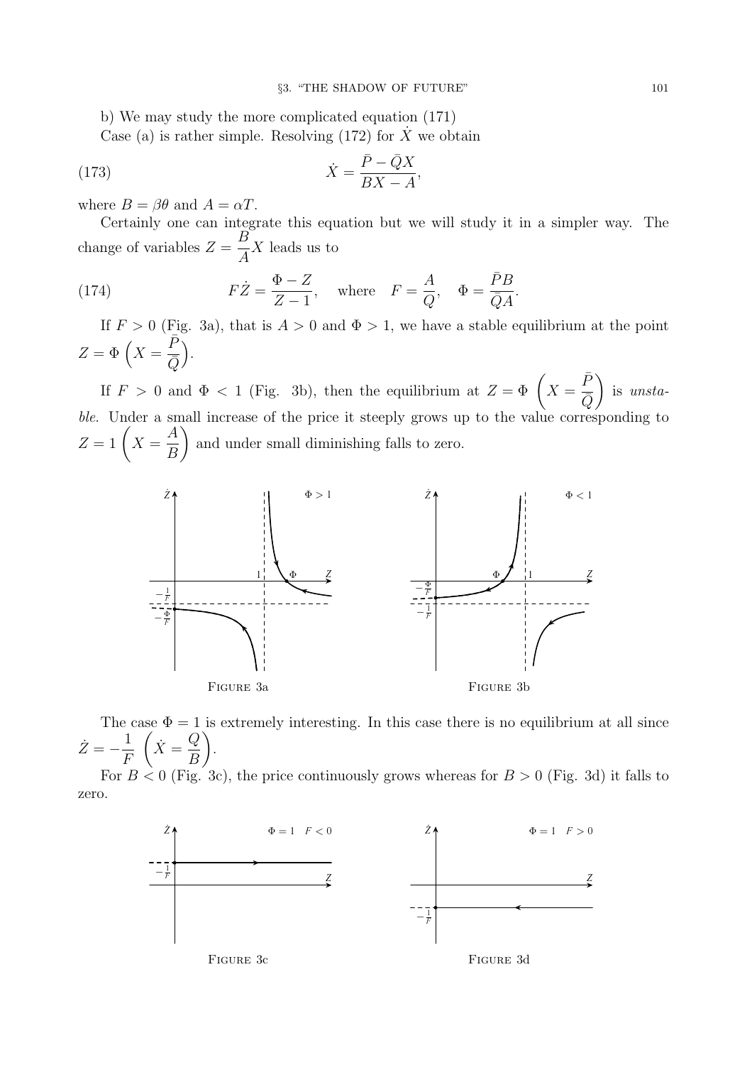b) We may study the more complicated equation (171)

Case (a) is rather simple. Resolving (172) for $\dot{X}$ we obtain

$$\dot{X} = \frac{\bar{P} - \bar{Q}X}{BX - A}, \tag{173}$$

where $B = \beta\theta$ and $A = \alpha T$.

Certainly one can integrate this equation but we will study it in a simpler way. The change of variables $Z = \dfrac{B}{A}X$ leads us to

$$F\dot{Z} = \frac{\Phi - Z}{Z - 1}, \quad \text{where} \quad F = \frac{A}{Q}, \quad \Phi = \frac{\bar{P}B}{\bar{Q}A}. \tag{174}$$

If $F > 0$ (Fig. 3a), that is $A > 0$ and $\Phi > 1$, we have a stable equilibrium at the point $Z = \Phi \left(X = \dfrac{\bar{P}}{\bar{Q}}\right)$.

If $F > 0$ and $\Phi < 1$ (Fig. 3b), then the equilibrium at $Z = \Phi \left(X = \dfrac{\bar{P}}{\bar{Q}}\right)$ is *unstable*. Under a small increase of the price it steeply grows up to the value corresponding to $Z = 1 \left(X = \dfrac{A}{B}\right)$ and under small diminishing falls to zero.

Figure 3a

Figure 3b

The case $\Phi = 1$ is extremely interesting. In this case there is no equilibrium at all since $\dot{Z} = -\dfrac{1}{F} \left(\dot{X} = \dfrac{Q}{B}\right)$.

For $B < 0$ (Fig. 3c), the price continuously grows whereas for $B > 0$ (Fig. 3d) it falls to zero.

Figure 3c

Figure 3d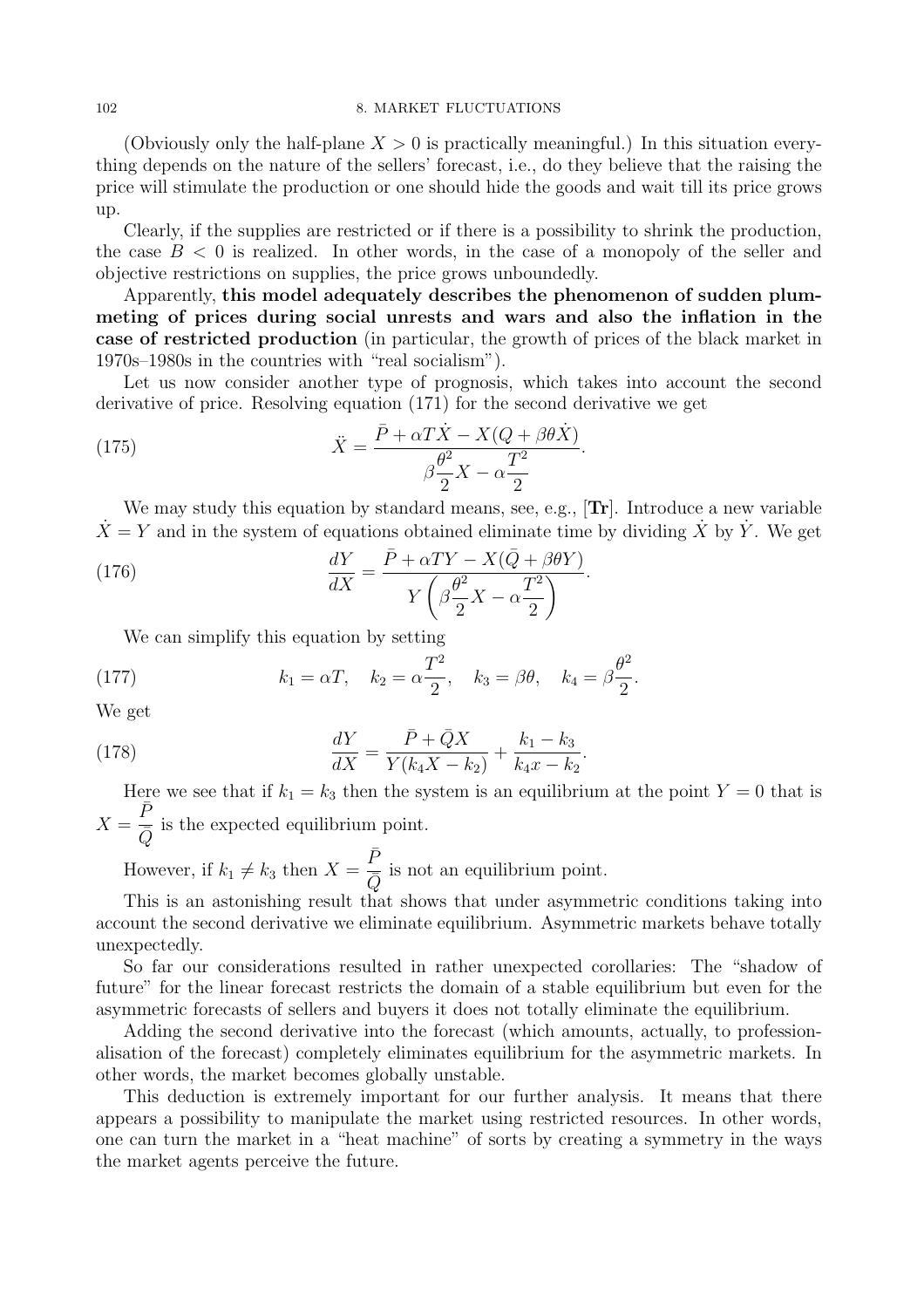(Obviously only the half-plane $X > 0$ is practically meaningful.) In this situation everything depends on the nature of the sellers' forecast, i.e., do they believe that the raising the price will stimulate the production or one should hide the goods and wait till its price grows up.

Clearly, if the supplies are restricted or if there is a possibility to shrink the production, the case $B < 0$ is realized. In other words, in the case of a monopoly of the seller and objective restrictions on supplies, the price grows unboundedly.

Apparently, **this model adequately describes the phenomenon of sudden plummeting of prices during social unrests and wars and also the inflation in the case of restricted production** (in particular, the growth of prices of the black market in 1970s–1980s in the countries with "real socialism").

Let us now consider another type of prognosis, which takes into account the second derivative of price. Resolving equation (171) for the second derivative we get

$$\ddot{X} = \frac{\bar{P} + \alpha T \dot{X} - X(Q + \beta\theta\dot{X})}{\beta\dfrac{\theta^2}{2}X - \alpha\dfrac{T^2}{2}}. \tag{175}$$

We may study this equation by standard means, see, e.g., [**Tr**]. Introduce a new variable $\dot{X} = Y$ and in the system of equations obtained eliminate time by dividing $\dot{X}$ by $\dot{Y}$. We get

$$\frac{dY}{dX} = \frac{\bar{P} + \alpha T Y - X(\bar{Q} + \beta\theta Y)}{Y\left(\beta\dfrac{\theta^2}{2}X - \alpha\dfrac{T^2}{2}\right)}. \tag{176}$$

We can simplify this equation by setting

$$k_1 = \alpha T, \quad k_2 = \alpha\frac{T^2}{2}, \quad k_3 = \beta\theta, \quad k_4 = \beta\frac{\theta^2}{2}. \tag{177}$$

We get

$$\frac{dY}{dX} = \frac{\bar{P} + \bar{Q}X}{Y(k_4 X - k_2)} + \frac{k_1 - k_3}{k_4 x - k_2}. \tag{178}$$

Here we see that if $k_1 = k_3$ then the system is an equilibrium at the point $Y = 0$ that is $X = \dfrac{\bar{P}}{\bar{Q}}$ is the expected equilibrium point.

However, if $k_1 \neq k_3$ then $X = \dfrac{\bar{P}}{\bar{Q}}$ is not an equilibrium point.

This is an astonishing result that shows that under asymmetric conditions taking into account the second derivative we eliminate equilibrium. Asymmetric markets behave totally unexpectedly.

So far our considerations resulted in rather unexpected corollaries: The "shadow of future" for the linear forecast restricts the domain of a stable equilibrium but even for the asymmetric forecasts of sellers and buyers it does not totally eliminate the equilibrium.

Adding the second derivative into the forecast (which amounts, actually, to professionalisation of the forecast) completely eliminates equilibrium for the asymmetric markets. In other words, the market becomes globally unstable.

This deduction is extremely important for our further analysis. It means that there appears a possibility to manipulate the market using restricted resources. In other words, one can turn the market in a "heat machine" of sorts by creating a symmetry in the ways the market agents perceive the future.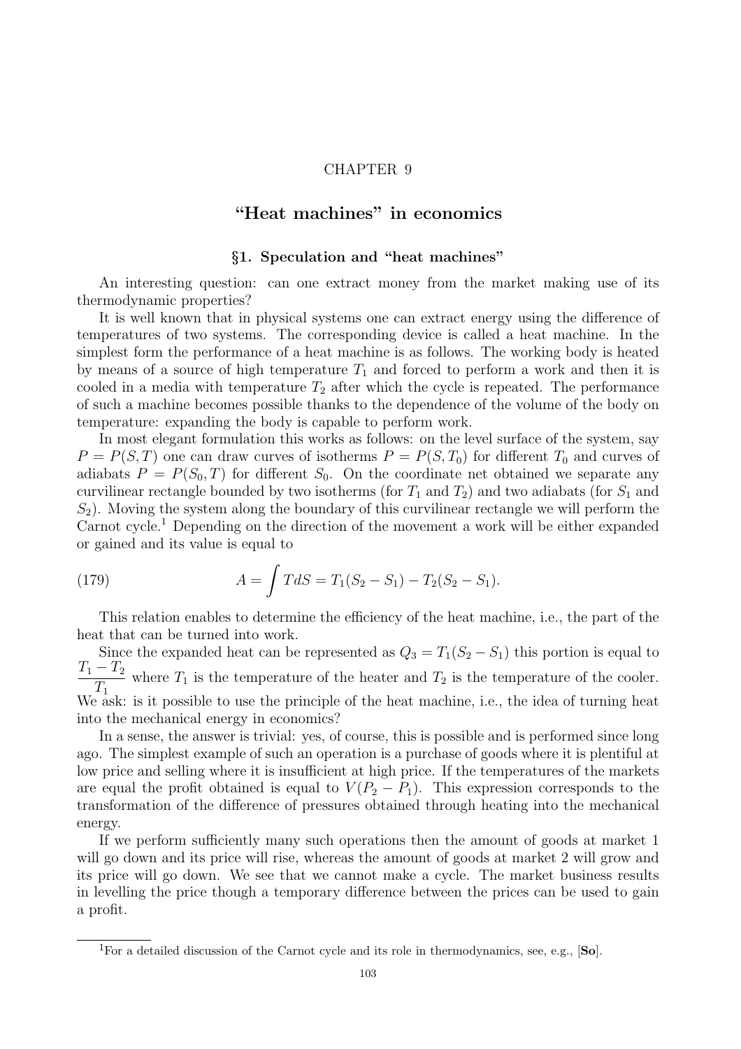CHAPTER 9

# "Heat machines" in economics

## §1. Speculation and "heat machines"

An interesting question: can one extract money from the market making use of its thermodynamic properties?

It is well known that in physical systems one can extract energy using the difference of temperatures of two systems. The corresponding device is called a heat machine. In the simplest form the performance of a heat machine is as follows. The working body is heated by means of a source of high temperature $T_1$ and forced to perform a work and then it is cooled in a media with temperature $T_2$ after which the cycle is repeated. The performance of such a machine becomes possible thanks to the dependence of the volume of the body on temperature: expanding the body is capable to perform work.

In most elegant formulation this works as follows: on the level surface of the system, say $P = P(S, T)$ one can draw curves of isotherms $P = P(S, T_0)$ for different $T_0$ and curves of adiabats $P = P(S_0, T)$ for different $S_0$. On the coordinate net obtained we separate any curvilinear rectangle bounded by two isotherms (for $T_1$ and $T_2$) and two adiabats (for $S_1$ and $S_2$). Moving the system along the boundary of this curvilinear rectangle we will perform the Carnot cycle.[1] Depending on the direction of the movement a work will be either expanded or gained and its value is equal to

$$A = \int T dS = T_1(S_2 - S_1) - T_2(S_2 - S_1). \tag{179}$$

This relation enables to determine the efficiency of the heat machine, i.e., the part of the heat that can be turned into work.

Since the expanded heat can be represented as $Q_3 = T_1(S_2 - S_1)$ this portion is equal to $\frac{T_1 - T_2}{T_1}$ where $T_1$ is the temperature of the heater and $T_2$ is the temperature of the cooler. We ask: is it possible to use the principle of the heat machine, i.e., the idea of turning heat into the mechanical energy in economics?

In a sense, the answer is trivial: yes, of course, this is possible and is performed since long ago. The simplest example of such an operation is a purchase of goods where it is plentiful at low price and selling where it is insufficient at high price. If the temperatures of the markets are equal the profit obtained is equal to $V(P_2 - P_1)$. This expression corresponds to the transformation of the difference of pressures obtained through heating into the mechanical energy.

If we perform sufficiently many such operations then the amount of goods at market 1 will go down and its price will rise, whereas the amount of goods at market 2 will grow and its price will go down. We see that we cannot make a cycle. The market business results in levelling the price though a temporary difference between the prices can be used to gain a profit.

---

[1] For a detailed discussion of the Carnot cycle and its role in thermodynamics, see, e.g., [**So**].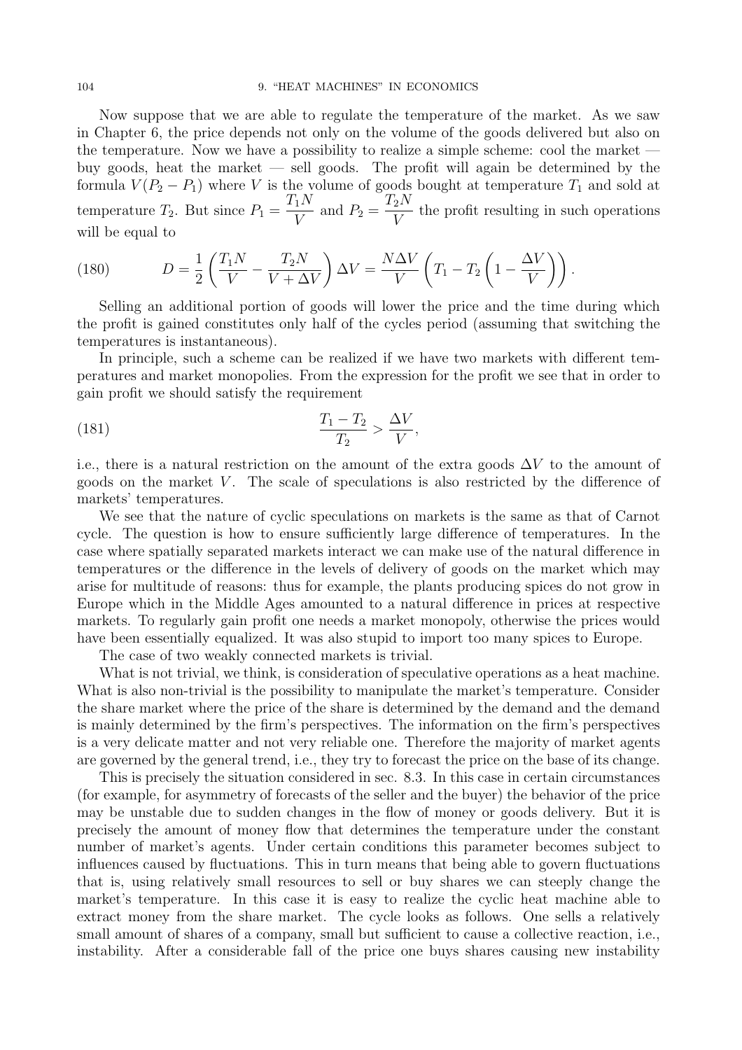Now suppose that we are able to regulate the temperature of the market. As we saw in Chapter 6, the price depends not only on the volume of the goods delivered but also on the temperature. Now we have a possibility to realize a simple scheme: cool the market — buy goods, heat the market — sell goods. The profit will again be determined by the formula $V(P_2 - P_1)$ where $V$ is the volume of goods bought at temperature $T_1$ and sold at temperature $T_2$. But since $P_1 = \dfrac{T_1 N}{V}$ and $P_2 = \dfrac{T_2 N}{V}$ the profit resulting in such operations will be equal to

$$D = \frac{1}{2}\left(\frac{T_1 N}{V} - \frac{T_2 N}{V + \Delta V}\right)\Delta V = \frac{N \Delta V}{V}\left(T_1 - T_2\left(1 - \frac{\Delta V}{V}\right)\right). \tag{180}$$

Selling an additional portion of goods will lower the price and the time during which the profit is gained constitutes only half of the cycles period (assuming that switching the temperatures is instantaneous).

In principle, such a scheme can be realized if we have two markets with different temperatures and market monopolies. From the expression for the profit we see that in order to gain profit we should satisfy the requirement

$$\frac{T_1 - T_2}{T_2} > \frac{\Delta V}{V}, \tag{181}$$

i.e., there is a natural restriction on the amount of the extra goods $\Delta V$ to the amount of goods on the market $V$. The scale of speculations is also restricted by the difference of markets' temperatures.

We see that the nature of cyclic speculations on markets is the same as that of Carnot cycle. The question is how to ensure sufficiently large difference of temperatures. In the case where spatially separated markets interact we can make use of the natural difference in temperatures or the difference in the levels of delivery of goods on the market which may arise for multitude of reasons: thus for example, the plants producing spices do not grow in Europe which in the Middle Ages amounted to a natural difference in prices at respective markets. To regularly gain profit one needs a market monopoly, otherwise the prices would have been essentially equalized. It was also stupid to import too many spices to Europe.

The case of two weakly connected markets is trivial.

What is not trivial, we think, is consideration of speculative operations as a heat machine. What is also non-trivial is the possibility to manipulate the market's temperature. Consider the share market where the price of the share is determined by the demand and the demand is mainly determined by the firm's perspectives. The information on the firm's perspectives is a very delicate matter and not very reliable one. Therefore the majority of market agents are governed by the general trend, i.e., they try to forecast the price on the base of its change.

This is precisely the situation considered in sec. 8.3. In this case in certain circumstances (for example, for asymmetry of forecasts of the seller and the buyer) the behavior of the price may be unstable due to sudden changes in the flow of money or goods delivery. But it is precisely the amount of money flow that determines the temperature under the constant number of market's agents. Under certain conditions this parameter becomes subject to influences caused by fluctuations. This in turn means that being able to govern fluctuations that is, using relatively small resources to sell or buy shares we can steeply change the market's temperature. In this case it is easy to realize the cyclic heat machine able to extract money from the share market. The cycle looks as follows. One sells a relatively small amount of shares of a company, small but sufficient to cause a collective reaction, i.e., instability. After a considerable fall of the price one buys shares causing new instability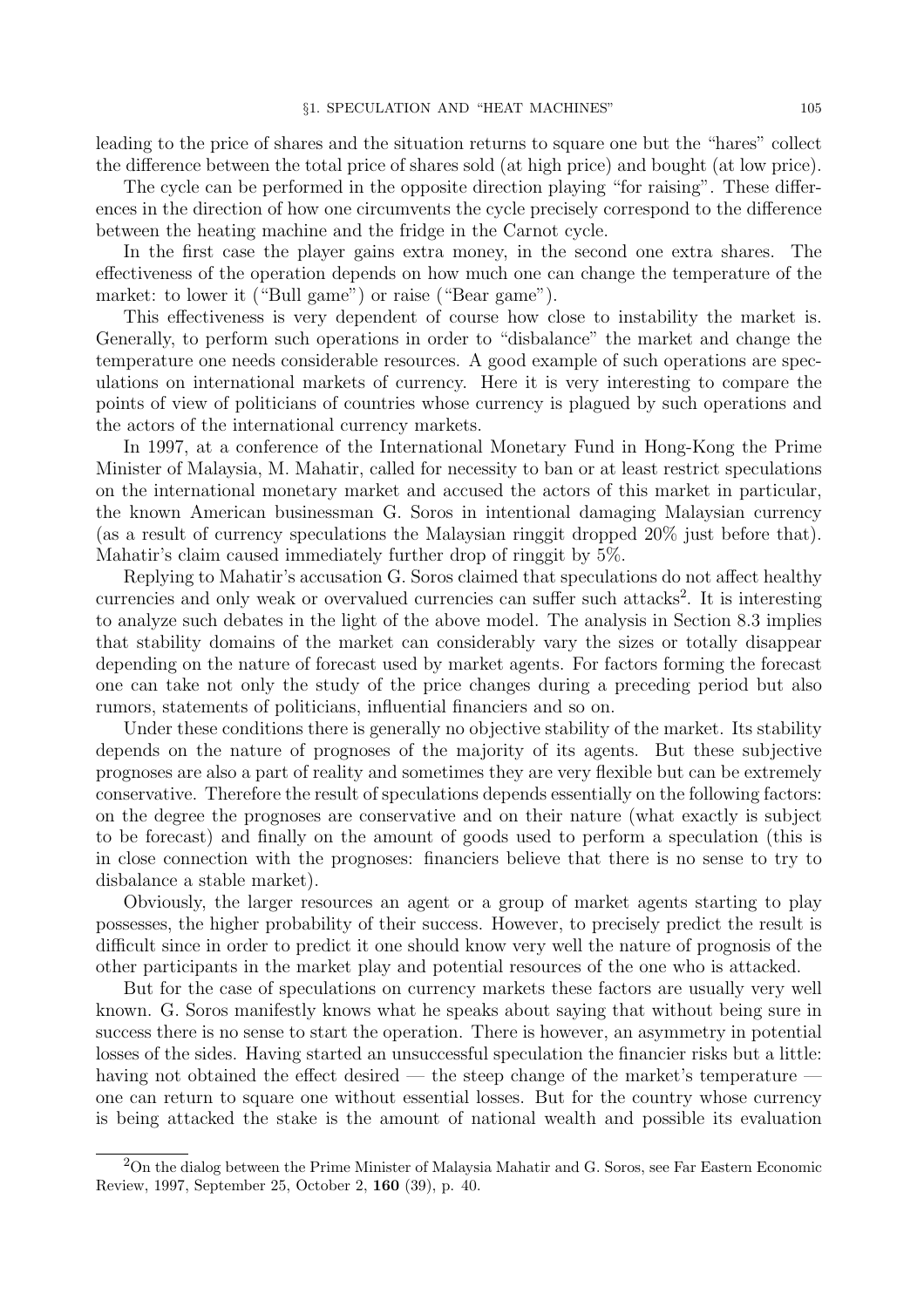leading to the price of shares and the situation returns to square one but the "hares" collect the difference between the total price of shares sold (at high price) and bought (at low price).

The cycle can be performed in the opposite direction playing "for raising". These differences in the direction of how one circumvents the cycle precisely correspond to the difference between the heating machine and the fridge in the Carnot cycle.

In the first case the player gains extra money, in the second one extra shares. The effectiveness of the operation depends on how much one can change the temperature of the market: to lower it ("Bull game") or raise ("Bear game").

This effectiveness is very dependent of course how close to instability the market is. Generally, to perform such operations in order to "disbalance" the market and change the temperature one needs considerable resources. A good example of such operations are speculations on international markets of currency. Here it is very interesting to compare the points of view of politicians of countries whose currency is plagued by such operations and the actors of the international currency markets.

In 1997, at a conference of the International Monetary Fund in Hong-Kong the Prime Minister of Malaysia, M. Mahatir, called for necessity to ban or at least restrict speculations on the international monetary market and accused the actors of this market in particular, the known American businessman G. Soros in intentional damaging Malaysian currency (as a result of currency speculations the Malaysian ringgit dropped 20% just before that). Mahatir's claim caused immediately further drop of ringgit by 5%.

Replying to Mahatir's accusation G. Soros claimed that speculations do not affect healthy currencies and only weak or overvalued currencies can suffer such attacks[2]. It is interesting to analyze such debates in the light of the above model. The analysis in Section 8.3 implies that stability domains of the market can considerably vary the sizes or totally disappear depending on the nature of forecast used by market agents. For factors forming the forecast one can take not only the study of the price changes during a preceding period but also rumors, statements of politicians, influential financiers and so on.

Under these conditions there is generally no objective stability of the market. Its stability depends on the nature of prognoses of the majority of its agents. But these subjective prognoses are also a part of reality and sometimes they are very flexible but can be extremely conservative. Therefore the result of speculations depends essentially on the following factors: on the degree the prognoses are conservative and on their nature (what exactly is subject to be forecast) and finally on the amount of goods used to perform a speculation (this is in close connection with the prognoses: financiers believe that there is no sense to try to disbalance a stable market).

Obviously, the larger resources an agent or a group of market agents starting to play possesses, the higher probability of their success. However, to precisely predict the result is difficult since in order to predict it one should know very well the nature of prognosis of the other participants in the market play and potential resources of the one who is attacked.

But for the case of speculations on currency markets these factors are usually very well known. G. Soros manifestly knows what he speaks about saying that without being sure in success there is no sense to start the operation. There is however, an asymmetry in potential losses of the sides. Having started an unsuccessful speculation the financier risks but a little: having not obtained the effect desired — the steep change of the market's temperature — one can return to square one without essential losses. But for the country whose currency is being attacked the stake is the amount of national wealth and possible its evaluation

[2] On the dialog between the Prime Minister of Malaysia Mahatir and G. Soros, see Far Eastern Economic Review, 1997, September 25, October 2, **160** (39), p. 40.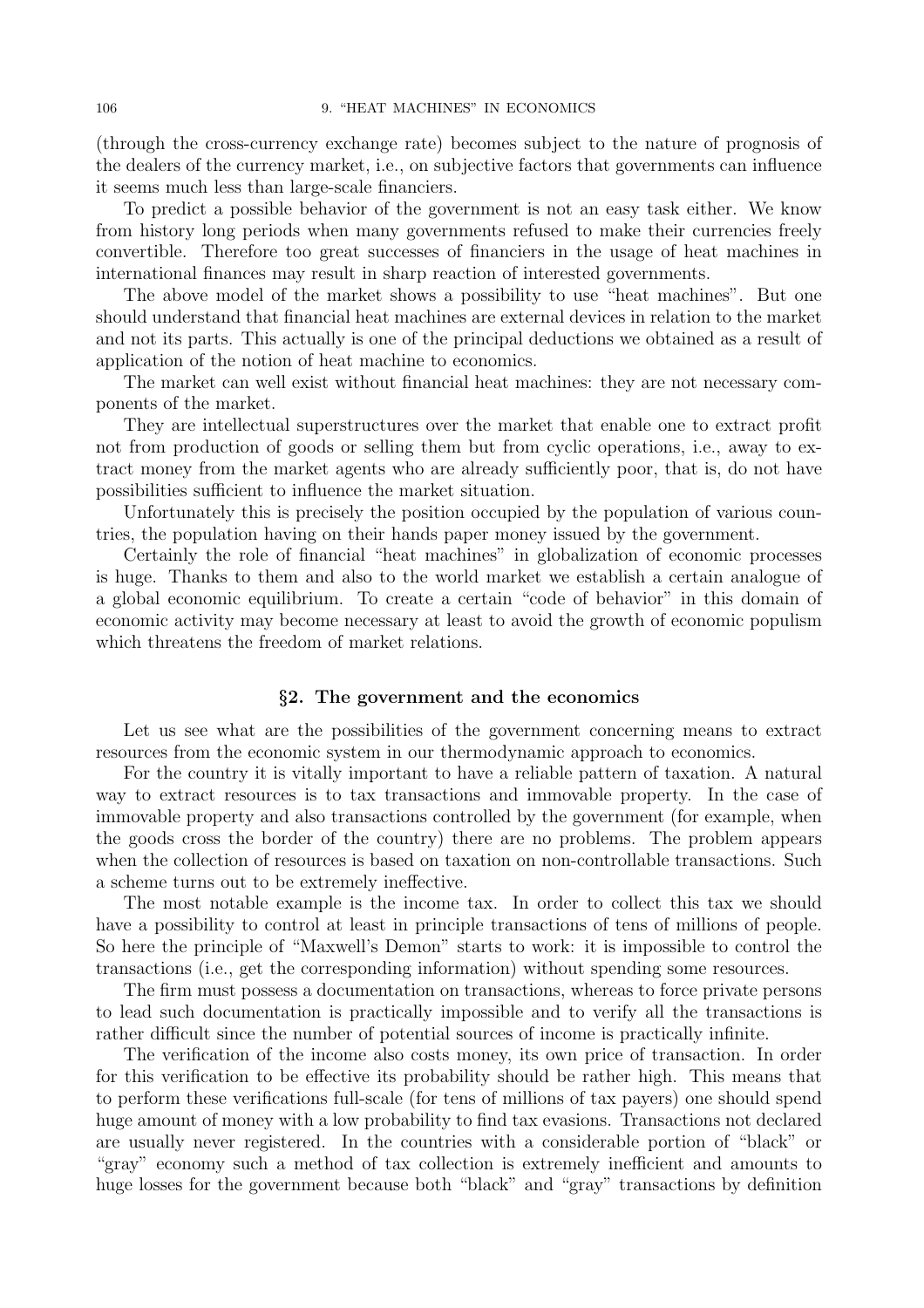(through the cross-currency exchange rate) becomes subject to the nature of prognosis of the dealers of the currency market, i.e., on subjective factors that governments can influence it seems much less than large-scale financiers.

To predict a possible behavior of the government is not an easy task either. We know from history long periods when many governments refused to make their currencies freely convertible. Therefore too great successes of financiers in the usage of heat machines in international finances may result in sharp reaction of interested governments.

The above model of the market shows a possibility to use "heat machines". But one should understand that financial heat machines are external devices in relation to the market and not its parts. This actually is one of the principal deductions we obtained as a result of application of the notion of heat machine to economics.

The market can well exist without financial heat machines: they are not necessary components of the market.

They are intellectual superstructures over the market that enable one to extract profit not from production of goods or selling them but from cyclic operations, i.e., away to extract money from the market agents who are already sufficiently poor, that is, do not have possibilities sufficient to influence the market situation.

Unfortunately this is precisely the position occupied by the population of various countries, the population having on their hands paper money issued by the government.

Certainly the role of financial "heat machines" in globalization of economic processes is huge. Thanks to them and also to the world market we establish a certain analogue of a global economic equilibrium. To create a certain "code of behavior" in this domain of economic activity may become necessary at least to avoid the growth of economic populism which threatens the freedom of market relations.

## §2. The government and the economics

Let us see what are the possibilities of the government concerning means to extract resources from the economic system in our thermodynamic approach to economics.

For the country it is vitally important to have a reliable pattern of taxation. A natural way to extract resources is to tax transactions and immovable property. In the case of immovable property and also transactions controlled by the government (for example, when the goods cross the border of the country) there are no problems. The problem appears when the collection of resources is based on taxation on non-controllable transactions. Such a scheme turns out to be extremely ineffective.

The most notable example is the income tax. In order to collect this tax we should have a possibility to control at least in principle transactions of tens of millions of people. So here the principle of "Maxwell's Demon" starts to work: it is impossible to control the transactions (i.e., get the corresponding information) without spending some resources.

The firm must possess a documentation on transactions, whereas to force private persons to lead such documentation is practically impossible and to verify all the transactions is rather difficult since the number of potential sources of income is practically infinite.

The verification of the income also costs money, its own price of transaction. In order for this verification to be effective its probability should be rather high. This means that to perform these verifications full-scale (for tens of millions of tax payers) one should spend huge amount of money with a low probability to find tax evasions. Transactions not declared are usually never registered. In the countries with a considerable portion of "black" or "gray" economy such a method of tax collection is extremely inefficient and amounts to huge losses for the government because both "black" and "gray" transactions by definition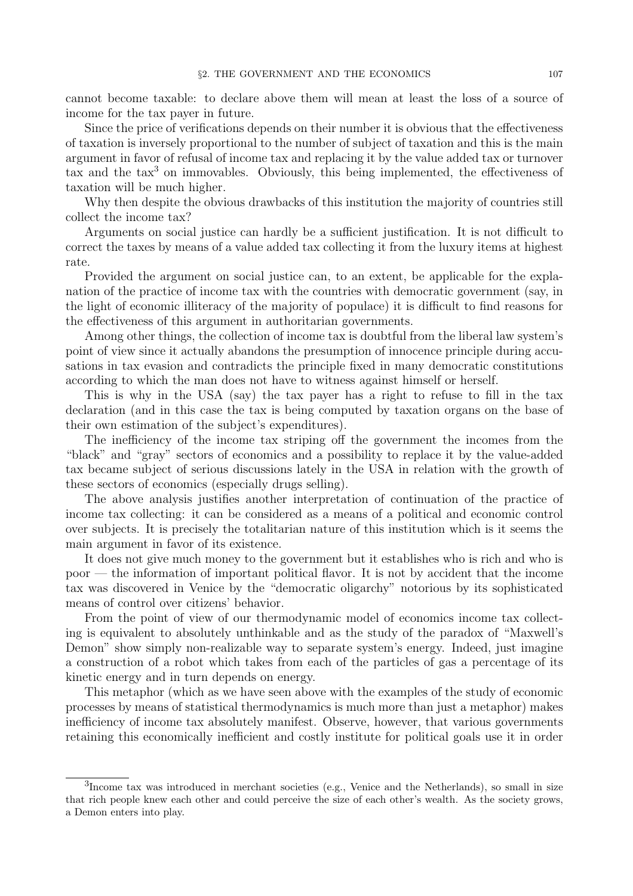cannot become taxable: to declare above them will mean at least the loss of a source of income for the tax payer in future.

Since the price of verifications depends on their number it is obvious that the effectiveness of taxation is inversely proportional to the number of subject of taxation and this is the main argument in favor of refusal of income tax and replacing it by the value added tax or turnover tax and the tax[3] on immovables. Obviously, this being implemented, the effectiveness of taxation will be much higher.

Why then despite the obvious drawbacks of this institution the majority of countries still collect the income tax?

Arguments on social justice can hardly be a sufficient justification. It is not difficult to correct the taxes by means of a value added tax collecting it from the luxury items at highest rate.

Provided the argument on social justice can, to an extent, be applicable for the explanation of the practice of income tax with the countries with democratic government (say, in the light of economic illiteracy of the majority of populace) it is difficult to find reasons for the effectiveness of this argument in authoritarian governments.

Among other things, the collection of income tax is doubtful from the liberal law system's point of view since it actually abandons the presumption of innocence principle during accusations in tax evasion and contradicts the principle fixed in many democratic constitutions according to which the man does not have to witness against himself or herself.

This is why in the USA (say) the tax payer has a right to refuse to fill in the tax declaration (and in this case the tax is being computed by taxation organs on the base of their own estimation of the subject's expenditures).

The inefficiency of the income tax striping off the government the incomes from the "black" and "gray" sectors of economics and a possibility to replace it by the value-added tax became subject of serious discussions lately in the USA in relation with the growth of these sectors of economics (especially drugs selling).

The above analysis justifies another interpretation of continuation of the practice of income tax collecting: it can be considered as a means of a political and economic control over subjects. It is precisely the totalitarian nature of this institution which is it seems the main argument in favor of its existence.

It does not give much money to the government but it establishes who is rich and who is poor — the information of important political flavor. It is not by accident that the income tax was discovered in Venice by the "democratic oligarchy" notorious by its sophisticated means of control over citizens' behavior.

From the point of view of our thermodynamic model of economics income tax collecting is equivalent to absolutely unthinkable and as the study of the paradox of "Maxwell's Demon" show simply non-realizable way to separate system's energy. Indeed, just imagine a construction of a robot which takes from each of the particles of gas a percentage of its kinetic energy and in turn depends on energy.

This metaphor (which as we have seen above with the examples of the study of economic processes by means of statistical thermodynamics is much more than just a metaphor) makes inefficiency of income tax absolutely manifest. Observe, however, that various governments retaining this economically inefficient and costly institute for political goals use it in order

[3] Income tax was introduced in merchant societies (e.g., Venice and the Netherlands), so small in size that rich people knew each other and could perceive the size of each other's wealth. As the society grows, a Demon enters into play.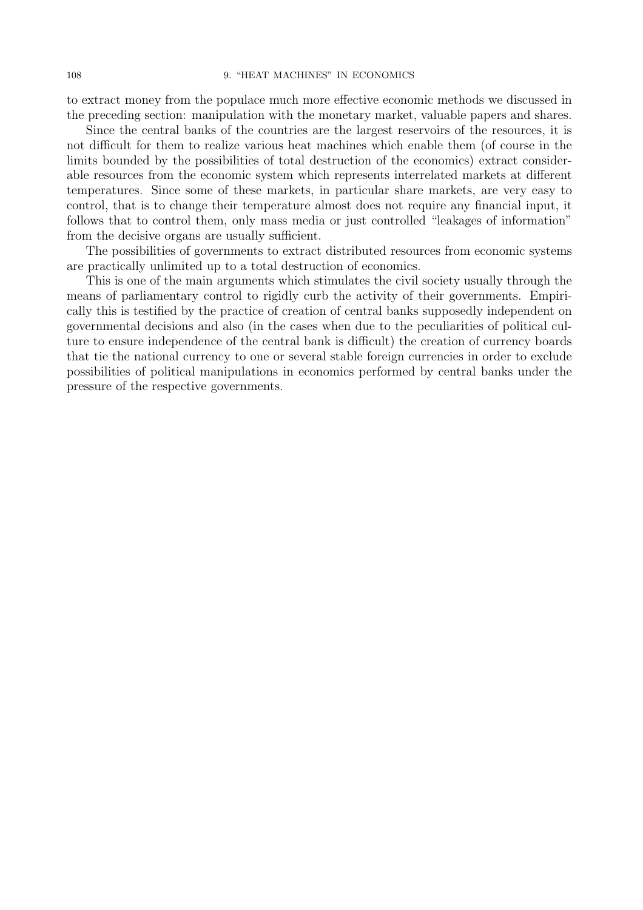to extract money from the populace much more effective economic methods we discussed in the preceding section: manipulation with the monetary market, valuable papers and shares.

Since the central banks of the countries are the largest reservoirs of the resources, it is not difficult for them to realize various heat machines which enable them (of course in the limits bounded by the possibilities of total destruction of the economics) extract considerable resources from the economic system which represents interrelated markets at different temperatures. Since some of these markets, in particular share markets, are very easy to control, that is to change their temperature almost does not require any financial input, it follows that to control them, only mass media or just controlled "leakages of information" from the decisive organs are usually sufficient.

The possibilities of governments to extract distributed resources from economic systems are practically unlimited up to a total destruction of economics.

This is one of the main arguments which stimulates the civil society usually through the means of parliamentary control to rigidly curb the activity of their governments. Empirically this is testified by the practice of creation of central banks supposedly independent on governmental decisions and also (in the cases when due to the peculiarities of political culture to ensure independence of the central bank is difficult) the creation of currency boards that tie the national currency to one or several stable foreign currencies in order to exclude possibilities of political manipulations in economics performed by central banks under the pressure of the respective governments.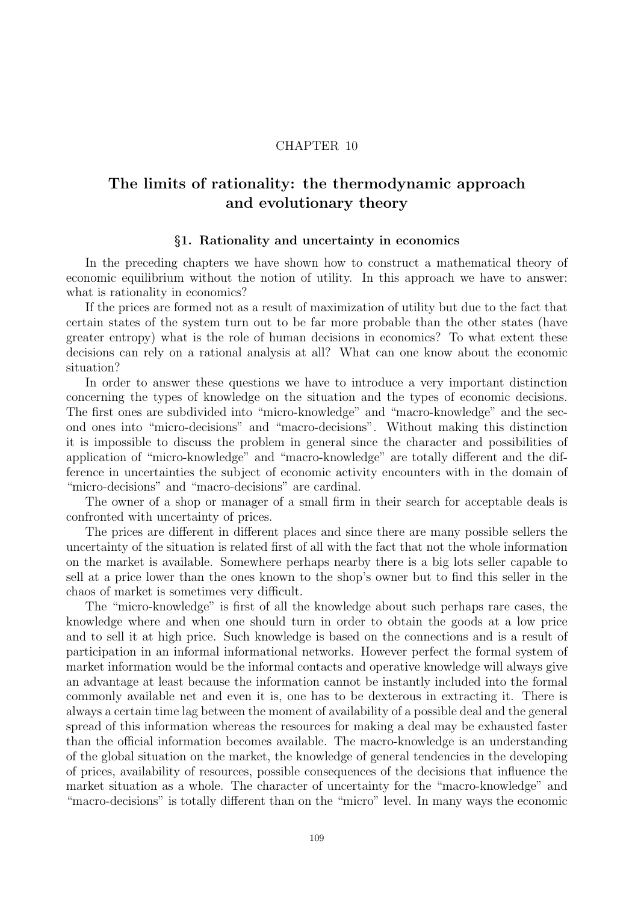CHAPTER 10

# The limits of rationality: the thermodynamic approach and evolutionary theory

## §1. Rationality and uncertainty in economics

In the preceding chapters we have shown how to construct a mathematical theory of economic equilibrium without the notion of utility. In this approach we have to answer: what is rationality in economics?

If the prices are formed not as a result of maximization of utility but due to the fact that certain states of the system turn out to be far more probable than the other states (have greater entropy) what is the role of human decisions in economics? To what extent these decisions can rely on a rational analysis at all? What can one know about the economic situation?

In order to answer these questions we have to introduce a very important distinction concerning the types of knowledge on the situation and the types of economic decisions. The first ones are subdivided into "micro-knowledge" and "macro-knowledge" and the second ones into "micro-decisions" and "macro-decisions". Without making this distinction it is impossible to discuss the problem in general since the character and possibilities of application of "micro-knowledge" and "macro-knowledge" are totally different and the difference in uncertainties the subject of economic activity encounters with in the domain of "micro-decisions" and "macro-decisions" are cardinal.

The owner of a shop or manager of a small firm in their search for acceptable deals is confronted with uncertainty of prices.

The prices are different in different places and since there are many possible sellers the uncertainty of the situation is related first of all with the fact that not the whole information on the market is available. Somewhere perhaps nearby there is a big lots seller capable to sell at a price lower than the ones known to the shop's owner but to find this seller in the chaos of market is sometimes very difficult.

The "micro-knowledge" is first of all the knowledge about such perhaps rare cases, the knowledge where and when one should turn in order to obtain the goods at a low price and to sell it at high price. Such knowledge is based on the connections and is a result of participation in an informal informational networks. However perfect the formal system of market information would be the informal contacts and operative knowledge will always give an advantage at least because the information cannot be instantly included into the formal commonly available net and even it is, one has to be dexterous in extracting it. There is always a certain time lag between the moment of availability of a possible deal and the general spread of this information whereas the resources for making a deal may be exhausted faster than the official information becomes available. The macro-knowledge is an understanding of the global situation on the market, the knowledge of general tendencies in the developing of prices, availability of resources, possible consequences of the decisions that influence the market situation as a whole. The character of uncertainty for the "macro-knowledge" and "macro-decisions" is totally different than on the "micro" level. In many ways the economic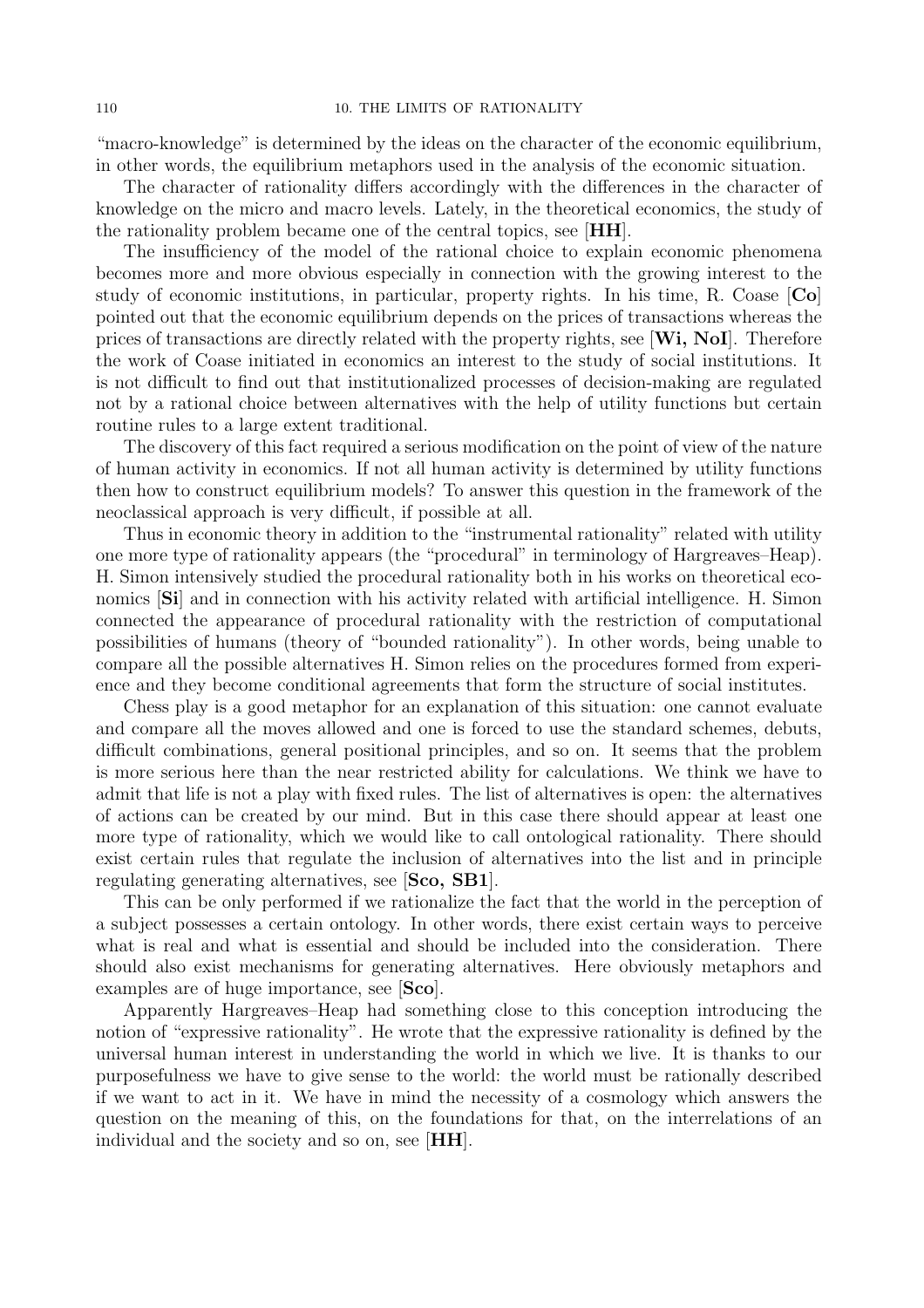"macro-knowledge" is determined by the ideas on the character of the economic equilibrium, in other words, the equilibrium metaphors used in the analysis of the economic situation.

The character of rationality differs accordingly with the differences in the character of knowledge on the micro and macro levels. Lately, in the theoretical economics, the study of the rationality problem became one of the central topics, see [**HH**].

The insufficiency of the model of the rational choice to explain economic phenomena becomes more and more obvious especially in connection with the growing interest to the study of economic institutions, in particular, property rights. In his time, R. Coase [**Co**] pointed out that the economic equilibrium depends on the prices of transactions whereas the prices of transactions are directly related with the property rights, see [**Wi, NoI**]. Therefore the work of Coase initiated in economics an interest to the study of social institutions. It is not difficult to find out that institutionalized processes of decision-making are regulated not by a rational choice between alternatives with the help of utility functions but certain routine rules to a large extent traditional.

The discovery of this fact required a serious modification on the point of view of the nature of human activity in economics. If not all human activity is determined by utility functions then how to construct equilibrium models? To answer this question in the framework of the neoclassical approach is very difficult, if possible at all.

Thus in economic theory in addition to the "instrumental rationality" related with utility one more type of rationality appears (the "procedural" in terminology of Hargreaves–Heap). H. Simon intensively studied the procedural rationality both in his works on theoretical economics [**Si**] and in connection with his activity related with artificial intelligence. H. Simon connected the appearance of procedural rationality with the restriction of computational possibilities of humans (theory of "bounded rationality"). In other words, being unable to compare all the possible alternatives H. Simon relies on the procedures formed from experience and they become conditional agreements that form the structure of social institutes.

Chess play is a good metaphor for an explanation of this situation: one cannot evaluate and compare all the moves allowed and one is forced to use the standard schemes, debuts, difficult combinations, general positional principles, and so on. It seems that the problem is more serious here than the near restricted ability for calculations. We think we have to admit that life is not a play with fixed rules. The list of alternatives is open: the alternatives of actions can be created by our mind. But in this case there should appear at least one more type of rationality, which we would like to call ontological rationality. There should exist certain rules that regulate the inclusion of alternatives into the list and in principle regulating generating alternatives, see [**Sco, SB1**].

This can be only performed if we rationalize the fact that the world in the perception of a subject possesses a certain ontology. In other words, there exist certain ways to perceive what is real and what is essential and should be included into the consideration. There should also exist mechanisms for generating alternatives. Here obviously metaphors and examples are of huge importance, see [**Sco**].

Apparently Hargreaves–Heap had something close to this conception introducing the notion of "expressive rationality". He wrote that the expressive rationality is defined by the universal human interest in understanding the world in which we live. It is thanks to our purposefulness we have to give sense to the world: the world must be rationally described if we want to act in it. We have in mind the necessity of a cosmology which answers the question on the meaning of this, on the foundations for that, on the interrelations of an individual and the society and so on, see [**HH**].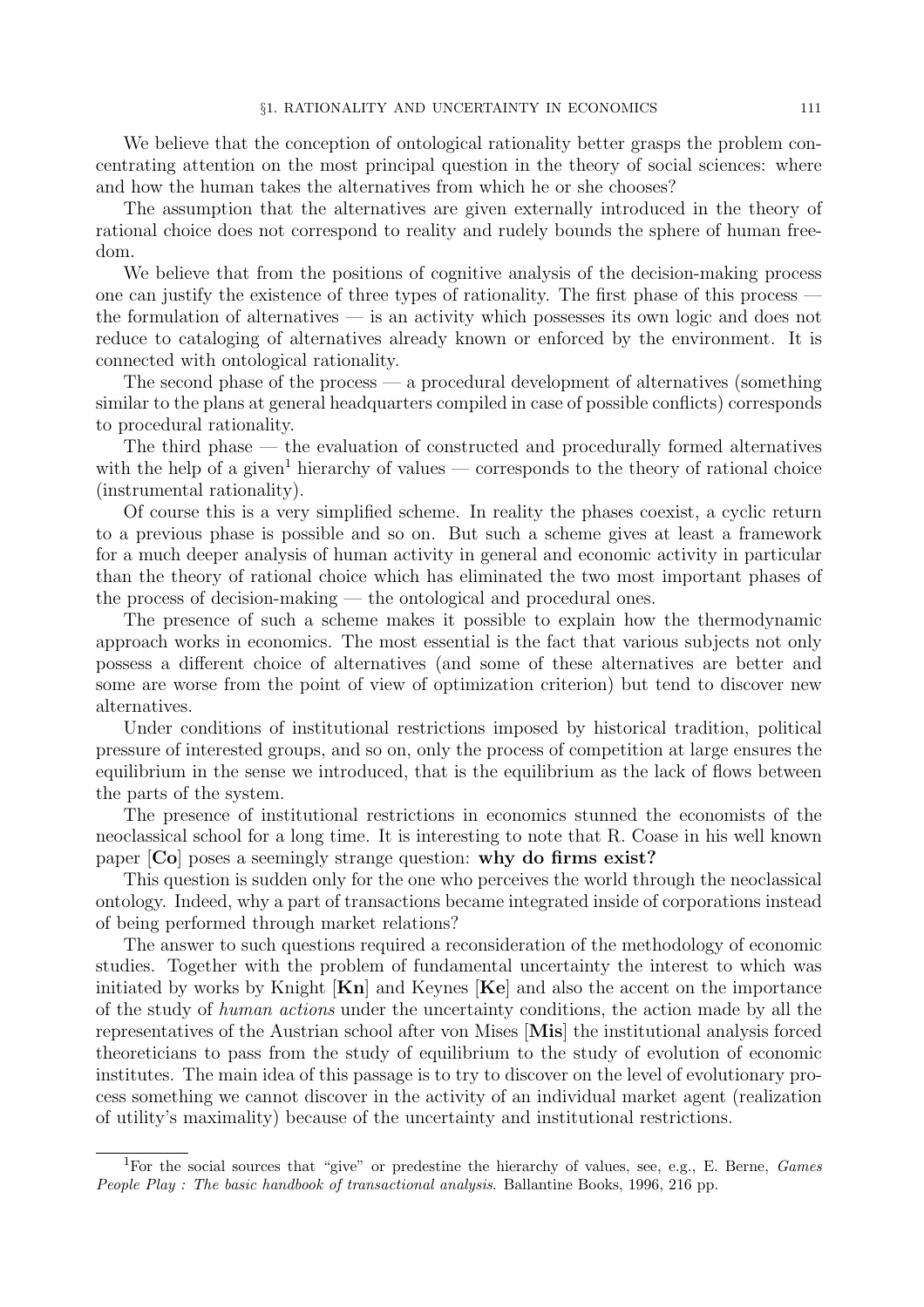We believe that the conception of ontological rationality better grasps the problem concentrating attention on the most principal question in the theory of social sciences: where and how the human takes the alternatives from which he or she chooses?

The assumption that the alternatives are given externally introduced in the theory of rational choice does not correspond to reality and rudely bounds the sphere of human freedom.

We believe that from the positions of cognitive analysis of the decision-making process one can justify the existence of three types of rationality. The first phase of this process — the formulation of alternatives — is an activity which possesses its own logic and does not reduce to cataloging of alternatives already known or enforced by the environment. It is connected with ontological rationality.

The second phase of the process — a procedural development of alternatives (something similar to the plans at general headquarters compiled in case of possible conflicts) corresponds to procedural rationality.

The third phase — the evaluation of constructed and procedurally formed alternatives with the help of a given[1] hierarchy of values — corresponds to the theory of rational choice (instrumental rationality).

Of course this is a very simplified scheme. In reality the phases coexist, a cyclic return to a previous phase is possible and so on. But such a scheme gives at least a framework for a much deeper analysis of human activity in general and economic activity in particular than the theory of rational choice which has eliminated the two most important phases of the process of decision-making — the ontological and procedural ones.

The presence of such a scheme makes it possible to explain how the thermodynamic approach works in economics. The most essential is the fact that various subjects not only possess a different choice of alternatives (and some of these alternatives are better and some are worse from the point of view of optimization criterion) but tend to discover new alternatives.

Under conditions of institutional restrictions imposed by historical tradition, political pressure of interested groups, and so on, only the process of competition at large ensures the equilibrium in the sense we introduced, that is the equilibrium as the lack of flows between the parts of the system.

The presence of institutional restrictions in economics stunned the economists of the neoclassical school for a long time. It is interesting to note that R. Coase in his well known paper [**Co**] poses a seemingly strange question: **why do firms exist?**

This question is sudden only for the one who perceives the world through the neoclassical ontology. Indeed, why a part of transactions became integrated inside of corporations instead of being performed through market relations?

The answer to such questions required a reconsideration of the methodology of economic studies. Together with the problem of fundamental uncertainty the interest to which was initiated by works by Knight [**Kn**] and Keynes [**Ke**] and also the accent on the importance of the study of *human actions* under the uncertainty conditions, the action made by all the representatives of the Austrian school after von Mises [**Mis**] the institutional analysis forced theoreticians to pass from the study of equilibrium to the study of evolution of economic institutes. The main idea of this passage is to try to discover on the level of evolutionary process something we cannot discover in the activity of an individual market agent (realization of utility's maximality) because of the uncertainty and institutional restrictions.

[1] For the social sources that "give" or predestine the hierarchy of values, see, e.g., E. Berne, *Games People Play : The basic handbook of transactional analysis*. Ballantine Books, 1996, 216 pp.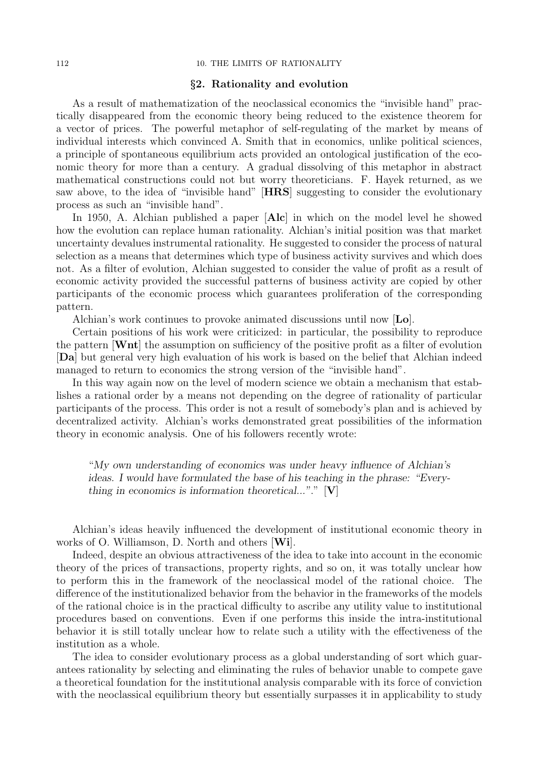## §2. Rationality and evolution

As a result of mathematization of the neoclassical economics the "invisible hand" practically disappeared from the economic theory being reduced to the existence theorem for a vector of prices. The powerful metaphor of self-regulating of the market by means of individual interests which convinced A. Smith that in economics, unlike political sciences, a principle of spontaneous equilibrium acts provided an ontological justification of the economic theory for more than a century. A gradual dissolving of this metaphor in abstract mathematical constructions could not but worry theoreticians. F. Hayek returned, as we saw above, to the idea of "invisible hand" [**HRS**] suggesting to consider the evolutionary process as such an "invisible hand".

In 1950, A. Alchian published a paper [**Alc**] in which on the model level he showed how the evolution can replace human rationality. Alchian's initial position was that market uncertainty devalues instrumental rationality. He suggested to consider the process of natural selection as a means that determines which type of business activity survives and which does not. As a filter of evolution, Alchian suggested to consider the value of profit as a result of economic activity provided the successful patterns of business activity are copied by other participants of the economic process which guarantees proliferation of the corresponding pattern.

Alchian's work continues to provoke animated discussions until now [**Lo**].

Certain positions of his work were criticized: in particular, the possibility to reproduce the pattern [**Wnt**] the assumption on sufficiency of the positive profit as a filter of evolution [**Da**] but general very high evaluation of his work is based on the belief that Alchian indeed managed to return to economics the strong version of the "invisible hand".

In this way again now on the level of modern science we obtain a mechanism that establishes a rational order by a means not depending on the degree of rationality of particular participants of the process. This order is not a result of somebody's plan and is achieved by decentralized activity. Alchian's works demonstrated great possibilities of the information theory in economic analysis. One of his followers recently wrote:

> "*My own understanding of economics was under heavy influence of Alchian's ideas. I would have formulated the base of his teaching in the phrase: "Everything in economics is information theoretical..."*." [**V**]

Alchian's ideas heavily influenced the development of institutional economic theory in works of O. Williamson, D. North and others [**Wi**].

Indeed, despite an obvious attractiveness of the idea to take into account in the economic theory of the prices of transactions, property rights, and so on, it was totally unclear how to perform this in the framework of the neoclassical model of the rational choice. The difference of the institutionalized behavior from the behavior in the frameworks of the models of the rational choice is in the practical difficulty to ascribe any utility value to institutional procedures based on conventions. Even if one performs this inside the intra-institutional behavior it is still totally unclear how to relate such a utility with the effectiveness of the institution as a whole.

The idea to consider evolutionary process as a global understanding of sort which guarantees rationality by selecting and eliminating the rules of behavior unable to compete gave a theoretical foundation for the institutional analysis comparable with its force of conviction with the neoclassical equilibrium theory but essentially surpasses it in applicability to study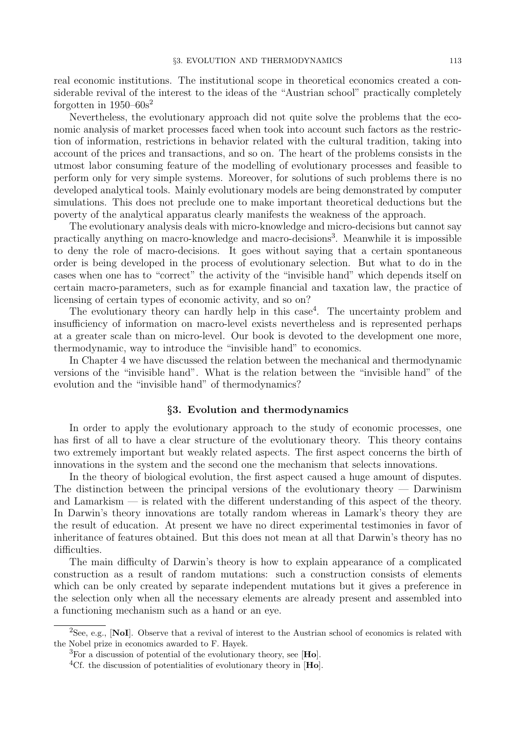real economic institutions. The institutional scope in theoretical economics created a considerable revival of the interest to the ideas of the "Austrian school" practically completely forgotten in 1950–60s[2]

Nevertheless, the evolutionary approach did not quite solve the problems that the economic analysis of market processes faced when took into account such factors as the restriction of information, restrictions in behavior related with the cultural tradition, taking into account of the prices and transactions, and so on. The heart of the problems consists in the utmost labor consuming feature of the modelling of evolutionary processes and feasible to perform only for very simple systems. Moreover, for solutions of such problems there is no developed analytical tools. Mainly evolutionary models are being demonstrated by computer simulations. This does not preclude one to make important theoretical deductions but the poverty of the analytical apparatus clearly manifests the weakness of the approach.

The evolutionary analysis deals with micro-knowledge and micro-decisions but cannot say practically anything on macro-knowledge and macro-decisions[3]. Meanwhile it is impossible to deny the role of macro-decisions. It goes without saying that a certain spontaneous order is being developed in the process of evolutionary selection. But what to do in the cases when one has to "correct" the activity of the "invisible hand" which depends itself on certain macro-parameters, such as for example financial and taxation law, the practice of licensing of certain types of economic activity, and so on?

The evolutionary theory can hardly help in this case[4]. The uncertainty problem and insufficiency of information on macro-level exists nevertheless and is represented perhaps at a greater scale than on micro-level. Our book is devoted to the development one more, thermodynamic, way to introduce the "invisible hand" to economics.

In Chapter 4 we have discussed the relation between the mechanical and thermodynamic versions of the "invisible hand". What is the relation between the "invisible hand" of the evolution and the "invisible hand" of thermodynamics?

## §3. Evolution and thermodynamics

In order to apply the evolutionary approach to the study of economic processes, one has first of all to have a clear structure of the evolutionary theory. This theory contains two extremely important but weakly related aspects. The first aspect concerns the birth of innovations in the system and the second one the mechanism that selects innovations.

In the theory of biological evolution, the first aspect caused a huge amount of disputes. The distinction between the principal versions of the evolutionary theory — Darwinism and Lamarkism — is related with the different understanding of this aspect of the theory. In Darwin's theory innovations are totally random whereas in Lamark's theory they are the result of education. At present we have no direct experimental testimonies in favor of inheritance of features obtained. But this does not mean at all that Darwin's theory has no difficulties.

The main difficulty of Darwin's theory is how to explain appearance of a complicated construction as a result of random mutations: such a construction consists of elements which can be only created by separate independent mutations but it gives a preference in the selection only when all the necessary elements are already present and assembled into a functioning mechanism such as a hand or an eye.

---

[2] See, e.g., [**NoI**]. Observe that a revival of interest to the Austrian school of economics is related with the Nobel prize in economics awarded to F. Hayek.

[3] For a discussion of potential of the evolutionary theory, see [**Ho**].

[4] Cf. the discussion of potentialities of evolutionary theory in [**Ho**].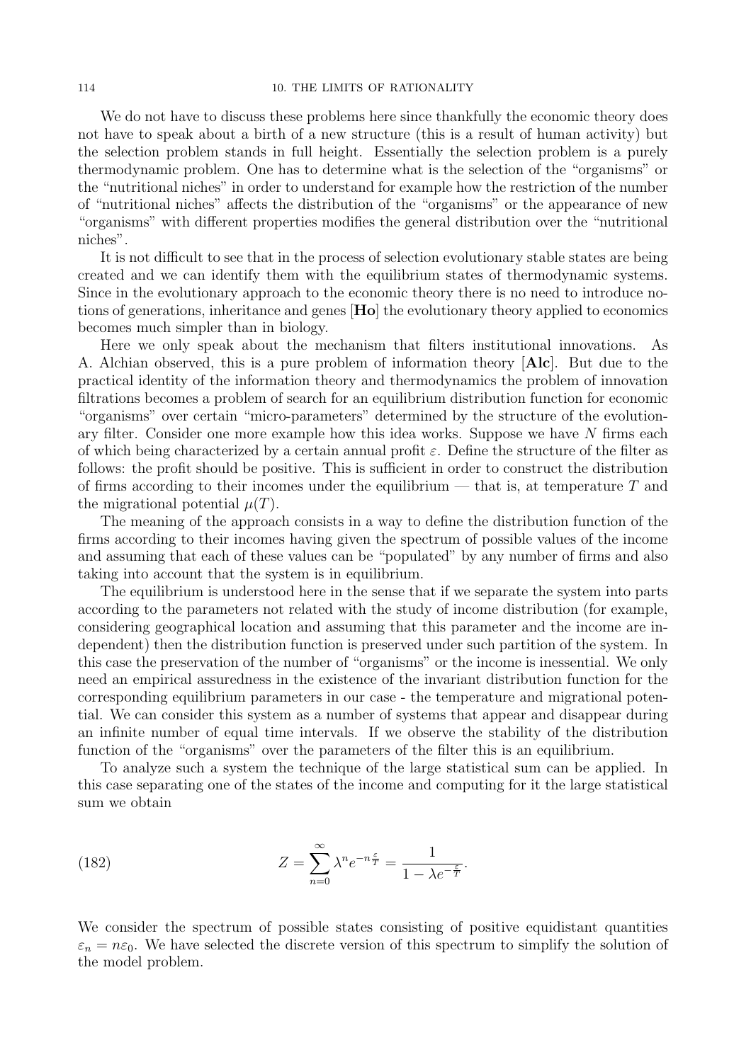We do not have to discuss these problems here since thankfully the economic theory does not have to speak about a birth of a new structure (this is a result of human activity) but the selection problem stands in full height. Essentially the selection problem is a purely thermodynamic problem. One has to determine what is the selection of the "organisms" or the "nutritional niches" in order to understand for example how the restriction of the number of "nutritional niches" affects the distribution of the "organisms" or the appearance of new "organisms" with different properties modifies the general distribution over the "nutritional niches".

It is not difficult to see that in the process of selection evolutionary stable states are being created and we can identify them with the equilibrium states of thermodynamic systems. Since in the evolutionary approach to the economic theory there is no need to introduce notions of generations, inheritance and genes [**Ho**] the evolutionary theory applied to economics becomes much simpler than in biology.

Here we only speak about the mechanism that filters institutional innovations. As A. Alchian observed, this is a pure problem of information theory [**Alc**]. But due to the practical identity of the information theory and thermodynamics the problem of innovation filtrations becomes a problem of search for an equilibrium distribution function for economic "organisms" over certain "micro-parameters" determined by the structure of the evolutionary filter. Consider one more example how this idea works. Suppose we have $N$ firms each of which being characterized by a certain annual profit $\varepsilon$. Define the structure of the filter as follows: the profit should be positive. This is sufficient in order to construct the distribution of firms according to their incomes under the equilibrium — that is, at temperature $T$ and the migrational potential $\mu(T)$.

The meaning of the approach consists in a way to define the distribution function of the firms according to their incomes having given the spectrum of possible values of the income and assuming that each of these values can be "populated" by any number of firms and also taking into account that the system is in equilibrium.

The equilibrium is understood here in the sense that if we separate the system into parts according to the parameters not related with the study of income distribution (for example, considering geographical location and assuming that this parameter and the income are independent) then the distribution function is preserved under such partition of the system. In this case the preservation of the number of "organisms" or the income is inessential. We only need an empirical assuredness in the existence of the invariant distribution function for the corresponding equilibrium parameters in our case - the temperature and migrational potential. We can consider this system as a number of systems that appear and disappear during an infinite number of equal time intervals. If we observe the stability of the distribution function of the "organisms" over the parameters of the filter this is an equilibrium.

To analyze such a system the technique of the large statistical sum can be applied. In this case separating one of the states of the income and computing for it the large statistical sum we obtain

$$Z = \sum_{n=0}^{\infty} \lambda^n e^{-n\frac{\varepsilon}{T}} = \frac{1}{1 - \lambda e^{-\frac{\varepsilon}{T}}}. \tag{182}$$

We consider the spectrum of possible states consisting of positive equidistant quantities $\varepsilon_n = n\varepsilon_0$. We have selected the discrete version of this spectrum to simplify the solution of the model problem.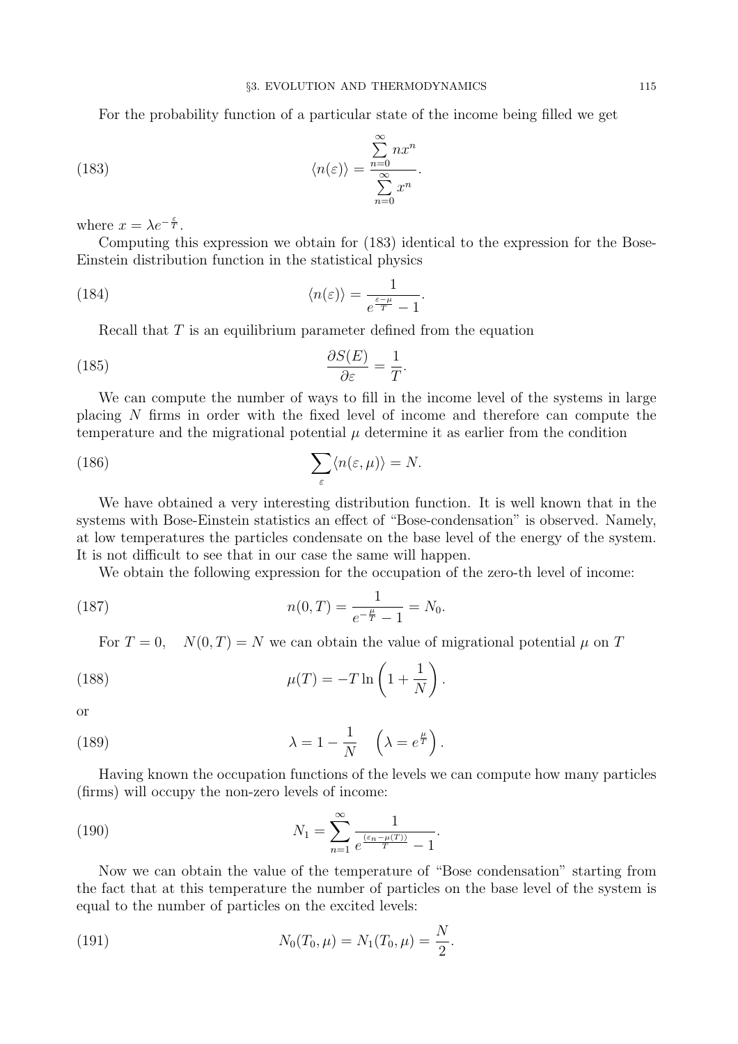For the probability function of a particular state of the income being filled we get

$$\langle n(\varepsilon)\rangle = \frac{\sum\limits_{n=0}^{\infty} n x^n}{\sum\limits_{n=0}^{\infty} x^n}. \tag{183}$$

where $x = \lambda e^{-\frac{\varepsilon}{T}}$.

Computing this expression we obtain for (183) identical to the expression for the Bose-Einstein distribution function in the statistical physics

$$\langle n(\varepsilon)\rangle = \frac{1}{e^{\frac{\varepsilon-\mu}{T}} - 1}. \tag{184}$$

Recall that $T$ is an equilibrium parameter defined from the equation

$$\frac{\partial S(E)}{\partial \varepsilon} = \frac{1}{T}. \tag{185}$$

We can compute the number of ways to fill in the income level of the systems in large placing $N$ firms in order with the fixed level of income and therefore can compute the temperature and the migrational potential $\mu$ determine it as earlier from the condition

$$\sum_{\varepsilon} \langle n(\varepsilon, \mu)\rangle = N. \tag{186}$$

We have obtained a very interesting distribution function. It is well known that in the systems with Bose-Einstein statistics an effect of "Bose-condensation" is observed. Namely, at low temperatures the particles condensate on the base level of the energy of the system. It is not difficult to see that in our case the same will happen.

We obtain the following expression for the occupation of the zero-th level of income:

$$n(0,T) = \frac{1}{e^{-\frac{\mu}{T}} - 1} = N_0. \tag{187}$$

For $T = 0, \quad N(0,T) = N$ we can obtain the value of migrational potential $\mu$ on $T$

$$\mu(T) = -T \ln\left(1 + \frac{1}{N}\right). \tag{188}$$

or

$$\lambda = 1 - \frac{1}{N} \quad \left(\lambda = e^{\frac{\mu}{T}}\right). \tag{189}$$

Having known the occupation functions of the levels we can compute how many particles (firms) will occupy the non-zero levels of income:

$$N_1 = \sum_{n=1}^{\infty} \frac{1}{e^{\frac{(\varepsilon_n - \mu(T))}{T}} - 1}. \tag{190}$$

Now we can obtain the value of the temperature of "Bose condensation" starting from the fact that at this temperature the number of particles on the base level of the system is equal to the number of particles on the excited levels:

$$N_0(T_0, \mu) = N_1(T_0, \mu) = \frac{N}{2}. \tag{191}$$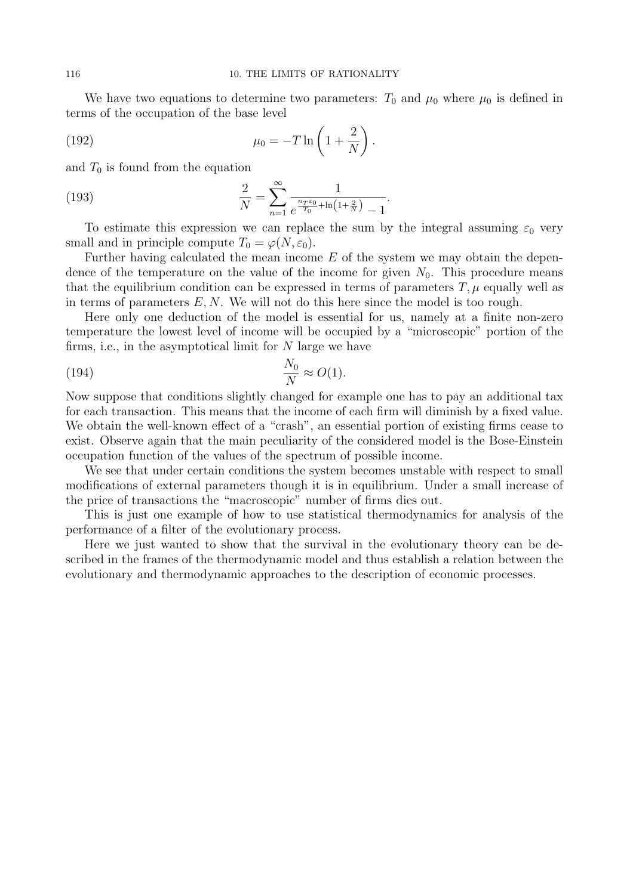We have two equations to determine two parameters: $T_0$ and $\mu_0$ where $\mu_0$ is defined in terms of the occupation of the base level

$$\mu_0 = -T \ln\left(1 + \frac{2}{N}\right). \tag{192}$$

and $T_0$ is found from the equation

$$\frac{2}{N} = \sum_{n=1}^{\infty} \frac{1}{e^{\frac{n_T \varepsilon_0}{T_0} + \ln\left(1+\frac{2}{N}\right)} - 1}. \tag{193}$$

To estimate this expression we can replace the sum by the integral assuming $\varepsilon_0$ very small and in principle compute $T_0 = \varphi(N, \varepsilon_0)$.

Further having calculated the mean income $E$ of the system we may obtain the dependence of the temperature on the value of the income for given $N_0$. This procedure means that the equilibrium condition can be expressed in terms of parameters $T, \mu$ equally well as in terms of parameters $E, N$. We will not do this here since the model is too rough.

Here only one deduction of the model is essential for us, namely at a finite non-zero temperature the lowest level of income will be occupied by a "microscopic" portion of the firms, i.e., in the asymptotical limit for $N$ large we have

$$\frac{N_0}{N} \approx O(1). \tag{194}$$

Now suppose that conditions slightly changed for example one has to pay an additional tax for each transaction. This means that the income of each firm will diminish by a fixed value. We obtain the well-known effect of a "crash", an essential portion of existing firms cease to exist. Observe again that the main peculiarity of the considered model is the Bose-Einstein occupation function of the values of the spectrum of possible income.

We see that under certain conditions the system becomes unstable with respect to small modifications of external parameters though it is in equilibrium. Under a small increase of the price of transactions the "macroscopic" number of firms dies out.

This is just one example of how to use statistical thermodynamics for analysis of the performance of a filter of the evolutionary process.

Here we just wanted to show that the survival in the evolutionary theory can be described in the frames of the thermodynamic model and thus establish a relation between the evolutionary and thermodynamic approaches to the description of economic processes.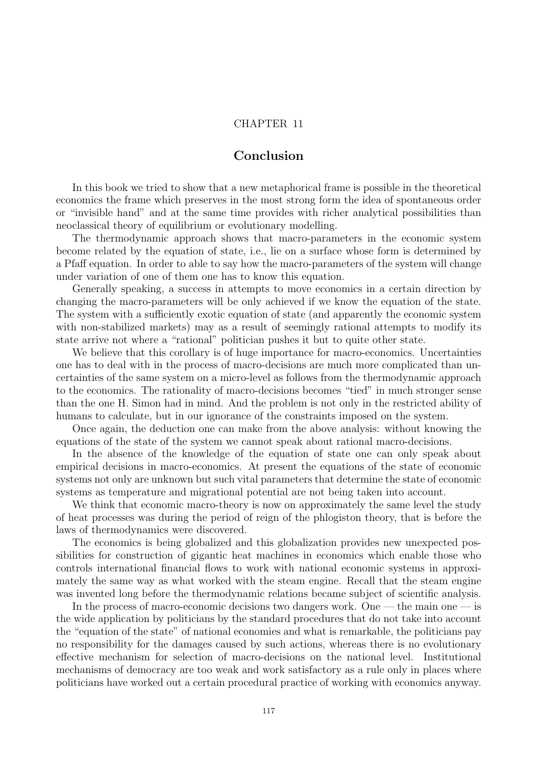CHAPTER 11

# Conclusion

In this book we tried to show that a new metaphorical frame is possible in the theoretical economics the frame which preserves in the most strong form the idea of spontaneous order or "invisible hand" and at the same time provides with richer analytical possibilities than neoclassical theory of equilibrium or evolutionary modelling.

The thermodynamic approach shows that macro-parameters in the economic system become related by the equation of state, i.e., lie on a surface whose form is determined by a Pfaff equation. In order to able to say how the macro-parameters of the system will change under variation of one of them one has to know this equation.

Generally speaking, a success in attempts to move economics in a certain direction by changing the macro-parameters will be only achieved if we know the equation of the state. The system with a sufficiently exotic equation of state (and apparently the economic system with non-stabilized markets) may as a result of seemingly rational attempts to modify its state arrive not where a "rational" politician pushes it but to quite other state.

We believe that this corollary is of huge importance for macro-economics. Uncertainties one has to deal with in the process of macro-decisions are much more complicated than uncertainties of the same system on a micro-level as follows from the thermodynamic approach to the economics. The rationality of macro-decisions becomes "tied" in much stronger sense than the one H. Simon had in mind. And the problem is not only in the restricted ability of humans to calculate, but in our ignorance of the constraints imposed on the system.

Once again, the deduction one can make from the above analysis: without knowing the equations of the state of the system we cannot speak about rational macro-decisions.

In the absence of the knowledge of the equation of state one can only speak about empirical decisions in macro-economics. At present the equations of the state of economic systems not only are unknown but such vital parameters that determine the state of economic systems as temperature and migrational potential are not being taken into account.

We think that economic macro-theory is now on approximately the same level the study of heat processes was during the period of reign of the phlogiston theory, that is before the laws of thermodynamics were discovered.

The economics is being globalized and this globalization provides new unexpected possibilities for construction of gigantic heat machines in economics which enable those who controls international financial flows to work with national economic systems in approximately the same way as what worked with the steam engine. Recall that the steam engine was invented long before the thermodynamic relations became subject of scientific analysis.

In the process of macro-economic decisions two dangers work. One — the main one — is the wide application by politicians by the standard procedures that do not take into account the "equation of the state" of national economies and what is remarkable, the politicians pay no responsibility for the damages caused by such actions, whereas there is no evolutionary effective mechanism for selection of macro-decisions on the national level. Institutional mechanisms of democracy are too weak and work satisfactory as a rule only in places where politicians have worked out a certain procedural practice of working with economics anyway.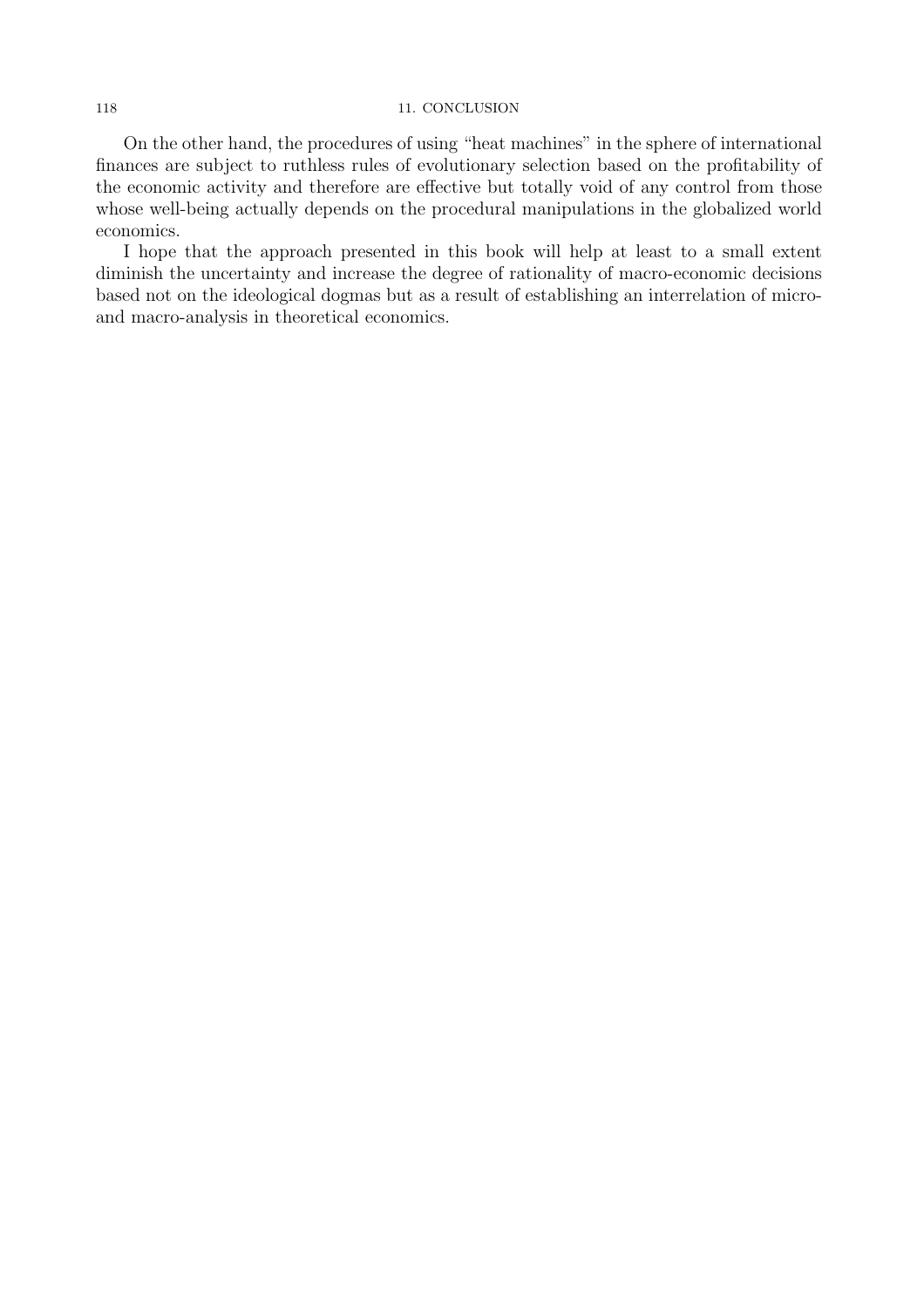On the other hand, the procedures of using "heat machines" in the sphere of international finances are subject to ruthless rules of evolutionary selection based on the profitability of the economic activity and therefore are effective but totally void of any control from those whose well-being actually depends on the procedural manipulations in the globalized world economics.

I hope that the approach presented in this book will help at least to a small extent diminish the uncertainty and increase the degree of rationality of macro-economic decisions based not on the ideological dogmas but as a result of establishing an interrelation of micro- and macro-analysis in theoretical economics.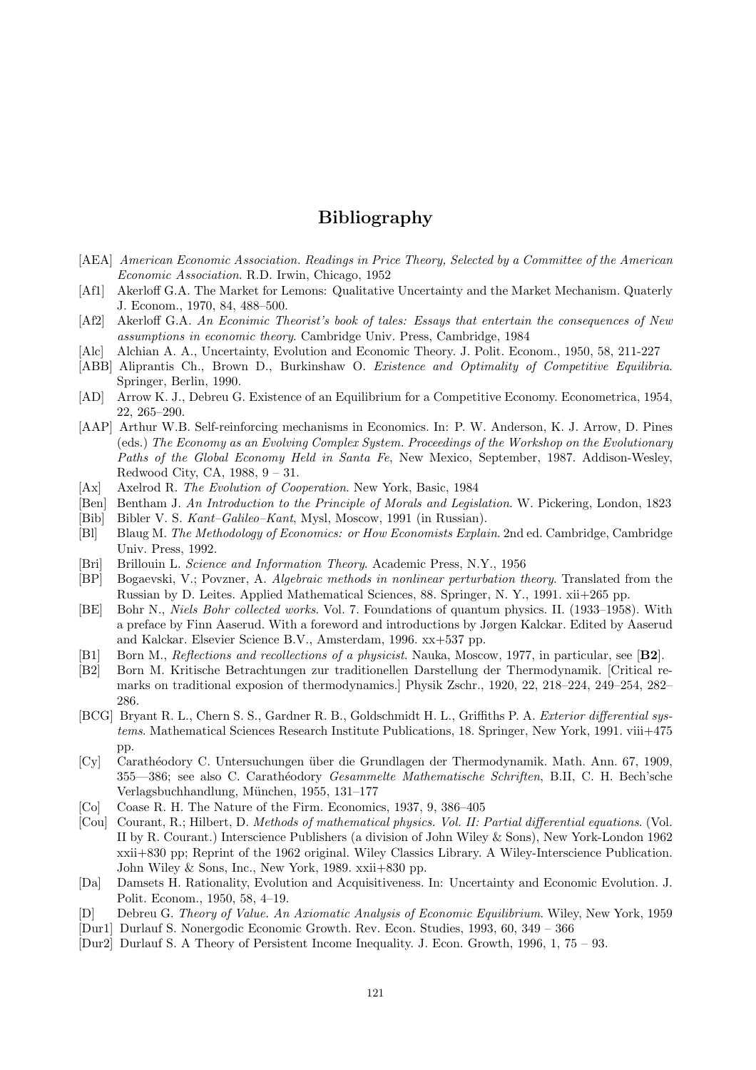# Bibliography

[AEA] *American Economic Association. Readings in Price Theory, Selected by a Committee of the American Economic Association*. R.D. Irwin, Chicago, 1952

[Af1] Akerloff G.A. The Market for Lemons: Qualitative Uncertainty and the Market Mechanism. Quaterly J. Econom., 1970, 84, 488–500.

[Af2] Akerloff G.A. *An Econimic Theorist's book of tales: Essays that entertain the consequences of New assumptions in economic theory*. Cambridge Univ. Press, Cambridge, 1984

[Alc] Alchian A. A., Uncertainty, Evolution and Economic Theory. J. Polit. Econom., 1950, 58, 211-227

[ABB] Aliprantis Ch., Brown D., Burkinshaw O. *Existence and Optimality of Competitive Equilibria*. Springer, Berlin, 1990.

[AD] Arrow K. J., Debreu G. Existence of an Equilibrium for a Competitive Economy. Econometrica, 1954, 22, 265–290.

[AAP] Arthur W.B. Self-reinforcing mechanisms in Economics. In: P. W. Anderson, K. J. Arrow, D. Pines (eds.) *The Economy as an Evolving Complex System. Proceedings of the Workshop on the Evolutionary Paths of the Global Economy Held in Santa Fe*, New Mexico, September, 1987. Addison-Wesley, Redwood City, CA, 1988, 9 – 31.

[Ax] Axelrod R. *The Evolution of Cooperation*. New York, Basic, 1984

[Ben] Bentham J. *An Introduction to the Principle of Morals and Legislation*. W. Pickering, London, 1823

[Bib] Bibler V. S. *Kant–Galileo–Kant*, Mysl, Moscow, 1991 (in Russian).

[Bl] Blaug M. *The Methodology of Economics: or How Economists Explain*. 2nd ed. Cambridge, Cambridge Univ. Press, 1992.

[Bri] Brillouin L. *Science and Information Theory*. Academic Press, N.Y., 1956

[BP] Bogaevski, V.; Povzner, A. *Algebraic methods in nonlinear perturbation theory*. Translated from the Russian by D. Leites. Applied Mathematical Sciences, 88. Springer, N. Y., 1991. xii+265 pp.

[BE] Bohr N., *Niels Bohr collected works*. Vol. 7. Foundations of quantum physics. II. (1933–1958). With a preface by Finn Aaserud. With a foreword and introductions by Jørgen Kalckar. Edited by Aaserud and Kalckar. Elsevier Science B.V., Amsterdam, 1996. xx+537 pp.

[B1] Born M., *Reflections and recollections of a physicist*. Nauka, Moscow, 1977, in particular, see [**B2**].

[B2] Born M. Kritische Betrachtungen zur traditionellen Darstellung der Thermodynamik. [Critical remarks on traditional exposion of thermodynamics.] Physik Zschr., 1920, 22, 218–224, 249–254, 282–286.

[BCG] Bryant R. L., Chern S. S., Gardner R. B., Goldschmidt H. L., Griffiths P. A. *Exterior differential systems*. Mathematical Sciences Research Institute Publications, 18. Springer, New York, 1991. viii+475 pp.

[Cy] Carathéodory C. Untersuchungen über die Grundlagen der Thermodynamik. Math. Ann. 67, 1909, 355—386; see also C. Carathéodory *Gesammelte Mathematische Schriften*, B.II, C. H. Bech'sche Verlagsbuchhandlung, München, 1955, 131–177

[Co] Coase R. H. The Nature of the Firm. Economics, 1937, 9, 386–405

[Cou] Courant, R.; Hilbert, D. *Methods of mathematical physics. Vol. II: Partial differential equations*. (Vol. II by R. Courant.) Interscience Publishers (a division of John Wiley & Sons), New York-London 1962 xxii+830 pp; Reprint of the 1962 original. Wiley Classics Library. A Wiley-Interscience Publication. John Wiley & Sons, Inc., New York, 1989. xxii+830 pp.

[Da] Damsets H. Rationality, Evolution and Acquisitiveness. In: Uncertainty and Economic Evolution. J. Polit. Econom., 1950, 58, 4–19.

[D] Debreu G. *Theory of Value. An Axiomatic Analysis of Economic Equilibrium*. Wiley, New York, 1959

[Dur1] Durlauf S. Nonergodic Economic Growth. Rev. Econ. Studies, 1993, 60, 349 – 366

[Dur2] Durlauf S. A Theory of Persistent Income Inequality. J. Econ. Growth, 1996, 1, 75 – 93.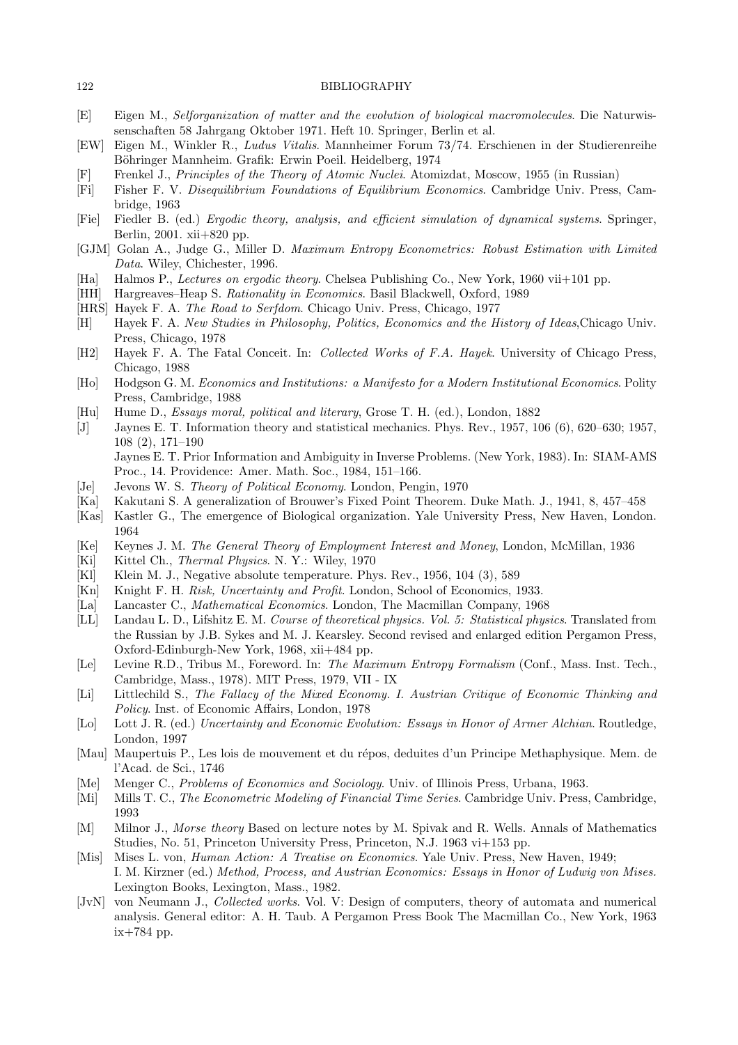- [E] Eigen M., *Selforganization of matter and the evolution of biological macromolecules*. Die Naturwissenschaften 58 Jahrgang Oktober 1971. Heft 10. Springer, Berlin et al.
- [EW] Eigen M., Winkler R., *Ludus Vitalis*. Mannheimer Forum 73/74. Erschienen in der Studierenreihe Böhringer Mannheim. Grafik: Erwin Poeil. Heidelberg, 1974
- [F] Frenkel J., *Principles of the Theory of Atomic Nuclei*. Atomizdat, Moscow, 1955 (in Russian)
- [Fi] Fisher F. V. *Disequilibrium Foundations of Equilibrium Economics*. Cambridge Univ. Press, Cambridge, 1963
- [Fie] Fiedler B. (ed.) *Ergodic theory, analysis, and efficient simulation of dynamical systems*. Springer, Berlin, 2001. xii+820 pp.
- [GJM] Golan A., Judge G., Miller D. *Maximum Entropy Econometrics: Robust Estimation with Limited Data*. Wiley, Chichester, 1996.
- [Ha] Halmos P., *Lectures on ergodic theory*. Chelsea Publishing Co., New York, 1960 vii+101 pp.
- [HH] Hargreaves–Heap S. *Rationality in Economics*. Basil Blackwell, Oxford, 1989
- [HRS] Hayek F. A. *The Road to Serfdom*. Chicago Univ. Press, Chicago, 1977
- [H] Hayek F. A. *New Studies in Philosophy, Politics, Economics and the History of Ideas*,Chicago Univ. Press, Chicago, 1978
- [H2] Hayek F. A. The Fatal Conceit. In: *Collected Works of F.A. Hayek*. University of Chicago Press, Chicago, 1988
- [Ho] Hodgson G. M. *Economics and Institutions: a Manifesto for a Modern Institutional Economics*. Polity Press, Cambridge, 1988
- [Hu] Hume D., *Essays moral, political and literary*, Grose T. H. (ed.), London, 1882
- [J] Jaynes E. T. Information theory and statistical mechanics. Phys. Rev., 1957, 106 (6), 620–630; 1957, 108 (2), 171–190
  Jaynes E. T. Prior Information and Ambiguity in Inverse Problems. (New York, 1983). In: SIAM-AMS Proc., 14. Providence: Amer. Math. Soc., 1984, 151–166.
- [Je] Jevons W. S. *Theory of Political Economy*. London, Pengin, 1970
- [Ka] Kakutani S. A generalization of Brouwer's Fixed Point Theorem. Duke Math. J., 1941, 8, 457–458
- [Kas] Kastler G., The emergence of Biological organization. Yale University Press, New Haven, London. 1964
- [Ke] Keynes J. M. *The General Theory of Employment Interest and Money*, London, McMillan, 1936
- [Ki] Kittel Ch., *Thermal Physics*. N. Y.: Wiley, 1970
- [Kl] Klein M. J., Negative absolute temperature. Phys. Rev., 1956, 104 (3), 589
- [Kn] Knight F. H. *Risk, Uncertainty and Profit*. London, School of Economics, 1933.
- [La] Lancaster C., *Mathematical Economics*. London, The Macmillan Company, 1968
- [LL] Landau L. D., Lifshitz E. M. *Course of theoretical physics. Vol. 5: Statistical physics*. Translated from the Russian by J.B. Sykes and M. J. Kearsley. Second revised and enlarged edition Pergamon Press, Oxford-Edinburgh-New York, 1968, xii+484 pp.
- [Le] Levine R.D., Tribus M., Foreword. In: *The Maximum Entropy Formalism* (Conf., Mass. Inst. Tech., Cambridge, Mass., 1978). MIT Press, 1979, VII - IX
- [Li] Littlechild S., *The Fallacy of the Mixed Economy. I. Austrian Critique of Economic Thinking and Policy*. Inst. of Economic Affairs, London, 1978
- [Lo] Lott J. R. (ed.) *Uncertainty and Economic Evolution: Essays in Honor of Armer Alchian*. Routledge, London, 1997
- [Mau] Maupertuis P., Les lois de mouvement et du répos, deduites d'un Principe Methaphysique. Mem. de l'Acad. de Sci., 1746
- [Me] Menger C., *Problems of Economics and Sociology*. Univ. of Illinois Press, Urbana, 1963.
- [Mi] Mills T. C., *The Econometric Modeling of Financial Time Series*. Cambridge Univ. Press, Cambridge, 1993
- [M] Milnor J., *Morse theory* Based on lecture notes by M. Spivak and R. Wells. Annals of Mathematics Studies, No. 51, Princeton University Press, Princeton, N.J. 1963 vi+153 pp.
- [Mis] Mises L. von, *Human Action: A Treatise on Economics*. Yale Univ. Press, New Haven, 1949;
  I. M. Kirzner (ed.) *Method, Process, and Austrian Economics: Essays in Honor of Ludwig von Mises.* Lexington Books, Lexington, Mass., 1982.
- [JvN] von Neumann J., *Collected works*. Vol. V: Design of computers, theory of automata and numerical analysis. General editor: A. H. Taub. A Pergamon Press Book The Macmillan Co., New York, 1963 ix+784 pp.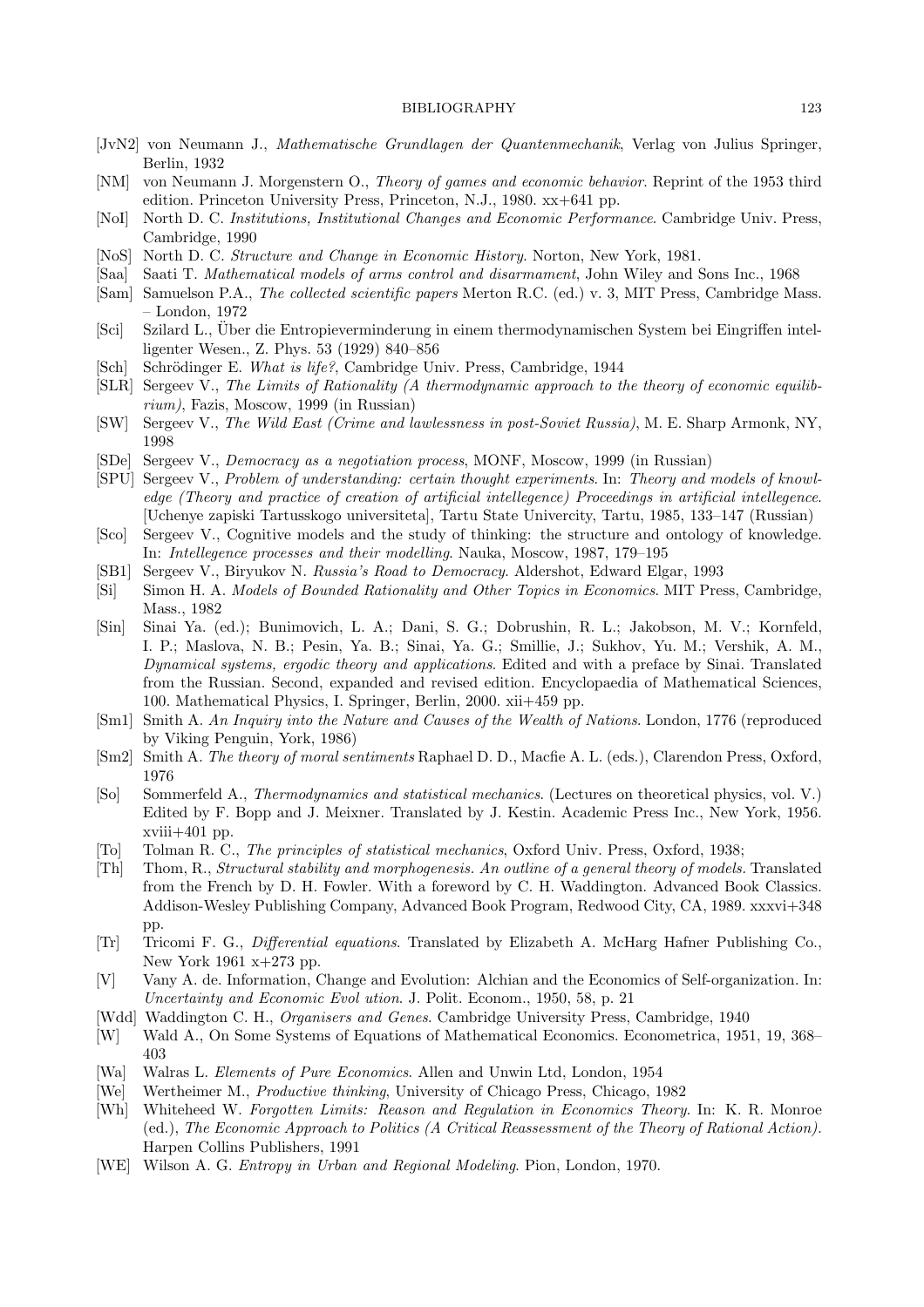- [JvN2] von Neumann J., *Mathematische Grundlagen der Quantenmechanik*, Verlag von Julius Springer, Berlin, 1932
- [NM] von Neumann J. Morgenstern O., *Theory of games and economic behavior*. Reprint of the 1953 third edition. Princeton University Press, Princeton, N.J., 1980. xx+641 pp.
- [NoI] North D. C. *Institutions, Institutional Changes and Economic Performance*. Cambridge Univ. Press, Cambridge, 1990
- [NoS] North D. C. *Structure and Change in Economic History*. Norton, New York, 1981.
- [Saa] Saati T. *Mathematical models of arms control and disarmament*, John Wiley and Sons Inc., 1968
- [Sam] Samuelson P.A., *The collected scientific papers* Merton R.C. (ed.) v. 3, MIT Press, Cambridge Mass. – London, 1972
- [Sci] Szilard L., Über die Entropieverminderung in einem thermodynamischen System bei Eingriffen intelligenter Wesen., Z. Phys. 53 (1929) 840–856
- [Sch] Schrödinger E. *What is life?*, Cambridge Univ. Press, Cambridge, 1944
- [SLR] Sergeev V., *The Limits of Rationality (A thermodynamic approach to the theory of economic equilibrium)*, Fazis, Moscow, 1999 (in Russian)
- [SW] Sergeev V., *The Wild East (Crime and lawlessness in post-Soviet Russia)*, M. E. Sharp Armonk, NY, 1998
- [SDe] Sergeev V., *Democracy as a negotiation process*, MONF, Moscow, 1999 (in Russian)
- [SPU] Sergeev V., *Problem of understanding: certain thought experiments*. In: *Theory and models of knowledge (Theory and practice of creation of artificial intellegence) Proceedings in artificial intellegence.* [Uchenye zapiski Tartusskogo universiteta], Tartu State Univercity, Tartu, 1985, 133–147 (Russian)
- [Sco] Sergeev V., Cognitive models and the study of thinking: the structure and ontology of knowledge. In: *Intellegence processes and their modelling*. Nauka, Moscow, 1987, 179–195
- [SB1] Sergeev V., Biryukov N. *Russia's Road to Democracy*. Aldershot, Edward Elgar, 1993
- [Si] Simon H. A. *Models of Bounded Rationality and Other Topics in Economics*. MIT Press, Cambridge, Mass., 1982
- [Sin] Sinai Ya. (ed.); Bunimovich, L. A.; Dani, S. G.; Dobrushin, R. L.; Jakobson, M. V.; Kornfeld, I. P.; Maslova, N. B.; Pesin, Ya. B.; Sinai, Ya. G.; Smillie, J.; Sukhov, Yu. M.; Vershik, A. M., *Dynamical systems, ergodic theory and applications*. Edited and with a preface by Sinai. Translated from the Russian. Second, expanded and revised edition. Encyclopaedia of Mathematical Sciences, 100. Mathematical Physics, I. Springer, Berlin, 2000. xii+459 pp.
- [Sm1] Smith A. *An Inquiry into the Nature and Causes of the Wealth of Nations*. London, 1776 (reproduced by Viking Penguin, York, 1986)
- [Sm2] Smith A. *The theory of moral sentiments* Raphael D. D., Macfie A. L. (eds.), Clarendon Press, Oxford, 1976
- [So] Sommerfeld A., *Thermodynamics and statistical mechanics*. (Lectures on theoretical physics, vol. V.) Edited by F. Bopp and J. Meixner. Translated by J. Kestin. Academic Press Inc., New York, 1956. xviii+401 pp.
- [To] Tolman R. C., *The principles of statistical mechanics*, Oxford Univ. Press, Oxford, 1938;
- [Th] Thom, R., *Structural stability and morphogenesis. An outline of a general theory of models.* Translated from the French by D. H. Fowler. With a foreword by C. H. Waddington. Advanced Book Classics. Addison-Wesley Publishing Company, Advanced Book Program, Redwood City, CA, 1989. xxxvi+348 pp.
- [Tr] Tricomi F. G., *Differential equations*. Translated by Elizabeth A. McHarg Hafner Publishing Co., New York 1961 x+273 pp.
- [V] Vany A. de. Information, Change and Evolution: Alchian and the Economics of Self-organization. In: *Uncertainty and Economic Evol ution*. J. Polit. Econom., 1950, 58, p. 21
- [Wdd] Waddington C. H., *Organisers and Genes*. Cambridge University Press, Cambridge, 1940
- [W] Wald A., On Some Systems of Equations of Mathematical Economics. Econometrica, 1951, 19, 368–403
- [Wa] Walras L. *Elements of Pure Economics*. Allen and Unwin Ltd, London, 1954
- [We] Wertheimer M., *Productive thinking*, University of Chicago Press, Chicago, 1982
- [Wh] Whiteheed W. *Forgotten Limits: Reason and Regulation in Economics Theory*. In: K. R. Monroe (ed.), *The Economic Approach to Politics (A Critical Reassessment of the Theory of Rational Action).* Harpen Collins Publishers, 1991
- [WE] Wilson A. G. *Entropy in Urban and Regional Modeling*. Pion, London, 1970.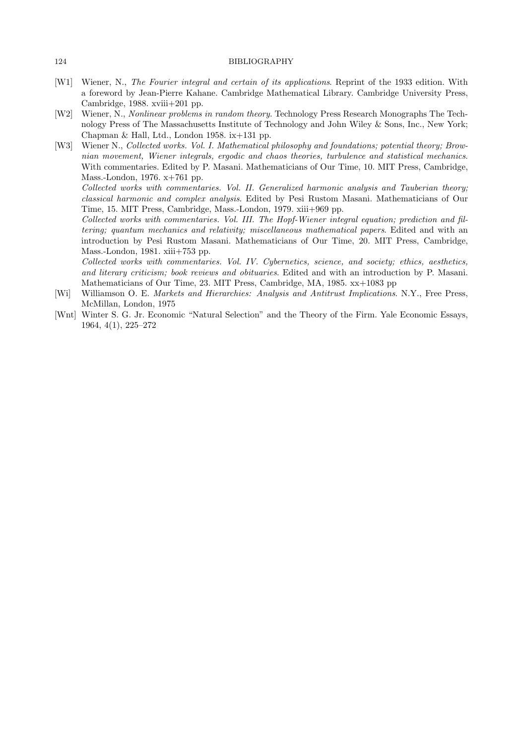[W1] Wiener, N., *The Fourier integral and certain of its applications*. Reprint of the 1933 edition. With a foreword by Jean-Pierre Kahane. Cambridge Mathematical Library. Cambridge University Press, Cambridge, 1988. xviii+201 pp.

[W2] Wiener, N., *Nonlinear problems in random theory*. Technology Press Research Monographs The Technology Press of The Massachusetts Institute of Technology and John Wiley & Sons, Inc., New York; Chapman & Hall, Ltd., London 1958. ix+131 pp.

[W3] Wiener N., *Collected works. Vol. I. Mathematical philosophy and foundations; potential theory; Brownian movement, Wiener integrals, ergodic and chaos theories, turbulence and statistical mechanics.* With commentaries. Edited by P. Masani. Mathematicians of Our Time, 10. MIT Press, Cambridge, Mass.-London, 1976. x+761 pp.

*Collected works with commentaries. Vol. II. Generalized harmonic analysis and Tauberian theory; classical harmonic and complex analysis*. Edited by Pesi Rustom Masani. Mathematicians of Our Time, 15. MIT Press, Cambridge, Mass.-London, 1979. xiii+969 pp.

*Collected works with commentaries. Vol. III. The Hopf-Wiener integral equation; prediction and filtering; quantum mechanics and relativity; miscellaneous mathematical papers*. Edited and with an introduction by Pesi Rustom Masani. Mathematicians of Our Time, 20. MIT Press, Cambridge, Mass.-London, 1981. xiii+753 pp.

*Collected works with commentaries. Vol. IV. Cybernetics, science, and society; ethics, aesthetics, and literary criticism; book reviews and obituaries*. Edited and with an introduction by P. Masani. Mathematicians of Our Time, 23. MIT Press, Cambridge, MA, 1985. xx+1083 pp

[Wi] Williamson O. E. *Markets and Hierarchies: Analysis and Antitrust Implications*. N.Y., Free Press, McMillan, London, 1975

[Wnt] Winter S. G. Jr. Economic "Natural Selection" and the Theory of the Firm. Yale Economic Essays, 1964, 4(1), 225–272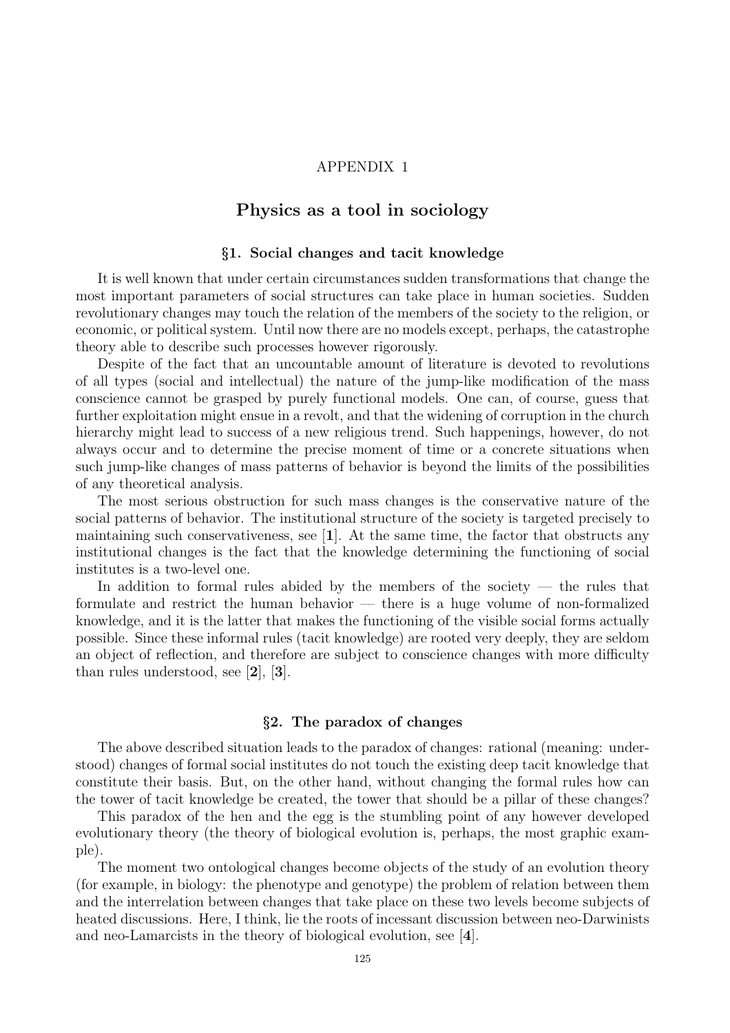APPENDIX 1

# Physics as a tool in sociology

## §1. Social changes and tacit knowledge

It is well known that under certain circumstances sudden transformations that change the most important parameters of social structures can take place in human societies. Sudden revolutionary changes may touch the relation of the members of the society to the religion, or economic, or political system. Until now there are no models except, perhaps, the catastrophe theory able to describe such processes however rigorously.

Despite of the fact that an uncountable amount of literature is devoted to revolutions of all types (social and intellectual) the nature of the jump-like modification of the mass conscience cannot be grasped by purely functional models. One can, of course, guess that further exploitation might ensue in a revolt, and that the widening of corruption in the church hierarchy might lead to success of a new religious trend. Such happenings, however, do not always occur and to determine the precise moment of time or a concrete situations when such jump-like changes of mass patterns of behavior is beyond the limits of the possibilities of any theoretical analysis.

The most serious obstruction for such mass changes is the conservative nature of the social patterns of behavior. The institutional structure of the society is targeted precisely to maintaining such conservativeness, see [**1**]. At the same time, the factor that obstructs any institutional changes is the fact that the knowledge determining the functioning of social institutes is a two-level one.

In addition to formal rules abided by the members of the society — the rules that formulate and restrict the human behavior — there is a huge volume of non-formalized knowledge, and it is the latter that makes the functioning of the visible social forms actually possible. Since these informal rules (tacit knowledge) are rooted very deeply, they are seldom an object of reflection, and therefore are subject to conscience changes with more difficulty than rules understood, see [**2**], [**3**].

## §2. The paradox of changes

The above described situation leads to the paradox of changes: rational (meaning: understood) changes of formal social institutes do not touch the existing deep tacit knowledge that constitute their basis. But, on the other hand, without changing the formal rules how can the tower of tacit knowledge be created, the tower that should be a pillar of these changes?

This paradox of the hen and the egg is the stumbling point of any however developed evolutionary theory (the theory of biological evolution is, perhaps, the most graphic example).

The moment two ontological changes become objects of the study of an evolution theory (for example, in biology: the phenotype and genotype) the problem of relation between them and the interrelation between changes that take place on these two levels become subjects of heated discussions. Here, I think, lie the roots of incessant discussion between neo-Darwinists and neo-Lamarcists in the theory of biological evolution, see [**4**].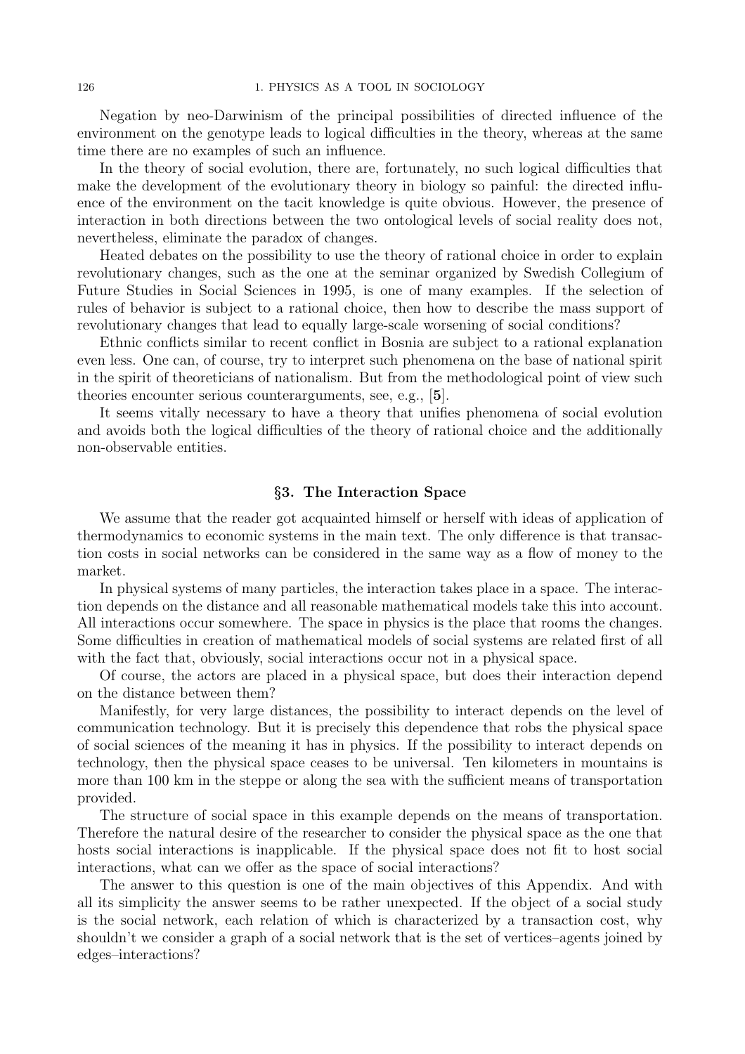Negation by neo-Darwinism of the principal possibilities of directed influence of the environment on the genotype leads to logical difficulties in the theory, whereas at the same time there are no examples of such an influence.

In the theory of social evolution, there are, fortunately, no such logical difficulties that make the development of the evolutionary theory in biology so painful: the directed influence of the environment on the tacit knowledge is quite obvious. However, the presence of interaction in both directions between the two ontological levels of social reality does not, nevertheless, eliminate the paradox of changes.

Heated debates on the possibility to use the theory of rational choice in order to explain revolutionary changes, such as the one at the seminar organized by Swedish Collegium of Future Studies in Social Sciences in 1995, is one of many examples. If the selection of rules of behavior is subject to a rational choice, then how to describe the mass support of revolutionary changes that lead to equally large-scale worsening of social conditions?

Ethnic conflicts similar to recent conflict in Bosnia are subject to a rational explanation even less. One can, of course, try to interpret such phenomena on the base of national spirit in the spirit of theoreticians of nationalism. But from the methodological point of view such theories encounter serious counterarguments, see, e.g., [**5**].

It seems vitally necessary to have a theory that unifies phenomena of social evolution and avoids both the logical difficulties of the theory of rational choice and the additionally non-observable entities.

## §3. The Interaction Space

We assume that the reader got acquainted himself or herself with ideas of application of thermodynamics to economic systems in the main text. The only difference is that transaction costs in social networks can be considered in the same way as a flow of money to the market.

In physical systems of many particles, the interaction takes place in a space. The interaction depends on the distance and all reasonable mathematical models take this into account. All interactions occur somewhere. The space in physics is the place that rooms the changes. Some difficulties in creation of mathematical models of social systems are related first of all with the fact that, obviously, social interactions occur not in a physical space.

Of course, the actors are placed in a physical space, but does their interaction depend on the distance between them?

Manifestly, for very large distances, the possibility to interact depends on the level of communication technology. But it is precisely this dependence that robs the physical space of social sciences of the meaning it has in physics. If the possibility to interact depends on technology, then the physical space ceases to be universal. Ten kilometers in mountains is more than 100 km in the steppe or along the sea with the sufficient means of transportation provided.

The structure of social space in this example depends on the means of transportation. Therefore the natural desire of the researcher to consider the physical space as the one that hosts social interactions is inapplicable. If the physical space does not fit to host social interactions, what can we offer as the space of social interactions?

The answer to this question is one of the main objectives of this Appendix. And with all its simplicity the answer seems to be rather unexpected. If the object of a social study is the social network, each relation of which is characterized by a transaction cost, why shouldn't we consider a graph of a social network that is the set of vertices–agents joined by edges–interactions?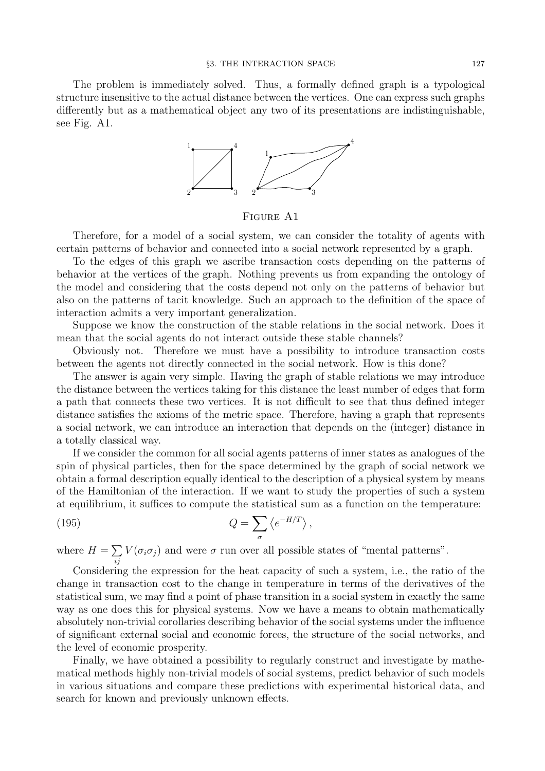The problem is immediately solved. Thus, a formally defined graph is a typological structure insensitive to the actual distance between the vertices. One can express such graphs differently but as a mathematical object any two of its presentations are indistinguishable, see Fig. A1.

Figure A1

Therefore, for a model of a social system, we can consider the totality of agents with certain patterns of behavior and connected into a social network represented by a graph.

To the edges of this graph we ascribe transaction costs depending on the patterns of behavior at the vertices of the graph. Nothing prevents us from expanding the ontology of the model and considering that the costs depend not only on the patterns of behavior but also on the patterns of tacit knowledge. Such an approach to the definition of the space of interaction admits a very important generalization.

Suppose we know the construction of the stable relations in the social network. Does it mean that the social agents do not interact outside these stable channels?

Obviously not. Therefore we must have a possibility to introduce transaction costs between the agents not directly connected in the social network. How is this done?

The answer is again very simple. Having the graph of stable relations we may introduce the distance between the vertices taking for this distance the least number of edges that form a path that connects these two vertices. It is not difficult to see that thus defined integer distance satisfies the axioms of the metric space. Therefore, having a graph that represents a social network, we can introduce an interaction that depends on the (integer) distance in a totally classical way.

If we consider the common for all social agents patterns of inner states as analogues of the spin of physical particles, then for the space determined by the graph of social network we obtain a formal description equally identical to the description of a physical system by means of the Hamiltonian of the interaction. If we want to study the properties of such a system at equilibrium, it suffices to compute the statistical sum as a function on the temperature:

$$Q = \sum_{\sigma} \left\langle e^{-H/T} \right\rangle , \tag{195}$$

where $H = \sum_{ij} V(\sigma_i \sigma_j)$ and were $\sigma$ run over all possible states of "mental patterns".

Considering the expression for the heat capacity of such a system, i.e., the ratio of the change in transaction cost to the change in temperature in terms of the derivatives of the statistical sum, we may find a point of phase transition in a social system in exactly the same way as one does this for physical systems. Now we have a means to obtain mathematically absolutely non-trivial corollaries describing behavior of the social systems under the influence of significant external social and economic forces, the structure of the social networks, and the level of economic prosperity.

Finally, we have obtained a possibility to regularly construct and investigate by mathematical methods highly non-trivial models of social systems, predict behavior of such models in various situations and compare these predictions with experimental historical data, and search for known and previously unknown effects.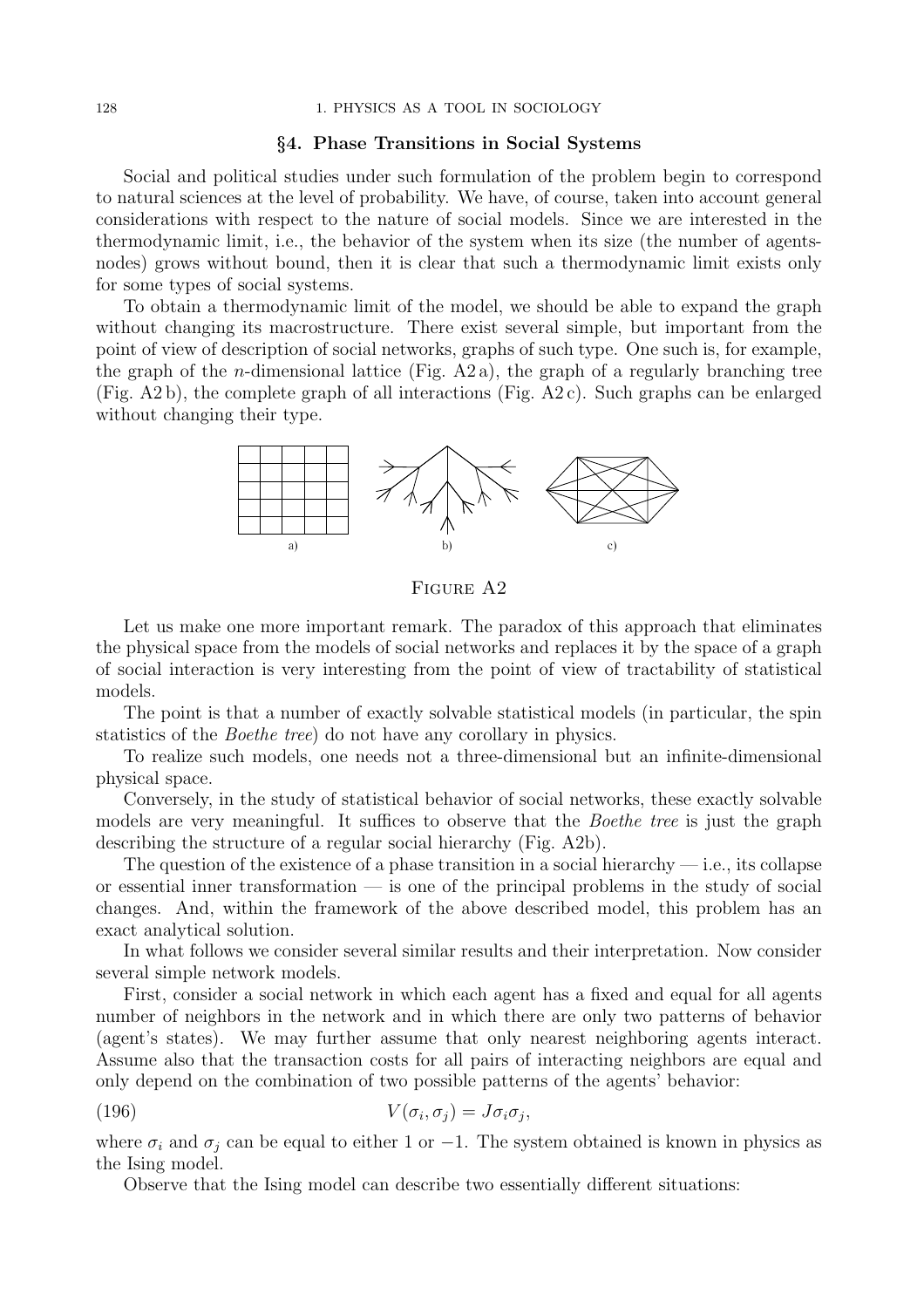## §4. Phase Transitions in Social Systems

Social and political studies under such formulation of the problem begin to correspond to natural sciences at the level of probability. We have, of course, taken into account general considerations with respect to the nature of social models. Since we are interested in the thermodynamic limit, i.e., the behavior of the system when its size (the number of agents-nodes) grows without bound, then it is clear that such a thermodynamic limit exists only for some types of social systems.

To obtain a thermodynamic limit of the model, we should be able to expand the graph without changing its macrostructure. There exist several simple, but important from the point of view of description of social networks, graphs of such type. One such is, for example, the graph of the $n$-dimensional lattice (Fig. A2 a), the graph of a regularly branching tree (Fig. A2 b), the complete graph of all interactions (Fig. A2 c). Such graphs can be enlarged without changing their type.

a) b) c)

Figure A2

Let us make one more important remark. The paradox of this approach that eliminates the physical space from the models of social networks and replaces it by the space of a graph of social interaction is very interesting from the point of view of tractability of statistical models.

The point is that a number of exactly solvable statistical models (in particular, the spin statistics of the *Boethe tree*) do not have any corollary in physics.

To realize such models, one needs not a three-dimensional but an infinite-dimensional physical space.

Conversely, in the study of statistical behavior of social networks, these exactly solvable models are very meaningful. It suffices to observe that the *Boethe tree* is just the graph describing the structure of a regular social hierarchy (Fig. A2b).

The question of the existence of a phase transition in a social hierarchy — i.e., its collapse or essential inner transformation — is one of the principal problems in the study of social changes. And, within the framework of the above described model, this problem has an exact analytical solution.

In what follows we consider several similar results and their interpretation. Now consider several simple network models.

First, consider a social network in which each agent has a fixed and equal for all agents number of neighbors in the network and in which there are only two patterns of behavior (agent's states). We may further assume that only nearest neighboring agents interact. Assume also that the transaction costs for all pairs of interacting neighbors are equal and only depend on the combination of two possible patterns of the agents' behavior:

$$V(\sigma_i, \sigma_j) = J\sigma_i\sigma_j, \tag{196}$$

where $\sigma_i$ and $\sigma_j$ can be equal to either 1 or $-1$. The system obtained is known in physics as the Ising model.

Observe that the Ising model can describe two essentially different situations: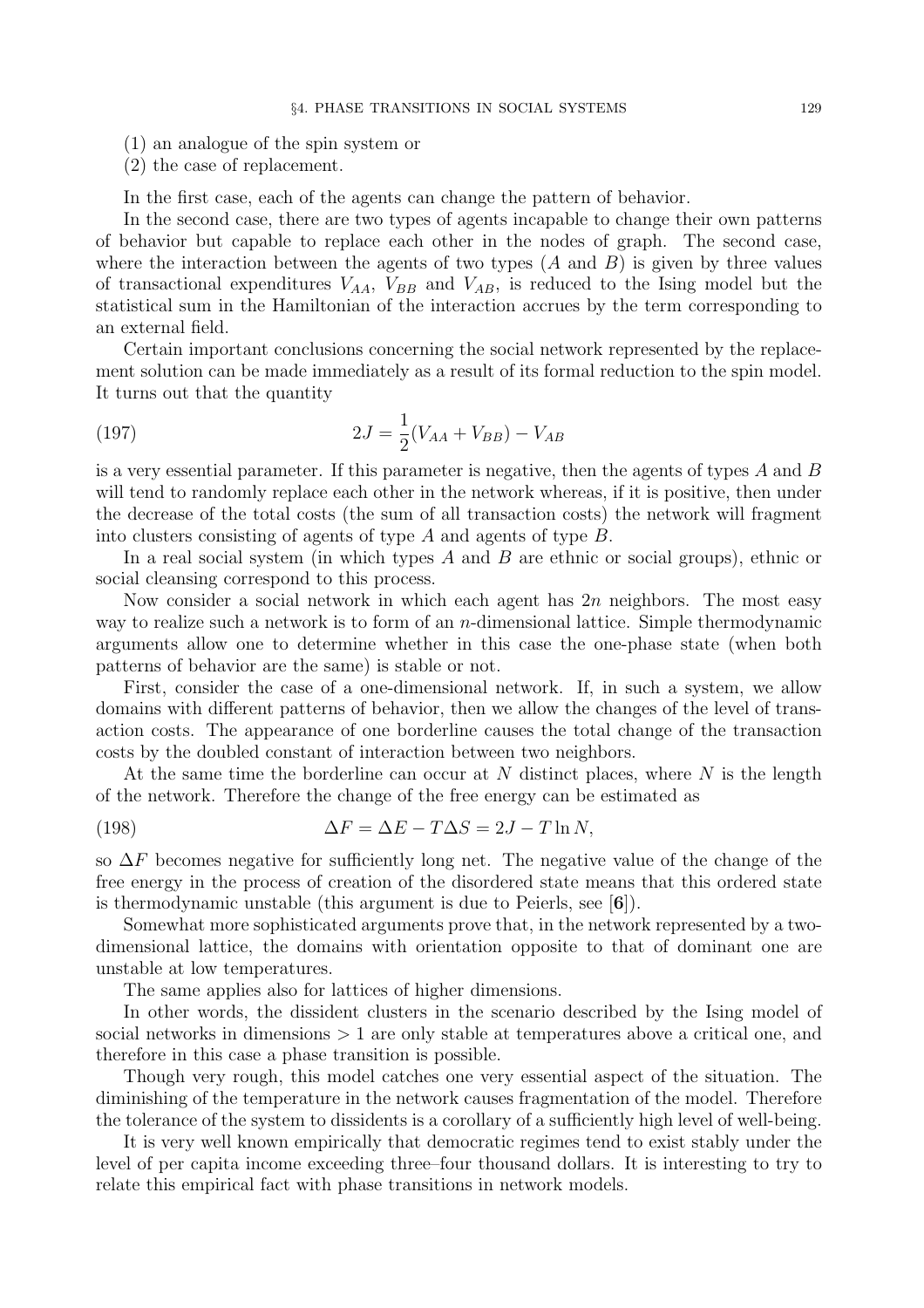(1) an analogue of the spin system or
(2) the case of replacement.

In the first case, each of the agents can change the pattern of behavior.

In the second case, there are two types of agents incapable to change their own patterns of behavior but capable to replace each other in the nodes of graph. The second case, where the interaction between the agents of two types ($A$ and $B$) is given by three values of transactional expenditures $V_{AA}$, $V_{BB}$ and $V_{AB}$, is reduced to the Ising model but the statistical sum in the Hamiltonian of the interaction accrues by the term corresponding to an external field.

Certain important conclusions concerning the social network represented by the replacement solution can be made immediately as a result of its formal reduction to the spin model. It turns out that the quantity

$$2J = \frac{1}{2}(V_{AA} + V_{BB}) - V_{AB} \tag{197}$$

is a very essential parameter. If this parameter is negative, then the agents of types $A$ and $B$ will tend to randomly replace each other in the network whereas, if it is positive, then under the decrease of the total costs (the sum of all transaction costs) the network will fragment into clusters consisting of agents of type $A$ and agents of type $B$.

In a real social system (in which types $A$ and $B$ are ethnic or social groups), ethnic or social cleansing correspond to this process.

Now consider a social network in which each agent has $2n$ neighbors. The most easy way to realize such a network is to form of an $n$-dimensional lattice. Simple thermodynamic arguments allow one to determine whether in this case the one-phase state (when both patterns of behavior are the same) is stable or not.

First, consider the case of a one-dimensional network. If, in such a system, we allow domains with different patterns of behavior, then we allow the changes of the level of transaction costs. The appearance of one borderline causes the total change of the transaction costs by the doubled constant of interaction between two neighbors.

At the same time the borderline can occur at $N$ distinct places, where $N$ is the length of the network. Therefore the change of the free energy can be estimated as

$$\Delta F = \Delta E - T\Delta S = 2J - T\ln N, \tag{198}$$

so $\Delta F$ becomes negative for sufficiently long net. The negative value of the change of the free energy in the process of creation of the disordered state means that this ordered state is thermodynamic unstable (this argument is due to Peierls, see [**6**]).

Somewhat more sophisticated arguments prove that, in the network represented by a two-dimensional lattice, the domains with orientation opposite to that of dominant one are unstable at low temperatures.

The same applies also for lattices of higher dimensions.

In other words, the dissident clusters in the scenario described by the Ising model of social networks in dimensions $> 1$ are only stable at temperatures above a critical one, and therefore in this case a phase transition is possible.

Though very rough, this model catches one very essential aspect of the situation. The diminishing of the temperature in the network causes fragmentation of the model. Therefore the tolerance of the system to dissidents is a corollary of a sufficiently high level of well-being.

It is very well known empirically that democratic regimes tend to exist stably under the level of per capita income exceeding three–four thousand dollars. It is interesting to try to relate this empirical fact with phase transitions in network models.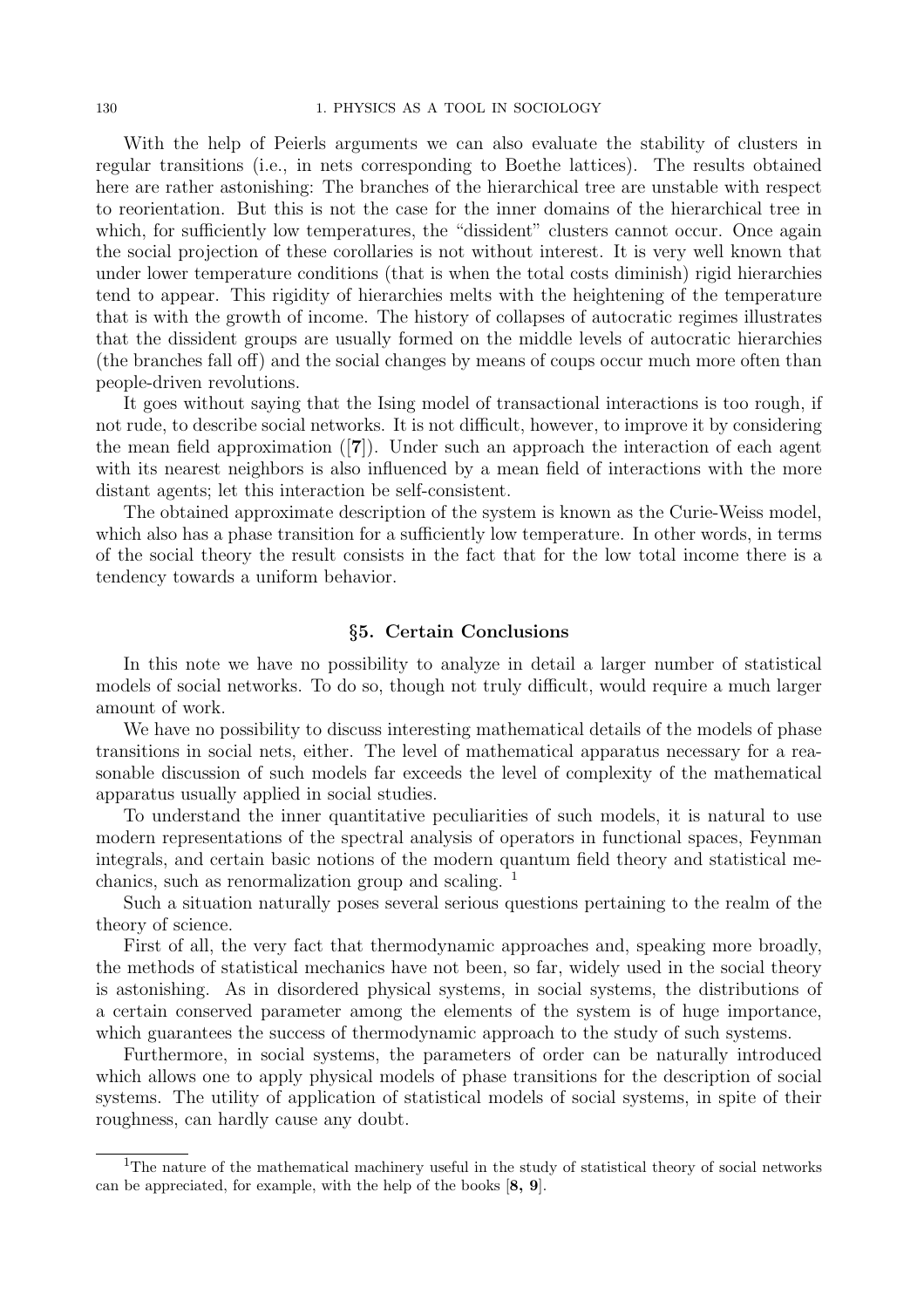With the help of Peierls arguments we can also evaluate the stability of clusters in regular transitions (i.e., in nets corresponding to Boethe lattices). The results obtained here are rather astonishing: The branches of the hierarchical tree are unstable with respect to reorientation. But this is not the case for the inner domains of the hierarchical tree in which, for sufficiently low temperatures, the "dissident" clusters cannot occur. Once again the social projection of these corollaries is not without interest. It is very well known that under lower temperature conditions (that is when the total costs diminish) rigid hierarchies tend to appear. This rigidity of hierarchies melts with the heightening of the temperature that is with the growth of income. The history of collapses of autocratic regimes illustrates that the dissident groups are usually formed on the middle levels of autocratic hierarchies (the branches fall off) and the social changes by means of coups occur much more often than people-driven revolutions.

It goes without saying that the Ising model of transactional interactions is too rough, if not rude, to describe social networks. It is not difficult, however, to improve it by considering the mean field approximation ([**7**]). Under such an approach the interaction of each agent with its nearest neighbors is also influenced by a mean field of interactions with the more distant agents; let this interaction be self-consistent.

The obtained approximate description of the system is known as the Curie-Weiss model, which also has a phase transition for a sufficiently low temperature. In other words, in terms of the social theory the result consists in the fact that for the low total income there is a tendency towards a uniform behavior.

## §5. Certain Conclusions

In this note we have no possibility to analyze in detail a larger number of statistical models of social networks. To do so, though not truly difficult, would require a much larger amount of work.

We have no possibility to discuss interesting mathematical details of the models of phase transitions in social nets, either. The level of mathematical apparatus necessary for a reasonable discussion of such models far exceeds the level of complexity of the mathematical apparatus usually applied in social studies.

To understand the inner quantitative peculiarities of such models, it is natural to use modern representations of the spectral analysis of operators in functional spaces, Feynman integrals, and certain basic notions of the modern quantum field theory and statistical mechanics, such as renormalization group and scaling. [1]

Such a situation naturally poses several serious questions pertaining to the realm of the theory of science.

First of all, the very fact that thermodynamic approaches and, speaking more broadly, the methods of statistical mechanics have not been, so far, widely used in the social theory is astonishing. As in disordered physical systems, in social systems, the distributions of a certain conserved parameter among the elements of the system is of huge importance, which guarantees the success of thermodynamic approach to the study of such systems.

Furthermore, in social systems, the parameters of order can be naturally introduced which allows one to apply physical models of phase transitions for the description of social systems. The utility of application of statistical models of social systems, in spite of their roughness, can hardly cause any doubt.

---

[1] The nature of the mathematical machinery useful in the study of statistical theory of social networks can be appreciated, for example, with the help of the books [**8, 9**].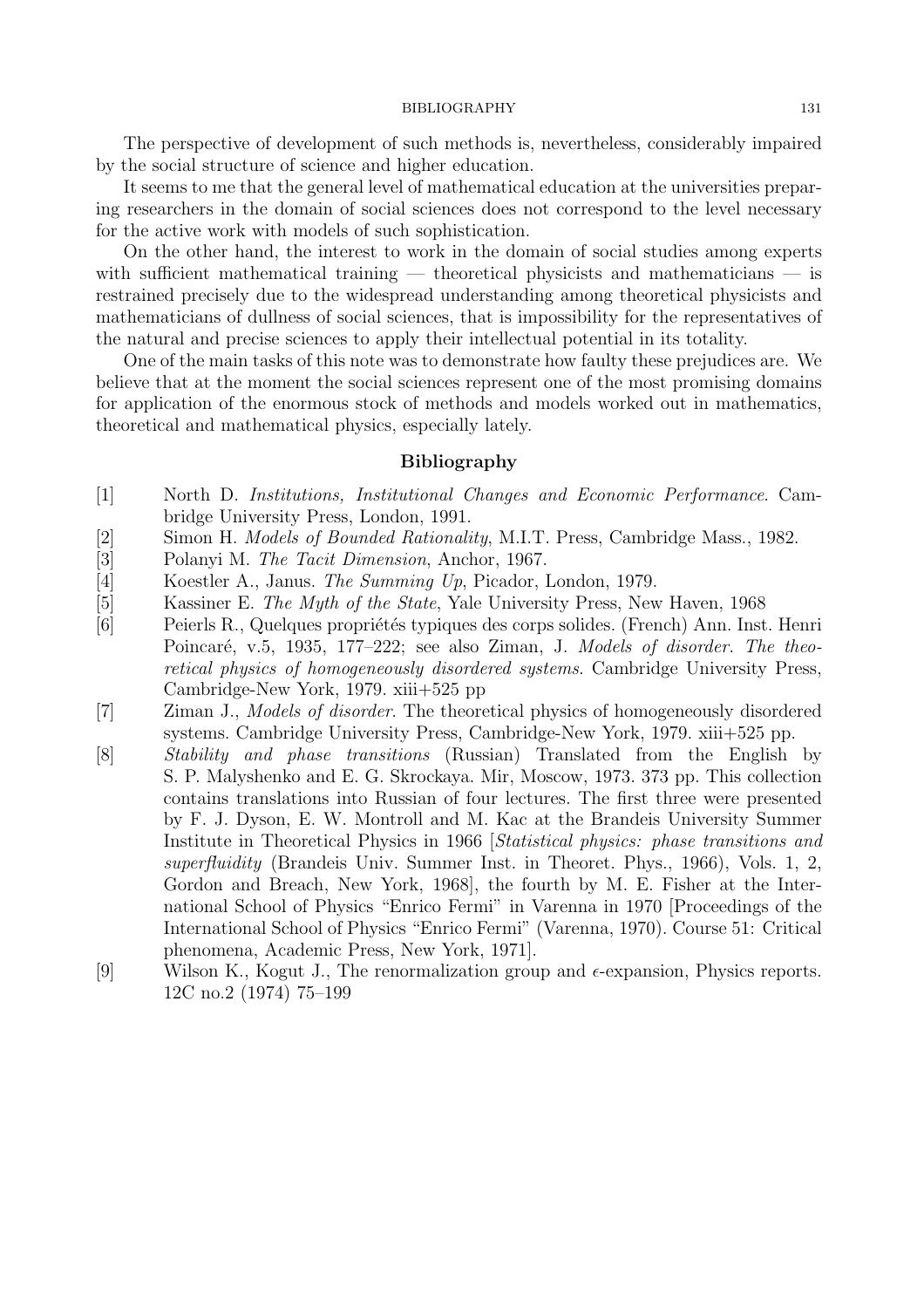The perspective of development of such methods is, nevertheless, considerably impaired by the social structure of science and higher education.

It seems to me that the general level of mathematical education at the universities preparing researchers in the domain of social sciences does not correspond to the level necessary for the active work with models of such sophistication.

On the other hand, the interest to work in the domain of social studies among experts with sufficient mathematical training — theoretical physicists and mathematicians — is restrained precisely due to the widespread understanding among theoretical physicists and mathematicians of dullness of social sciences, that is impossibility for the representatives of the natural and precise sciences to apply their intellectual potential in its totality.

One of the main tasks of this note was to demonstrate how faulty these prejudices are. We believe that at the moment the social sciences represent one of the most promising domains for application of the enormous stock of methods and models worked out in mathematics, theoretical and mathematical physics, especially lately.

## Bibliography

[1] North D. *Institutions, Institutional Changes and Economic Performance*. Cambridge University Press, London, 1991.

[2] Simon H. *Models of Bounded Rationality*, M.I.T. Press, Cambridge Mass., 1982.

[3] Polanyi M. *The Tacit Dimension*, Anchor, 1967.

[4] Koestler A., Janus. *The Summing Up*, Picador, London, 1979.

[5] Kassiner E. *The Myth of the State*, Yale University Press, New Haven, 1968

[6] Peierls R., Quelques propriétés typiques des corps solides. (French) Ann. Inst. Henri Poincaré, v.5, 1935, 177–222; see also Ziman, J. *Models of disorder. The theoretical physics of homogeneously disordered systems*. Cambridge University Press, Cambridge-New York, 1979. xiii+525 pp

[7] Ziman J., *Models of disorder*. The theoretical physics of homogeneously disordered systems. Cambridge University Press, Cambridge-New York, 1979. xiii+525 pp.

[8] *Stability and phase transitions* (Russian) Translated from the English by S. P. Malyshenko and E. G. Skrockaya. Mir, Moscow, 1973. 373 pp. This collection contains translations into Russian of four lectures. The first three were presented by F. J. Dyson, E. W. Montroll and M. Kac at the Brandeis University Summer Institute in Theoretical Physics in 1966 [*Statistical physics: phase transitions and superfluidity* (Brandeis Univ. Summer Inst. in Theoret. Phys., 1966), Vols. 1, 2, Gordon and Breach, New York, 1968], the fourth by M. E. Fisher at the International School of Physics "Enrico Fermi" in Varenna in 1970 [Proceedings of the International School of Physics "Enrico Fermi" (Varenna, 1970). Course 51: Critical phenomena, Academic Press, New York, 1971].

[9] Wilson K., Kogut J., The renormalization group and $\epsilon$-expansion, Physics reports. 12C no.2 (1974) 75–199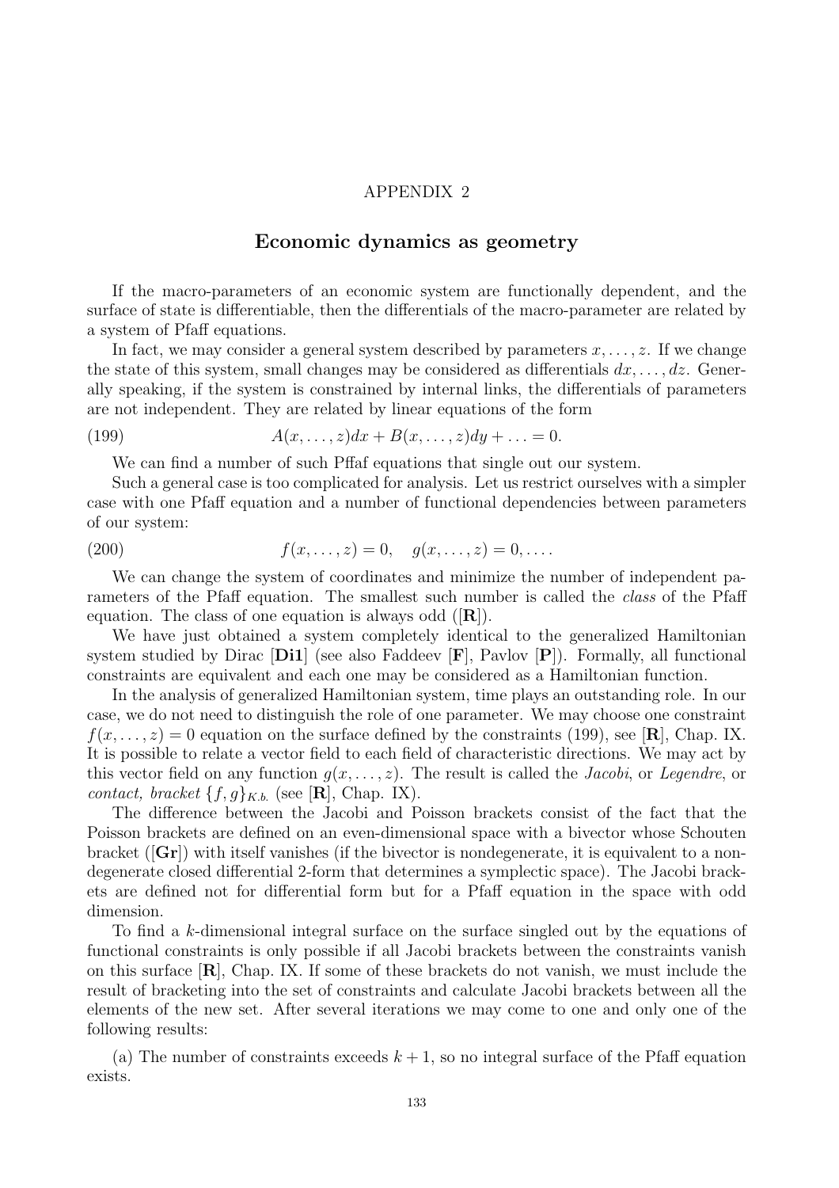# APPENDIX 2

## Economic dynamics as geometry

If the macro-parameters of an economic system are functionally dependent, and the surface of state is differentiable, then the differentials of the macro-parameter are related by a system of Pfaff equations.

In fact, we may consider a general system described by parameters $x, \ldots, z$. If we change the state of this system, small changes may be considered as differentials $dx, \ldots, dz$. Generally speaking, if the system is constrained by internal links, the differentials of parameters are not independent. They are related by linear equations of the form

$$A(x, \ldots, z)dx + B(x, \ldots, z)dy + \ldots = 0. \tag{199}$$

We can find a number of such Pffaf equations that single out our system.

Such a general case is too complicated for analysis. Let us restrict ourselves with a simpler case with one Pfaff equation and a number of functional dependencies between parameters of our system:

$$f(x, \ldots, z) = 0, \quad g(x, \ldots, z) = 0, \ldots. \tag{200}$$

We can change the system of coordinates and minimize the number of independent parameters of the Pfaff equation. The smallest such number is called the *class* of the Pfaff equation. The class of one equation is always odd ([**R**]).

We have just obtained a system completely identical to the generalized Hamiltonian system studied by Dirac [**Di1**] (see also Faddeev [**F**], Pavlov [**P**]). Formally, all functional constraints are equivalent and each one may be considered as a Hamiltonian function.

In the analysis of generalized Hamiltonian system, time plays an outstanding role. In our case, we do not need to distinguish the role of one parameter. We may choose one constraint $f(x, \ldots, z) = 0$ equation on the surface defined by the constraints (199), see [**R**], Chap. IX. It is possible to relate a vector field to each field of characteristic directions. We may act by this vector field on any function $g(x, \ldots, z)$. The result is called the *Jacobi*, or *Legendre*, or *contact, bracket* $\{f, g\}_{K.b.}$ (see [**R**], Chap. IX).

The difference between the Jacobi and Poisson brackets consist of the fact that the Poisson brackets are defined on an even-dimensional space with a bivector whose Schouten bracket ([**Gr**]) with itself vanishes (if the bivector is nondegenerate, it is equivalent to a nondegenerate closed differential 2-form that determines a symplectic space). The Jacobi brackets are defined not for differential form but for a Pfaff equation in the space with odd dimension.

To find a $k$-dimensional integral surface on the surface singled out by the equations of functional constraints is only possible if all Jacobi brackets between the constraints vanish on this surface [**R**], Chap. IX. If some of these brackets do not vanish, we must include the result of bracketing into the set of constraints and calculate Jacobi brackets between all the elements of the new set. After several iterations we may come to one and only one of the following results:

(a) The number of constraints exceeds $k + 1$, so no integral surface of the Pfaff equation exists.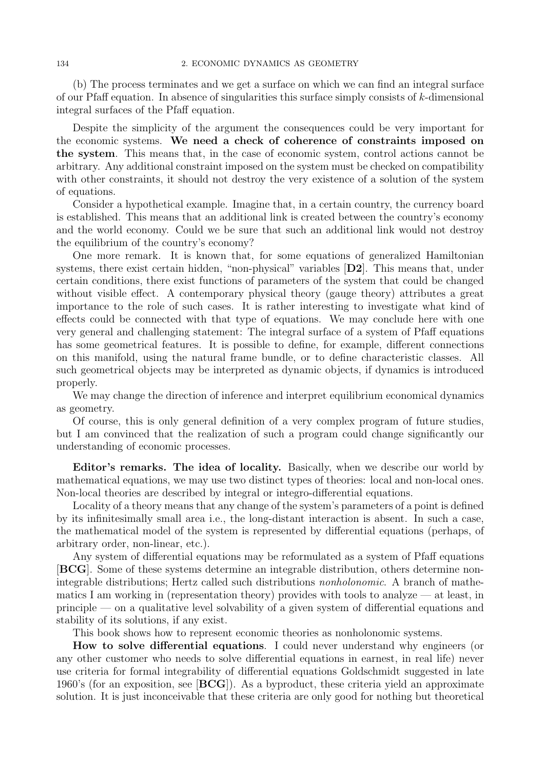(b) The process terminates and we get a surface on which we can find an integral surface of our Pfaff equation. In absence of singularities this surface simply consists of $k$-dimensional integral surfaces of the Pfaff equation.

Despite the simplicity of the argument the consequences could be very important for the economic systems. **We need a check of coherence of constraints imposed on the system**. This means that, in the case of economic system, control actions cannot be arbitrary. Any additional constraint imposed on the system must be checked on compatibility with other constraints, it should not destroy the very existence of a solution of the system of equations.

Consider a hypothetical example. Imagine that, in a certain country, the currency board is established. This means that an additional link is created between the country's economy and the world economy. Could we be sure that such an additional link would not destroy the equilibrium of the country's economy?

One more remark. It is known that, for some equations of generalized Hamiltonian systems, there exist certain hidden, "non-physical" variables [**D2**]. This means that, under certain conditions, there exist functions of parameters of the system that could be changed without visible effect. A contemporary physical theory (gauge theory) attributes a great importance to the role of such cases. It is rather interesting to investigate what kind of effects could be connected with that type of equations. We may conclude here with one very general and challenging statement: The integral surface of a system of Pfaff equations has some geometrical features. It is possible to define, for example, different connections on this manifold, using the natural frame bundle, or to define characteristic classes. All such geometrical objects may be interpreted as dynamic objects, if dynamics is introduced properly.

We may change the direction of inference and interpret equilibrium economical dynamics as geometry.

Of course, this is only general definition of a very complex program of future studies, but I am convinced that the realization of such a program could change significantly our understanding of economic processes.

**Editor's remarks. The idea of locality.** Basically, when we describe our world by mathematical equations, we may use two distinct types of theories: local and non-local ones. Non-local theories are described by integral or integro-differential equations.

Locality of a theory means that any change of the system's parameters of a point is defined by its infinitesimally small area i.e., the long-distant interaction is absent. In such a case, the mathematical model of the system is represented by differential equations (perhaps, of arbitrary order, non-linear, etc.).

Any system of differential equations may be reformulated as a system of Pfaff equations [**BCG**]. Some of these systems determine an integrable distribution, others determine non-integrable distributions; Hertz called such distributions *nonholonomic*. A branch of mathematics I am working in (representation theory) provides with tools to analyze — at least, in principle — on a qualitative level solvability of a given system of differential equations and stability of its solutions, if any exist.

This book shows how to represent economic theories as nonholonomic systems.

**How to solve differential equations**. I could never understand why engineers (or any other customer who needs to solve differential equations in earnest, in real life) never use criteria for formal integrability of differential equations Goldschmidt suggested in late 1960's (for an exposition, see [**BCG**]). As a byproduct, these criteria yield an approximate solution. It is just inconceivable that these criteria are only good for nothing but theoretical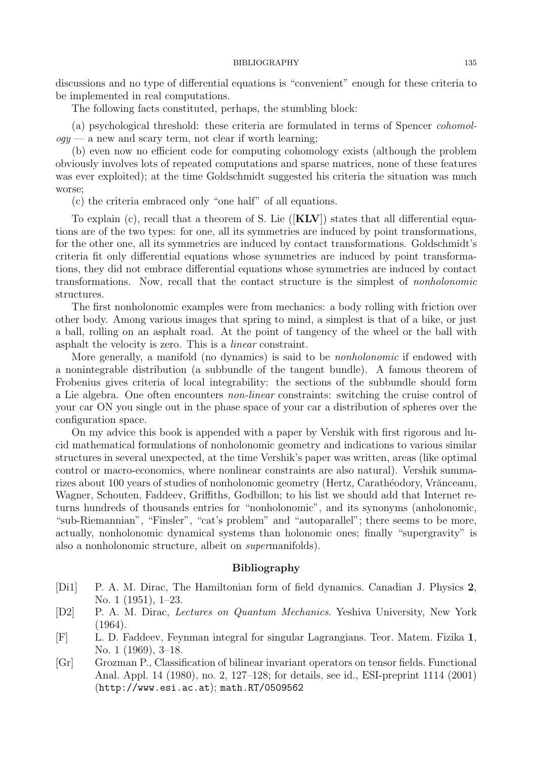discussions and no type of differential equations is "convenient" enough for these criteria to be implemented in real computations.

The following facts constituted, perhaps, the stumbling block:

(a) psychological threshold: these criteria are formulated in terms of Spencer *cohomology* — a new and scary term, not clear if worth learning;

(b) even now no efficient code for computing cohomology exists (although the problem obviously involves lots of repeated computations and sparse matrices, none of these features was ever exploited); at the time Goldschmidt suggested his criteria the situation was much worse;

(c) the criteria embraced only "one half" of all equations.

To explain (c), recall that a theorem of S. Lie ([**KLV**]) states that all differential equations are of the two types: for one, all its symmetries are induced by point transformations, for the other one, all its symmetries are induced by contact transformations. Goldschmidt's criteria fit only differential equations whose symmetries are induced by point transformations, they did not embrace differential equations whose symmetries are induced by contact transformations. Now, recall that the contact structure is the simplest of *nonholonomic* structures.

The first nonholonomic examples were from mechanics: a body rolling with friction over other body. Among various images that spring to mind, a simplest is that of a bike, or just a ball, rolling on an asphalt road. At the point of tangency of the wheel or the ball with asphalt the velocity is zero. This is a *linear* constraint.

More generally, a manifold (no dynamics) is said to be *nonholonomic* if endowed with a nonintegrable distribution (a subbundle of the tangent bundle). A famous theorem of Frobenius gives criteria of local integrability: the sections of the subbundle should form a Lie algebra. One often encounters *non-linear* constraints: switching the cruise control of your car ON you single out in the phase space of your car a distribution of spheres over the configuration space.

On my advice this book is appended with a paper by Vershik with first rigorous and lucid mathematical formulations of nonholonomic geometry and indications to various similar structures in several unexpected, at the time Vershik's paper was written, areas (like optimal control or macro-economics, where nonlinear constraints are also natural). Vershik summarizes about 100 years of studies of nonholonomic geometry (Hertz, Carathéodory, Vrănceanu, Wagner, Schouten, Faddeev, Griffiths, Godbillon; to his list we should add that Internet returns hundreds of thousands entries for "nonholonomic", and its synonyms (anholonomic, "sub-Riemannian", "Finsler", "cat's problem" and "autoparallel"; there seems to be more, actually, nonholonomic dynamical systems than holonomic ones; finally "supergravity" is also a nonholonomic structure, albeit on *super*manifolds).

## Bibliography

[Di1] P. A. M. Dirac, The Hamiltonian form of field dynamics. Canadian J. Physics **2**, No. 1 (1951), 1–23.

[D2] P. A. M. Dirac, *Lectures on Quantum Mechanics*. Yeshiva University, New York (1964).

[F] L. D. Faddeev, Feynman integral for singular Lagrangians. Teor. Matem. Fizika **1**, No. 1 (1969), 3–18.

[Gr] Grozman P., Classification of bilinear invariant operators on tensor fields. Functional Anal. Appl. 14 (1980), no. 2, 127–128; for details, see id., ESI-preprint 1114 (2001) (`http://www.esi.ac.at`); `math.RT/0509562`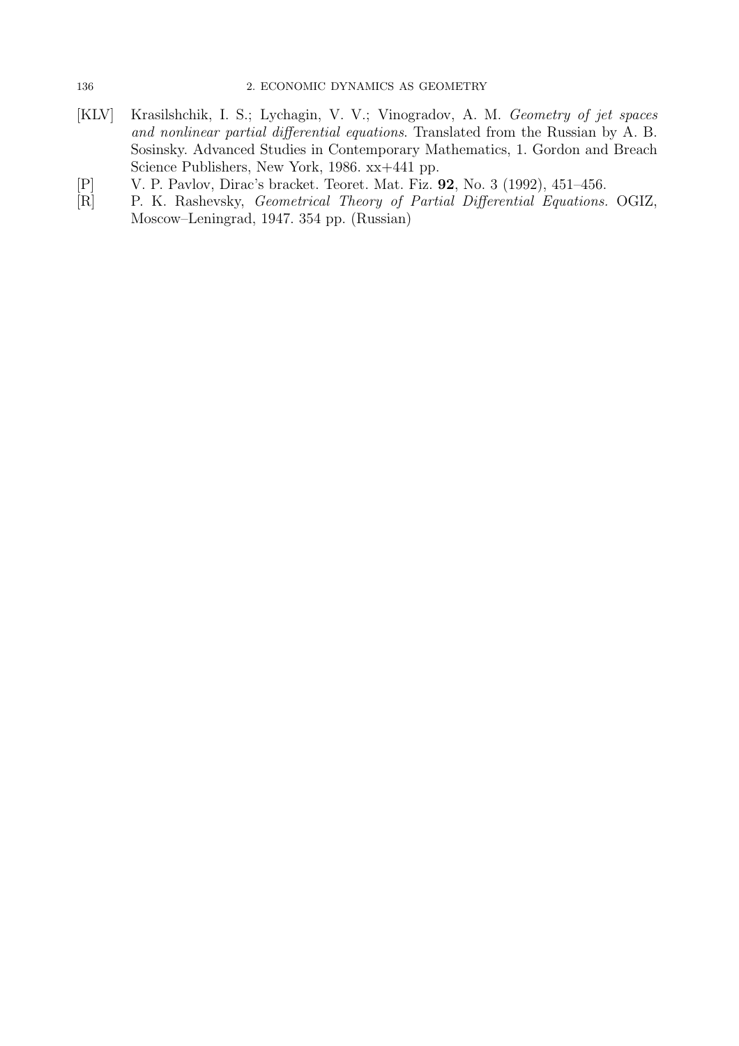[KLV] Krasilshchik, I. S.; Lychagin, V. V.; Vinogradov, A. M. *Geometry of jet spaces and nonlinear partial differential equations*. Translated from the Russian by A. B. Sosinsky. Advanced Studies in Contemporary Mathematics, 1. Gordon and Breach Science Publishers, New York, 1986. xx+441 pp.

[P] V. P. Pavlov, Dirac's bracket. Teoret. Mat. Fiz. **92**, No. 3 (1992), 451–456.

[R] P. K. Rashevsky, *Geometrical Theory of Partial Differential Equations*. OGIZ, Moscow–Leningrad, 1947. 354 pp. (Russian)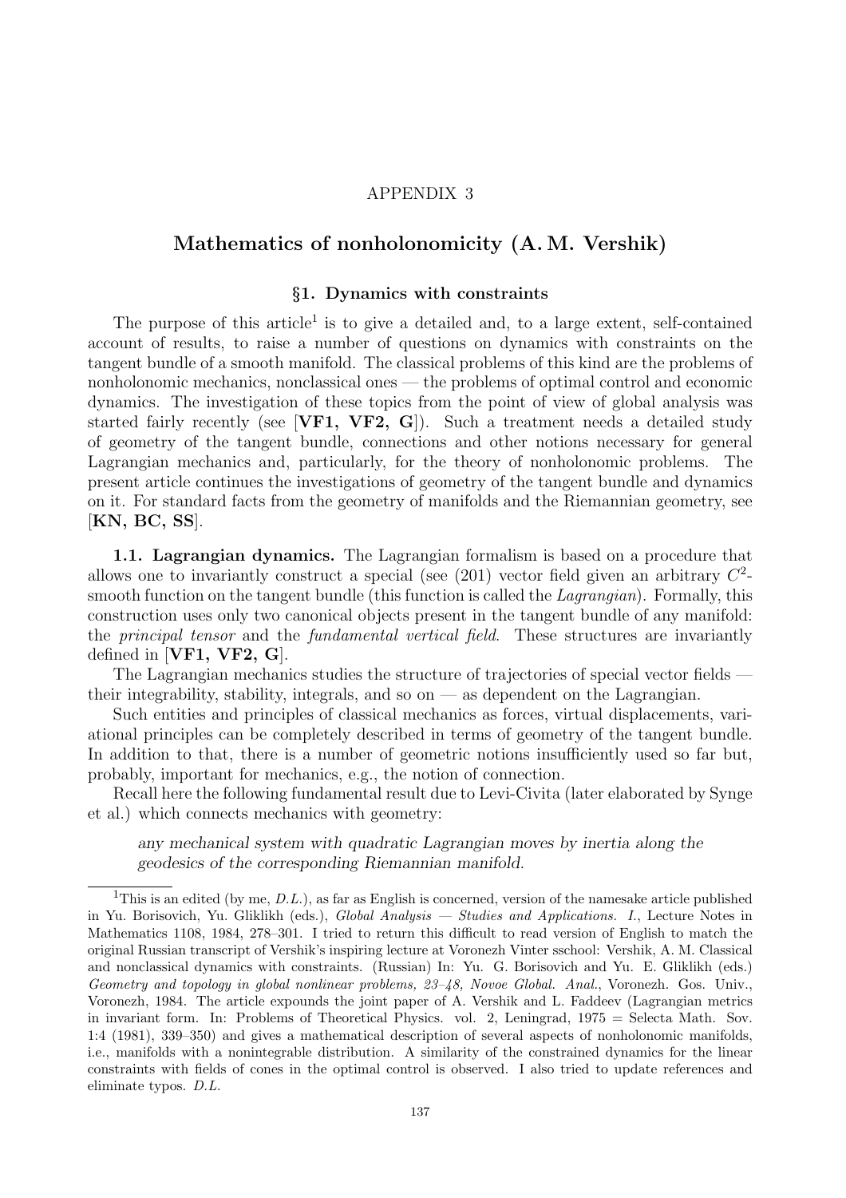# APPENDIX 3

## Mathematics of nonholonomicity (A. M. Vershik)

### §1. Dynamics with constraints

The purpose of this article[1] is to give a detailed and, to a large extent, self-contained account of results, to raise a number of questions on dynamics with constraints on the tangent bundle of a smooth manifold. The classical problems of this kind are the problems of nonholonomic mechanics, nonclassical ones — the problems of optimal control and economic dynamics. The investigation of these topics from the point of view of global analysis was started fairly recently (see [**VF1, VF2, G**]). Such a treatment needs a detailed study of geometry of the tangent bundle, connections and other notions necessary for general Lagrangian mechanics and, particularly, for the theory of nonholonomic problems. The present article continues the investigations of geometry of the tangent bundle and dynamics on it. For standard facts from the geometry of manifolds and the Riemannian geometry, see [**KN, BC, SS**].

**1.1. Lagrangian dynamics.** The Lagrangian formalism is based on a procedure that allows one to invariantly construct a special (see (201) vector field given an arbitrary $C^2$-smooth function on the tangent bundle (this function is called the *Lagrangian*). Formally, this construction uses only two canonical objects present in the tangent bundle of any manifold: the *principal tensor* and the *fundamental vertical field*. These structures are invariantly defined in [**VF1, VF2, G**].

The Lagrangian mechanics studies the structure of trajectories of special vector fields — their integrability, stability, integrals, and so on — as dependent on the Lagrangian.

Such entities and principles of classical mechanics as forces, virtual displacements, variational principles can be completely described in terms of geometry of the tangent bundle. In addition to that, there is a number of geometric notions insufficiently used so far but, probably, important for mechanics, e.g., the notion of connection.

Recall here the following fundamental result due to Levi-Civita (later elaborated by Synge et al.) which connects mechanics with geometry:

> *any mechanical system with quadratic Lagrangian moves by inertia along the geodesics of the corresponding Riemannian manifold.*

---

[1] This is an edited (by me, *D.L.*), as far as English is concerned, version of the namesake article published in Yu. Borisovich, Yu. Gliklikh (eds.), *Global Analysis — Studies and Applications. I.*, Lecture Notes in Mathematics 1108, 1984, 278–301. I tried to return this difficult to read version of English to match the original Russian transcript of Vershik's inspiring lecture at Voronezh Vinter sschool: Vershik, A. M. Classical and nonclassical dynamics with constraints. (Russian) In: Yu. G. Borisovich and Yu. E. Gliklikh (eds.) *Geometry and topology in global nonlinear problems, 23–48, Novoe Global. Anal.*, Voronezh. Gos. Univ., Voronezh, 1984. The article expounds the joint paper of A. Vershik and L. Faddeev (Lagrangian metrics in invariant form. In: Problems of Theoretical Physics. vol. 2, Leningrad, 1975 = Selecta Math. Sov. 1:4 (1981), 339–350) and gives a mathematical description of several aspects of nonholonomic manifolds, i.e., manifolds with a nonintegrable distribution. A similarity of the constrained dynamics for the linear constraints with fields of cones in the optimal control is observed. I also tried to update references and eliminate typos. *D.L.*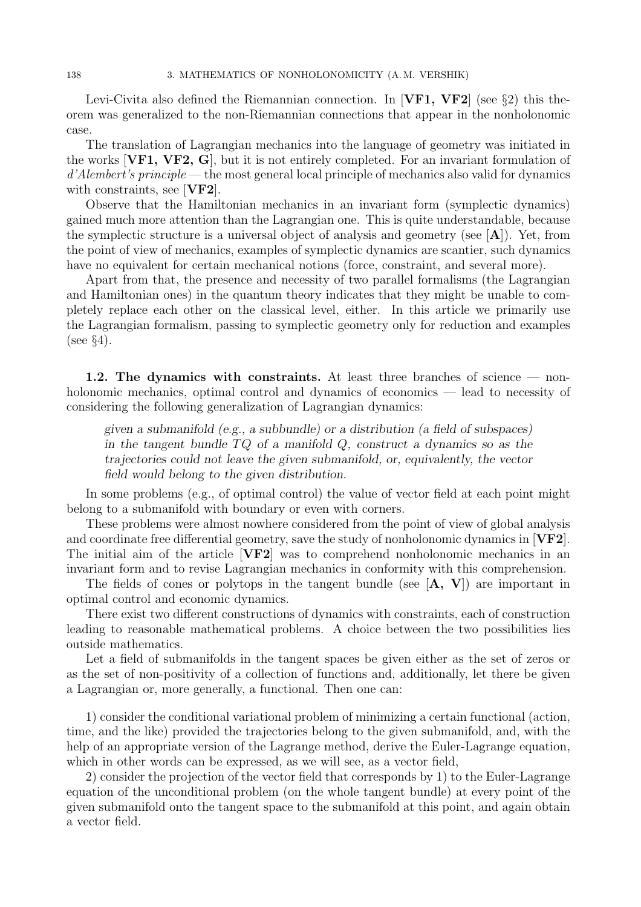Levi-Civita also defined the Riemannian connection. In [**VF1, VF2**] (see §2) this theorem was generalized to the non-Riemannian connections that appear in the nonholonomic case.

The translation of Lagrangian mechanics into the language of geometry was initiated in the works [**VF1, VF2, G**], but it is not entirely completed. For an invariant formulation of *d'Alembert's principle* — the most general local principle of mechanics also valid for dynamics with constraints, see [**VF2**].

Observe that the Hamiltonian mechanics in an invariant form (symplectic dynamics) gained much more attention than the Lagrangian one. This is quite understandable, because the symplectic structure is a universal object of analysis and geometry (see [**A**]). Yet, from the point of view of mechanics, examples of symplectic dynamics are scantier, such dynamics have no equivalent for certain mechanical notions (force, constraint, and several more).

Apart from that, the presence and necessity of two parallel formalisms (the Lagrangian and Hamiltonian ones) in the quantum theory indicates that they might be unable to completely replace each other on the classical level, either. In this article we primarily use the Lagrangian formalism, passing to symplectic geometry only for reduction and examples (see §4).

**1.2. The dynamics with constraints.** At least three branches of science — nonholonomic mechanics, optimal control and dynamics of economics — lead to necessity of considering the following generalization of Lagrangian dynamics:

> *given a submanifold (e.g., a subbundle) or a distribution (a field of subspaces) in the tangent bundle $TQ$ of a manifold $Q$, construct a dynamics so as the trajectories could not leave the given submanifold, or, equivalently, the vector field would belong to the given distribution.*

In some problems (e.g., of optimal control) the value of vector field at each point might belong to a submanifold with boundary or even with corners.

These problems were almost nowhere considered from the point of view of global analysis and coordinate free differential geometry, save the study of nonholonomic dynamics in [**VF2**]. The initial aim of the article [**VF2**] was to comprehend nonholonomic mechanics in an invariant form and to revise Lagrangian mechanics in conformity with this comprehension.

The fields of cones or polytops in the tangent bundle (see [**A, V**]) are important in optimal control and economic dynamics.

There exist two different constructions of dynamics with constraints, each of construction leading to reasonable mathematical problems. A choice between the two possibilities lies outside mathematics.

Let a field of submanifolds in the tangent spaces be given either as the set of zeros or as the set of non-positivity of a collection of functions and, additionally, let there be given a Lagrangian or, more generally, a functional. Then one can:

1) consider the conditional variational problem of minimizing a certain functional (action, time, and the like) provided the trajectories belong to the given submanifold, and, with the help of an appropriate version of the Lagrange method, derive the Euler-Lagrange equation, which in other words can be expressed, as we will see, as a vector field,

2) consider the projection of the vector field that corresponds by 1) to the Euler-Lagrange equation of the unconditional problem (on the whole tangent bundle) at every point of the given submanifold onto the tangent space to the submanifold at this point, and again obtain a vector field.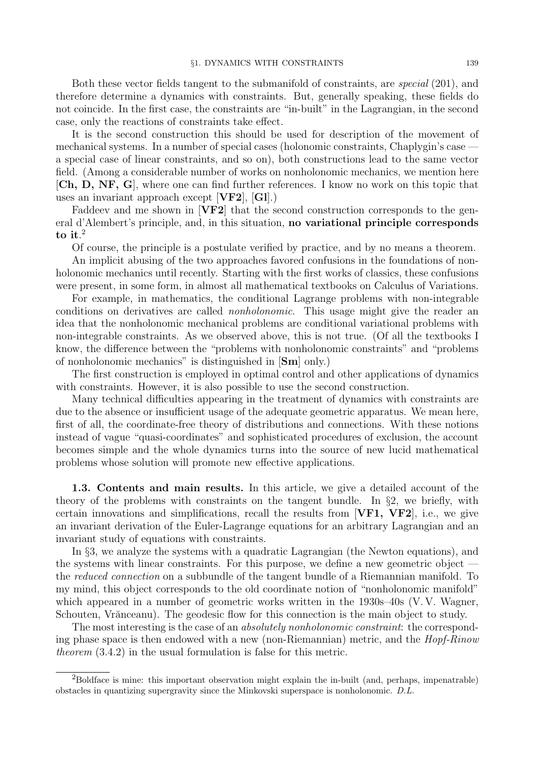Both these vector fields tangent to the submanifold of constraints, are *special* (201), and therefore determine a dynamics with constraints. But, generally speaking, these fields do not coincide. In the first case, the constraints are "in-built" in the Lagrangian, in the second case, only the reactions of constraints take effect.

It is the second construction this should be used for description of the movement of mechanical systems. In a number of special cases (holonomic constraints, Chaplygin's case — a special case of linear constraints, and so on), both constructions lead to the same vector field. (Among a considerable number of works on nonholonomic mechanics, we mention here [**Ch, D, NF, G**], where one can find further references. I know no work on this topic that uses an invariant approach except [**VF2**], [**Gl**].)

Faddeev and me shown in [**VF2**] that the second construction corresponds to the general d'Alembert's principle, and, in this situation, **no variational principle corresponds to it**.[2]

Of course, the principle is a postulate verified by practice, and by no means a theorem.

An implicit abusing of the two approaches favored confusions in the foundations of nonholonomic mechanics until recently. Starting with the first works of classics, these confusions were present, in some form, in almost all mathematical textbooks on Calculus of Variations.

For example, in mathematics, the conditional Lagrange problems with non-integrable conditions on derivatives are called *nonholonomic*. This usage might give the reader an idea that the nonholonomic mechanical problems are conditional variational problems with non-integrable constraints. As we observed above, this is not true. (Of all the textbooks I know, the difference between the "problems with nonholonomic constraints" and "problems of nonholonomic mechanics" is distinguished in [**Sm**] only.)

The first construction is employed in optimal control and other applications of dynamics with constraints. However, it is also possible to use the second construction.

Many technical difficulties appearing in the treatment of dynamics with constraints are due to the absence or insufficient usage of the adequate geometric apparatus. We mean here, first of all, the coordinate-free theory of distributions and connections. With these notions instead of vague "quasi-coordinates" and sophisticated procedures of exclusion, the account becomes simple and the whole dynamics turns into the source of new lucid mathematical problems whose solution will promote new effective applications.

**1.3. Contents and main results.** In this article, we give a detailed account of the theory of the problems with constraints on the tangent bundle. In §2, we briefly, with certain innovations and simplifications, recall the results from [**VF1, VF2**], i.e., we give an invariant derivation of the Euler-Lagrange equations for an arbitrary Lagrangian and an invariant study of equations with constraints.

In §3, we analyze the systems with a quadratic Lagrangian (the Newton equations), and the systems with linear constraints. For this purpose, we define a new geometric object — the *reduced connection* on a subbundle of the tangent bundle of a Riemannian manifold. To my mind, this object corresponds to the old coordinate notion of "nonholonomic manifold" which appeared in a number of geometric works written in the 1930s–40s (V. V. Wagner, Schouten, Vrănceanu). The geodesic flow for this connection is the main object to study.

The most interesting is the case of an *absolutely nonholonomic constraint*: the corresponding phase space is then endowed with a new (non-Riemannian) metric, and the *Hopf-Rinow theorem* (3.4.2) in the usual formulation is false for this metric.

---

[2] Boldface is mine: this important observation might explain the in-built (and, perhaps, impenatrable) obstacles in quantizing supergravity since the Minkovski superspace is nonholonomic. *D.L.*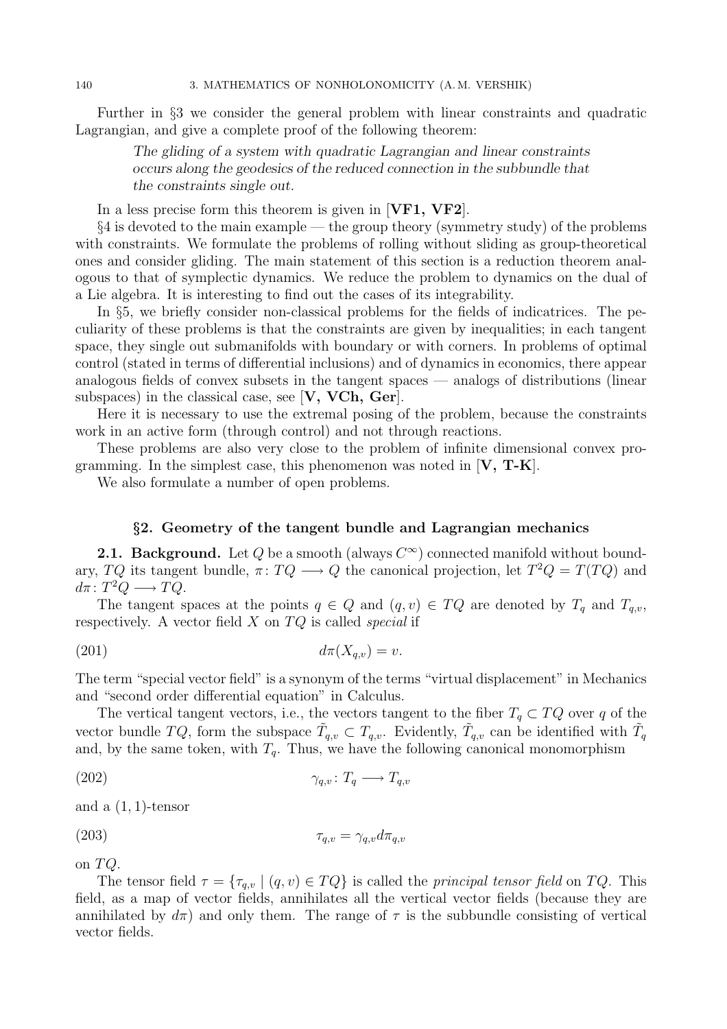Further in §3 we consider the general problem with linear constraints and quadratic Lagrangian, and give a complete proof of the following theorem:

> *The gliding of a system with quadratic Lagrangian and linear constraints occurs along the geodesics of the reduced connection in the subbundle that the constraints single out.*

In a less precise form this theorem is given in [**VF1, VF2**].

§4 is devoted to the main example — the group theory (symmetry study) of the problems with constraints. We formulate the problems of rolling without sliding as group-theoretical ones and consider gliding. The main statement of this section is a reduction theorem analogous to that of symplectic dynamics. We reduce the problem to dynamics on the dual of a Lie algebra. It is interesting to find out the cases of its integrability.

In §5, we briefly consider non-classical problems for the fields of indicatrices. The peculiarity of these problems is that the constraints are given by inequalities; in each tangent space, they single out submanifolds with boundary or with corners. In problems of optimal control (stated in terms of differential inclusions) and of dynamics in economics, there appear analogous fields of convex subsets in the tangent spaces — analogs of distributions (linear subspaces) in the classical case, see [**V, VCh, Ger**].

Here it is necessary to use the extremal posing of the problem, because the constraints work in an active form (through control) and not through reactions.

These problems are also very close to the problem of infinite dimensional convex programming. In the simplest case, this phenomenon was noted in [**V, T-K**].

We also formulate a number of open problems.

## §2. Geometry of the tangent bundle and Lagrangian mechanics

**2.1. Background.** Let $Q$ be a smooth (always $C^\infty$) connected manifold without boundary, $TQ$ its tangent bundle, $\pi\colon TQ \longrightarrow Q$ the canonical projection, let $T^2Q = T(TQ)$ and $d\pi\colon T^2Q \longrightarrow TQ$.

The tangent spaces at the points $q \in Q$ and $(q, v) \in TQ$ are denoted by $T_q$ and $T_{q,v}$, respectively. A vector field $X$ on $TQ$ is called *special* if

$$d\pi(X_{q,v}) = v. \tag{201}$$

The term "special vector field" is a synonym of the terms "virtual displacement" in Mechanics and "second order differential equation" in Calculus.

The vertical tangent vectors, i.e., the vectors tangent to the fiber $T_q \subset TQ$ over $q$ of the vector bundle $TQ$, form the subspace $\tilde{T}_{q,v} \subset T_{q,v}$. Evidently, $\tilde{T}_{q,v}$ can be identified with $\tilde{T}_q$ and, by the same token, with $T_q$. Thus, we have the following canonical monomorphism

$$\gamma_{q,v}\colon T_q \longrightarrow T_{q,v} \tag{202}$$

and a $(1, 1)$-tensor

$$\tau_{q,v} = \gamma_{q,v} d\pi_{q,v} \tag{203}$$

on $TQ$.

The tensor field $\tau = \{\tau_{q,v} \mid (q, v) \in TQ\}$ is called the *principal tensor field* on $TQ$. This field, as a map of vector fields, annihilates all the vertical vector fields (because they are annihilated by $d\pi$) and only them. The range of $\tau$ is the subbundle consisting of vertical vector fields.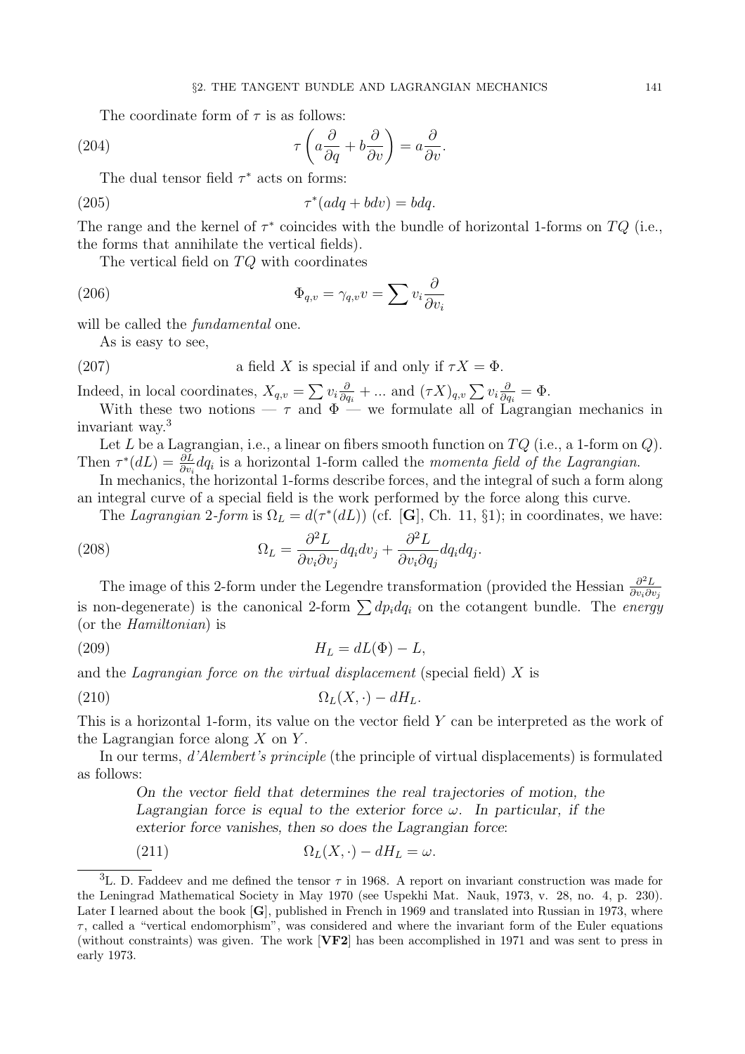The coordinate form of $\tau$ is as follows:

$$\tau\left(a\frac{\partial}{\partial q}+b\frac{\partial}{\partial v}\right)=a\frac{\partial}{\partial v}. \tag{204}$$

The dual tensor field $\tau^*$ acts on forms:

$$\tau^*(adq+bdv)=bdq. \tag{205}$$

The range and the kernel of $\tau^*$ coincides with the bundle of horizontal 1-forms on $TQ$ (i.e., the forms that annihilate the vertical fields).

The vertical field on $TQ$ with coordinates

$$\Phi_{q,v}=\gamma_{q,v}v=\sum v_i\frac{\partial}{\partial v_i} \tag{206}$$

will be called the *fundamental* one.

As is easy to see,

$$\text{a field } X \text{ is special if and only if } \tau X=\Phi. \tag{207}$$

Indeed, in local coordinates, $X_{q,v}=\sum v_i\frac{\partial}{\partial q_i}+...$ and $(\tau X)_{q,v}\sum v_i\frac{\partial}{\partial q_i}=\Phi$.

With these two notions — $\tau$ and $\Phi$ — we formulate all of Lagrangian mechanics in invariant way.[3]

Let $L$ be a Lagrangian, i.e., a linear on fibers smooth function on $TQ$ (i.e., a 1-form on $Q$). Then $\tau^*(dL)=\frac{\partial L}{\partial v_i}dq_i$ is a horizontal 1-form called the *momenta field of the Lagrangian*.

In mechanics, the horizontal 1-forms describe forces, and the integral of such a form along an integral curve of a special field is the work performed by the force along this curve.

The *Lagrangian 2-form* is $\Omega_L=d(\tau^*(dL))$ (cf. [**G**], Ch. 11, §1); in coordinates, we have:

$$\Omega_L=\frac{\partial^2 L}{\partial v_i\partial v_j}dq_idv_j+\frac{\partial^2 L}{\partial v_i\partial q_j}dq_idq_j. \tag{208}$$

The image of this 2-form under the Legendre transformation (provided the Hessian $\frac{\partial^2 L}{\partial v_i\partial v_j}$ is non-degenerate) is the canonical 2-form $\sum dp_idq_i$ on the cotangent bundle. The *energy* (or the *Hamiltonian*) is

$$H_L=dL(\Phi)-L, \tag{209}$$

and the *Lagrangian force on the virtual displacement* (special field) $X$ is

$$\Omega_L(X,\cdot)-dH_L. \tag{210}$$

This is a horizontal 1-form, its value on the vector field $Y$ can be interpreted as the work of the Lagrangian force along $X$ on $Y$.

In our terms, *d'Alembert's principle* (the principle of virtual displacements) is formulated as follows:

> *On the vector field that determines the real trajectories of motion, the Lagrangian force is equal to the exterior force $\omega$. In particular, if the exterior force vanishes, then so does the Lagrangian force*:
>
> $$\Omega_L(X,\cdot)-dH_L=\omega. \tag{211}$$

---

[3] L. D. Faddeev and me defined the tensor $\tau$ in 1968. A report on invariant construction was made for the Leningrad Mathematical Society in May 1970 (see Uspekhi Mat. Nauk, 1973, v. 28, no. 4, p. 230). Later I learned about the book [**G**], published in French in 1969 and translated into Russian in 1973, where $\tau$, called a "vertical endomorphism", was considered and where the invariant form of the Euler equations (without constraints) was given. The work [**VF2**] has been accomplished in 1971 and was sent to press in early 1973.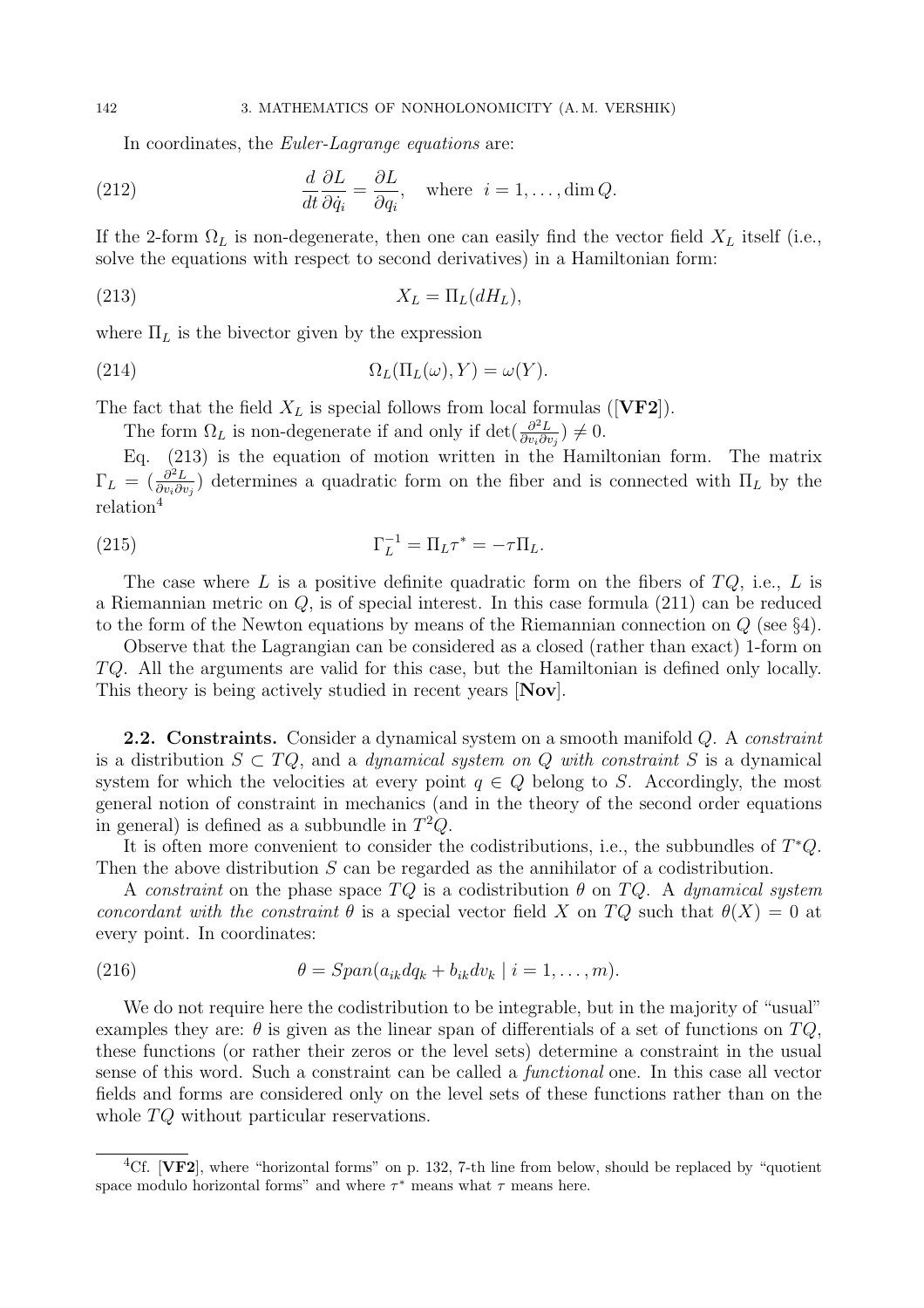In coordinates, the *Euler-Lagrange equations* are:

$$\frac{d}{dt}\frac{\partial L}{\partial \dot{q}_i} = \frac{\partial L}{\partial q_i}, \quad \text{where } \ i = 1, \dots, \dim Q. \tag{212}$$

If the 2-form $\Omega_L$ is non-degenerate, then one can easily find the vector field $X_L$ itself (i.e., solve the equations with respect to second derivatives) in a Hamiltonian form:

$$X_L = \Pi_L(dH_L), \tag{213}$$

where $\Pi_L$ is the bivector given by the expression

$$\Omega_L(\Pi_L(\omega), Y) = \omega(Y). \tag{214}$$

The fact that the field $X_L$ is special follows from local formulas ([**VF2**]).

The form $\Omega_L$ is non-degenerate if and only if $\det(\frac{\partial^2 L}{\partial v_i \partial v_j}) \neq 0$.

Eq. (213) is the equation of motion written in the Hamiltonian form. The matrix $\Gamma_L = (\frac{\partial^2 L}{\partial v_i \partial v_j})$ determines a quadratic form on the fiber and is connected with $\Pi_L$ by the relation[4]

$$\Gamma_L^{-1} = \Pi_L \tau^* = -\tau \Pi_L. \tag{215}$$

The case where $L$ is a positive definite quadratic form on the fibers of $TQ$, i.e., $L$ is a Riemannian metric on $Q$, is of special interest. In this case formula (211) can be reduced to the form of the Newton equations by means of the Riemannian connection on $Q$ (see §4).

Observe that the Lagrangian can be considered as a closed (rather than exact) 1-form on $TQ$. All the arguments are valid for this case, but the Hamiltonian is defined only locally. This theory is being actively studied in recent years [**Nov**].

**2.2. Constraints.** Consider a dynamical system on a smooth manifold $Q$. A *constraint* is a distribution $S \subset TQ$, and a *dynamical system on $Q$ with constraint $S$* is a dynamical system for which the velocities at every point $q \in Q$ belong to $S$. Accordingly, the most general notion of constraint in mechanics (and in the theory of the second order equations in general) is defined as a subbundle in $T^2Q$.

It is often more convenient to consider the codistributions, i.e., the subbundles of $T^*Q$. Then the above distribution $S$ can be regarded as the annihilator of a codistribution.

A *constraint* on the phase space $TQ$ is a codistribution $\theta$ on $TQ$. A *dynamical system concordant with the constraint $\theta$* is a special vector field $X$ on $TQ$ such that $\theta(X) = 0$ at every point. In coordinates:

$$\theta = Span(a_{ik} dq_k + b_{ik} dv_k \mid i = 1, \dots, m). \tag{216}$$

We do not require here the codistribution to be integrable, but in the majority of "usual" examples they are: $\theta$ is given as the linear span of differentials of a set of functions on $TQ$, these functions (or rather their zeros or the level sets) determine a constraint in the usual sense of this word. Such a constraint can be called a *functional* one. In this case all vector fields and forms are considered only on the level sets of these functions rather than on the whole $TQ$ without particular reservations.

---

[4] Cf. [**VF2**], where "horizontal forms" on p. 132, 7-th line from below, should be replaced by "quotient space modulo horizontal forms" and where $\tau^*$ means what $\tau$ means here.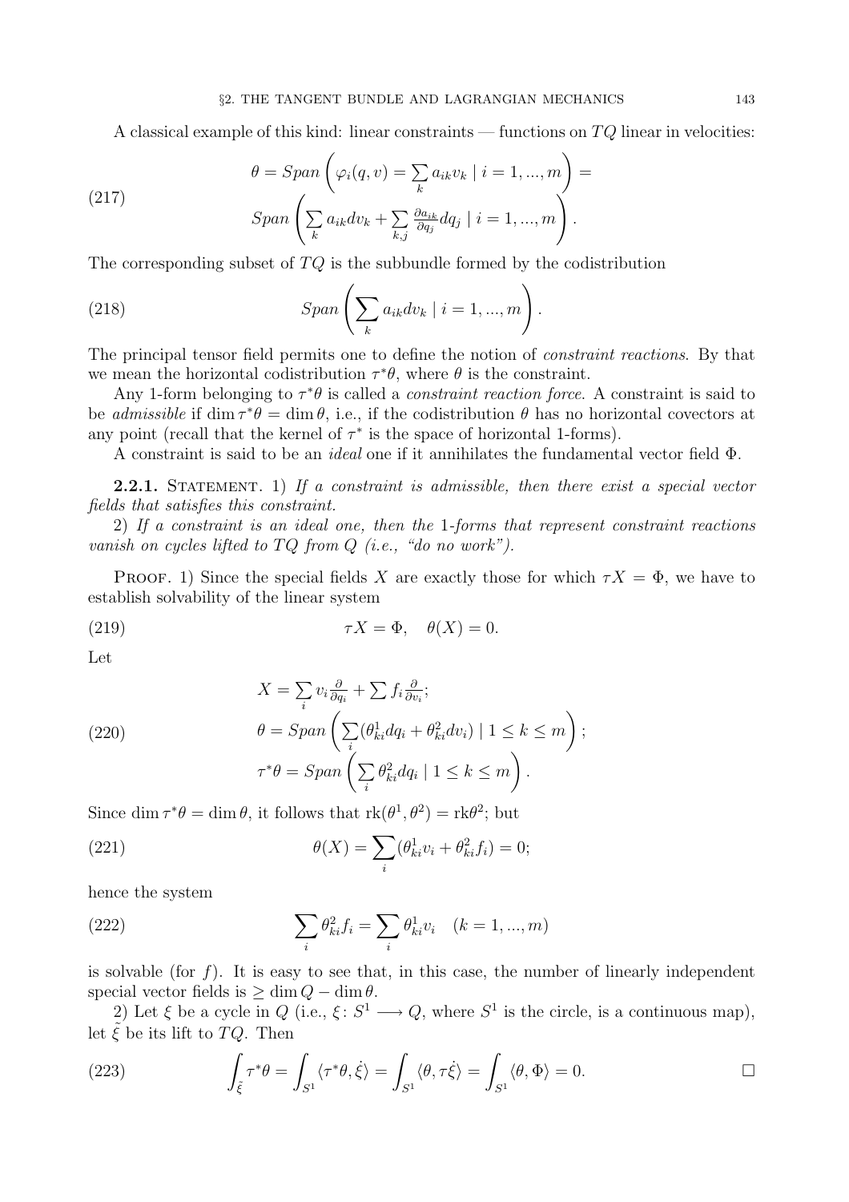A classical example of this kind: linear constraints — functions on $TQ$ linear in velocities:

$$\theta = Span\left(\varphi_i(q,v) = \sum_k a_{ik} v_k \mid i=1,...,m\right) = \tag{217}$$
$$Span\left(\sum_k a_{ik} dv_k + \sum_{k,j} \frac{\partial a_{ik}}{\partial q_j} dq_j \mid i=1,...,m\right).$$

The corresponding subset of $TQ$ is the subbundle formed by the codistribution

$$Span\left(\sum_k a_{ik} dv_k \mid i=1,...,m\right). \tag{218}$$

The principal tensor field permits one to define the notion of *constraint reactions*. By that we mean the horizontal codistribution $\tau^*\theta$, where $\theta$ is the constraint.

Any 1-form belonging to $\tau^*\theta$ is called a *constraint reaction force*. A constraint is said to be *admissible* if $\dim \tau^*\theta = \dim \theta$, i.e., if the codistribution $\theta$ has no horizontal covectors at any point (recall that the kernel of $\tau^*$ is the space of horizontal 1-forms).

A constraint is said to be an *ideal* one if it annihilates the fundamental vector field $\Phi$.

**2.2.1.** Statement. 1) *If a constraint is admissible, then there exist a special vector fields that satisfies this constraint.*

2) *If a constraint is an ideal one, then the* 1*-forms that represent constraint reactions vanish on cycles lifted to* $TQ$ *from* $Q$ *(i.e., "do no work").*

Proof. 1) Since the special fields $X$ are exactly those for which $\tau X = \Phi$, we have to establish solvability of the linear system

$$\tau X = \Phi, \quad \theta(X) = 0. \tag{219}$$

Let

$$X = \sum_i v_i \frac{\partial}{\partial q_i} + \sum f_i \frac{\partial}{\partial v_i}; \tag{220}$$
$$\theta = Span\left(\sum_i (\theta^1_{ki} dq_i + \theta^2_{ki} dv_i) \mid 1 \le k \le m\right);$$
$$\tau^*\theta = Span\left(\sum_i \theta^2_{ki} dq_i \mid 1 \le k \le m\right).$$

Since $\dim \tau^*\theta = \dim \theta$, it follows that $\mathrm{rk}(\theta^1, \theta^2) = \mathrm{rk}\theta^2$; but

$$\theta(X) = \sum_i (\theta^1_{ki} v_i + \theta^2_{ki} f_i) = 0; \tag{221}$$

hence the system

$$\sum_i \theta^2_{ki} f_i = \sum_i \theta^1_{ki} v_i \quad (k = 1,...,m) \tag{222}$$

is solvable (for $f$). It is easy to see that, in this case, the number of linearly independent special vector fields is $\ge \dim Q - \dim \theta$.

2) Let $\xi$ be a cycle in $Q$ (i.e., $\xi \colon S^1 \longrightarrow Q$, where $S^1$ is the circle, is a continuous map), let $\tilde{\xi}$ be its lift to $TQ$. Then

$$\int_{\tilde{\xi}} \tau^*\theta = \int_{S^1} \langle \tau^*\theta, \dot{\xi}\rangle = \int_{S^1} \langle \theta, \tau\dot{\xi}\rangle = \int_{S^1} \langle \theta, \Phi\rangle = 0. \tag{223}$$

□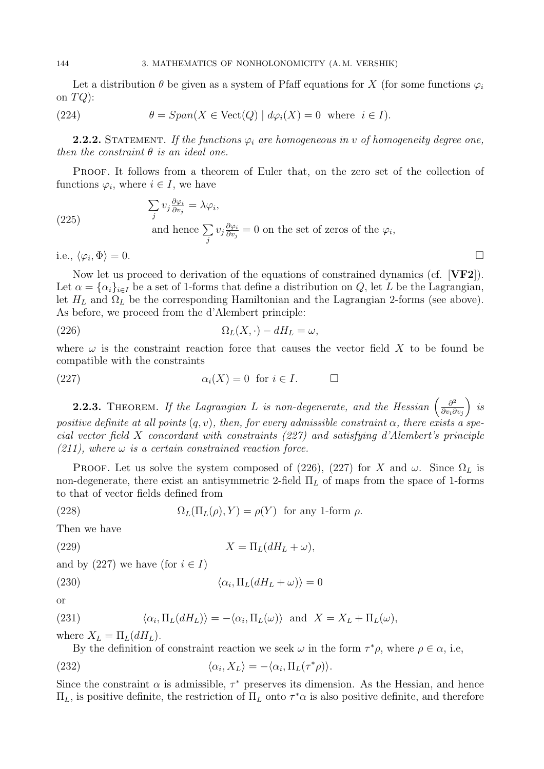Let a distribution $\theta$ be given as a system of Pfaff equations for $X$ (for some functions $\varphi_i$ on $TQ$):

$$\theta = Span(X \in \mathrm{Vect}(Q) \mid d\varphi_i(X) = 0 \text{ where } i \in I). \tag{224}$$

**2.2.2.** Statement. *If the functions $\varphi_i$ are homogeneous in $v$ of homogeneity degree one, then the constraint $\theta$ is an ideal one.*

Proof. It follows from a theorem of Euler that, on the zero set of the collection of functions $\varphi_i$, where $i \in I$, we have

$$\begin{gathered}\sum_j v_j \frac{\partial \varphi_i}{\partial v_j} = \lambda \varphi_i, \\ \text{and hence } \sum_j v_j \frac{\partial \varphi_i}{\partial v_j} = 0 \text{ on the set of zeros of the } \varphi_i,\end{gathered} \tag{225}$$

i.e., $\langle \varphi_i, \Phi \rangle = 0$. □

Now let us proceed to derivation of the equations of constrained dynamics (cf. [**VF2**]). Let $\alpha = \{\alpha_i\}_{i \in I}$ be a set of 1-forms that define a distribution on $Q$, let $L$ be the Lagrangian, let $H_L$ and $\Omega_L$ be the corresponding Hamiltonian and the Lagrangian 2-forms (see above). As before, we proceed from the d'Alembert principle:

$$\Omega_L(X, \cdot) - dH_L = \omega, \tag{226}$$

where $\omega$ is the constraint reaction force that causes the vector field $X$ to be found be compatible with the constraints

$$\alpha_i(X) = 0 \ \text{ for } i \in I. \qquad \square \tag{227}$$

**2.2.3.** Theorem. *If the Lagrangian $L$ is non-degenerate, and the Hessian $\left(\frac{\partial^2}{\partial v_i \partial v_j}\right)$ is positive definite at all points $(q, v)$, then, for every admissible constraint $\alpha$, there exists a special vector field $X$ concordant with constraints (227) and satisfying d'Alembert's principle (211), where $\omega$ is a certain constrained reaction force.*

Proof. Let us solve the system composed of (226), (227) for $X$ and $\omega$. Since $\Omega_L$ is non-degenerate, there exist an antisymmetric 2-field $\Pi_L$ of maps from the space of 1-forms to that of vector fields defined from

$$\Omega_L(\Pi_L(\rho), Y) = \rho(Y) \ \text{ for any 1-form } \rho. \tag{228}$$

Then we have

$$X = \Pi_L(dH_L + \omega), \tag{229}$$

and by (227) we have (for $i \in I$)

$$\langle \alpha_i, \Pi_L(dH_L + \omega) \rangle = 0 \tag{230}$$

or

$$\langle \alpha_i, \Pi_L(dH_L) \rangle = -\langle \alpha_i, \Pi_L(\omega) \rangle \ \text{ and } \ X = X_L + \Pi_L(\omega), \tag{231}$$

where $X_L = \Pi_L(dH_L)$.

By the definition of constraint reaction we seek $\omega$ in the form $\tau^* \rho$, where $\rho \in \alpha$, i.e,

$$\langle \alpha_i, X_L \rangle = -\langle \alpha_i, \Pi_L(\tau^* \rho) \rangle. \tag{232}$$

Since the constraint $\alpha$ is admissible, $\tau^*$ preserves its dimension. As the Hessian, and hence $\Pi_L$, is positive definite, the restriction of $\Pi_L$ onto $\tau^* \alpha$ is also positive definite, and therefore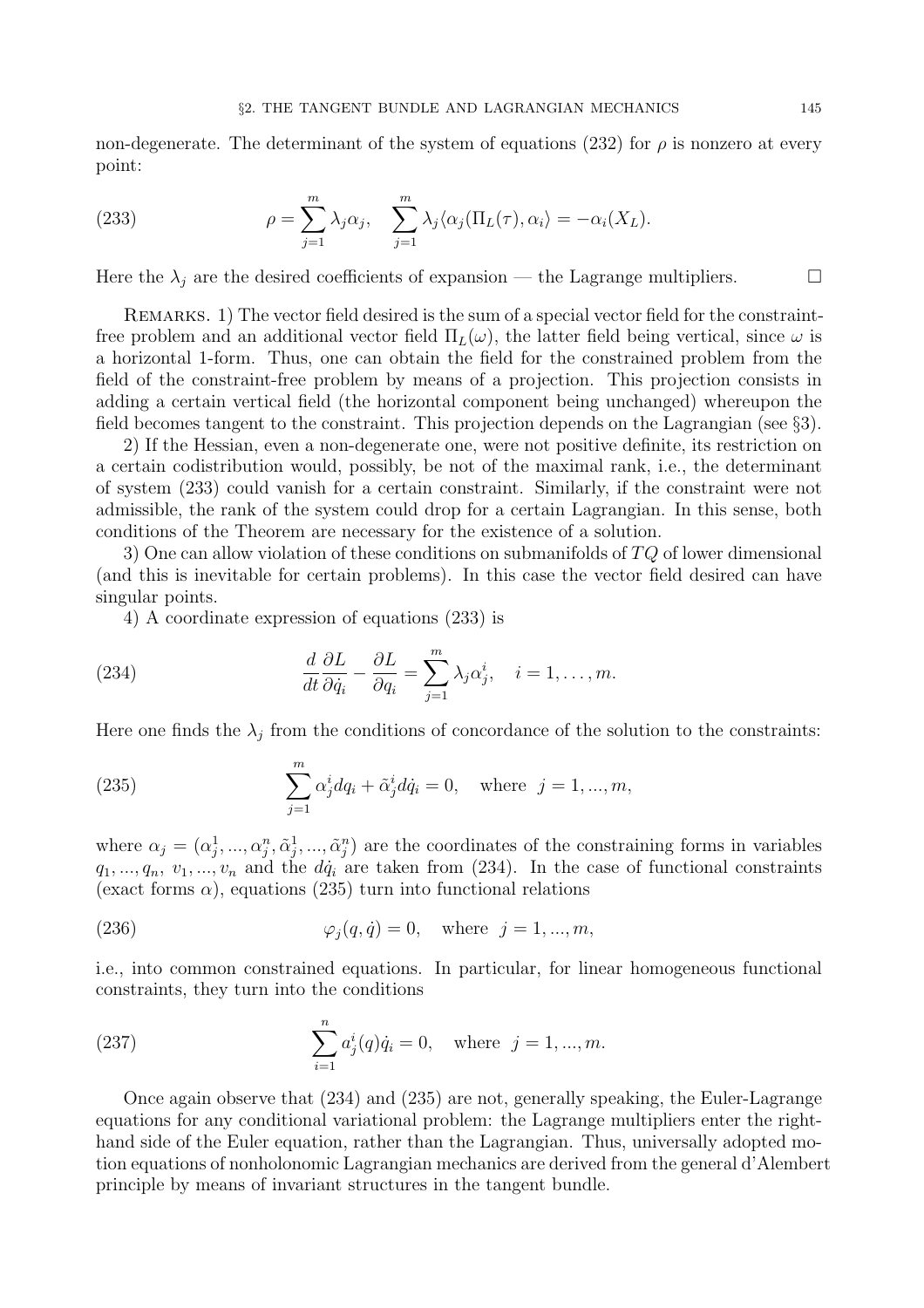non-degenerate. The determinant of the system of equations (232) for $\rho$ is nonzero at every point:

$$\rho = \sum_{j=1}^{m} \lambda_j \alpha_j, \quad \sum_{j=1}^{m} \lambda_j \langle \alpha_j(\Pi_L(\tau), \alpha_i \rangle = -\alpha_i(X_L). \tag{233}$$

Here the $\lambda_j$ are the desired coefficients of expansion — the Lagrange multipliers. □

Remarks. 1) The vector field desired is the sum of a special vector field for the constraint-free problem and an additional vector field $\Pi_L(\omega)$, the latter field being vertical, since $\omega$ is a horizontal 1-form. Thus, one can obtain the field for the constrained problem from the field of the constraint-free problem by means of a projection. This projection consists in adding a certain vertical field (the horizontal component being unchanged) whereupon the field becomes tangent to the constraint. This projection depends on the Lagrangian (see §3).

2) If the Hessian, even a non-degenerate one, were not positive definite, its restriction on a certain codistribution would, possibly, be not of the maximal rank, i.e., the determinant of system (233) could vanish for a certain constraint. Similarly, if the constraint were not admissible, the rank of the system could drop for a certain Lagrangian. In this sense, both conditions of the Theorem are necessary for the existence of a solution.

3) One can allow violation of these conditions on submanifolds of $TQ$ of lower dimensional (and this is inevitable for certain problems). In this case the vector field desired can have singular points.

4) A coordinate expression of equations (233) is

$$\frac{d}{dt}\frac{\partial L}{\partial \dot{q}_i} - \frac{\partial L}{\partial q_i} = \sum_{j=1}^{m} \lambda_j \alpha_j^i, \quad i = 1, \ldots, m. \tag{234}$$

Here one finds the $\lambda_j$ from the conditions of concordance of the solution to the constraints:

$$\sum_{j=1}^{m} \alpha_j^i dq_i + \tilde{\alpha}_j^i d\dot{q}_i = 0, \quad \text{where } \ j = 1, ..., m, \tag{235}$$

where $\alpha_j = (\alpha_j^1, ..., \alpha_j^n, \tilde{\alpha}_j^1, ..., \tilde{\alpha}_j^n)$ are the coordinates of the constraining forms in variables $q_1, ..., q_n,\ v_1, ..., v_n$ and the $d\dot{q}_i$ are taken from (234). In the case of functional constraints (exact forms $\alpha$), equations (235) turn into functional relations

$$\varphi_j(q, \dot{q}) = 0, \quad \text{where } \ j = 1, ..., m, \tag{236}$$

i.e., into common constrained equations. In particular, for linear homogeneous functional constraints, they turn into the conditions

$$\sum_{i=1}^{n} a_j^i(q)\dot{q}_i = 0, \quad \text{where } \ j = 1, ..., m. \tag{237}$$

Once again observe that (234) and (235) are not, generally speaking, the Euler-Lagrange equations for any conditional variational problem: the Lagrange multipliers enter the right-hand side of the Euler equation, rather than the Lagrangian. Thus, universally adopted motion equations of nonholonomic Lagrangian mechanics are derived from the general d'Alembert principle by means of invariant structures in the tangent bundle.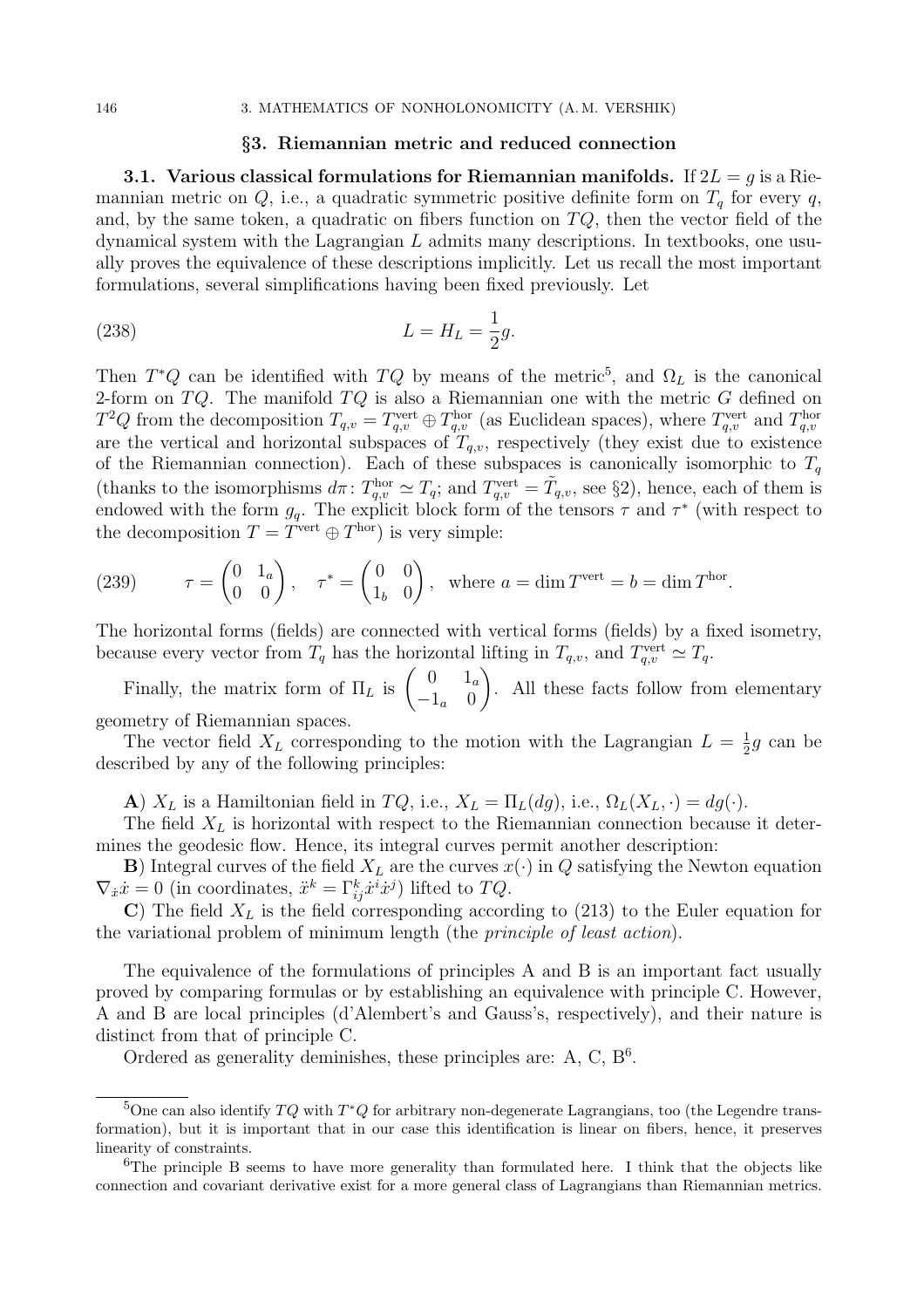## §3. Riemannian metric and reduced connection

**3.1. Various classical formulations for Riemannian manifolds.** If $2L = g$ is a Riemannian metric on $Q$, i.e., a quadratic symmetric positive definite form on $T_q$ for every $q$, and, by the same token, a quadratic on fibers function on $TQ$, then the vector field of the dynamical system with the Lagrangian $L$ admits many descriptions. In textbooks, one usually proves the equivalence of these descriptions implicitly. Let us recall the most important formulations, several simplifications having been fixed previously. Let

$$L = H_L = \frac{1}{2}g. \tag{238}$$

Then $T^*Q$ can be identified with $TQ$ by means of the metric[5], and $\Omega_L$ is the canonical 2-form on $TQ$. The manifold $TQ$ is also a Riemannian one with the metric $G$ defined on $T^2Q$ from the decomposition $T_{q,v} = T_{q,v}^{\text{vert}} \oplus T_{q,v}^{\text{hor}}$ (as Euclidean spaces), where $T_{q,v}^{\text{vert}}$ and $T_{q,v}^{\text{hor}}$ are the vertical and horizontal subspaces of $T_{q,v}$, respectively (they exist due to existence of the Riemannian connection). Each of these subspaces is canonically isomorphic to $T_q$ (thanks to the isomorphisms $d\pi\colon T_{q,v}^{\text{hor}} \simeq T_q$; and $T_{q,v}^{\text{vert}} = \tilde{T}_{q,v}$, see §2), hence, each of them is endowed with the form $g_q$. The explicit block form of the tensors $\tau$ and $\tau^*$ (with respect to the decomposition $T = T^{\text{vert}} \oplus T^{\text{hor}}$) is very simple:

$$\tau = \begin{pmatrix} 0 & 1_a \\ 0 & 0 \end{pmatrix}, \quad \tau^* = \begin{pmatrix} 0 & 0 \\ 1_b & 0 \end{pmatrix}, \quad \text{where } a = \dim T^{\text{vert}} = b = \dim T^{\text{hor}}. \tag{239}$$

The horizontal forms (fields) are connected with vertical forms (fields) by a fixed isometry, because every vector from $T_q$ has the horizontal lifting in $T_{q,v}$, and $T_{q,v}^{\text{vert}} \simeq T_q$.

Finally, the matrix form of $\Pi_L$ is $\begin{pmatrix} 0 & 1_a \\ -1_a & 0 \end{pmatrix}$. All these facts follow from elementary geometry of Riemannian spaces.

The vector field $X_L$ corresponding to the motion with the Lagrangian $L = \frac{1}{2}g$ can be described by any of the following principles:

**A**) $X_L$ is a Hamiltonian field in $TQ$, i.e., $X_L = \Pi_L(dg)$, i.e., $\Omega_L(X_L, \cdot) = dg(\cdot)$.

The field $X_L$ is horizontal with respect to the Riemannian connection because it determines the geodesic flow. Hence, its integral curves permit another description:

**B**) Integral curves of the field $X_L$ are the curves $x(\cdot)$ in $Q$ satisfying the Newton equation $\nabla_{\dot{x}}\dot{x} = 0$ (in coordinates, $\ddot{x}^k = \Gamma_{ij}^k \dot{x}^i \dot{x}^j$) lifted to $TQ$.

**C**) The field $X_L$ is the field corresponding according to (213) to the Euler equation for the variational problem of minimum length (the *principle of least action*).

The equivalence of the formulations of principles A and B is an important fact usually proved by comparing formulas or by establishing an equivalence with principle C. However, A and B are local principles (d'Alembert's and Gauss's, respectively), and their nature is distinct from that of principle C.

Ordered as generality deminishes, these principles are: A, C, B[6].

---

[5] One can also identify $TQ$ with $T^*Q$ for arbitrary non-degenerate Lagrangians, too (the Legendre transformation), but it is important that in our case this identification is linear on fibers, hence, it preserves linearity of constraints.

[6] The principle B seems to have more generality than formulated here. I think that the objects like connection and covariant derivative exist for a more general class of Lagrangians than Riemannian metrics.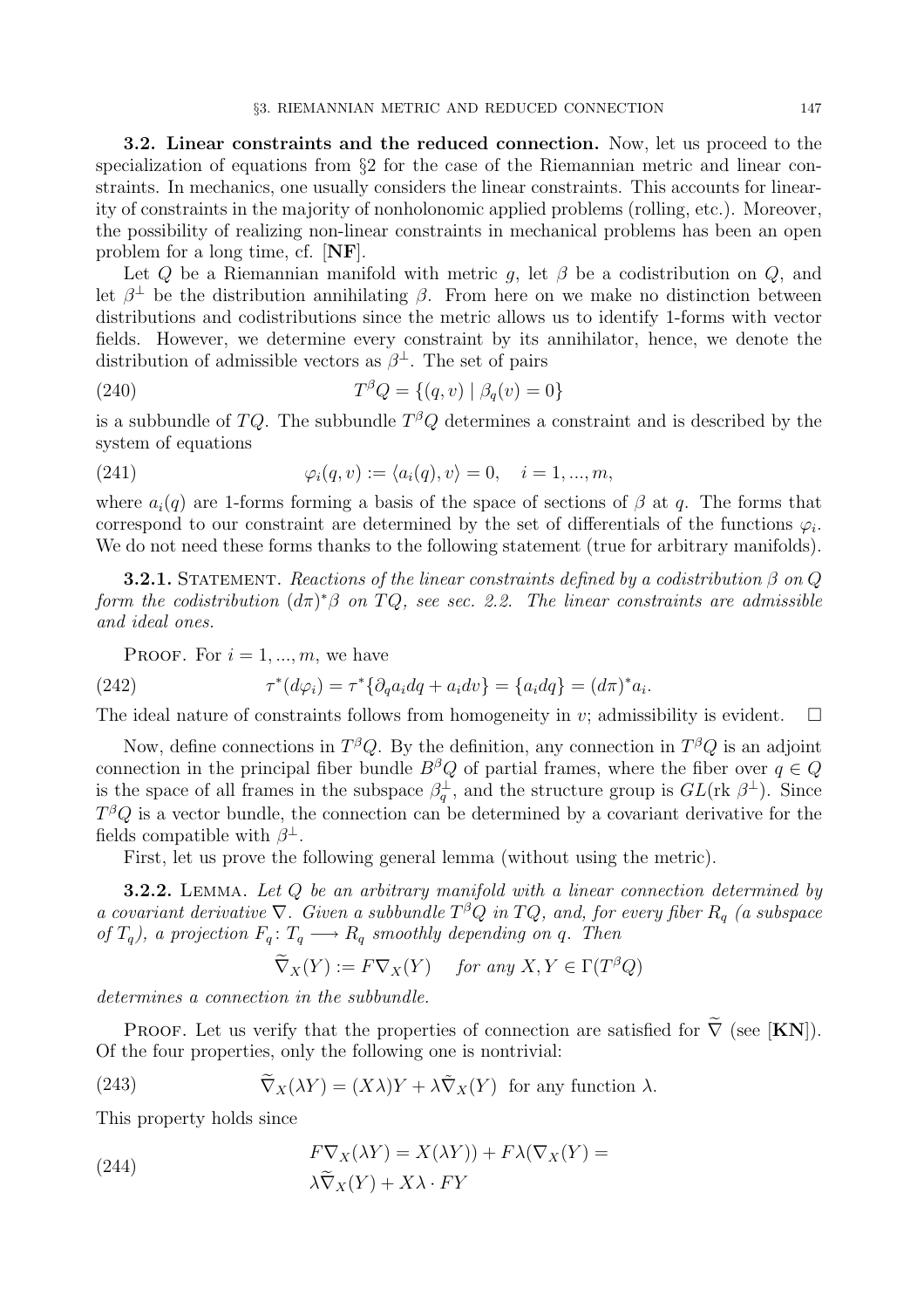**3.2. Linear constraints and the reduced connection.** Now, let us proceed to the specialization of equations from §2 for the case of the Riemannian metric and linear constraints. In mechanics, one usually considers the linear constraints. This accounts for linearity of constraints in the majority of nonholonomic applied problems (rolling, etc.). Moreover, the possibility of realizing non-linear constraints in mechanical problems has been an open problem for a long time, cf. [**NF**].

Let $Q$ be a Riemannian manifold with metric $g$, let $\beta$ be a codistribution on $Q$, and let $\beta^{\perp}$ be the distribution annihilating $\beta$. From here on we make no distinction between distributions and codistributions since the metric allows us to identify 1-forms with vector fields. However, we determine every constraint by its annihilator, hence, we denote the distribution of admissible vectors as $\beta^{\perp}$. The set of pairs

$$T^{\beta}Q = \{(q,v) \mid \beta_q(v) = 0\} \tag{240}$$

is a subbundle of $TQ$. The subbundle $T^{\beta}Q$ determines a constraint and is described by the system of equations

$$\varphi_i(q,v) := \langle a_i(q), v\rangle = 0, \quad i = 1, ..., m, \tag{241}$$

where $a_i(q)$ are 1-forms forming a basis of the space of sections of $\beta$ at $q$. The forms that correspond to our constraint are determined by the set of differentials of the functions $\varphi_i$. We do not need these forms thanks to the following statement (true for arbitrary manifolds).

**3.2.1.** Statement. *Reactions of the linear constraints defined by a codistribution $\beta$ on $Q$ form the codistribution $(d\pi)^*\beta$ on $TQ$, see sec. 2.2. The linear constraints are admissible and ideal ones.*

Proof. For $i = 1, ..., m$, we have

$$\tau^*(d\varphi_i) = \tau^*\{\partial_q a_i dq + a_i dv\} = \{a_i dq\} = (d\pi)^* a_i. \tag{242}$$

The ideal nature of constraints follows from homogeneity in $v$; admissibility is evident. $\square$

Now, define connections in $T^{\beta}Q$. By the definition, any connection in $T^{\beta}Q$ is an adjoint connection in the principal fiber bundle $B^{\beta}Q$ of partial frames, where the fiber over $q \in Q$ is the space of all frames in the subspace $\beta_q^{\perp}$, and the structure group is $GL(\mathrm{rk}\ \beta^{\perp})$. Since $T^{\beta}Q$ is a vector bundle, the connection can be determined by a covariant derivative for the fields compatible with $\beta^{\perp}$.

First, let us prove the following general lemma (without using the metric).

**3.2.2.** Lemma. *Let $Q$ be an arbitrary manifold with a linear connection determined by a covariant derivative $\nabla$. Given a subbundle $T^{\beta}Q$ in $TQ$, and, for every fiber $R_q$ (a subspace of $T_q$), a projection $F_q \colon T_q \longrightarrow R_q$ smoothly depending on $q$. Then*

$$\widetilde{\nabla}_X(Y) := F\nabla_X(Y) \quad \text{for any } X, Y \in \Gamma(T^{\beta}Q)$$

*determines a connection in the subbundle.*

Proof. Let us verify that the properties of connection are satisfied for $\widetilde{\nabla}$ (see [**KN**]). Of the four properties, only the following one is nontrivial:

$$\widetilde{\nabla}_X(\lambda Y) = (X\lambda)Y + \lambda\tilde{\nabla}_X(Y) \ \text{ for any function } \lambda. \tag{243}$$

This property holds since

$$\begin{aligned} F\nabla_X(\lambda Y) = X(\lambda Y)) + F\lambda(\nabla_X(Y) = \\ \lambda\widetilde{\nabla}_X(Y) + X\lambda \cdot FY \end{aligned} \tag{244}$$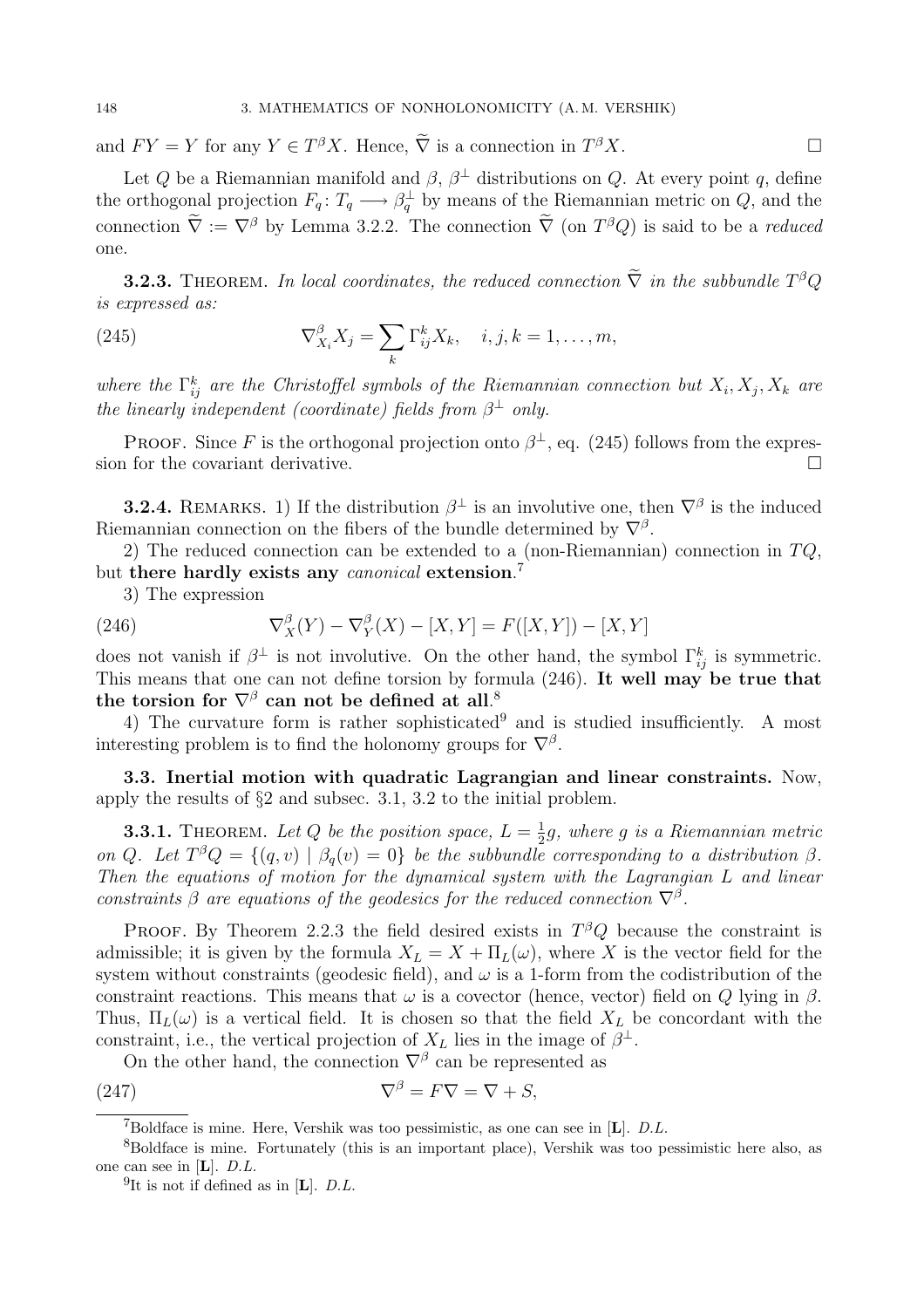and $FY = Y$ for any $Y \in T^\beta X$. Hence, $\widetilde{\nabla}$ is a connection in $T^\beta X$. $\square$

Let $Q$ be a Riemannian manifold and $\beta$, $\beta^\perp$ distributions on $Q$. At every point $q$, define the orthogonal projection $F_q\colon T_q \longrightarrow \beta_q^\perp$ by means of the Riemannian metric on $Q$, and the connection $\widetilde{\nabla} := \nabla^\beta$ by Lemma 3.2.2. The connection $\widetilde{\nabla}$ (on $T^\beta Q$) is said to be a *reduced* one.

**3.2.3.** Theorem. *In local coordinates, the reduced connection $\widetilde{\nabla}$ in the subbundle $T^\beta Q$ is expressed as:*

$$\nabla^\beta_{X_i} X_j = \sum_k \Gamma^k_{ij} X_k, \quad i, j, k = 1, \dots, m, \tag{245}$$

*where the $\Gamma^k_{ij}$ are the Christoffel symbols of the Riemannian connection but $X_i, X_j, X_k$ are the linearly independent (coordinate) fields from $\beta^\perp$ only.*

Proof. Since $F$ is the orthogonal projection onto $\beta^\perp$, eq. (245) follows from the expression for the covariant derivative. $\square$

**3.2.4.** Remarks. 1) If the distribution $\beta^\perp$ is an involutive one, then $\nabla^\beta$ is the induced Riemannian connection on the fibers of the bundle determined by $\nabla^\beta$.

2) The reduced connection can be extended to a (non-Riemannian) connection in $TQ$, but **there hardly exists any** *canonical* **extension**.[7]

3) The expression

$$\nabla^\beta_X(Y) - \nabla^\beta_Y(X) - [X, Y] = F([X, Y]) - [X, Y] \tag{246}$$

does not vanish if $\beta^\perp$ is not involutive. On the other hand, the symbol $\Gamma^k_{ij}$ is symmetric. This means that one can not define torsion by formula (246). **It well may be true that the torsion for $\nabla^\beta$ can not be defined at all**.[8]

4) The curvature form is rather sophisticated[9] and is studied insufficiently. A most interesting problem is to find the holonomy groups for $\nabla^\beta$.

**3.3. Inertial motion with quadratic Lagrangian and linear constraints.** Now, apply the results of §2 and subsec. 3.1, 3.2 to the initial problem.

**3.3.1.** Theorem. *Let $Q$ be the position space, $L = \frac{1}{2}g$, where $g$ is a Riemannian metric on $Q$. Let $T^\beta Q = \{(q, v) \mid \beta_q(v) = 0\}$ be the subbundle corresponding to a distribution $\beta$. Then the equations of motion for the dynamical system with the Lagrangian $L$ and linear constraints $\beta$ are equations of the geodesics for the reduced connection $\nabla^\beta$.*

Proof. By Theorem 2.2.3 the field desired exists in $T^\beta Q$ because the constraint is admissible; it is given by the formula $X_L = X + \Pi_L(\omega)$, where $X$ is the vector field for the system without constraints (geodesic field), and $\omega$ is a 1-form from the codistribution of the constraint reactions. This means that $\omega$ is a covector (hence, vector) field on $Q$ lying in $\beta$. Thus, $\Pi_L(\omega)$ is a vertical field. It is chosen so that the field $X_L$ be concordant with the constraint, i.e., the vertical projection of $X_L$ lies in the image of $\beta^\perp$.

On the other hand, the connection $\nabla^\beta$ can be represented as

$$\nabla^\beta = F\nabla = \nabla + S, \tag{247}$$

[7] Boldface is mine. Here, Vershik was too pessimistic, as one can see in [**L**]. *D.L.*

[8] Boldface is mine. Fortunately (this is an important place), Vershik was too pessimistic here also, as one can see in [**L**]. *D.L.*

[9] It is not if defined as in [**L**]. *D.L.*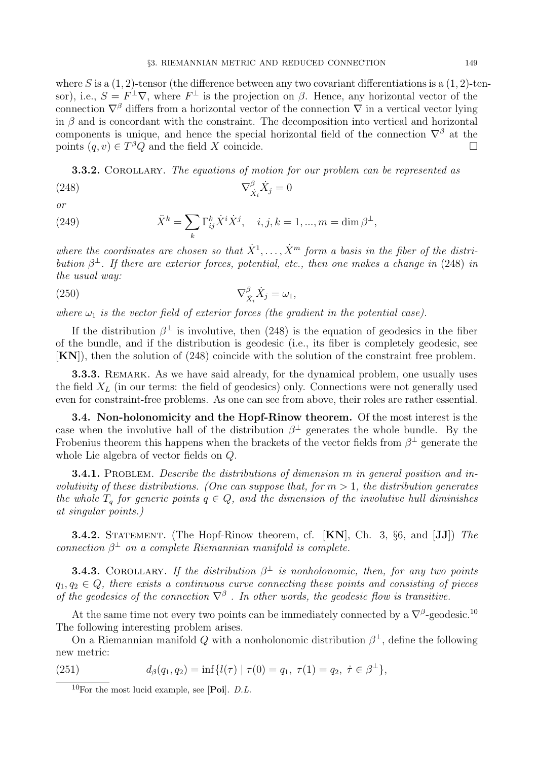where $S$ is a $(1,2)$-tensor (the difference between any two covariant differentiations is a $(1,2)$-tensor), i.e., $S = F^{\perp}\nabla$, where $F^{\perp}$ is the projection on $\beta$. Hence, any horizontal vector of the connection $\nabla^{\beta}$ differs from a horizontal vector of the connection $\nabla$ in a vertical vector lying in $\beta$ and is concordant with the constraint. The decomposition into vertical and horizontal components is unique, and hence the special horizontal field of the connection $\nabla^{\beta}$ at the points $(q, v) \in T^{\beta}Q$ and the field $X$ coincide. □

**3.3.2.** Corollary. *The equations of motion for our problem can be represented as*

$$\nabla^{\beta}_{\dot{X}_i} \dot{X}_j = 0 \tag{248}$$

*or*

$$\ddot{X}^k = \sum_k \Gamma^k_{ij} \dot{X}^i \dot{X}^j, \quad i, j, k = 1, ..., m = \dim \beta^{\perp}, \tag{249}$$

*where the coordinates are chosen so that $\dot{X}^1, \dots, \dot{X}^m$ form a basis in the fiber of the distribution $\beta^{\perp}$. If there are exterior forces, potential, etc., then one makes a change in* (248) *in the usual way:*

$$\nabla^{\beta}_{\dot{X}_i} \dot{X}_j = \omega_1, \tag{250}$$

*where $\omega_1$ is the vector field of exterior forces (the gradient in the potential case).*

If the distribution $\beta^{\perp}$ is involutive, then (248) is the equation of geodesics in the fiber of the bundle, and if the distribution is geodesic (i.e., its fiber is completely geodesic, see [**KN**]), then the solution of (248) coincide with the solution of the constraint free problem.

**3.3.3.** Remark. As we have said already, for the dynamical problem, one usually uses the field $X_L$ (in our terms: the field of geodesics) only. Connections were not generally used even for constraint-free problems. As one can see from above, their roles are rather essential.

**3.4. Non-holonomicity and the Hopf-Rinow theorem.** Of the most interest is the case when the involutive hall of the distribution $\beta^{\perp}$ generates the whole bundle. By the Frobenius theorem this happens when the brackets of the vector fields from $\beta^{\perp}$ generate the whole Lie algebra of vector fields on $Q$.

**3.4.1.** Problem. *Describe the distributions of dimension $m$ in general position and involutivity of these distributions. (One can suppose that, for $m > 1$, the distribution generates the whole $T_q$ for generic points $q \in Q$, and the dimension of the involutive hull diminishes at singular points.)*

**3.4.2.** Statement. (The Hopf-Rinow theorem, cf. [**KN**], Ch. 3, §6, and [**JJ**]) *The connection $\beta^{\perp}$ on a complete Riemannian manifold is complete.*

**3.4.3.** Corollary. *If the distribution $\beta^{\perp}$ is nonholonomic, then, for any two points $q_1, q_2 \in Q$, there exists a continuous curve connecting these points and consisting of pieces of the geodesics of the connection $\nabla^{\beta}$. In other words, the geodesic flow is transitive.*

At the same time not every two points can be immediately connected by a $\nabla^{\beta}$-geodesic.[10] The following interesting problem arises.

On a Riemannian manifold $Q$ with a nonholonomic distribution $\beta^{\perp}$, define the following new metric:

$$d_{\beta}(q_1, q_2) = \inf\{l(\tau) \mid \tau(0) = q_1,\ \tau(1) = q_2,\ \dot{\tau} \in \beta^{\perp}\}, \tag{251}$$

---

[10] For the most lucid example, see [**Poi**]. *D.L.*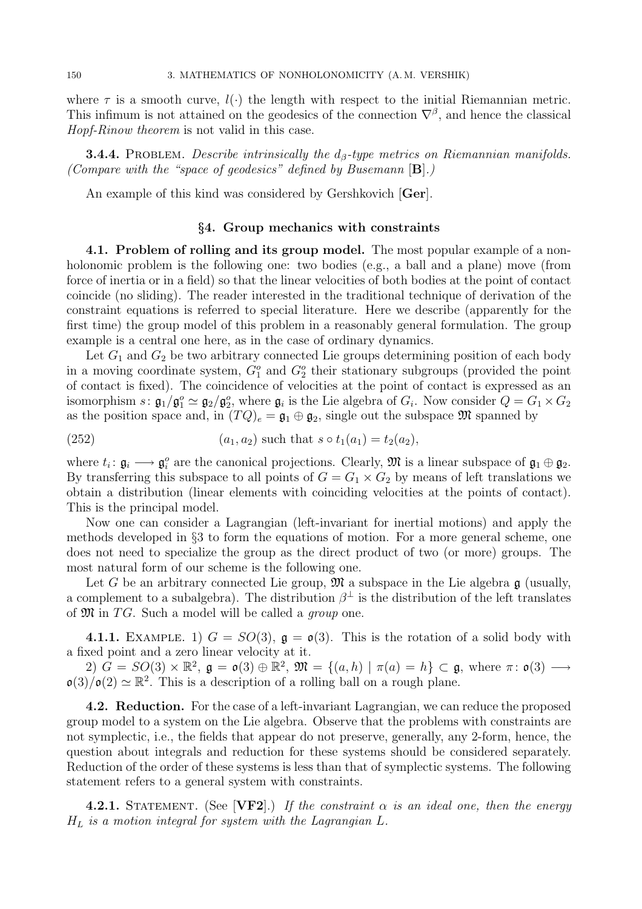where $\tau$ is a smooth curve, $l(\cdot)$ the length with respect to the initial Riemannian metric. This infimum is not attained on the geodesics of the connection $\nabla^\beta$, and hence the classical *Hopf-Rinow theorem* is not valid in this case.

**3.4.4.** Problem. *Describe intrinsically the $d_\beta$-type metrics on Riemannian manifolds. (Compare with the "space of geodesics" defined by Busemann* [**B**].*)*

An example of this kind was considered by Gershkovich [**Ger**].

## §4. Group mechanics with constraints

**4.1. Problem of rolling and its group model.** The most popular example of a nonholonomic problem is the following one: two bodies (e.g., a ball and a plane) move (from force of inertia or in a field) so that the linear velocities of both bodies at the point of contact coincide (no sliding). The reader interested in the traditional technique of derivation of the constraint equations is referred to special literature. Here we describe (apparently for the first time) the group model of this problem in a reasonably general formulation. The group example is a central one here, as in the case of ordinary dynamics.

Let $G_1$ and $G_2$ be two arbitrary connected Lie groups determining position of each body in a moving coordinate system, $G_1^o$ and $G_2^o$ their stationary subgroups (provided the point of contact is fixed). The coincidence of velocities at the point of contact is expressed as an isomorphism $s\colon \mathfrak{g}_1/\mathfrak{g}_1^o \simeq \mathfrak{g}_2/\mathfrak{g}_2^o$, where $\mathfrak{g}_i$ is the Lie algebra of $G_i$. Now consider $Q = G_1 \times G_2$ as the position space and, in $(TQ)_e = \mathfrak{g}_1 \oplus \mathfrak{g}_2$, single out the subspace $\mathfrak{M}$ spanned by

$$(a_1, a_2) \text{ such that } s \circ t_1(a_1) = t_2(a_2), \tag{252}$$

where $t_i\colon \mathfrak{g}_i \longrightarrow \mathfrak{g}_i^o$ are the canonical projections. Clearly, $\mathfrak{M}$ is a linear subspace of $\mathfrak{g}_1 \oplus \mathfrak{g}_2$. By transferring this subspace to all points of $G = G_1 \times G_2$ by means of left translations we obtain a distribution (linear elements with coinciding velocities at the points of contact). This is the principal model.

Now one can consider a Lagrangian (left-invariant for inertial motions) and apply the methods developed in §3 to form the equations of motion. For a more general scheme, one does not need to specialize the group as the direct product of two (or more) groups. The most natural form of our scheme is the following one.

Let $G$ be an arbitrary connected Lie group, $\mathfrak{M}$ a subspace in the Lie algebra $\mathfrak{g}$ (usually, a complement to a subalgebra). The distribution $\beta^\perp$ is the distribution of the left translates of $\mathfrak{M}$ in $TG$. Such a model will be called a *group* one.

**4.1.1.** Example. 1) $G = SO(3)$, $\mathfrak{g} = \mathfrak{o}(3)$. This is the rotation of a solid body with a fixed point and a zero linear velocity at it.

2) $G = SO(3) \times \mathbb{R}^2$, $\mathfrak{g} = \mathfrak{o}(3) \oplus \mathbb{R}^2$, $\mathfrak{M} = \{(a, h) \mid \pi(a) = h\} \subset \mathfrak{g}$, where $\pi\colon \mathfrak{o}(3) \longrightarrow \mathfrak{o}(3)/\mathfrak{o}(2) \simeq \mathbb{R}^2$. This is a description of a rolling ball on a rough plane.

**4.2. Reduction.** For the case of a left-invariant Lagrangian, we can reduce the proposed group model to a system on the Lie algebra. Observe that the problems with constraints are not symplectic, i.e., the fields that appear do not preserve, generally, any 2-form, hence, the question about integrals and reduction for these systems should be considered separately. Reduction of the order of these systems is less than that of symplectic systems. The following statement refers to a general system with constraints.

**4.2.1.** Statement. (See [**VF2**].) *If the constraint $\alpha$ is an ideal one, then the energy $H_L$ is a motion integral for system with the Lagrangian $L$.*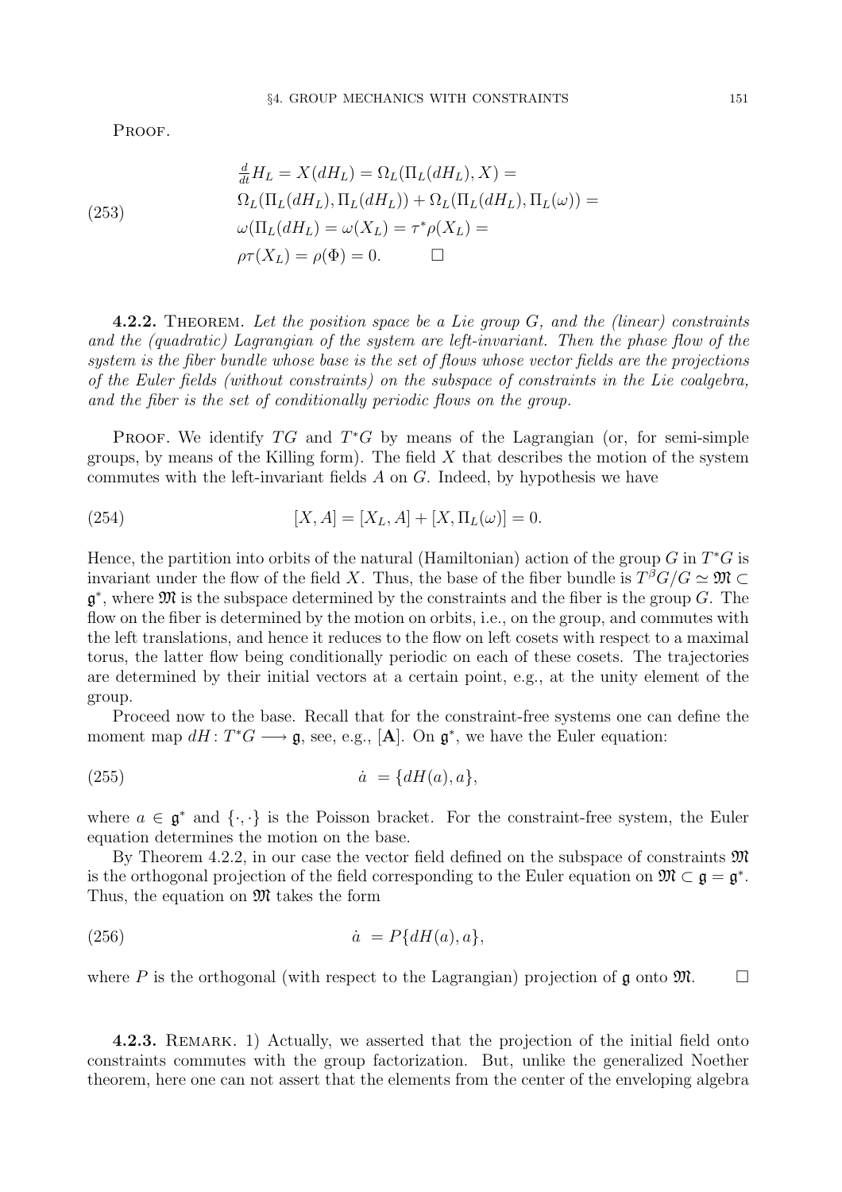Proof.

$$
\begin{aligned}
&\tfrac{d}{dt}H_L = X(dH_L) = \Omega_L(\Pi_L(dH_L), X) = \\
&\Omega_L(\Pi_L(dH_L), \Pi_L(dH_L)) + \Omega_L(\Pi_L(dH_L), \Pi_L(\omega)) = \\
&\omega(\Pi_L(dH_L) = \omega(X_L) = \tau^*\rho(X_L) = \\
&\rho\tau(X_L) = \rho(\Phi) = 0. \qquad \square
\end{aligned}
\tag{253}
$$

**4.2.2.** Theorem. *Let the position space be a Lie group $G$, and the (linear) constraints and the (quadratic) Lagrangian of the system are left-invariant. Then the phase flow of the system is the fiber bundle whose base is the set of flows whose vector fields are the projections of the Euler fields (without constraints) on the subspace of constraints in the Lie coalgebra, and the fiber is the set of conditionally periodic flows on the group.*

Proof. We identify $TG$ and $T^*G$ by means of the Lagrangian (or, for semi-simple groups, by means of the Killing form). The field $X$ that describes the motion of the system commutes with the left-invariant fields $A$ on $G$. Indeed, by hypothesis we have

$$
[X, A] = [X_L, A] + [X, \Pi_L(\omega)] = 0. \tag{254}
$$

Hence, the partition into orbits of the natural (Hamiltonian) action of the group $G$ in $T^*G$ is invariant under the flow of the field $X$. Thus, the base of the fiber bundle is $T^\beta G/G \simeq \mathfrak{M} \subset \mathfrak{g}^*$, where $\mathfrak{M}$ is the subspace determined by the constraints and the fiber is the group $G$. The flow on the fiber is determined by the motion on orbits, i.e., on the group, and commutes with the left translations, and hence it reduces to the flow on left cosets with respect to a maximal torus, the latter flow being conditionally periodic on each of these cosets. The trajectories are determined by their initial vectors at a certain point, e.g., at the unity element of the group.

Proceed now to the base. Recall that for the constraint-free systems one can define the moment map $dH\colon T^*G \longrightarrow \mathfrak{g}$, see, e.g., [**A**]. On $\mathfrak{g}^*$, we have the Euler equation:

$$
\dot{a} = \{dH(a), a\}, \tag{255}
$$

where $a \in \mathfrak{g}^*$ and $\{\cdot,\cdot\}$ is the Poisson bracket. For the constraint-free system, the Euler equation determines the motion on the base.

By Theorem 4.2.2, in our case the vector field defined on the subspace of constraints $\mathfrak{M}$ is the orthogonal projection of the field corresponding to the Euler equation on $\mathfrak{M} \subset \mathfrak{g} = \mathfrak{g}^*$. Thus, the equation on $\mathfrak{M}$ takes the form

$$
\dot{a} = P\{dH(a), a\}, \tag{256}
$$

where $P$ is the orthogonal (with respect to the Lagrangian) projection of $\mathfrak{g}$ onto $\mathfrak{M}$. $\square$

**4.2.3.** Remark. 1) Actually, we asserted that the projection of the initial field onto constraints commutes with the group factorization. But, unlike the generalized Noether theorem, here one can not assert that the elements from the center of the enveloping algebra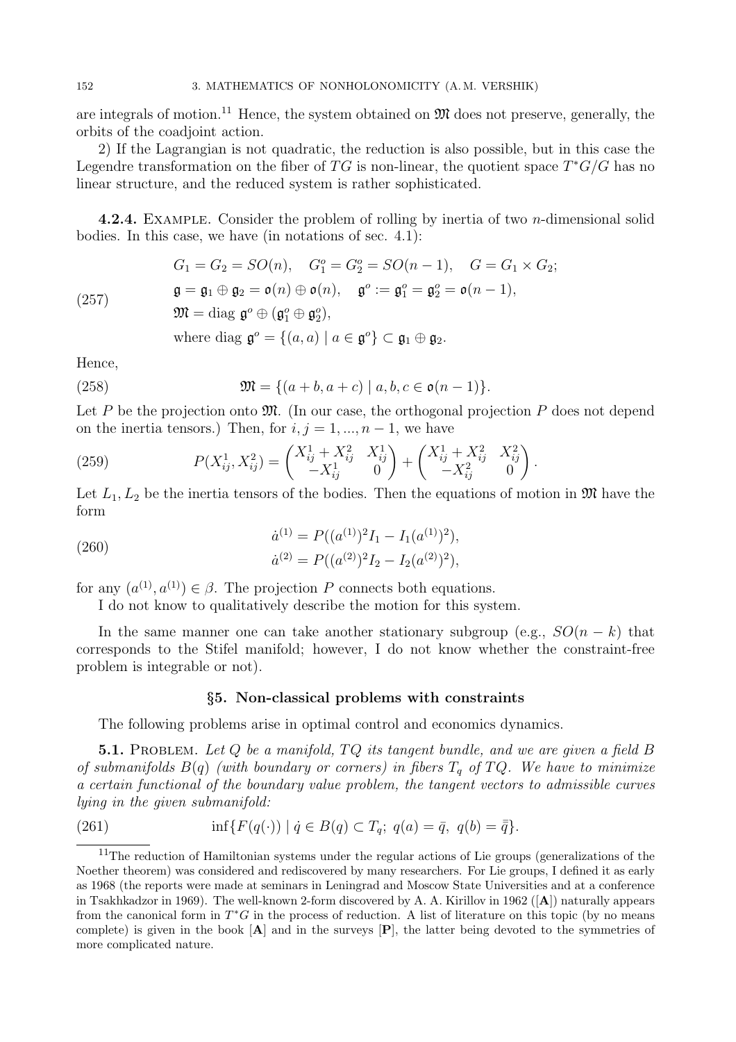are integrals of motion.[11] Hence, the system obtained on $\mathfrak{M}$ does not preserve, generally, the orbits of the coadjoint action.

2) If the Lagrangian is not quadratic, the reduction is also possible, but in this case the Legendre transformation on the fiber of $TG$ is non-linear, the quotient space $T^*G/G$ has no linear structure, and the reduced system is rather sophisticated.

**4.2.4.** Example. Consider the problem of rolling by inertia of two $n$-dimensional solid bodies. In this case, we have (in notations of sec. 4.1):

$$
\begin{aligned}
&G_1 = G_2 = SO(n), \quad G_1^o = G_2^o = SO(n-1), \quad G = G_1 \times G_2; \\
&\mathfrak{g} = \mathfrak{g}_1 \oplus \mathfrak{g}_2 = \mathfrak{o}(n) \oplus \mathfrak{o}(n), \quad \mathfrak{g}^o := \mathfrak{g}_1^o = \mathfrak{g}_2^o = \mathfrak{o}(n-1), \\
&\mathfrak{M} = \operatorname{diag}\, \mathfrak{g}^o \oplus (\mathfrak{g}_1^o \oplus \mathfrak{g}_2^o), \\
&\text{where } \operatorname{diag}\, \mathfrak{g}^o = \{(a,a) \mid a \in \mathfrak{g}^o\} \subset \mathfrak{g}_1 \oplus \mathfrak{g}_2.
\end{aligned} \tag{257}
$$

Hence,

$$
\mathfrak{M} = \{(a+b, a+c) \mid a, b, c \in \mathfrak{o}(n-1)\}. \tag{258}
$$

Let $P$ be the projection onto $\mathfrak{M}$. (In our case, the orthogonal projection $P$ does not depend on the inertia tensors.) Then, for $i, j = 1, \ldots, n-1$, we have

$$
P(X_{ij}^1, X_{ij}^2) = \begin{pmatrix} X_{ij}^1 + X_{ij}^2 & X_{ij}^1 \\ -X_{ij}^1 & 0 \end{pmatrix} + \begin{pmatrix} X_{ij}^1 + X_{ij}^2 & X_{ij}^2 \\ -X_{ij}^2 & 0 \end{pmatrix}. \tag{259}
$$

Let $L_1, L_2$ be the inertia tensors of the bodies. Then the equations of motion in $\mathfrak{M}$ have the form

$$
\begin{aligned}
\dot{a}^{(1)} &= P((a^{(1)})^2 I_1 - I_1 (a^{(1)})^2), \\
\dot{a}^{(2)} &= P((a^{(2)})^2 I_2 - I_2 (a^{(2)})^2),
\end{aligned} \tag{260}
$$

for any $(a^{(1)}, a^{(1)}) \in \beta$. The projection $P$ connects both equations.

I do not know to qualitatively describe the motion for this system.

In the same manner one can take another stationary subgroup (e.g., $SO(n-k)$ that corresponds to the Stifel manifold; however, I do not know whether the constraint-free problem is integrable or not).

## §5. Non-classical problems with constraints

The following problems arise in optimal control and economics dynamics.

**5.1.** Problem. *Let $Q$ be a manifold, $TQ$ its tangent bundle, and we are given a field $B$ of submanifolds $B(q)$ (with boundary or corners) in fibers $T_q$ of $TQ$. We have to minimize a certain functional of the boundary value problem, the tangent vectors to admissible curves lying in the given submanifold:*

$$
\inf\{F(q(\cdot)) \mid \dot{q} \in B(q) \subset T_q;\ q(a) = \bar{q},\ q(b) = \bar{\bar{q}}\}. \tag{261}
$$

[11] The reduction of Hamiltonian systems under the regular actions of Lie groups (generalizations of the Noether theorem) was considered and rediscovered by many researchers. For Lie groups, I defined it as early as 1968 (the reports were made at seminars in Leningrad and Moscow State Universities and at a conference in Tsakhkadzor in 1969). The well-known 2-form discovered by A. A. Kirillov in 1962 ([**A**]) naturally appears from the canonical form in $T^*G$ in the process of reduction. A list of literature on this topic (by no means complete) is given in the book [**A**] and in the surveys [**P**], the latter being devoted to the symmetries of more complicated nature.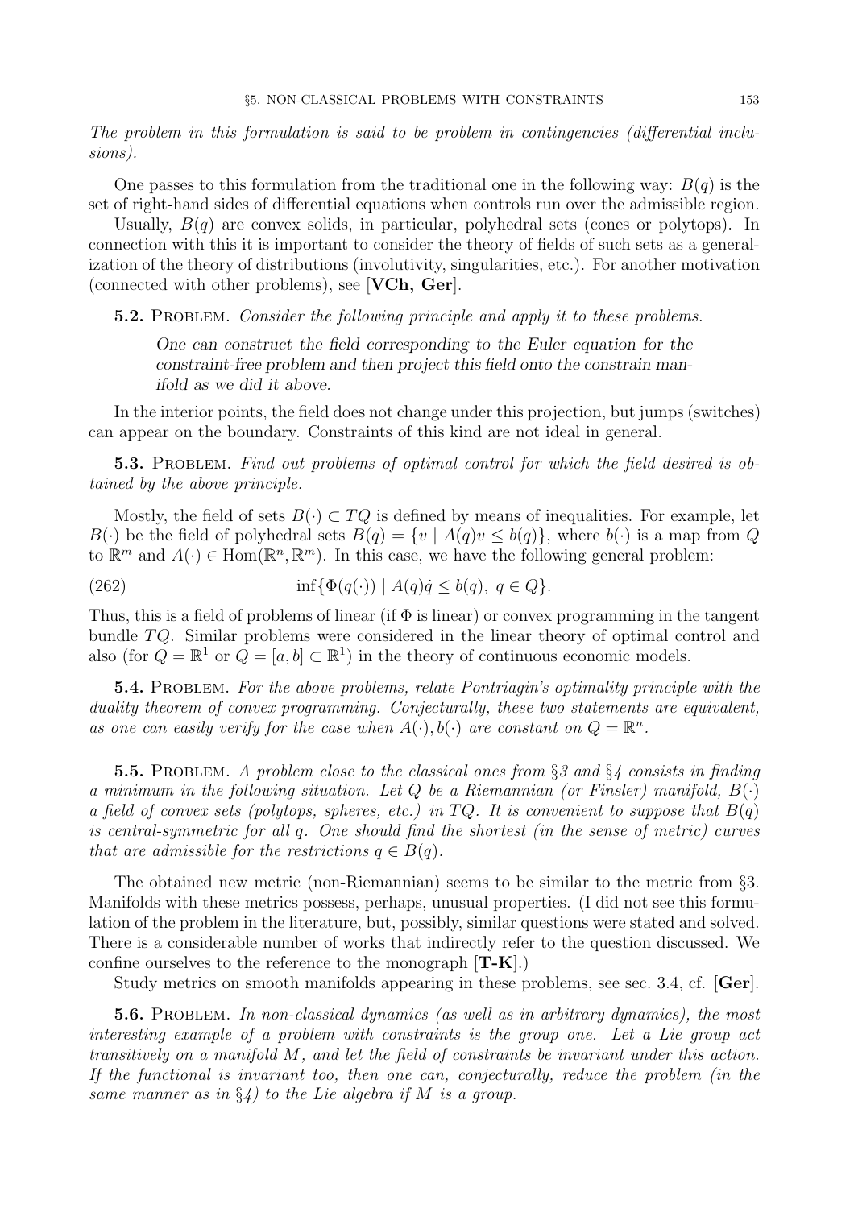*The problem in this formulation is said to be problem in contingencies (differential inclusions).*

One passes to this formulation from the traditional one in the following way: $B(q)$ is the set of right-hand sides of differential equations when controls run over the admissible region.

Usually, $B(q)$ are convex solids, in particular, polyhedral sets (cones or polytops). In connection with this it is important to consider the theory of fields of such sets as a generalization of the theory of distributions (involutivity, singularities, etc.). For another motivation (connected with other problems), see [**VCh, Ger**].

**5.2.** Problem. *Consider the following principle and apply it to these problems.*

> *One can construct the field corresponding to the Euler equation for the constraint-free problem and then project this field onto the constrain manifold as we did it above.*

In the interior points, the field does not change under this projection, but jumps (switches) can appear on the boundary. Constraints of this kind are not ideal in general.

**5.3.** Problem. *Find out problems of optimal control for which the field desired is obtained by the above principle.*

Mostly, the field of sets $B(\cdot) \subset TQ$ is defined by means of inequalities. For example, let $B(\cdot)$ be the field of polyhedral sets $B(q) = \{v \mid A(q)v \le b(q)\}$, where $b(\cdot)$ is a map from $Q$ to $\mathbb{R}^m$ and $A(\cdot) \in \mathrm{Hom}(\mathbb{R}^n, \mathbb{R}^m)$. In this case, we have the following general problem:

$$\inf\{\Phi(q(\cdot)) \mid A(q)\dot{q} \le b(q),\ q \in Q\}. \tag{262}$$

Thus, this is a field of problems of linear (if $\Phi$ is linear) or convex programming in the tangent bundle $TQ$. Similar problems were considered in the linear theory of optimal control and also (for $Q = \mathbb{R}^1$ or $Q = [a, b] \subset \mathbb{R}^1$) in the theory of continuous economic models.

**5.4.** Problem. *For the above problems, relate Pontriagin's optimality principle with the duality theorem of convex programming. Conjecturally, these two statements are equivalent, as one can easily verify for the case when $A(\cdot), b(\cdot)$ are constant on $Q = \mathbb{R}^n$.*

**5.5.** Problem. *A problem close to the classical ones from §3 and §4 consists in finding a minimum in the following situation. Let $Q$ be a Riemannian (or Finsler) manifold, $B(\cdot)$ a field of convex sets (polytops, spheres, etc.) in $TQ$. It is convenient to suppose that $B(q)$ is central-symmetric for all $q$. One should find the shortest (in the sense of metric) curves that are admissible for the restrictions $q \in B(q)$.*

The obtained new metric (non-Riemannian) seems to be similar to the metric from §3. Manifolds with these metrics possess, perhaps, unusual properties. (I did not see this formulation of the problem in the literature, but, possibly, similar questions were stated and solved. There is a considerable number of works that indirectly refer to the question discussed. We confine ourselves to the reference to the monograph [**T-K**].)

Study metrics on smooth manifolds appearing in these problems, see sec. 3.4, cf. [**Ger**].

**5.6.** Problem. *In non-classical dynamics (as well as in arbitrary dynamics), the most interesting example of a problem with constraints is the group one. Let a Lie group act transitively on a manifold $M$, and let the field of constraints be invariant under this action. If the functional is invariant too, then one can, conjecturally, reduce the problem (in the same manner as in §4) to the Lie algebra if $M$ is a group.*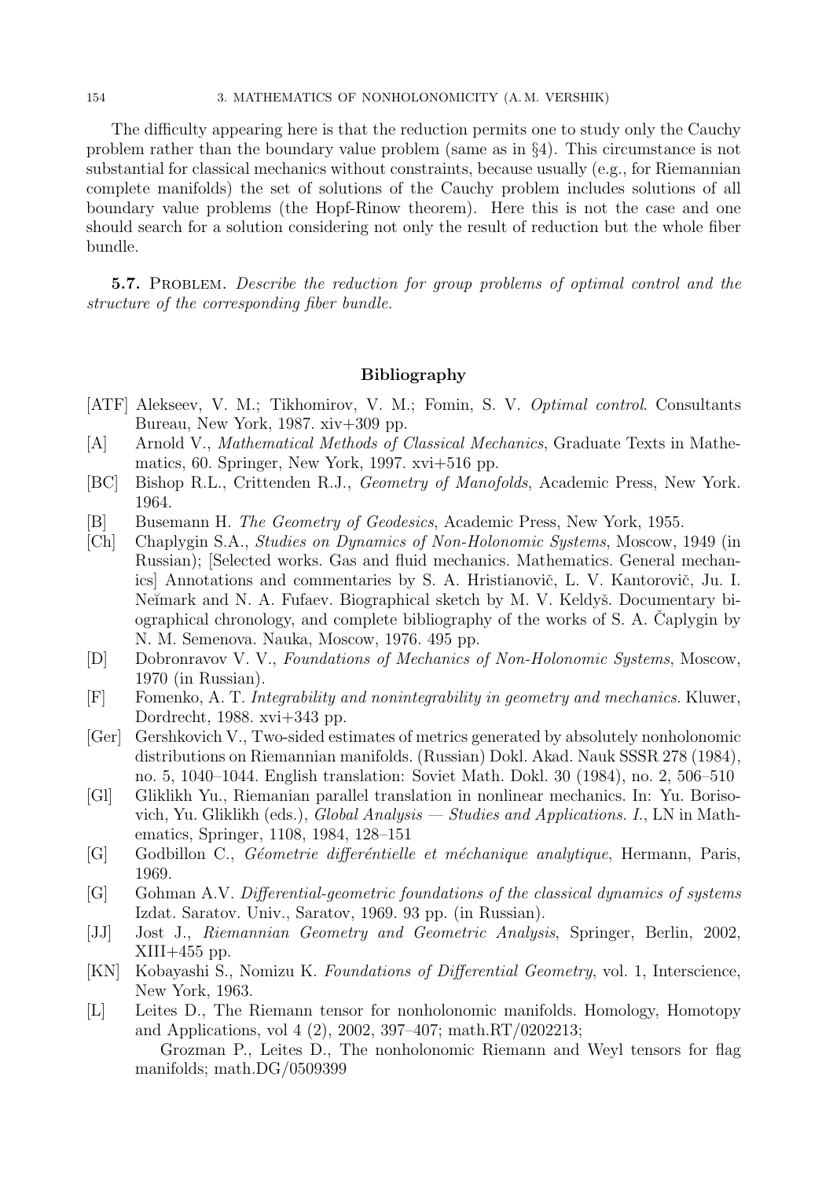The difficulty appearing here is that the reduction permits one to study only the Cauchy problem rather than the boundary value problem (same as in §4). This circumstance is not substantial for classical mechanics without constraints, because usually (e.g., for Riemannian complete manifolds) the set of solutions of the Cauchy problem includes solutions of all boundary value problems (the Hopf-Rinow theorem). Here this is not the case and one should search for a solution considering not only the result of reduction but the whole fiber bundle.

**5.7.** Problem. *Describe the reduction for group problems of optimal control and the structure of the corresponding fiber bundle.*

## Bibliography

[ATF] Alekseev, V. M.; Tikhomirov, V. M.; Fomin, S. V. *Optimal control*. Consultants Bureau, New York, 1987. xiv+309 pp.

[A] Arnold V., *Mathematical Methods of Classical Mechanics*, Graduate Texts in Mathematics, 60. Springer, New York, 1997. xvi+516 pp.

[BC] Bishop R.L., Crittenden R.J., *Geometry of Manofolds*, Academic Press, New York. 1964.

[B] Busemann H. *The Geometry of Geodesics*, Academic Press, New York, 1955.

[Ch] Chaplygin S.A., *Studies on Dynamics of Non-Holonomic Systems*, Moscow, 1949 (in Russian); [Selected works. Gas and fluid mechanics. Mathematics. General mechanics] Annotations and commentaries by S. A. Hristianovič, L. V. Kantorovič, Ju. I. Neĭmark and N. A. Fufaev. Biographical sketch by M. V. Keldyš. Documentary biographical chronology, and complete bibliography of the works of S. A. Čaplygin by N. M. Semenova. Nauka, Moscow, 1976. 495 pp.

[D] Dobronravov V. V., *Foundations of Mechanics of Non-Holonomic Systems*, Moscow, 1970 (in Russian).

[F] Fomenko, A. T. *Integrability and nonintegrability in geometry and mechanics.* Kluwer, Dordrecht, 1988. xvi+343 pp.

[Ger] Gershkovich V., Two-sided estimates of metrics generated by absolutely nonholonomic distributions on Riemannian manifolds. (Russian) Dokl. Akad. Nauk SSSR 278 (1984), no. 5, 1040–1044. English translation: Soviet Math. Dokl. 30 (1984), no. 2, 506–510

[Gl] Gliklikh Yu., Riemanian parallel translation in nonlinear mechanics. In: Yu. Borisovich, Yu. Gliklikh (eds.), *Global Analysis — Studies and Applications. I.*, LN in Mathematics, Springer, 1108, 1984, 128–151

[G] Godbillon C., *Géometrie differéntielle et méchanique analytique*, Hermann, Paris, 1969.

[G] Gohman A.V. *Differential-geometric foundations of the classical dynamics of systems* Izdat. Saratov. Univ., Saratov, 1969. 93 pp. (in Russian).

[JJ] Jost J., *Riemannian Geometry and Geometric Analysis*, Springer, Berlin, 2002, XIII+455 pp.

[KN] Kobayashi S., Nomizu K. *Foundations of Differential Geometry*, vol. 1, Interscience, New York, 1963.

[L] Leites D., The Riemann tensor for nonholonomic manifolds. Homology, Homotopy and Applications, vol 4 (2), 2002, 397–407; math.RT/0202213;

Grozman P., Leites D., The nonholonomic Riemann and Weyl tensors for flag manifolds; math.DG/0509399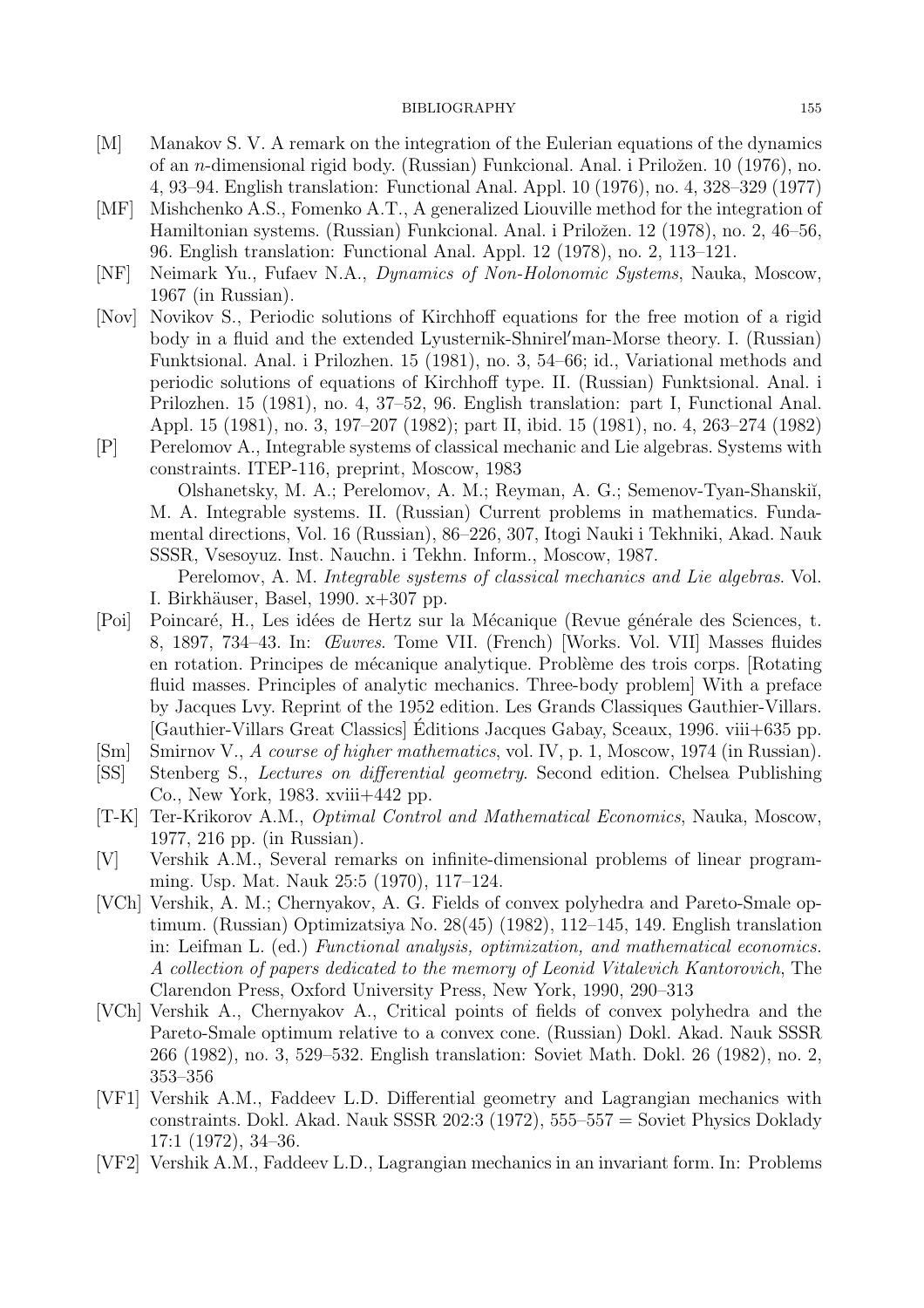[M] Manakov S. V. A remark on the integration of the Eulerian equations of the dynamics of an $n$-dimensional rigid body. (Russian) Funkcional. Anal. i Priložen. 10 (1976), no. 4, 93–94. English translation: Functional Anal. Appl. 10 (1976), no. 4, 328–329 (1977)

[MF] Mishchenko A.S., Fomenko A.T., A generalized Liouville method for the integration of Hamiltonian systems. (Russian) Funkcional. Anal. i Priložen. 12 (1978), no. 2, 46–56, 96. English translation: Functional Anal. Appl. 12 (1978), no. 2, 113–121.

[NF] Neimark Yu., Fufaev N.A., *Dynamics of Non-Holonomic Systems*, Nauka, Moscow, 1967 (in Russian).

[Nov] Novikov S., Periodic solutions of Kirchhoff equations for the free motion of a rigid body in a fluid and the extended Lyusternik-Shnirel′man-Morse theory. I. (Russian) Funktsional. Anal. i Prilozhen. 15 (1981), no. 3, 54–66; id., Variational methods and periodic solutions of equations of Kirchhoff type. II. (Russian) Funktsional. Anal. i Prilozhen. 15 (1981), no. 4, 37–52, 96. English translation: part I, Functional Anal. Appl. 15 (1981), no. 3, 197–207 (1982); part II, ibid. 15 (1981), no. 4, 263–274 (1982)

[P] Perelomov A., Integrable systems of classical mechanic and Lie algebras. Systems with constraints. ITEP-116, preprint, Moscow, 1983

Olshanetsky, M. A.; Perelomov, A. M.; Reyman, A. G.; Semenov-Tyan-Shanskiĭ, M. A. Integrable systems. II. (Russian) Current problems in mathematics. Fundamental directions, Vol. 16 (Russian), 86–226, 307, Itogi Nauki i Tekhniki, Akad. Nauk SSSR, Vsesoyuz. Inst. Nauchn. i Tekhn. Inform., Moscow, 1987.

Perelomov, A. M. *Integrable systems of classical mechanics and Lie algebras*. Vol. I. Birkhäuser, Basel, 1990. x+307 pp.

[Poi] Poincaré, H., Les idées de Hertz sur la Mécanique (Revue générale des Sciences, t. 8, 1897, 734–43. In: *Œuvres*. Tome VII. (French) [Works. Vol. VII] Masses fluides en rotation. Principes de mécanique analytique. Problème des trois corps. [Rotating fluid masses. Principles of analytic mechanics. Three-body problem] With a preface by Jacques Lvy. Reprint of the 1952 edition. Les Grands Classiques Gauthier-Villars. [Gauthier-Villars Great Classics] Éditions Jacques Gabay, Sceaux, 1996. viii+635 pp.

[Sm] Smirnov V., *A course of higher mathematics*, vol. IV, p. 1, Moscow, 1974 (in Russian).

[SS] Stenberg S., *Lectures on differential geometry*. Second edition. Chelsea Publishing Co., New York, 1983. xviii+442 pp.

[T-K] Ter-Krikorov A.M., *Optimal Control and Mathematical Economics*, Nauka, Moscow, 1977, 216 pp. (in Russian).

[V] Vershik A.M., Several remarks on infinite-dimensional problems of linear programming. Usp. Mat. Nauk 25:5 (1970), 117–124.

[VCh] Vershik, A. M.; Chernyakov, A. G. Fields of convex polyhedra and Pareto-Smale optimum. (Russian) Optimizatsiya No. 28(45) (1982), 112–145, 149. English translation in: Leifman L. (ed.) *Functional analysis, optimization, and mathematical economics. A collection of papers dedicated to the memory of Leonid Vitalevich Kantorovich*, The Clarendon Press, Oxford University Press, New York, 1990, 290–313

[VCh] Vershik A., Chernyakov A., Critical points of fields of convex polyhedra and the Pareto-Smale optimum relative to a convex cone. (Russian) Dokl. Akad. Nauk SSSR 266 (1982), no. 3, 529–532. English translation: Soviet Math. Dokl. 26 (1982), no. 2, 353–356

[VF1] Vershik A.M., Faddeev L.D. Differential geometry and Lagrangian mechanics with constraints. Dokl. Akad. Nauk SSSR 202:3 (1972), 555–557 = Soviet Physics Doklady 17:1 (1972), 34–36.

[VF2] Vershik A.M., Faddeev L.D., Lagrangian mechanics in an invariant form. In: Problems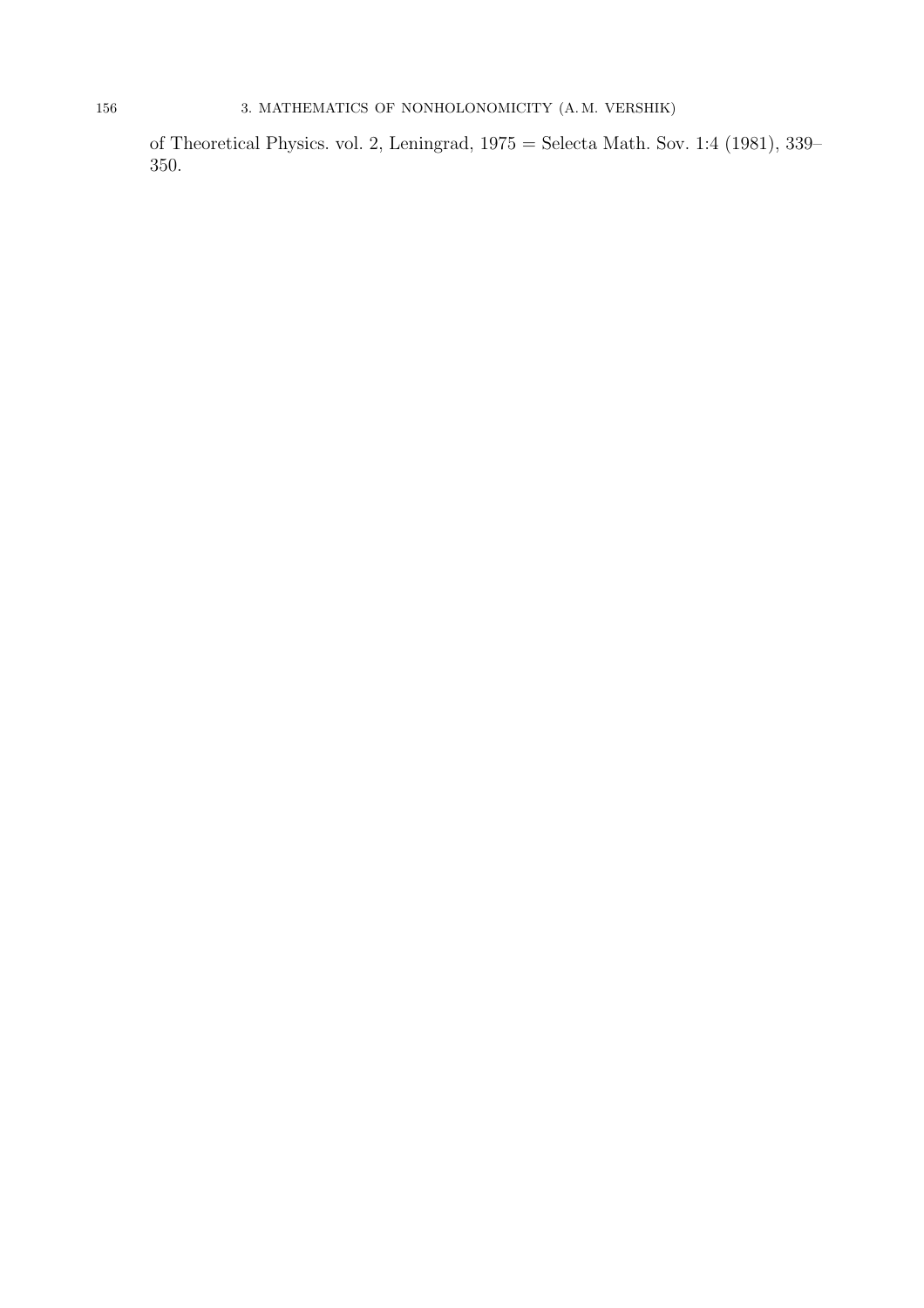of Theoretical Physics. vol. 2, Leningrad, 1975 = Selecta Math. Sov. 1:4 (1981), 339–350.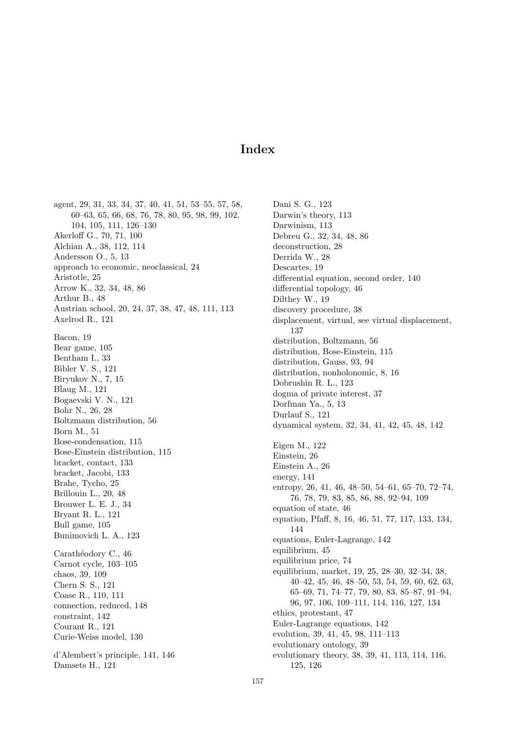# Index

agent, 29, 31, 33, 34, 37, 40, 41, 51, 53–55, 57, 58, 60–63, 65, 66, 68, 76, 78, 80, 95, 98, 99, 102, 104, 105, 111, 126–130
Akerloff G., 70, 71, 100
Alchian A., 38, 112, 114
Andersson O., 5, 13
approach to economic, neoclassical, 24
Aristotle, 25
Arrow K., 32, 34, 48, 86
Arthur B., 48
Austrian school, 20, 24, 37, 38, 47, 48, 111, 113
Axelrod R., 121

Bacon, 19
Bear game, 105
Bentham I., 33
Bibler V. S., 121
Biryukov N., 7, 15
Blaug M., 121
Bogaevski V. N., 121
Bohr N., 26, 28
Boltzmann distribution, 56
Born M., 51
Bose-condensation, 115
Bose-Einstein distribution, 115
bracket, contact, 133
bracket, Jacobi, 133
Brahe, Tycho, 25
Brillouin L., 20, 48
Brouwer L. E. J., 34
Bryant R. L., 121
Bull game, 105
Bunimovich L. A., 123

Carathéodory C., 46
Carnot cycle, 103–105
chaos, 39, 109
Chern S. S., 121
Coase R., 110, 111
connection, reduced, 148
constraint, 142
Courant R., 121
Curie-Weiss model, 130

d'Alembert's principle, 141, 146
Damsets H., 121

Dani S. G., 123
Darwin's theory, 113
Darwinism, 113
Debreu G., 32, 34, 48, 86
deconstruction, 28
Derrida W., 28
Descartes, 19
differential equation, second order, 140
differential topology, 46
Dilthey W., 19
discovery procedure, 38
displacement, virtual, see virtual displacement, 137
distribution, Boltzmann, 56
distribution, Bose-Einstein, 115
distribution, Gauss, 93, 94
distribution, nonholonomic, 8, 16
Dobrushin R. L., 123
dogma of private interest, 37
Dorfman Ya., 5, 13
Durlauf S., 121
dynamical system, 32, 34, 41, 42, 45, 48, 142

Eigen M., 122
Einstein, 26
Einstein A., 26
energy, 141
entropy, 26, 41, 46, 48–50, 54–61, 65–70, 72–74, 76, 78, 79, 83, 85, 86, 88, 92–94, 109
equation of state, 46
equation, Pfaff, 8, 16, 46, 51, 77, 117, 133, 134, 144
equations, Euler-Lagrange, 142
equilibrium, 45
equilibrium price, 74
equilibrium, market, 19, 25, 28–30, 32–34, 38, 40–42, 45, 46, 48–50, 53, 54, 59, 60, 62, 63, 65–69, 71, 74–77, 79, 80, 83, 85–87, 91–94, 96, 97, 106, 109–111, 114, 116, 127, 134
ethics, protestant, 47
Euler-Lagrange equations, 142
evolution, 39, 41, 45, 98, 111–113
evolutionary ontology, 39
evolutionary theory, 38, 39, 41, 113, 114, 116, 125, 126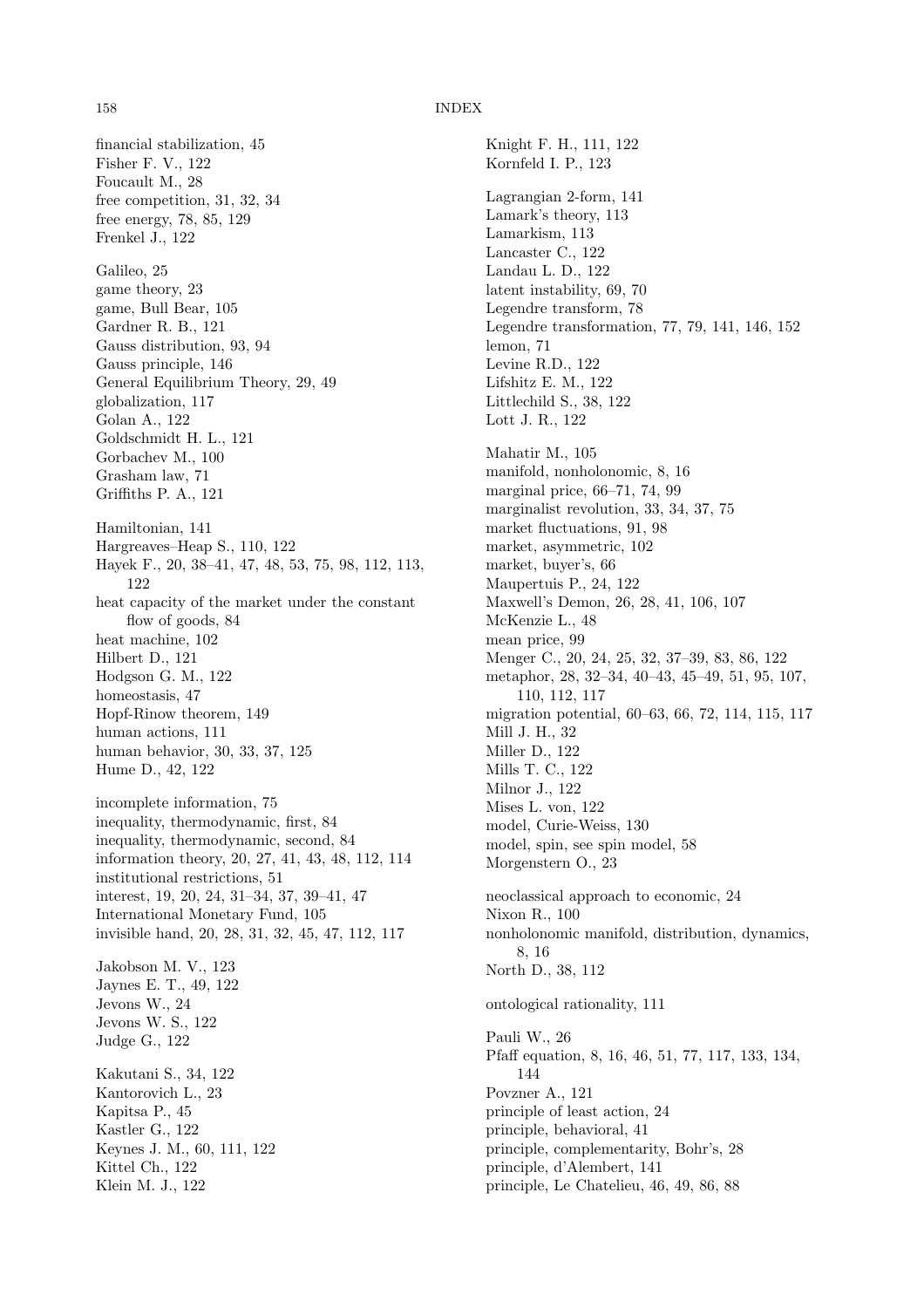financial stabilization, 45
Fisher F. V., 122
Foucault M., 28
free competition, 31, 32, 34
free energy, 78, 85, 129
Frenkel J., 122

Galileo, 25
game theory, 23
game, Bull Bear, 105
Gardner R. B., 121
Gauss distribution, 93, 94
Gauss principle, 146
General Equilibrium Theory, 29, 49
globalization, 117
Golan A., 122
Goldschmidt H. L., 121
Gorbachev M., 100
Grasham law, 71
Griffiths P. A., 121

Hamiltonian, 141
Hargreaves–Heap S., 110, 122
Hayek F., 20, 38–41, 47, 48, 53, 75, 98, 112, 113, 122
heat capacity of the market under the constant flow of goods, 84
heat machine, 102
Hilbert D., 121
Hodgson G. M., 122
homeostasis, 47
Hopf-Rinow theorem, 149
human actions, 111
human behavior, 30, 33, 37, 125
Hume D., 42, 122

incomplete information, 75
inequality, thermodynamic, first, 84
inequality, thermodynamic, second, 84
information theory, 20, 27, 41, 43, 48, 112, 114
institutional restrictions, 51
interest, 19, 20, 24, 31–34, 37, 39–41, 47
International Monetary Fund, 105
invisible hand, 20, 28, 31, 32, 45, 47, 112, 117

Jakobson M. V., 123
Jaynes E. T., 49, 122
Jevons W., 24
Jevons W. S., 122
Judge G., 122

Kakutani S., 34, 122
Kantorovich L., 23
Kapitsa P., 45
Kastler G., 122
Keynes J. M., 60, 111, 122
Kittel Ch., 122
Klein M. J., 122
Knight F. H., 111, 122
Kornfeld I. P., 123

Lagrangian 2-form, 141
Lamark's theory, 113
Lamarkism, 113
Lancaster C., 122
Landau L. D., 122
latent instability, 69, 70
Legendre transform, 78
Legendre transformation, 77, 79, 141, 146, 152
lemon, 71
Levine R.D., 122
Lifshitz E. M., 122
Littlechild S., 38, 122
Lott J. R., 122

Mahatir M., 105
manifold, nonholonomic, 8, 16
marginal price, 66–71, 74, 99
marginalist revolution, 33, 34, 37, 75
market fluctuations, 91, 98
market, asymmetric, 102
market, buyer's, 66
Maupertuis P., 24, 122
Maxwell's Demon, 26, 28, 41, 106, 107
McKenzie L., 48
mean price, 99
Menger C., 20, 24, 25, 32, 37–39, 83, 86, 122
metaphor, 28, 32–34, 40–43, 45–49, 51, 95, 107, 110, 112, 117
migration potential, 60–63, 66, 72, 114, 115, 117
Mill J. H., 32
Miller D., 122
Mills T. C., 122
Milnor J., 122
Mises L. von, 122
model, Curie-Weiss, 130
model, spin, see spin model, 58
Morgenstern O., 23

neoclassical approach to economic, 24
Nixon R., 100
nonholonomic manifold, distribution, dynamics, 8, 16
North D., 38, 112

ontological rationality, 111

Pauli W., 26
Pfaff equation, 8, 16, 46, 51, 77, 117, 133, 134, 144
Povzner A., 121
principle of least action, 24
principle, behavioral, 41
principle, complementarity, Bohr's, 28
principle, d'Alembert, 141
principle, Le Chatelieu, 46, 49, 86, 88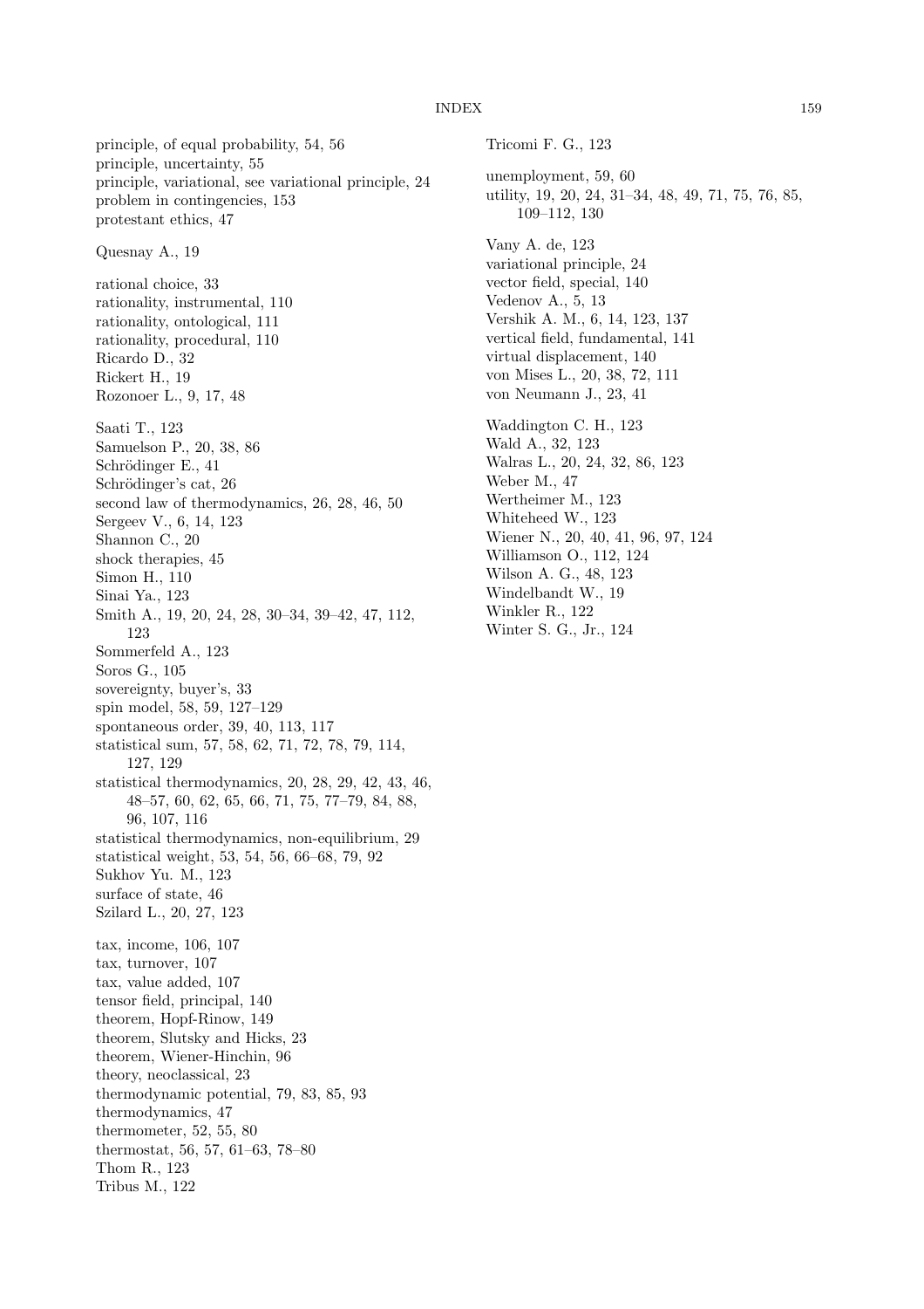principle, of equal probability, 54, 56
principle, uncertainty, 55
principle, variational, see variational principle, 24
problem in contingencies, 153
protestant ethics, 47

Quesnay A., 19

rational choice, 33
rationality, instrumental, 110
rationality, ontological, 111
rationality, procedural, 110
Ricardo D., 32
Rickert H., 19
Rozonoer L., 9, 17, 48

Saati T., 123
Samuelson P., 20, 38, 86
Schrödinger E., 41
Schrödinger's cat, 26
second law of thermodynamics, 26, 28, 46, 50
Sergeev V., 6, 14, 123
Shannon C., 20
shock therapies, 45
Simon H., 110
Sinai Ya., 123
Smith A., 19, 20, 24, 28, 30–34, 39–42, 47, 112, 123
Sommerfeld A., 123
Soros G., 105
sovereignty, buyer's, 33
spin model, 58, 59, 127–129
spontaneous order, 39, 40, 113, 117
statistical sum, 57, 58, 62, 71, 72, 78, 79, 114, 127, 129
statistical thermodynamics, 20, 28, 29, 42, 43, 46, 48–57, 60, 62, 65, 66, 71, 75, 77–79, 84, 88, 96, 107, 116
statistical thermodynamics, non-equilibrium, 29
statistical weight, 53, 54, 56, 66–68, 79, 92
Sukhov Yu. M., 123
surface of state, 46
Szilard L., 20, 27, 123

tax, income, 106, 107
tax, turnover, 107
tax, value added, 107
tensor field, principal, 140
theorem, Hopf-Rinow, 149
theorem, Slutsky and Hicks, 23
theorem, Wiener-Hinchin, 96
theory, neoclassical, 23
thermodynamic potential, 79, 83, 85, 93
thermodynamics, 47
thermometer, 52, 55, 80
thermostat, 56, 57, 61–63, 78–80
Thom R., 123
Tribus M., 122
Tricomi F. G., 123

unemployment, 59, 60
utility, 19, 20, 24, 31–34, 48, 49, 71, 75, 76, 85, 109–112, 130

Vany A. de, 123
variational principle, 24
vector field, special, 140
Vedenov A., 5, 13
Vershik A. M., 6, 14, 123, 137
vertical field, fundamental, 141
virtual displacement, 140
von Mises L., 20, 38, 72, 111
von Neumann J., 23, 41

Waddington C. H., 123
Wald A., 32, 123
Walras L., 20, 24, 32, 86, 123
Weber M., 47
Wertheimer M., 123
Whiteheed W., 123
Wiener N., 20, 40, 41, 96, 97, 124
Williamson O., 112, 124
Wilson A. G., 48, 123
Windelbandt W., 19
Winkler R., 122
Winter S. G., Jr., 124